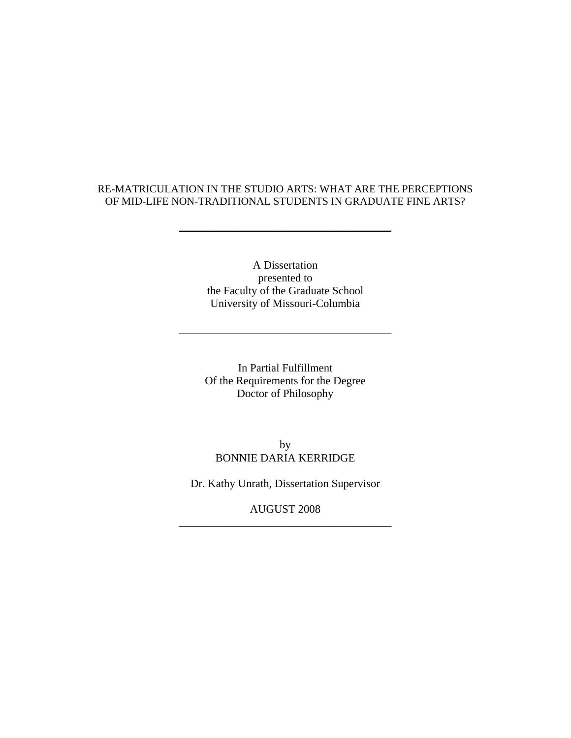RE-MATRICULATION IN THE STUDIO ARTS: WHAT ARE THE PERCEPTIONS OF MID-LIFE NON-TRADITIONAL STUDENTS IN GRADUATE FINE ARTS?

---

A Dissertation
presented to
the Faculty of the Graduate School
University of Missouri-Columbia

---

In Partial Fulfillment
Of the Requirements for the Degree
Doctor of Philosophy

by
BONNIE DARIA KERRIDGE

Dr. Kathy Unrath, Dissertation Supervisor

AUGUST 2008

---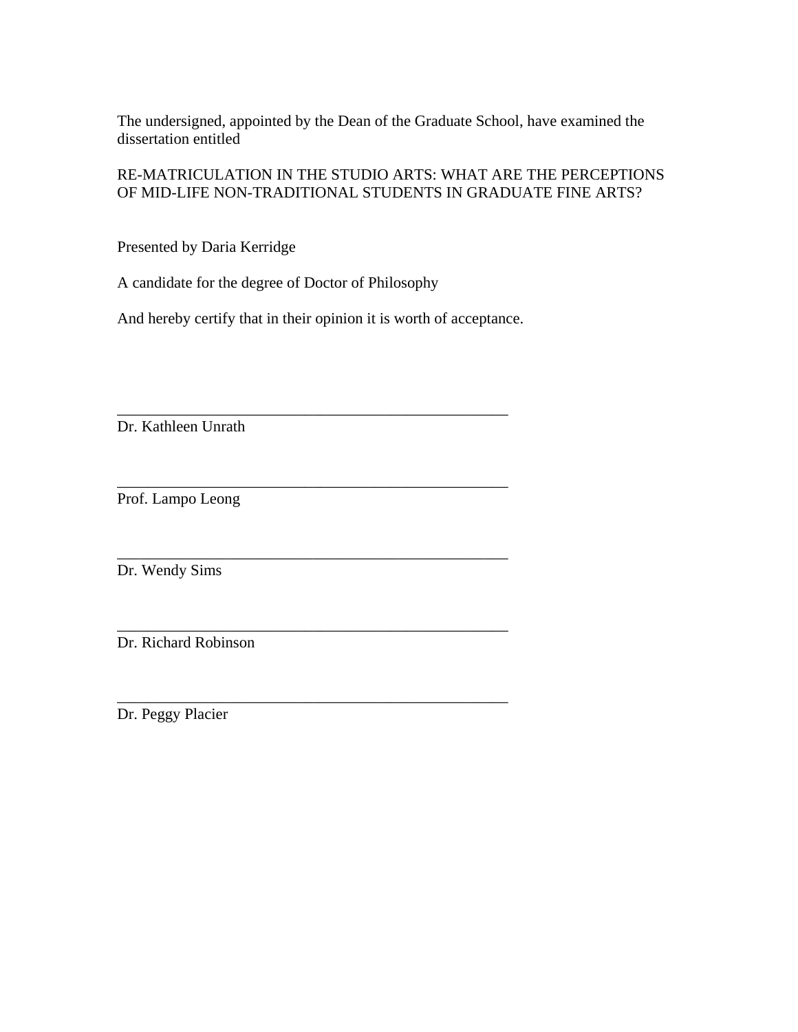The undersigned, appointed by the Dean of the Graduate School, have examined the dissertation entitled

RE-MATRICULATION IN THE STUDIO ARTS: WHAT ARE THE PERCEPTIONS OF MID-LIFE NON-TRADITIONAL STUDENTS IN GRADUATE FINE ARTS?

Presented by Daria Kerridge

A candidate for the degree of Doctor of Philosophy

And hereby certify that in their opinion it is worth of acceptance.

\_\_\_\_\_\_\_\_\_\_\_\_\_\_\_\_\_\_\_\_\_\_\_\_\_\_\_\_\_\_\_\_\_\_\_\_\_\_\_\_\_\_\_\_\_\_\_\_\_\_

Dr. Kathleen Unrath

\_\_\_\_\_\_\_\_\_\_\_\_\_\_\_\_\_\_\_\_\_\_\_\_\_\_\_\_\_\_\_\_\_\_\_\_\_\_\_\_\_\_\_\_\_\_\_\_\_\_

Prof. Lampo Leong

\_\_\_\_\_\_\_\_\_\_\_\_\_\_\_\_\_\_\_\_\_\_\_\_\_\_\_\_\_\_\_\_\_\_\_\_\_\_\_\_\_\_\_\_\_\_\_\_\_\_

Dr. Wendy Sims

\_\_\_\_\_\_\_\_\_\_\_\_\_\_\_\_\_\_\_\_\_\_\_\_\_\_\_\_\_\_\_\_\_\_\_\_\_\_\_\_\_\_\_\_\_\_\_\_\_\_

Dr. Richard Robinson

\_\_\_\_\_\_\_\_\_\_\_\_\_\_\_\_\_\_\_\_\_\_\_\_\_\_\_\_\_\_\_\_\_\_\_\_\_\_\_\_\_\_\_\_\_\_\_\_\_\_

Dr. Peggy Placier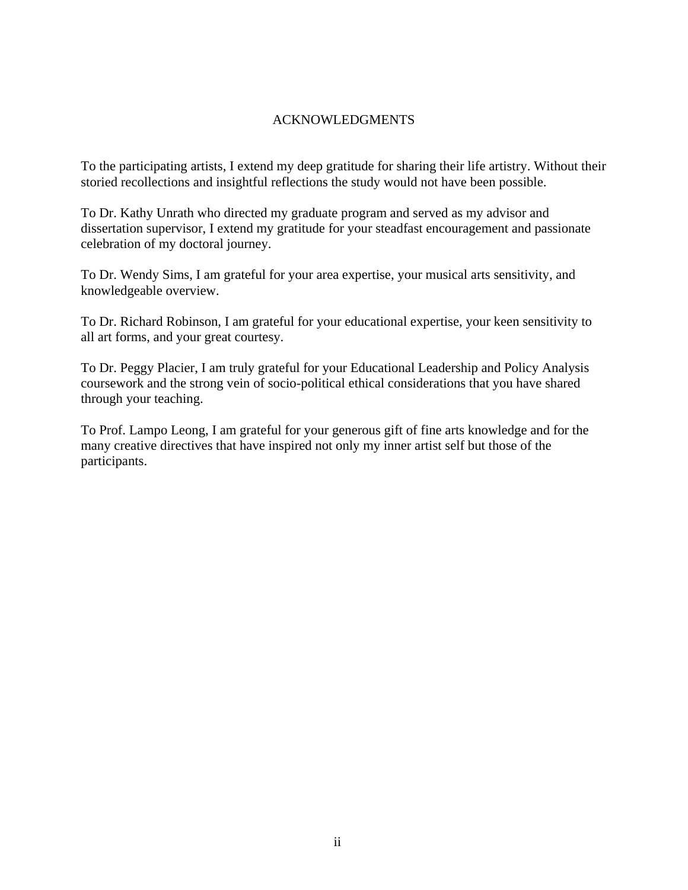# ACKNOWLEDGMENTS

To the participating artists, I extend my deep gratitude for sharing their life artistry. Without their storied recollections and insightful reflections the study would not have been possible.

To Dr. Kathy Unrath who directed my graduate program and served as my advisor and dissertation supervisor, I extend my gratitude for your steadfast encouragement and passionate celebration of my doctoral journey.

To Dr. Wendy Sims, I am grateful for your area expertise, your musical arts sensitivity, and knowledgeable overview.

To Dr. Richard Robinson, I am grateful for your educational expertise, your keen sensitivity to all art forms, and your great courtesy.

To Dr. Peggy Placier, I am truly grateful for your Educational Leadership and Policy Analysis coursework and the strong vein of socio-political ethical considerations that you have shared through your teaching.

To Prof. Lampo Leong, I am grateful for your generous gift of fine arts knowledge and for the many creative directives that have inspired not only my inner artist self but those of the participants.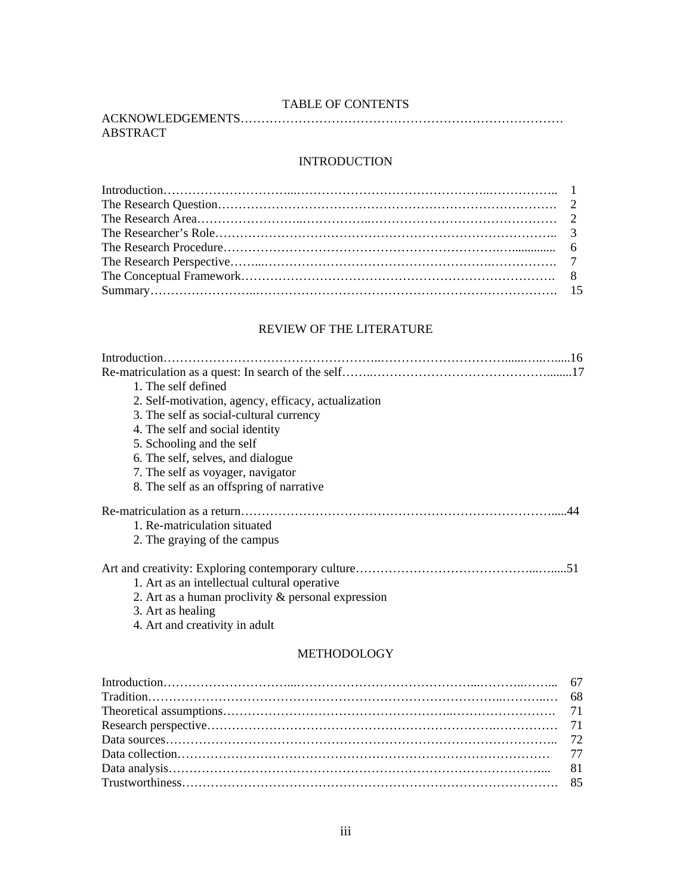# TABLE OF CONTENTS

ACKNOWLEDGEMENTS

ABSTRACT

## INTRODUCTION

Introduction ... 1
The Research Question ... 2
The Research Area ... 2
The Researcher's Role ... 3
The Research Procedure ... 6
The Research Perspective ... 7
The Conceptual Framework ... 8
Summary ... 15

## REVIEW OF THE LITERATURE

Introduction ... 16
Re-matriculation as a quest: In search of the self ... 17

1. The self defined
2. Self-motivation, agency, efficacy, actualization
3. The self as social-cultural currency
4. The self and social identity
5. Schooling and the self
6. The self, selves, and dialogue
7. The self as voyager, navigator
8. The self as an offspring of narrative

Re-matriculation as a return ... 44

1. Re-matriculation situated
2. The graying of the campus

Art and creativity: Exploring contemporary culture ... 51

1. Art as an intellectual cultural operative
2. Art as a human proclivity & personal expression
3. Art as healing
4. Art and creativity in adult

## METHODOLOGY

Introduction ... 67
Tradition ... 68
Theoretical assumptions ... 71
Research perspective ... 71
Data sources ... 72
Data collection ... 77
Data analysis ... 81
Trustworthiness ... 85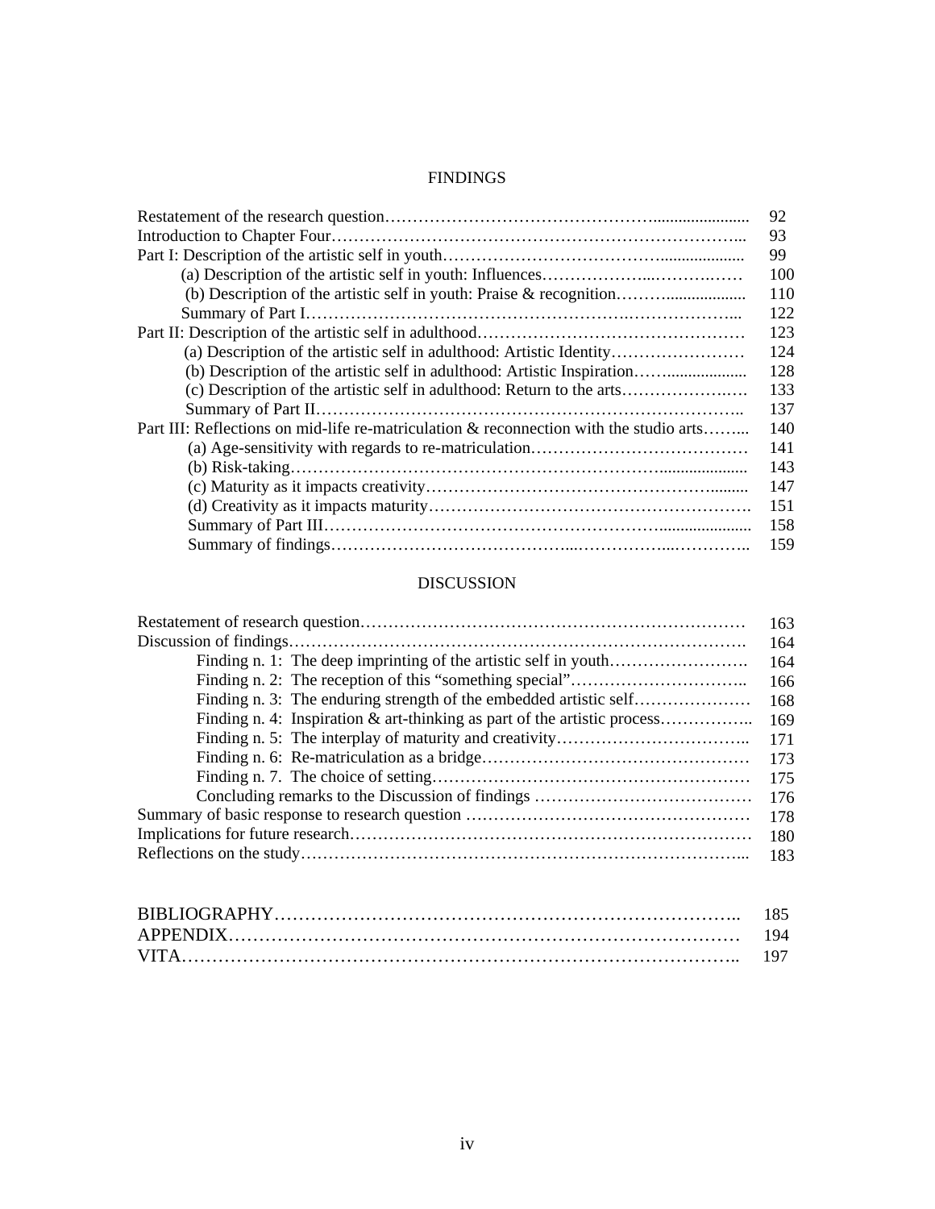## FINDINGS

| | |
|---|---|
| Restatement of the research question | 92 |
| Introduction to Chapter Four | 93 |
| Part I: Description of the artistic self in youth | 99 |
| (a) Description of the artistic self in youth: Influences | 100 |
| (b) Description of the artistic self in youth: Praise & recognition | 110 |
| Summary of Part I | 122 |
| Part II: Description of the artistic self in adulthood | 123 |
| (a) Description of the artistic self in adulthood: Artistic Identity | 124 |
| (b) Description of the artistic self in adulthood: Artistic Inspiration | 128 |
| (c) Description of the artistic self in adulthood: Return to the arts | 133 |
| Summary of Part II | 137 |
| Part III: Reflections on mid-life re-matriculation & reconnection with the studio arts | 140 |
| (a) Age-sensitivity with regards to re-matriculation | 141 |
| (b) Risk-taking | 143 |
| (c) Maturity as it impacts creativity | 147 |
| (d) Creativity as it impacts maturity | 151 |
| Summary of Part III | 158 |
| Summary of findings | 159 |

## DISCUSSION

| | |
|---|---|
| Restatement of research question | 163 |
| Discussion of findings | 164 |
| Finding n. 1: The deep imprinting of the artistic self in youth | 164 |
| Finding n. 2: The reception of this "something special" | 166 |
| Finding n. 3: The enduring strength of the embedded artistic self | 168 |
| Finding n. 4: Inspiration & art-thinking as part of the artistic process | 169 |
| Finding n. 5: The interplay of maturity and creativity | 171 |
| Finding n. 6: Re-matriculation as a bridge | 173 |
| Finding n. 7. The choice of setting | 175 |
| Concluding remarks to the Discussion of findings | 176 |
| Summary of basic response to research question | 178 |
| Implications for future research | 180 |
| Reflections on the study | 183 |

| | |
|---|---|
| BIBLIOGRAPHY | 185 |
| APPENDIX | 194 |
| VITA | 197 |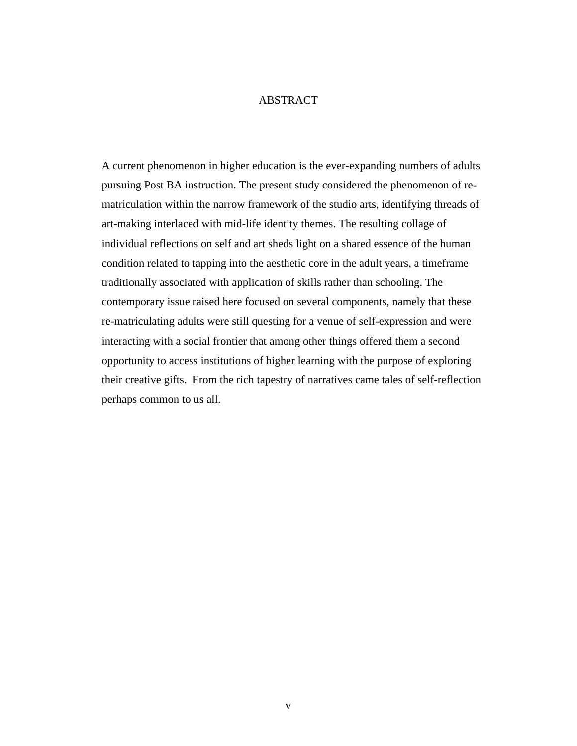# ABSTRACT

A current phenomenon in higher education is the ever-expanding numbers of adults pursuing Post BA instruction. The present study considered the phenomenon of re-matriculation within the narrow framework of the studio arts, identifying threads of art-making interlaced with mid-life identity themes. The resulting collage of individual reflections on self and art sheds light on a shared essence of the human condition related to tapping into the aesthetic core in the adult years, a timeframe traditionally associated with application of skills rather than schooling. The contemporary issue raised here focused on several components, namely that these re-matriculating adults were still questing for a venue of self-expression and were interacting with a social frontier that among other things offered them a second opportunity to access institutions of higher learning with the purpose of exploring their creative gifts. From the rich tapestry of narratives came tales of self-reflection perhaps common to us all.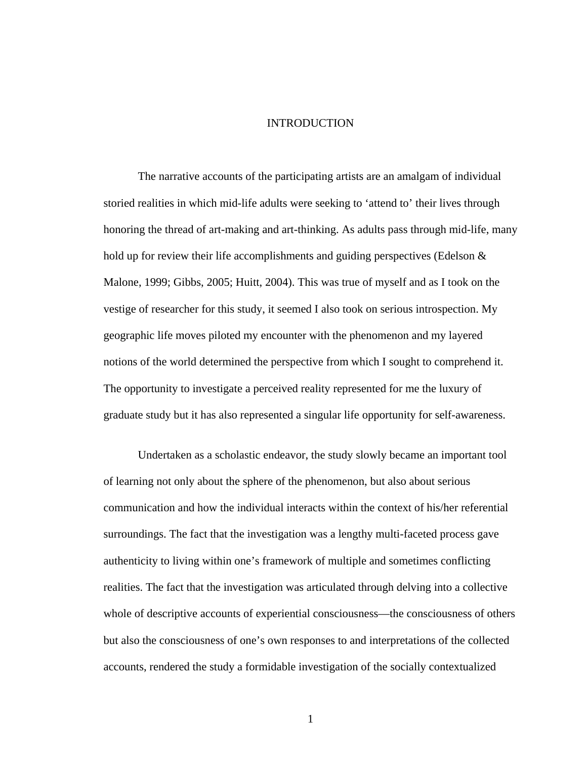# INTRODUCTION

The narrative accounts of the participating artists are an amalgam of individual storied realities in which mid-life adults were seeking to 'attend to' their lives through honoring the thread of art-making and art-thinking. As adults pass through mid-life, many hold up for review their life accomplishments and guiding perspectives (Edelson & Malone, 1999; Gibbs, 2005; Huitt, 2004). This was true of myself and as I took on the vestige of researcher for this study, it seemed I also took on serious introspection. My geographic life moves piloted my encounter with the phenomenon and my layered notions of the world determined the perspective from which I sought to comprehend it. The opportunity to investigate a perceived reality represented for me the luxury of graduate study but it has also represented a singular life opportunity for self-awareness.

Undertaken as a scholastic endeavor, the study slowly became an important tool of learning not only about the sphere of the phenomenon, but also about serious communication and how the individual interacts within the context of his/her referential surroundings. The fact that the investigation was a lengthy multi-faceted process gave authenticity to living within one's framework of multiple and sometimes conflicting realities. The fact that the investigation was articulated through delving into a collective whole of descriptive accounts of experiential consciousness—the consciousness of others but also the consciousness of one's own responses to and interpretations of the collected accounts, rendered the study a formidable investigation of the socially contextualized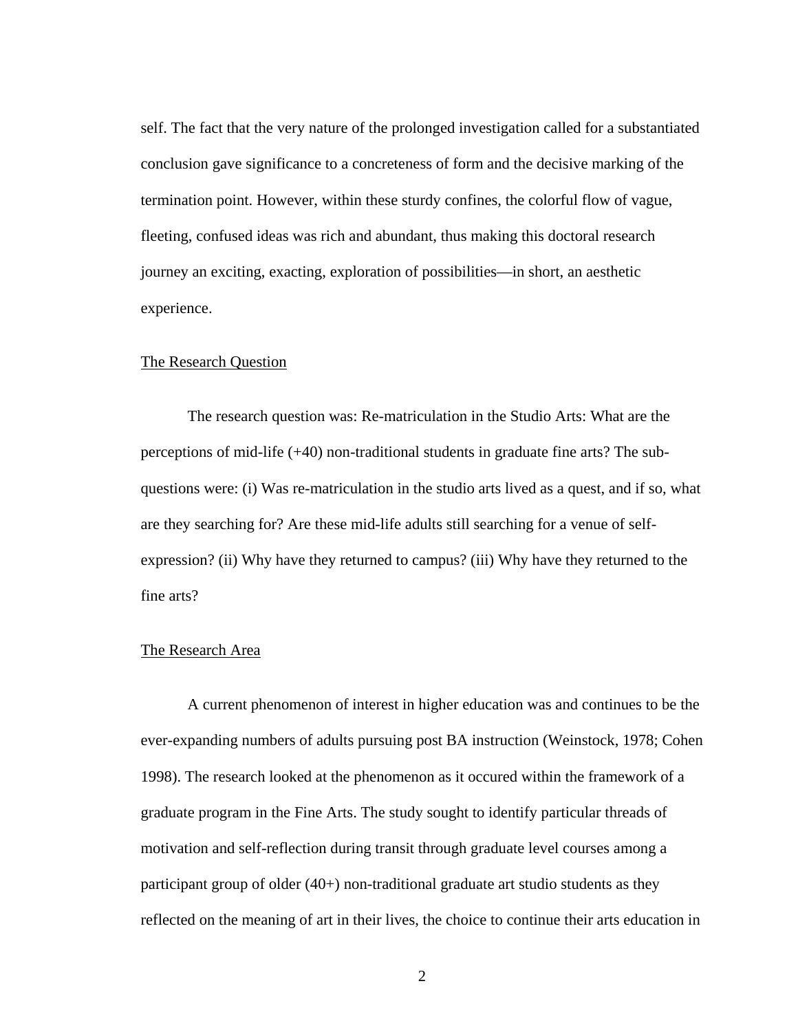self. The fact that the very nature of the prolonged investigation called for a substantiated conclusion gave significance to a concreteness of form and the decisive marking of the termination point. However, within these sturdy confines, the colorful flow of vague, fleeting, confused ideas was rich and abundant, thus making this doctoral research journey an exciting, exacting, exploration of possibilities—in short, an aesthetic experience.

## The Research Question

The research question was: Re-matriculation in the Studio Arts: What are the perceptions of mid-life (+40) non-traditional students in graduate fine arts? The sub-questions were: (i) Was re-matriculation in the studio arts lived as a quest, and if so, what are they searching for? Are these mid-life adults still searching for a venue of self-expression? (ii) Why have they returned to campus? (iii) Why have they returned to the fine arts?

## The Research Area

A current phenomenon of interest in higher education was and continues to be the ever-expanding numbers of adults pursuing post BA instruction (Weinstock, 1978; Cohen 1998). The research looked at the phenomenon as it occured within the framework of a graduate program in the Fine Arts. The study sought to identify particular threads of motivation and self-reflection during transit through graduate level courses among a participant group of older (40+) non-traditional graduate art studio students as they reflected on the meaning of art in their lives, the choice to continue their arts education in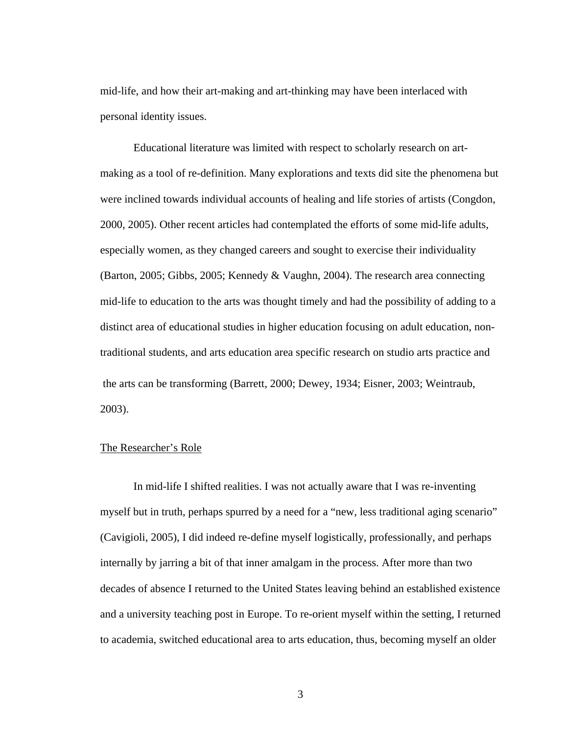mid-life, and how their art-making and art-thinking may have been interlaced with personal identity issues.

Educational literature was limited with respect to scholarly research on art-making as a tool of re-definition. Many explorations and texts did site the phenomena but were inclined towards individual accounts of healing and life stories of artists (Congdon, 2000, 2005). Other recent articles had contemplated the efforts of some mid-life adults, especially women, as they changed careers and sought to exercise their individuality (Barton, 2005; Gibbs, 2005; Kennedy & Vaughn, 2004). The research area connecting mid-life to education to the arts was thought timely and had the possibility of adding to a distinct area of educational studies in higher education focusing on adult education, non-traditional students, and arts education area specific research on studio arts practice and the arts can be transforming (Barrett, 2000; Dewey, 1934; Eisner, 2003; Weintraub, 2003).

## The Researcher's Role

In mid-life I shifted realities. I was not actually aware that I was re-inventing myself but in truth, perhaps spurred by a need for a "new, less traditional aging scenario" (Cavigioli, 2005), I did indeed re-define myself logistically, professionally, and perhaps internally by jarring a bit of that inner amalgam in the process. After more than two decades of absence I returned to the United States leaving behind an established existence and a university teaching post in Europe. To re-orient myself within the setting, I returned to academia, switched educational area to arts education, thus, becoming myself an older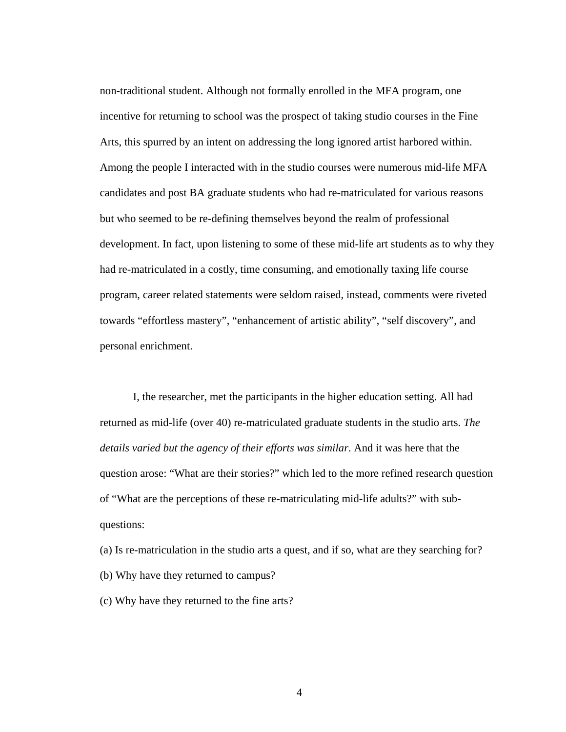non-traditional student. Although not formally enrolled in the MFA program, one incentive for returning to school was the prospect of taking studio courses in the Fine Arts, this spurred by an intent on addressing the long ignored artist harbored within. Among the people I interacted with in the studio courses were numerous mid-life MFA candidates and post BA graduate students who had re-matriculated for various reasons but who seemed to be re-defining themselves beyond the realm of professional development. In fact, upon listening to some of these mid-life art students as to why they had re-matriculated in a costly, time consuming, and emotionally taxing life course program, career related statements were seldom raised, instead, comments were riveted towards "effortless mastery", "enhancement of artistic ability", "self discovery", and personal enrichment.

I, the researcher, met the participants in the higher education setting. All had returned as mid-life (over 40) re-matriculated graduate students in the studio arts. *The details varied but the agency of their efforts was similar*. And it was here that the question arose: "What are their stories?" which led to the more refined research question of "What are the perceptions of these re-matriculating mid-life adults?" with sub-questions:

(a) Is re-matriculation in the studio arts a quest, and if so, what are they searching for?

(b) Why have they returned to campus?

(c) Why have they returned to the fine arts?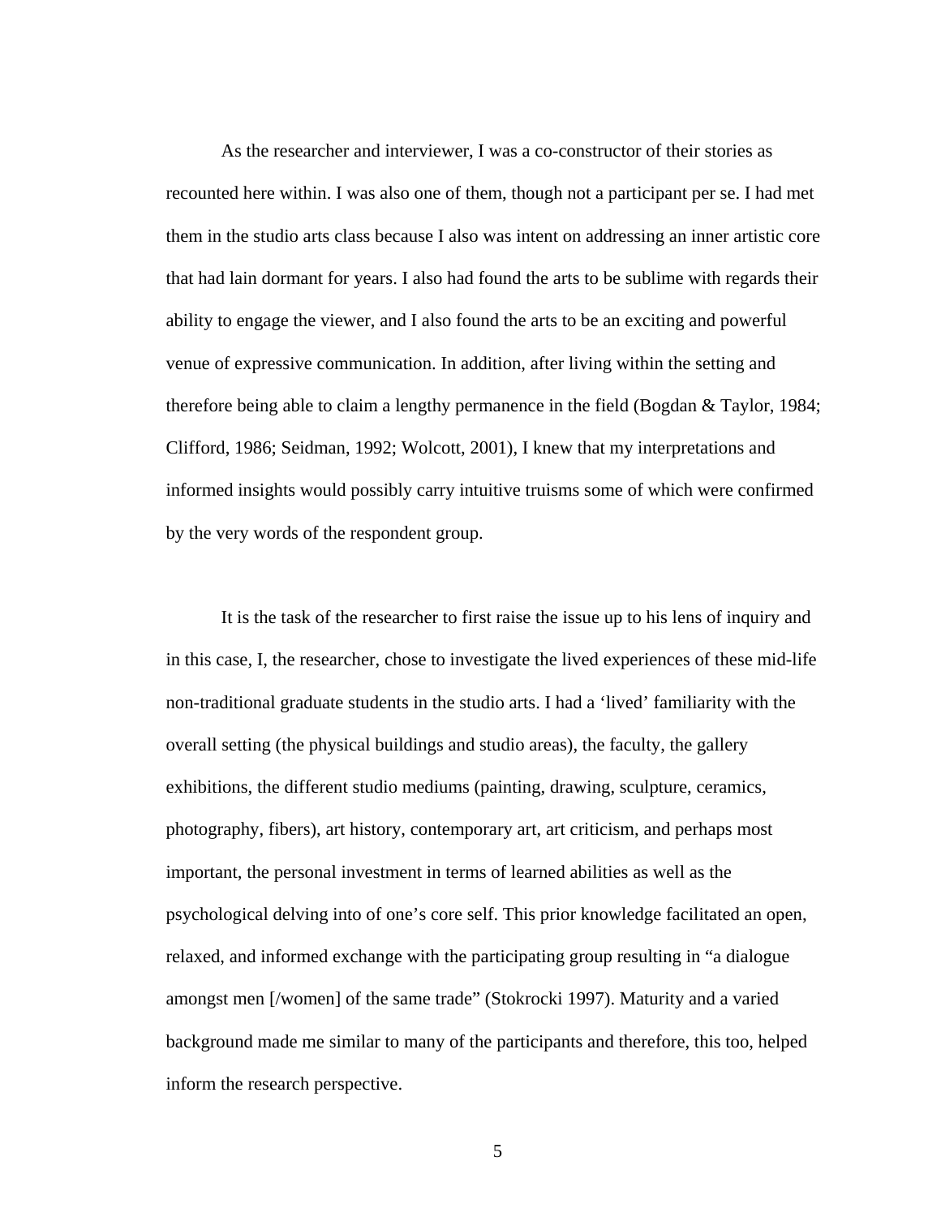As the researcher and interviewer, I was a co-constructor of their stories as recounted here within. I was also one of them, though not a participant per se. I had met them in the studio arts class because I also was intent on addressing an inner artistic core that had lain dormant for years. I also had found the arts to be sublime with regards their ability to engage the viewer, and I also found the arts to be an exciting and powerful venue of expressive communication. In addition, after living within the setting and therefore being able to claim a lengthy permanence in the field (Bogdan & Taylor, 1984; Clifford, 1986; Seidman, 1992; Wolcott, 2001), I knew that my interpretations and informed insights would possibly carry intuitive truisms some of which were confirmed by the very words of the respondent group.

It is the task of the researcher to first raise the issue up to his lens of inquiry and in this case, I, the researcher, chose to investigate the lived experiences of these mid-life non-traditional graduate students in the studio arts. I had a 'lived' familiarity with the overall setting (the physical buildings and studio areas), the faculty, the gallery exhibitions, the different studio mediums (painting, drawing, sculpture, ceramics, photography, fibers), art history, contemporary art, art criticism, and perhaps most important, the personal investment in terms of learned abilities as well as the psychological delving into of one's core self. This prior knowledge facilitated an open, relaxed, and informed exchange with the participating group resulting in "a dialogue amongst men [/women] of the same trade" (Stokrocki 1997). Maturity and a varied background made me similar to many of the participants and therefore, this too, helped inform the research perspective.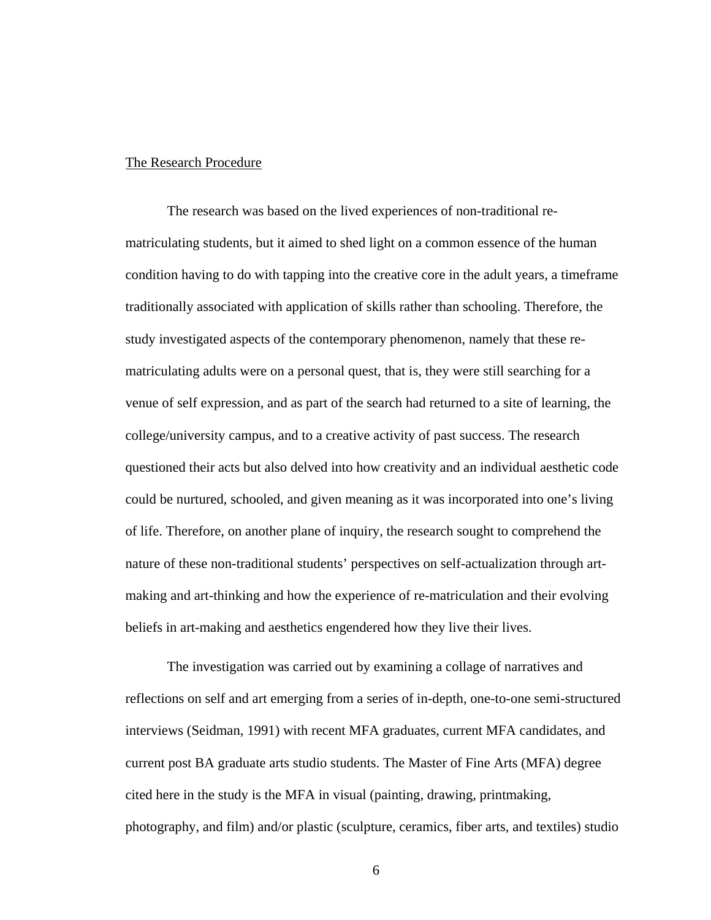The Research Procedure

The research was based on the lived experiences of non-traditional re-matriculating students, but it aimed to shed light on a common essence of the human condition having to do with tapping into the creative core in the adult years, a timeframe traditionally associated with application of skills rather than schooling. Therefore, the study investigated aspects of the contemporary phenomenon, namely that these re-matriculating adults were on a personal quest, that is, they were still searching for a venue of self expression, and as part of the search had returned to a site of learning, the college/university campus, and to a creative activity of past success. The research questioned their acts but also delved into how creativity and an individual aesthetic code could be nurtured, schooled, and given meaning as it was incorporated into one's living of life. Therefore, on another plane of inquiry, the research sought to comprehend the nature of these non-traditional students' perspectives on self-actualization through art-making and art-thinking and how the experience of re-matriculation and their evolving beliefs in art-making and aesthetics engendered how they live their lives.

The investigation was carried out by examining a collage of narratives and reflections on self and art emerging from a series of in-depth, one-to-one semi-structured interviews (Seidman, 1991) with recent MFA graduates, current MFA candidates, and current post BA graduate arts studio students. The Master of Fine Arts (MFA) degree cited here in the study is the MFA in visual (painting, drawing, printmaking, photography, and film) and/or plastic (sculpture, ceramics, fiber arts, and textiles) studio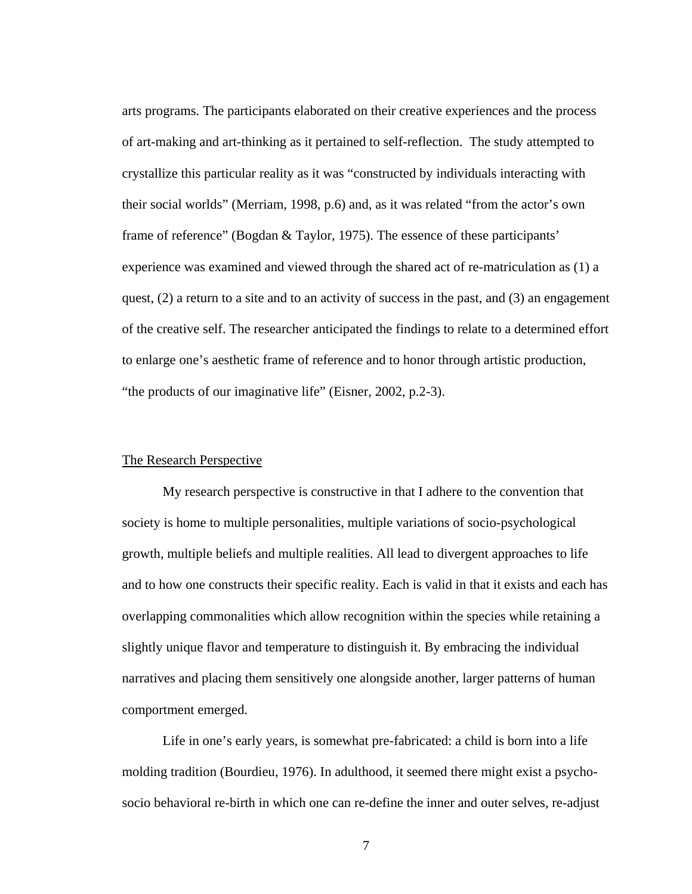arts programs. The participants elaborated on their creative experiences and the process of art-making and art-thinking as it pertained to self-reflection. The study attempted to crystallize this particular reality as it was "constructed by individuals interacting with their social worlds" (Merriam, 1998, p.6) and, as it was related "from the actor's own frame of reference" (Bogdan & Taylor, 1975). The essence of these participants' experience was examined and viewed through the shared act of re-matriculation as (1) a quest, (2) a return to a site and to an activity of success in the past, and (3) an engagement of the creative self. The researcher anticipated the findings to relate to a determined effort to enlarge one's aesthetic frame of reference and to honor through artistic production, "the products of our imaginative life" (Eisner, 2002, p.2-3).

## The Research Perspective

My research perspective is constructive in that I adhere to the convention that society is home to multiple personalities, multiple variations of socio-psychological growth, multiple beliefs and multiple realities. All lead to divergent approaches to life and to how one constructs their specific reality. Each is valid in that it exists and each has overlapping commonalities which allow recognition within the species while retaining a slightly unique flavor and temperature to distinguish it. By embracing the individual narratives and placing them sensitively one alongside another, larger patterns of human comportment emerged.

Life in one's early years, is somewhat pre-fabricated: a child is born into a life molding tradition (Bourdieu, 1976). In adulthood, it seemed there might exist a psycho-socio behavioral re-birth in which one can re-define the inner and outer selves, re-adjust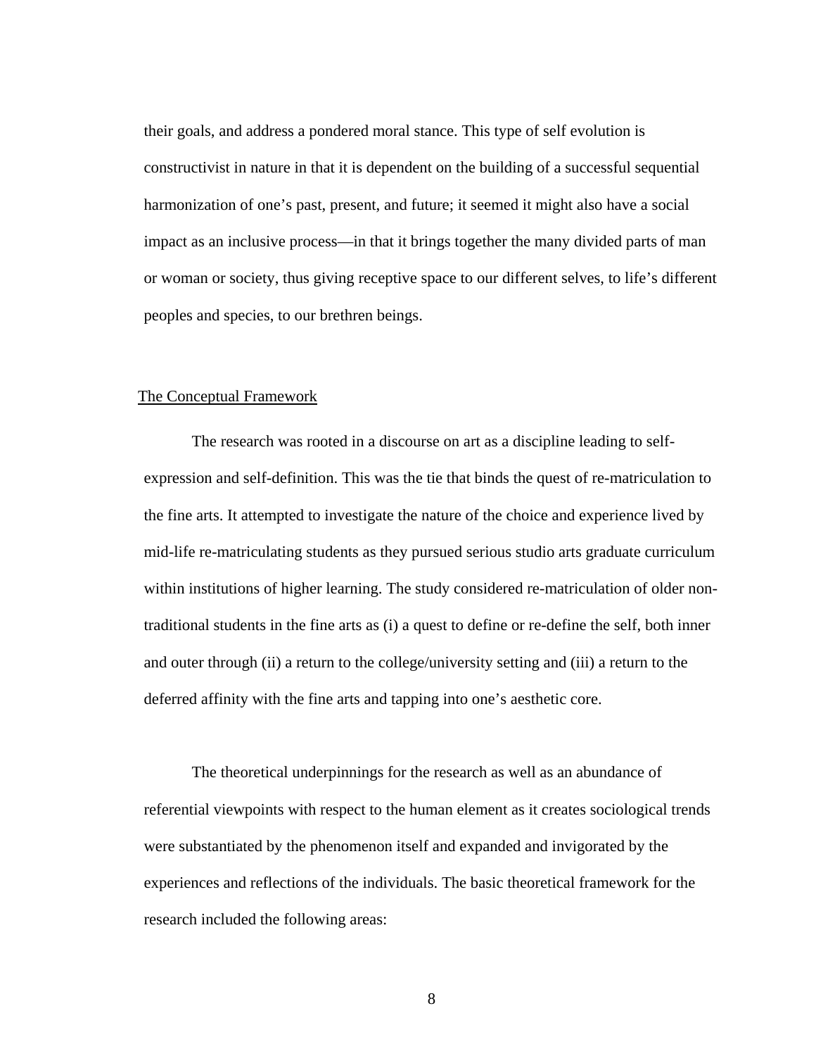their goals, and address a pondered moral stance. This type of self evolution is constructivist in nature in that it is dependent on the building of a successful sequential harmonization of one's past, present, and future; it seemed it might also have a social impact as an inclusive process—in that it brings together the many divided parts of man or woman or society, thus giving receptive space to our different selves, to life's different peoples and species, to our brethren beings.

## The Conceptual Framework

The research was rooted in a discourse on art as a discipline leading to self-expression and self-definition. This was the tie that binds the quest of re-matriculation to the fine arts. It attempted to investigate the nature of the choice and experience lived by mid-life re-matriculating students as they pursued serious studio arts graduate curriculum within institutions of higher learning. The study considered re-matriculation of older non-traditional students in the fine arts as (i) a quest to define or re-define the self, both inner and outer through (ii) a return to the college/university setting and (iii) a return to the deferred affinity with the fine arts and tapping into one's aesthetic core.

The theoretical underpinnings for the research as well as an abundance of referential viewpoints with respect to the human element as it creates sociological trends were substantiated by the phenomenon itself and expanded and invigorated by the experiences and reflections of the individuals. The basic theoretical framework for the research included the following areas: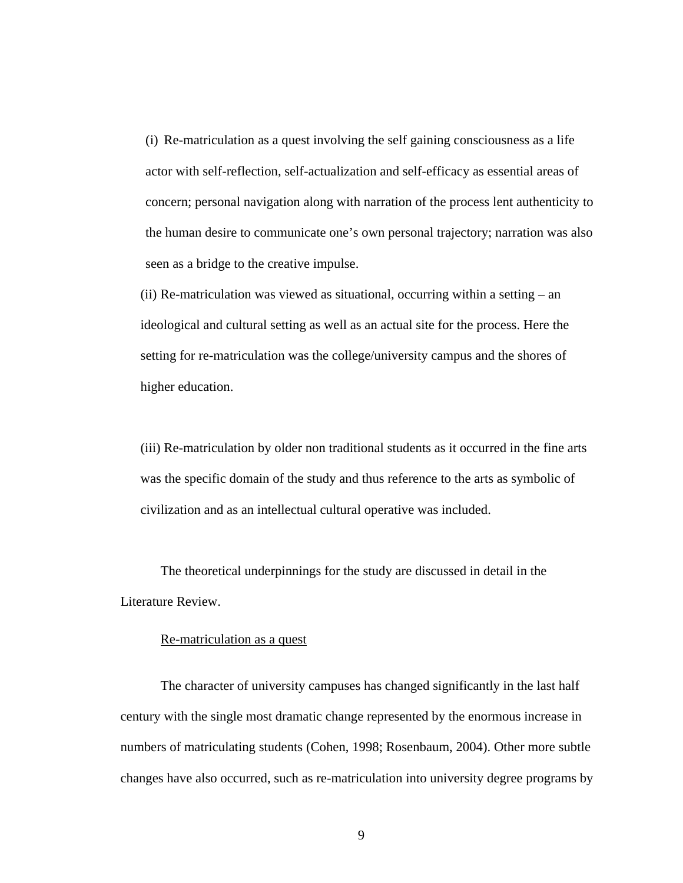(i) Re-matriculation as a quest involving the self gaining consciousness as a life actor with self-reflection, self-actualization and self-efficacy as essential areas of concern; personal navigation along with narration of the process lent authenticity to the human desire to communicate one's own personal trajectory; narration was also seen as a bridge to the creative impulse.

(ii) Re-matriculation was viewed as situational, occurring within a setting – an ideological and cultural setting as well as an actual site for the process. Here the setting for re-matriculation was the college/university campus and the shores of higher education.

(iii) Re-matriculation by older non traditional students as it occurred in the fine arts was the specific domain of the study and thus reference to the arts as symbolic of civilization and as an intellectual cultural operative was included.

The theoretical underpinnings for the study are discussed in detail in the Literature Review.

<u>Re-matriculation as a quest</u>

The character of university campuses has changed significantly in the last half century with the single most dramatic change represented by the enormous increase in numbers of matriculating students (Cohen, 1998; Rosenbaum, 2004). Other more subtle changes have also occurred, such as re-matriculation into university degree programs by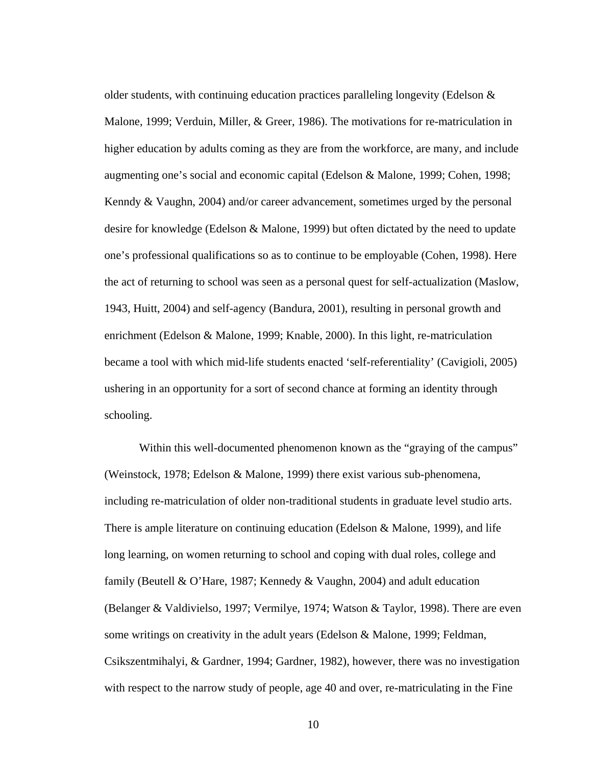older students, with continuing education practices paralleling longevity (Edelson & Malone, 1999; Verduin, Miller, & Greer, 1986). The motivations for re-matriculation in higher education by adults coming as they are from the workforce, are many, and include augmenting one's social and economic capital (Edelson & Malone, 1999; Cohen, 1998; Kenndy & Vaughn, 2004) and/or career advancement, sometimes urged by the personal desire for knowledge (Edelson & Malone, 1999) but often dictated by the need to update one's professional qualifications so as to continue to be employable (Cohen, 1998). Here the act of returning to school was seen as a personal quest for self-actualization (Maslow, 1943, Huitt, 2004) and self-agency (Bandura, 2001), resulting in personal growth and enrichment (Edelson & Malone, 1999; Knable, 2000). In this light, re-matriculation became a tool with which mid-life students enacted 'self-referentiality' (Cavigioli, 2005) ushering in an opportunity for a sort of second chance at forming an identity through schooling.

Within this well-documented phenomenon known as the "graying of the campus" (Weinstock, 1978; Edelson & Malone, 1999) there exist various sub-phenomena, including re-matriculation of older non-traditional students in graduate level studio arts. There is ample literature on continuing education (Edelson & Malone, 1999), and life long learning, on women returning to school and coping with dual roles, college and family (Beutell & O'Hare, 1987; Kennedy & Vaughn, 2004) and adult education (Belanger & Valdivielso, 1997; Vermilye, 1974; Watson & Taylor, 1998). There are even some writings on creativity in the adult years (Edelson & Malone, 1999; Feldman, Csikszentmihalyi, & Gardner, 1994; Gardner, 1982), however, there was no investigation with respect to the narrow study of people, age 40 and over, re-matriculating in the Fine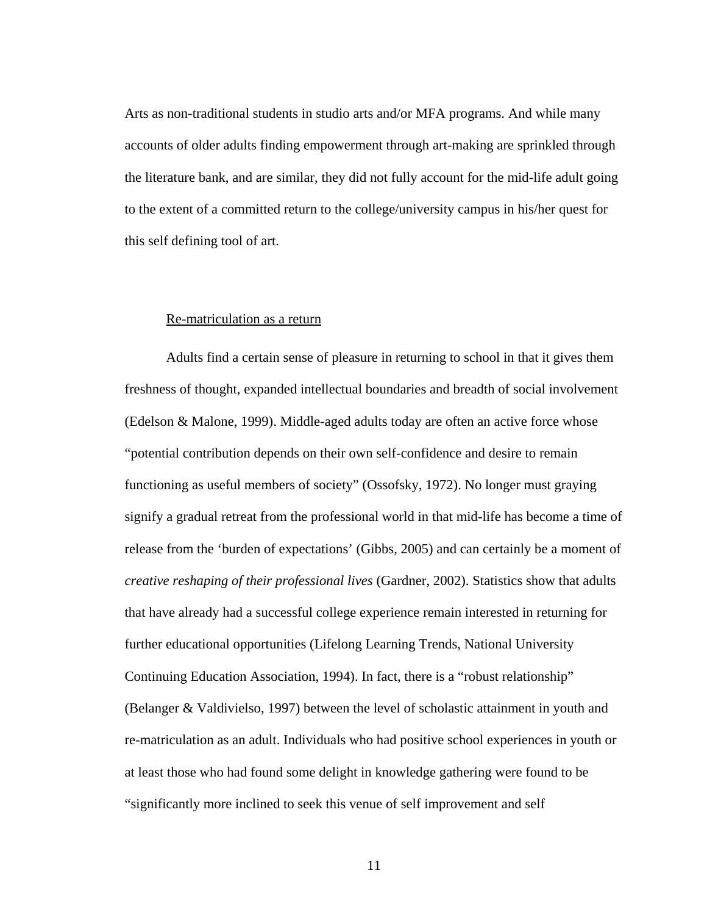Arts as non-traditional students in studio arts and/or MFA programs. And while many accounts of older adults finding empowerment through art-making are sprinkled through the literature bank, and are similar, they did not fully account for the mid-life adult going to the extent of a committed return to the college/university campus in his/her quest for this self defining tool of art.

<u>Re-matriculation as a return</u>

Adults find a certain sense of pleasure in returning to school in that it gives them freshness of thought, expanded intellectual boundaries and breadth of social involvement (Edelson & Malone, 1999). Middle-aged adults today are often an active force whose "potential contribution depends on their own self-confidence and desire to remain functioning as useful members of society" (Ossofsky, 1972). No longer must graying signify a gradual retreat from the professional world in that mid-life has become a time of release from the 'burden of expectations' (Gibbs, 2005) and can certainly be a moment of *creative reshaping of their professional lives* (Gardner, 2002). Statistics show that adults that have already had a successful college experience remain interested in returning for further educational opportunities (Lifelong Learning Trends, National University Continuing Education Association, 1994). In fact, there is a "robust relationship" (Belanger & Valdivielso, 1997) between the level of scholastic attainment in youth and re-matriculation as an adult. Individuals who had positive school experiences in youth or at least those who had found some delight in knowledge gathering were found to be "significantly more inclined to seek this venue of self improvement and self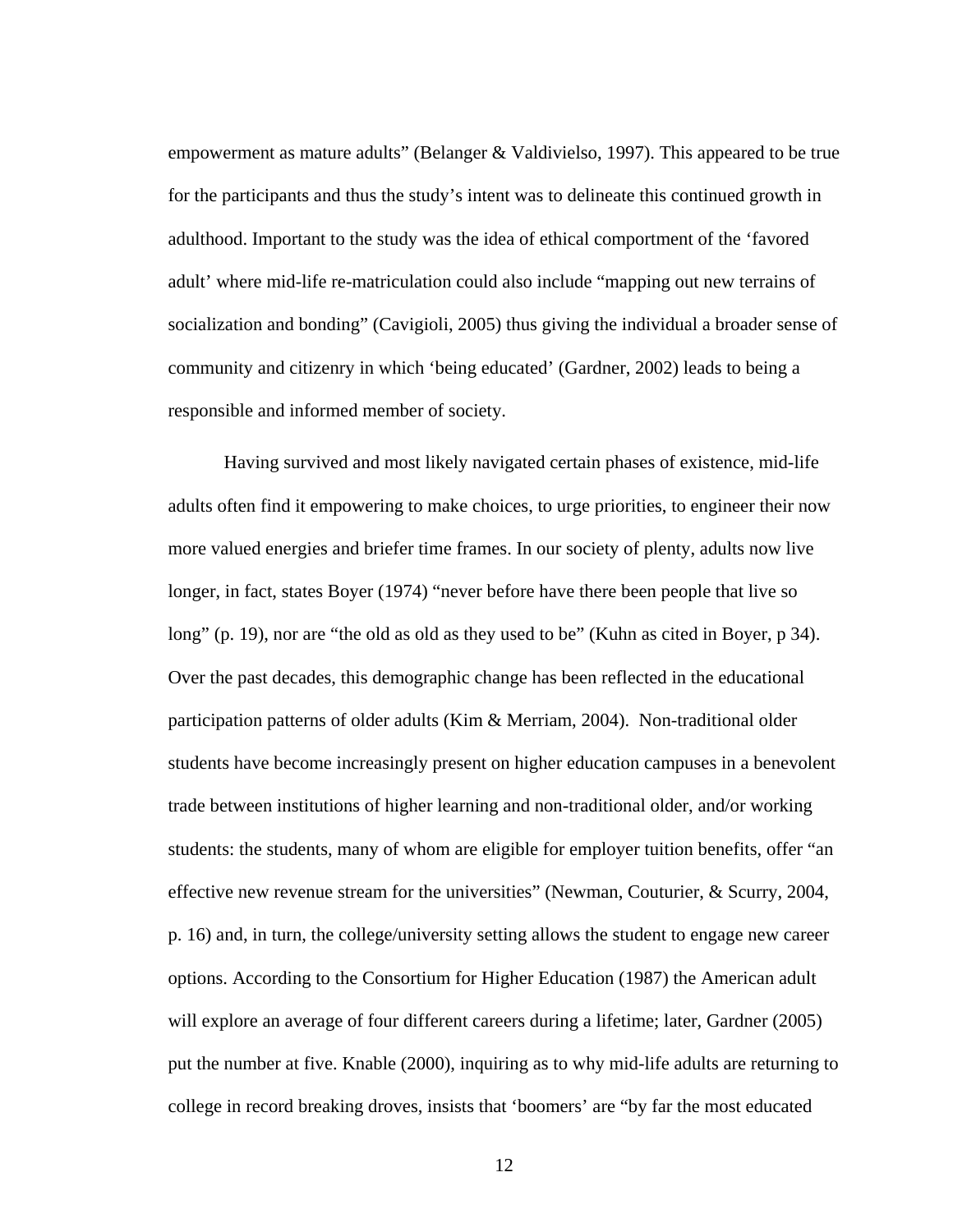empowerment as mature adults" (Belanger & Valdivielso, 1997). This appeared to be true for the participants and thus the study's intent was to delineate this continued growth in adulthood. Important to the study was the idea of ethical comportment of the 'favored adult' where mid-life re-matriculation could also include "mapping out new terrains of socialization and bonding" (Cavigioli, 2005) thus giving the individual a broader sense of community and citizenry in which 'being educated' (Gardner, 2002) leads to being a responsible and informed member of society.

Having survived and most likely navigated certain phases of existence, mid-life adults often find it empowering to make choices, to urge priorities, to engineer their now more valued energies and briefer time frames. In our society of plenty, adults now live longer, in fact, states Boyer (1974) "never before have there been people that live so long" (p. 19), nor are "the old as old as they used to be" (Kuhn as cited in Boyer, p 34). Over the past decades, this demographic change has been reflected in the educational participation patterns of older adults (Kim & Merriam, 2004). Non-traditional older students have become increasingly present on higher education campuses in a benevolent trade between institutions of higher learning and non-traditional older, and/or working students: the students, many of whom are eligible for employer tuition benefits, offer "an effective new revenue stream for the universities" (Newman, Couturier, & Scurry, 2004, p. 16) and, in turn, the college/university setting allows the student to engage new career options. According to the Consortium for Higher Education (1987) the American adult will explore an average of four different careers during a lifetime; later, Gardner (2005) put the number at five. Knable (2000), inquiring as to why mid-life adults are returning to college in record breaking droves, insists that 'boomers' are "by far the most educated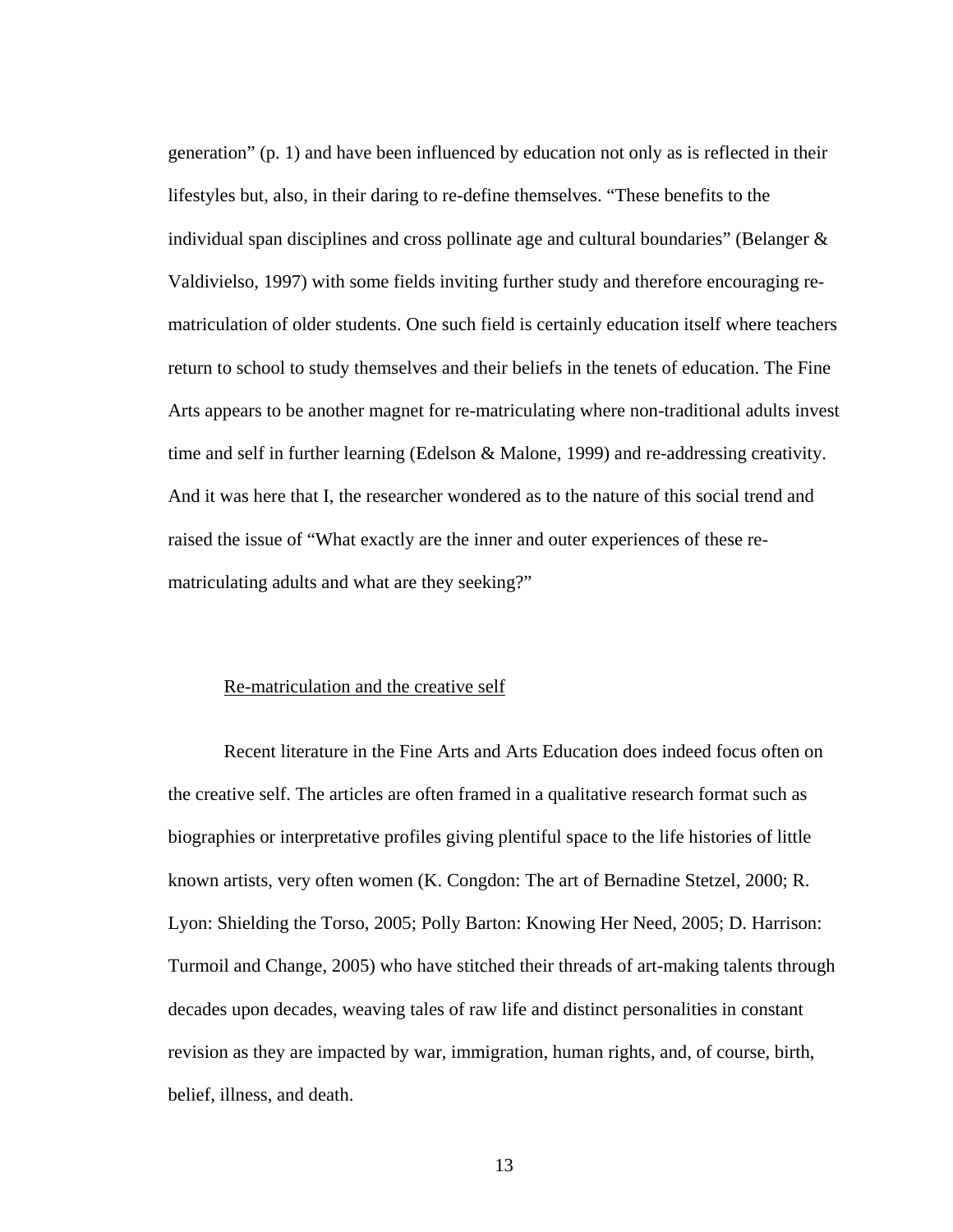generation" (p. 1) and have been influenced by education not only as is reflected in their lifestyles but, also, in their daring to re-define themselves. "These benefits to the individual span disciplines and cross pollinate age and cultural boundaries" (Belanger & Valdivielso, 1997) with some fields inviting further study and therefore encouraging re-matriculation of older students. One such field is certainly education itself where teachers return to school to study themselves and their beliefs in the tenets of education. The Fine Arts appears to be another magnet for re-matriculating where non-traditional adults invest time and self in further learning (Edelson & Malone, 1999) and re-addressing creativity. And it was here that I, the researcher wondered as to the nature of this social trend and raised the issue of "What exactly are the inner and outer experiences of these re-matriculating adults and what are they seeking?"

<u>Re-matriculation and the creative self</u>

Recent literature in the Fine Arts and Arts Education does indeed focus often on the creative self. The articles are often framed in a qualitative research format such as biographies or interpretative profiles giving plentiful space to the life histories of little known artists, very often women (K. Congdon: The art of Bernadine Stetzel, 2000; R. Lyon: Shielding the Torso, 2005; Polly Barton: Knowing Her Need, 2005; D. Harrison: Turmoil and Change, 2005) who have stitched their threads of art-making talents through decades upon decades, weaving tales of raw life and distinct personalities in constant revision as they are impacted by war, immigration, human rights, and, of course, birth, belief, illness, and death.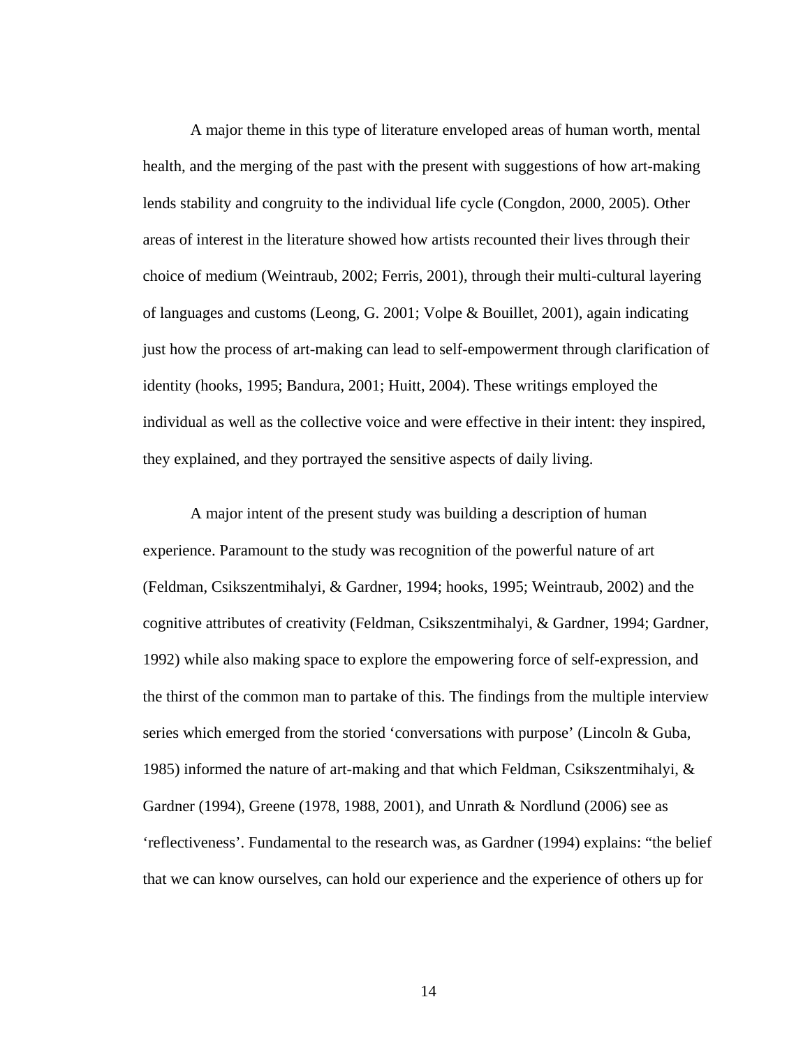A major theme in this type of literature enveloped areas of human worth, mental health, and the merging of the past with the present with suggestions of how art-making lends stability and congruity to the individual life cycle (Congdon, 2000, 2005). Other areas of interest in the literature showed how artists recounted their lives through their choice of medium (Weintraub, 2002; Ferris, 2001), through their multi-cultural layering of languages and customs (Leong, G. 2001; Volpe & Bouillet, 2001), again indicating just how the process of art-making can lead to self-empowerment through clarification of identity (hooks, 1995; Bandura, 2001; Huitt, 2004). These writings employed the individual as well as the collective voice and were effective in their intent: they inspired, they explained, and they portrayed the sensitive aspects of daily living.

A major intent of the present study was building a description of human experience. Paramount to the study was recognition of the powerful nature of art (Feldman, Csikszentmihalyi, & Gardner, 1994; hooks, 1995; Weintraub, 2002) and the cognitive attributes of creativity (Feldman, Csikszentmihalyi, & Gardner, 1994; Gardner, 1992) while also making space to explore the empowering force of self-expression, and the thirst of the common man to partake of this. The findings from the multiple interview series which emerged from the storied 'conversations with purpose' (Lincoln & Guba, 1985) informed the nature of art-making and that which Feldman, Csikszentmihalyi, & Gardner (1994), Greene (1978, 1988, 2001), and Unrath & Nordlund (2006) see as 'reflectiveness'. Fundamental to the research was, as Gardner (1994) explains: "the belief that we can know ourselves, can hold our experience and the experience of others up for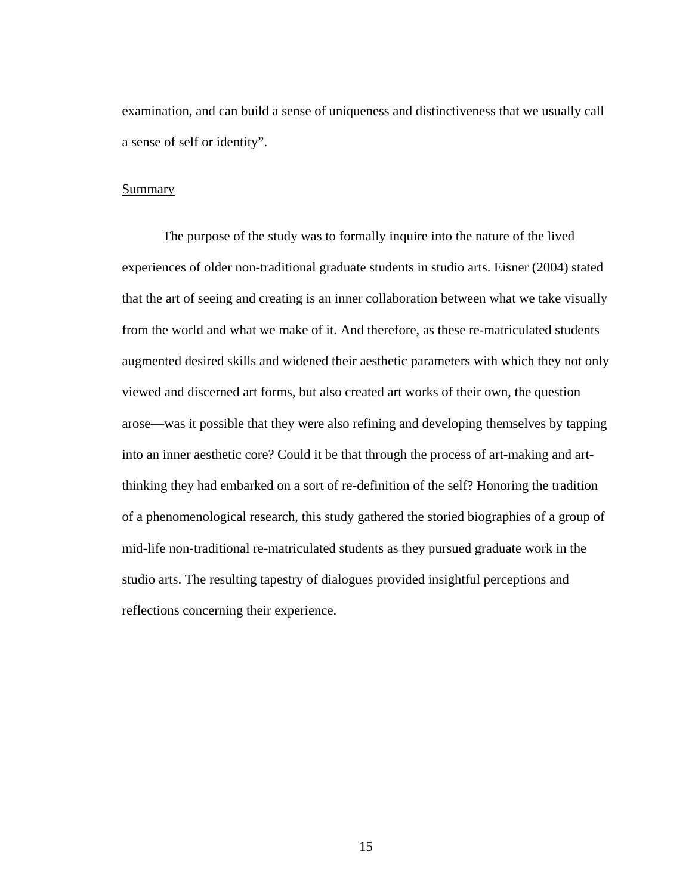examination, and can build a sense of uniqueness and distinctiveness that we usually call a sense of self or identity".

## Summary

The purpose of the study was to formally inquire into the nature of the lived experiences of older non-traditional graduate students in studio arts. Eisner (2004) stated that the art of seeing and creating is an inner collaboration between what we take visually from the world and what we make of it. And therefore, as these re-matriculated students augmented desired skills and widened their aesthetic parameters with which they not only viewed and discerned art forms, but also created art works of their own, the question arose—was it possible that they were also refining and developing themselves by tapping into an inner aesthetic core? Could it be that through the process of art-making and art-thinking they had embarked on a sort of re-definition of the self? Honoring the tradition of a phenomenological research, this study gathered the storied biographies of a group of mid-life non-traditional re-matriculated students as they pursued graduate work in the studio arts. The resulting tapestry of dialogues provided insightful perceptions and reflections concerning their experience.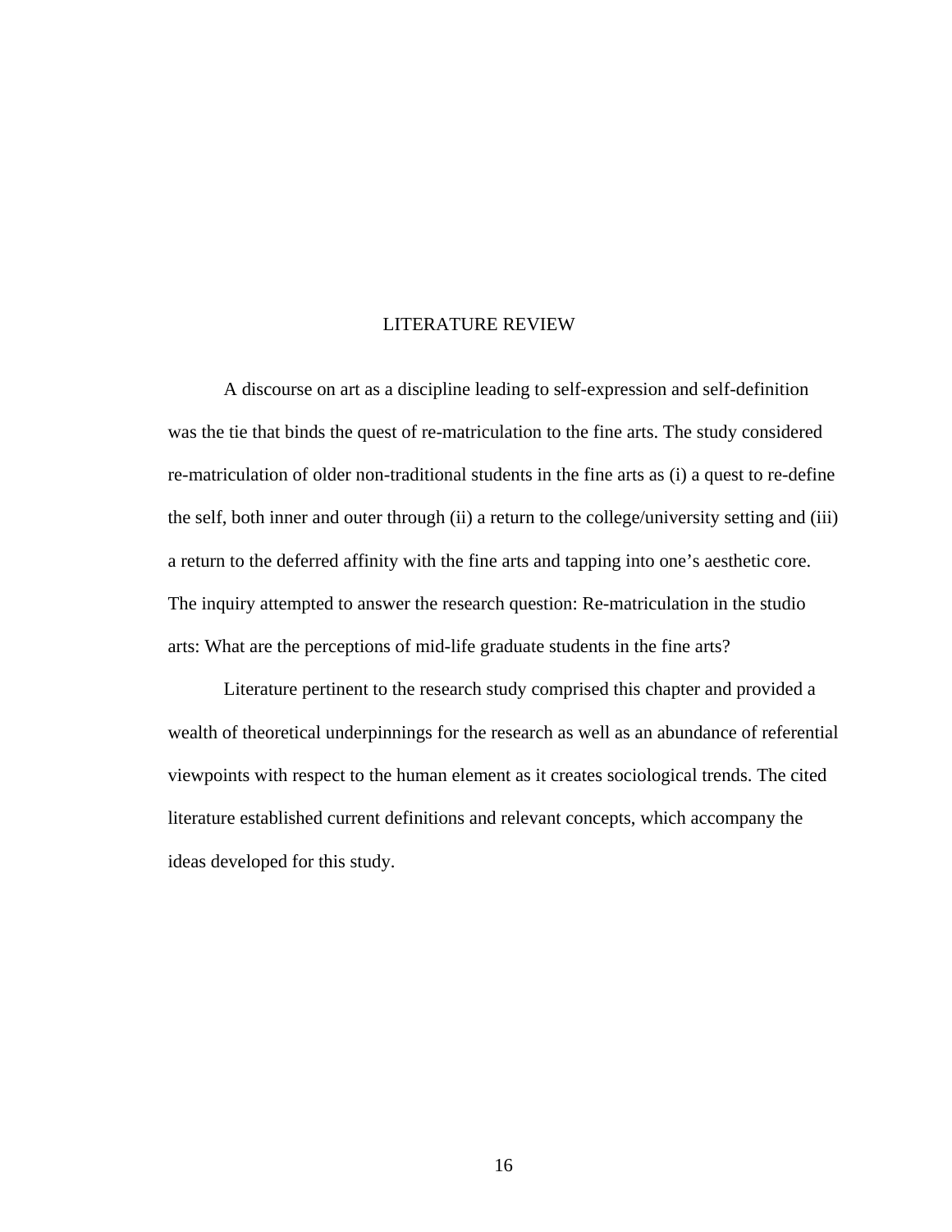# LITERATURE REVIEW

A discourse on art as a discipline leading to self-expression and self-definition was the tie that binds the quest of re-matriculation to the fine arts. The study considered re-matriculation of older non-traditional students in the fine arts as (i) a quest to re-define the self, both inner and outer through (ii) a return to the college/university setting and (iii) a return to the deferred affinity with the fine arts and tapping into one's aesthetic core. The inquiry attempted to answer the research question: Re-matriculation in the studio arts: What are the perceptions of mid-life graduate students in the fine arts?

Literature pertinent to the research study comprised this chapter and provided a wealth of theoretical underpinnings for the research as well as an abundance of referential viewpoints with respect to the human element as it creates sociological trends. The cited literature established current definitions and relevant concepts, which accompany the ideas developed for this study.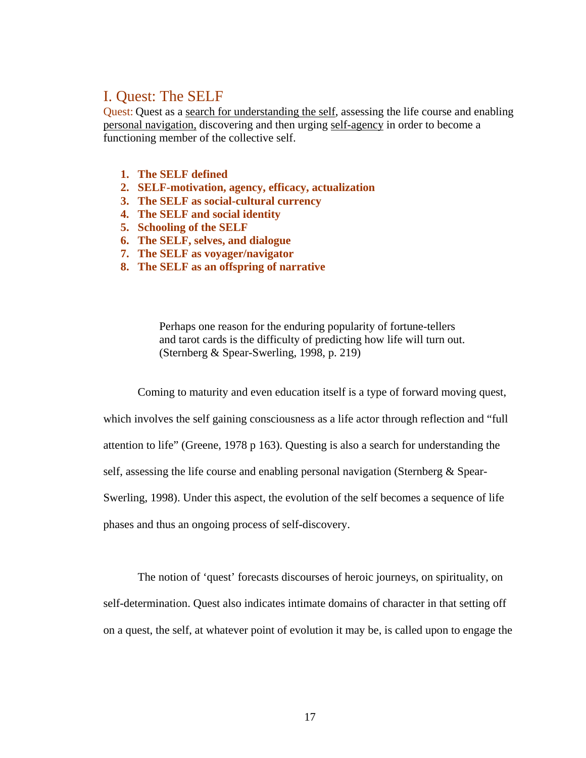# I. Quest: The SELF

Quest: Quest as a search for understanding the self, assessing the life course and enabling personal navigation, discovering and then urging self-agency in order to become a functioning member of the collective self.

1. **The SELF defined**
2. **SELF-motivation, agency, efficacy, actualization**
3. **The SELF as social-cultural currency**
4. **The SELF and social identity**
5. **Schooling of the SELF**
6. **The SELF, selves, and dialogue**
7. **The SELF as voyager/navigator**
8. **The SELF as an offspring of narrative**

> Perhaps one reason for the enduring popularity of fortune-tellers and tarot cards is the difficulty of predicting how life will turn out. (Sternberg & Spear-Swerling, 1998, p. 219)

Coming to maturity and even education itself is a type of forward moving quest, which involves the self gaining consciousness as a life actor through reflection and "full attention to life" (Greene, 1978 p 163). Questing is also a search for understanding the self, assessing the life course and enabling personal navigation (Sternberg & Spear-Swerling, 1998). Under this aspect, the evolution of the self becomes a sequence of life phases and thus an ongoing process of self-discovery.

The notion of 'quest' forecasts discourses of heroic journeys, on spirituality, on self-determination. Quest also indicates intimate domains of character in that setting off on a quest, the self, at whatever point of evolution it may be, is called upon to engage the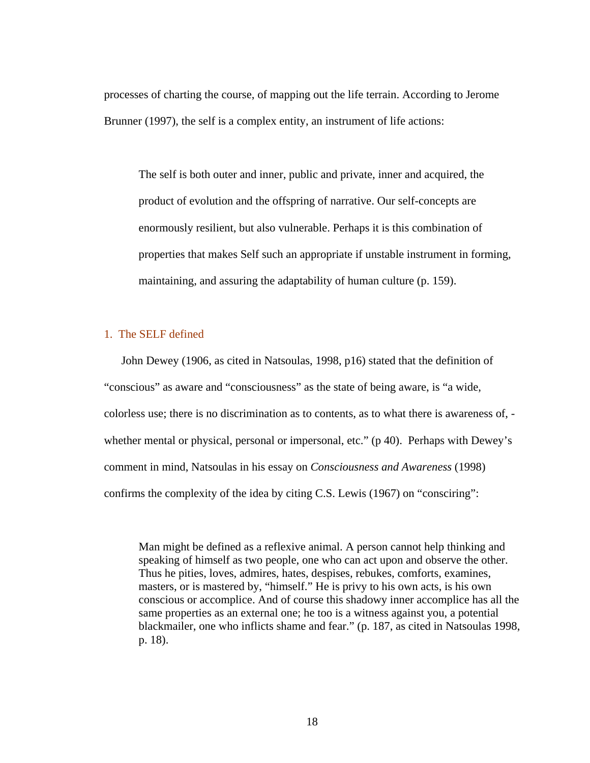processes of charting the course, of mapping out the life terrain. According to Jerome Brunner (1997), the self is a complex entity, an instrument of life actions:

> The self is both outer and inner, public and private, inner and acquired, the product of evolution and the offspring of narrative. Our self-concepts are enormously resilient, but also vulnerable. Perhaps it is this combination of properties that makes Self such an appropriate if unstable instrument in forming, maintaining, and assuring the adaptability of human culture (p. 159).

## 1. The SELF defined

John Dewey (1906, as cited in Natsoulas, 1998, p16) stated that the definition of "conscious" as aware and "consciousness" as the state of being aware, is "a wide, colorless use; there is no discrimination as to contents, as to what there is awareness of, - whether mental or physical, personal or impersonal, etc." (p 40). Perhaps with Dewey's comment in mind, Natsoulas in his essay on *Consciousness and Awareness* (1998) confirms the complexity of the idea by citing C.S. Lewis (1967) on "consciring":

> Man might be defined as a reflexive animal. A person cannot help thinking and speaking of himself as two people, one who can act upon and observe the other. Thus he pities, loves, admires, hates, despises, rebukes, comforts, examines, masters, or is mastered by, "himself." He is privy to his own acts, is his own conscious or accomplice. And of course this shadowy inner accomplice has all the same properties as an external one; he too is a witness against you, a potential blackmailer, one who inflicts shame and fear." (p. 187, as cited in Natsoulas 1998, p. 18).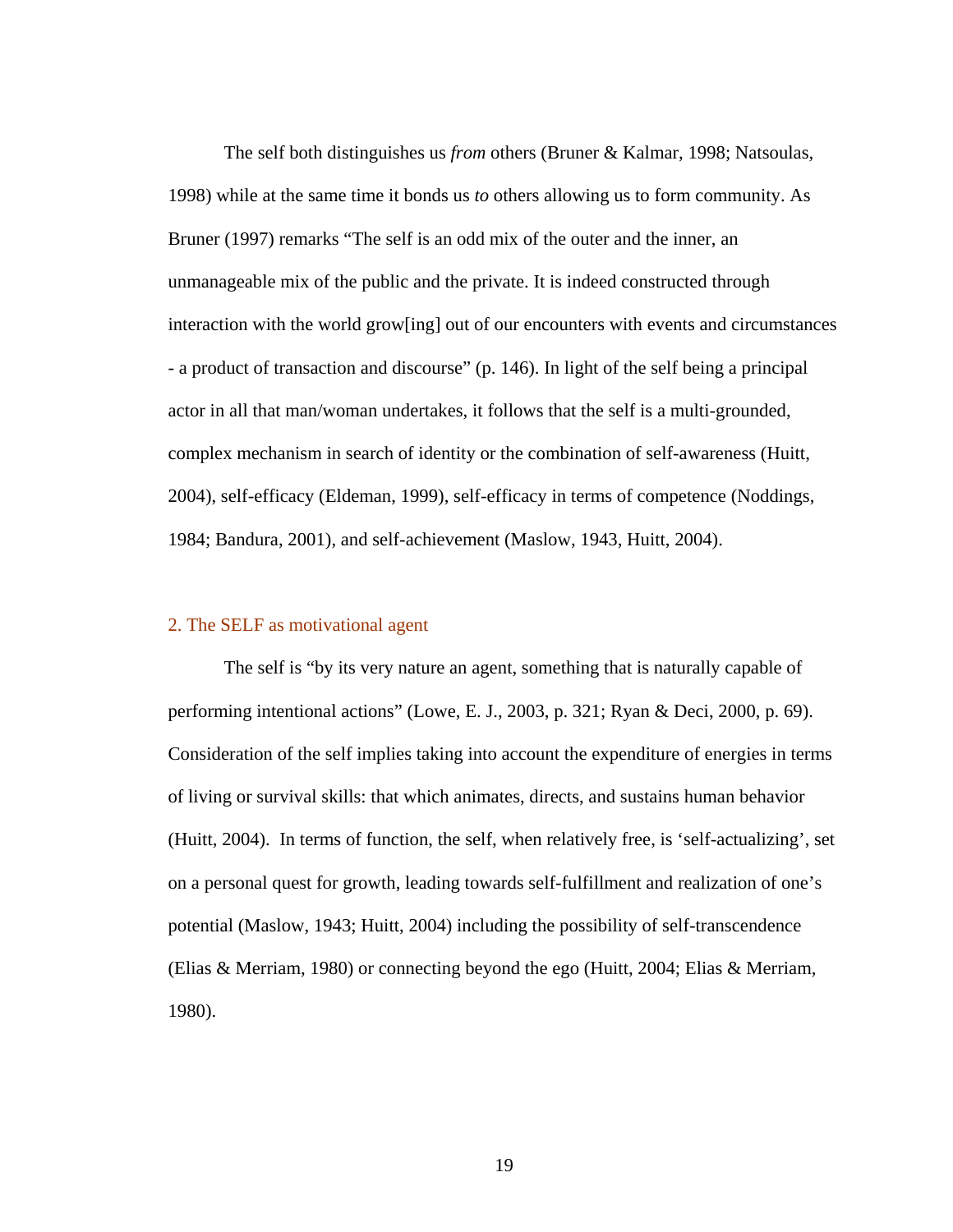The self both distinguishes us *from* others (Bruner & Kalmar, 1998; Natsoulas, 1998) while at the same time it bonds us *to* others allowing us to form community. As Bruner (1997) remarks “The self is an odd mix of the outer and the inner, an unmanageable mix of the public and the private. It is indeed constructed through interaction with the world grow[ing] out of our encounters with events and circumstances - a product of transaction and discourse” (p. 146). In light of the self being a principal actor in all that man/woman undertakes, it follows that the self is a multi-grounded, complex mechanism in search of identity or the combination of self-awareness (Huitt, 2004), self-efficacy (Eldeman, 1999), self-efficacy in terms of competence (Noddings, 1984; Bandura, 2001), and self-achievement (Maslow, 1943, Huitt, 2004).

## 2. The SELF as motivational agent

The self is “by its very nature an agent, something that is naturally capable of performing intentional actions” (Lowe, E. J., 2003, p. 321; Ryan & Deci, 2000, p. 69). Consideration of the self implies taking into account the expenditure of energies in terms of living or survival skills: that which animates, directs, and sustains human behavior (Huitt, 2004). In terms of function, the self, when relatively free, is ‘self-actualizing’, set on a personal quest for growth, leading towards self-fulfillment and realization of one’s potential (Maslow, 1943; Huitt, 2004) including the possibility of self-transcendence (Elias & Merriam, 1980) or connecting beyond the ego (Huitt, 2004; Elias & Merriam, 1980).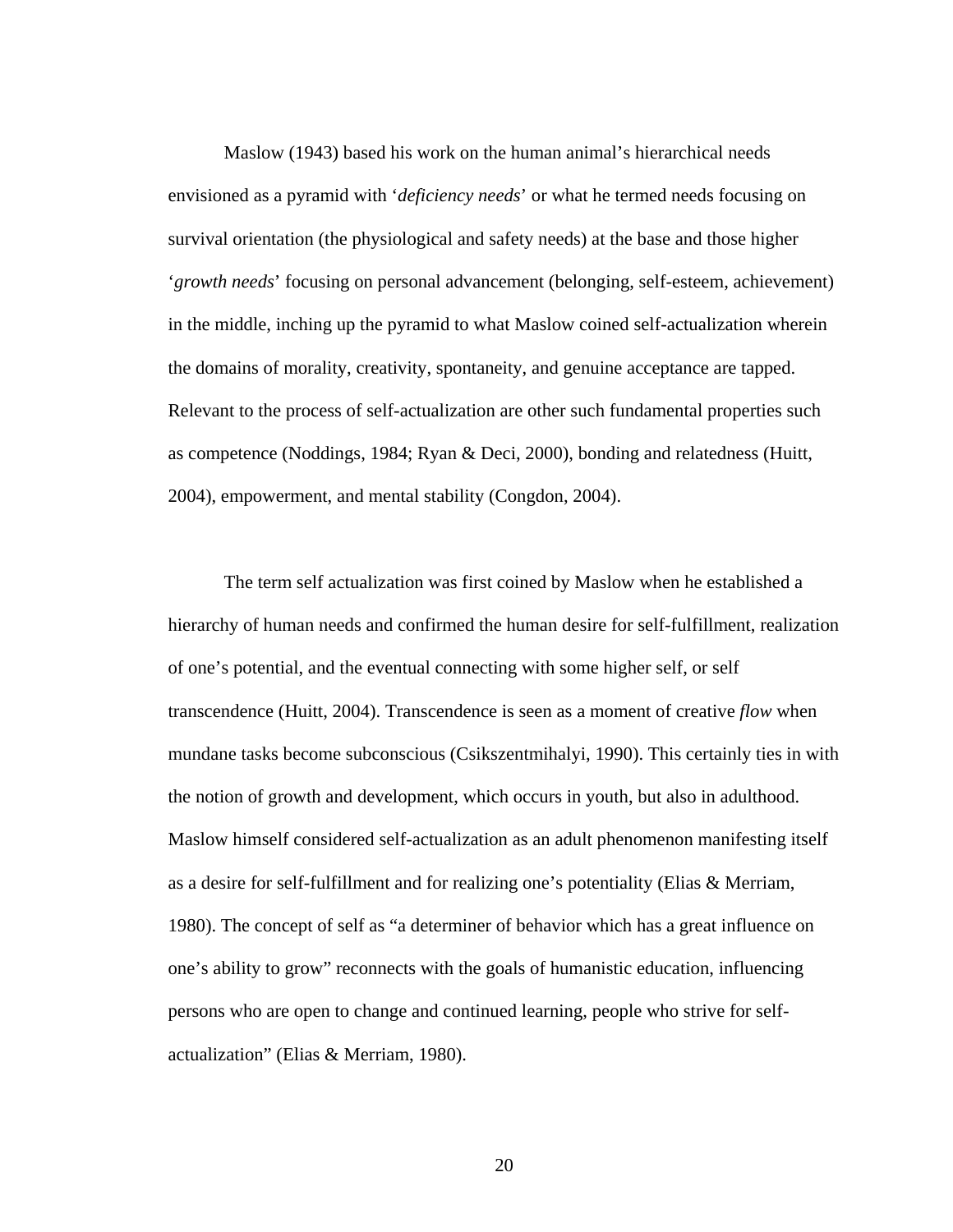Maslow (1943) based his work on the human animal's hierarchical needs envisioned as a pyramid with '*deficiency needs*' or what he termed needs focusing on survival orientation (the physiological and safety needs) at the base and those higher '*growth needs*' focusing on personal advancement (belonging, self-esteem, achievement) in the middle, inching up the pyramid to what Maslow coined self-actualization wherein the domains of morality, creativity, spontaneity, and genuine acceptance are tapped. Relevant to the process of self-actualization are other such fundamental properties such as competence (Noddings, 1984; Ryan & Deci, 2000), bonding and relatedness (Huitt, 2004), empowerment, and mental stability (Congdon, 2004).

The term self actualization was first coined by Maslow when he established a hierarchy of human needs and confirmed the human desire for self-fulfillment, realization of one's potential, and the eventual connecting with some higher self, or self transcendence (Huitt, 2004). Transcendence is seen as a moment of creative *flow* when mundane tasks become subconscious (Csikszentmihalyi, 1990). This certainly ties in with the notion of growth and development, which occurs in youth, but also in adulthood. Maslow himself considered self-actualization as an adult phenomenon manifesting itself as a desire for self-fulfillment and for realizing one's potentiality (Elias & Merriam, 1980). The concept of self as "a determiner of behavior which has a great influence on one's ability to grow" reconnects with the goals of humanistic education, influencing persons who are open to change and continued learning, people who strive for self-actualization" (Elias & Merriam, 1980).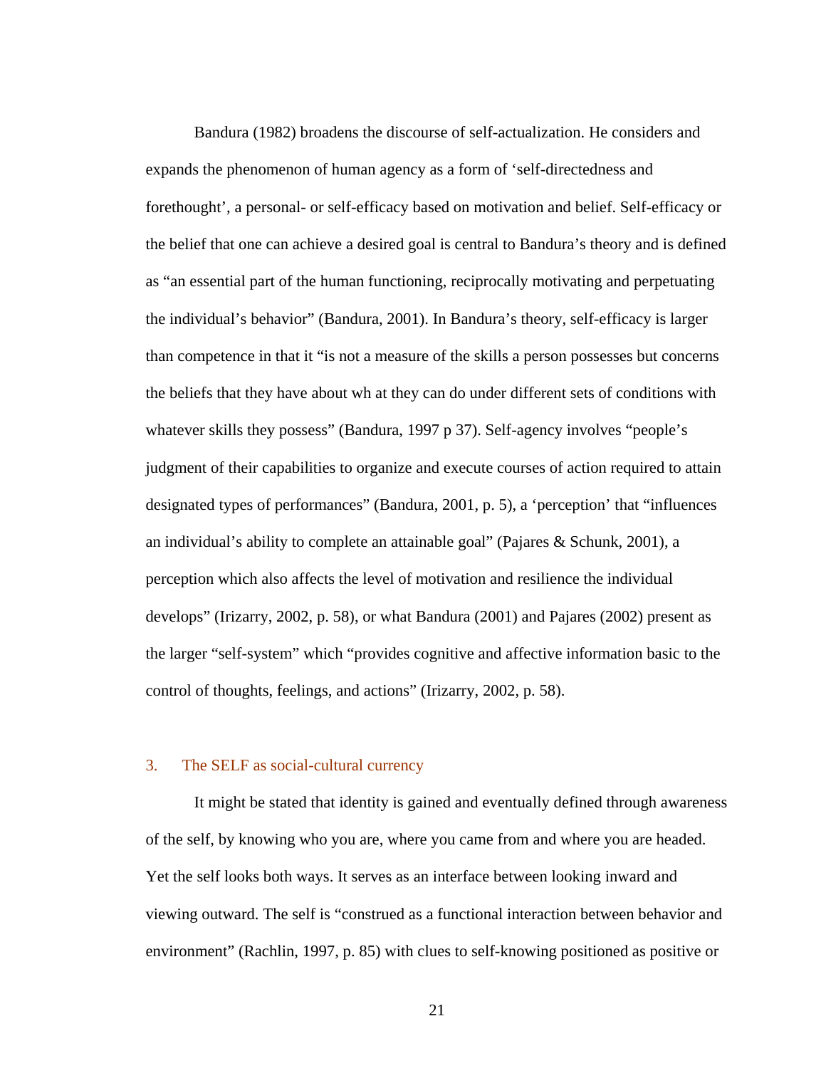Bandura (1982) broadens the discourse of self-actualization. He considers and expands the phenomenon of human agency as a form of 'self-directedness and forethought', a personal- or self-efficacy based on motivation and belief. Self-efficacy or the belief that one can achieve a desired goal is central to Bandura's theory and is defined as "an essential part of the human functioning, reciprocally motivating and perpetuating the individual's behavior" (Bandura, 2001). In Bandura's theory, self-efficacy is larger than competence in that it "is not a measure of the skills a person possesses but concerns the beliefs that they have about wh at they can do under different sets of conditions with whatever skills they possess" (Bandura, 1997 p 37). Self-agency involves "people's judgment of their capabilities to organize and execute courses of action required to attain designated types of performances" (Bandura, 2001, p. 5), a 'perception' that "influences an individual's ability to complete an attainable goal" (Pajares & Schunk, 2001), a perception which also affects the level of motivation and resilience the individual develops" (Irizarry, 2002, p. 58), or what Bandura (2001) and Pajares (2002) present as the larger "self-system" which "provides cognitive and affective information basic to the control of thoughts, feelings, and actions" (Irizarry, 2002, p. 58).

## 3. The SELF as social-cultural currency

It might be stated that identity is gained and eventually defined through awareness of the self, by knowing who you are, where you came from and where you are headed. Yet the self looks both ways. It serves as an interface between looking inward and viewing outward. The self is "construed as a functional interaction between behavior and environment" (Rachlin, 1997, p. 85) with clues to self-knowing positioned as positive or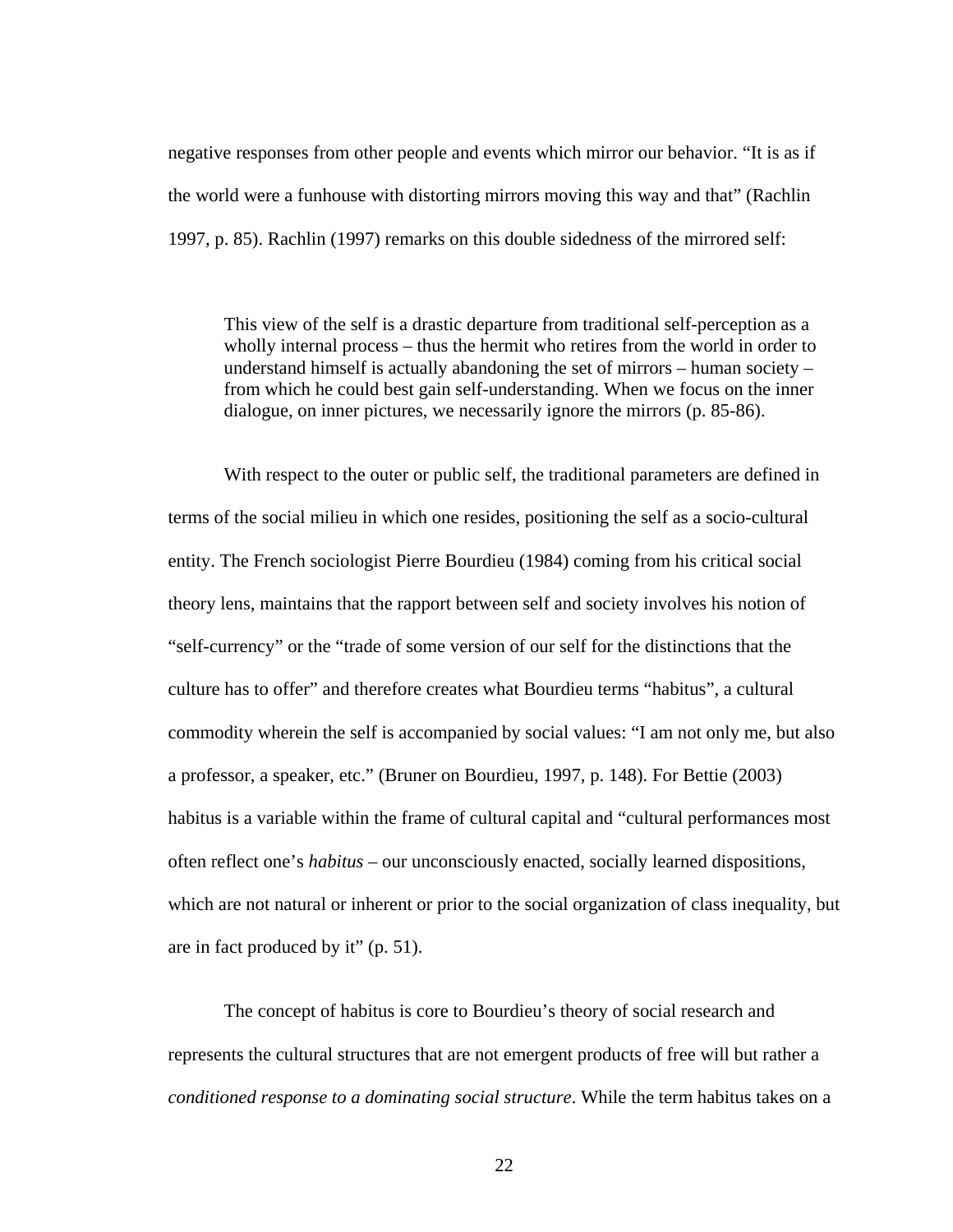negative responses from other people and events which mirror our behavior. "It is as if the world were a funhouse with distorting mirrors moving this way and that" (Rachlin 1997, p. 85). Rachlin (1997) remarks on this double sidedness of the mirrored self:

> This view of the self is a drastic departure from traditional self-perception as a wholly internal process – thus the hermit who retires from the world in order to understand himself is actually abandoning the set of mirrors – human society – from which he could best gain self-understanding. When we focus on the inner dialogue, on inner pictures, we necessarily ignore the mirrors (p. 85-86).

With respect to the outer or public self, the traditional parameters are defined in terms of the social milieu in which one resides, positioning the self as a socio-cultural entity. The French sociologist Pierre Bourdieu (1984) coming from his critical social theory lens, maintains that the rapport between self and society involves his notion of "self-currency" or the "trade of some version of our self for the distinctions that the culture has to offer" and therefore creates what Bourdieu terms "habitus", a cultural commodity wherein the self is accompanied by social values: "I am not only me, but also a professor, a speaker, etc." (Bruner on Bourdieu, 1997, p. 148). For Bettie (2003) habitus is a variable within the frame of cultural capital and "cultural performances most often reflect one's *habitus* – our unconsciously enacted, socially learned dispositions, which are not natural or inherent or prior to the social organization of class inequality, but are in fact produced by it" (p. 51).

The concept of habitus is core to Bourdieu's theory of social research and represents the cultural structures that are not emergent products of free will but rather a *conditioned response to a dominating social structure*. While the term habitus takes on a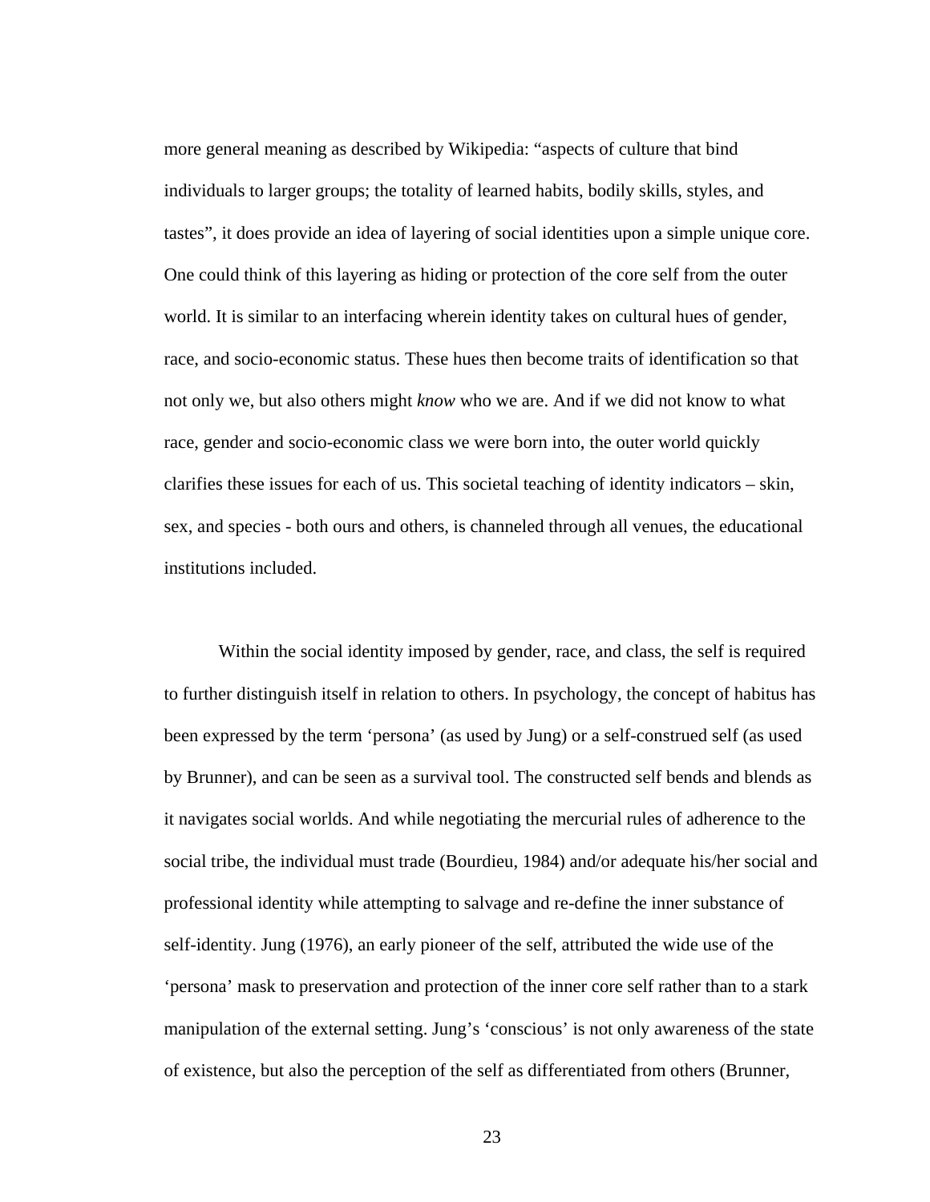more general meaning as described by Wikipedia: "aspects of culture that bind individuals to larger groups; the totality of learned habits, bodily skills, styles, and tastes", it does provide an idea of layering of social identities upon a simple unique core. One could think of this layering as hiding or protection of the core self from the outer world. It is similar to an interfacing wherein identity takes on cultural hues of gender, race, and socio-economic status. These hues then become traits of identification so that not only we, but also others might *know* who we are. And if we did not know to what race, gender and socio-economic class we were born into, the outer world quickly clarifies these issues for each of us. This societal teaching of identity indicators – skin, sex, and species - both ours and others, is channeled through all venues, the educational institutions included.

Within the social identity imposed by gender, race, and class, the self is required to further distinguish itself in relation to others. In psychology, the concept of habitus has been expressed by the term 'persona' (as used by Jung) or a self-construed self (as used by Brunner), and can be seen as a survival tool. The constructed self bends and blends as it navigates social worlds. And while negotiating the mercurial rules of adherence to the social tribe, the individual must trade (Bourdieu, 1984) and/or adequate his/her social and professional identity while attempting to salvage and re-define the inner substance of self-identity. Jung (1976), an early pioneer of the self, attributed the wide use of the 'persona' mask to preservation and protection of the inner core self rather than to a stark manipulation of the external setting. Jung's 'conscious' is not only awareness of the state of existence, but also the perception of the self as differentiated from others (Brunner,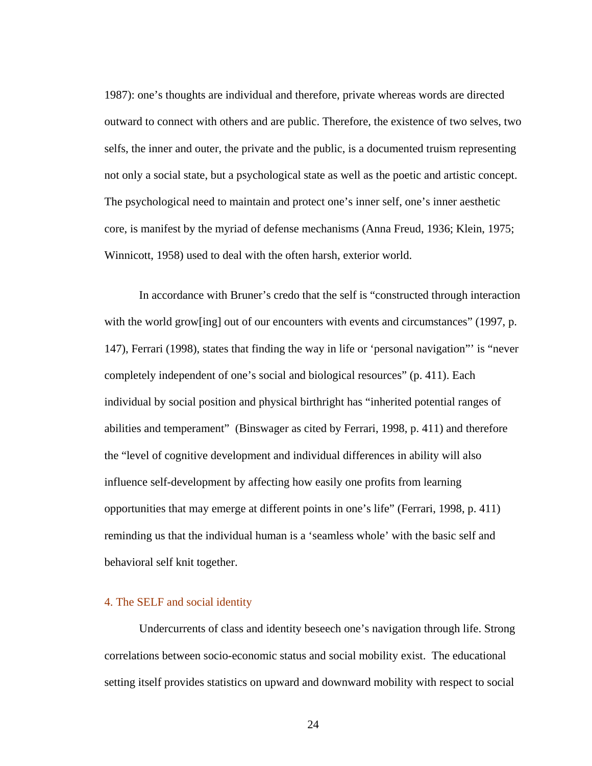1987): one's thoughts are individual and therefore, private whereas words are directed outward to connect with others and are public. Therefore, the existence of two selves, two selfs, the inner and outer, the private and the public, is a documented truism representing not only a social state, but a psychological state as well as the poetic and artistic concept. The psychological need to maintain and protect one's inner self, one's inner aesthetic core, is manifest by the myriad of defense mechanisms (Anna Freud, 1936; Klein, 1975; Winnicott, 1958) used to deal with the often harsh, exterior world.

In accordance with Bruner's credo that the self is "constructed through interaction with the world grow[ing] out of our encounters with events and circumstances" (1997, p. 147), Ferrari (1998), states that finding the way in life or 'personal navigation"' is "never completely independent of one's social and biological resources" (p. 411). Each individual by social position and physical birthright has "inherited potential ranges of abilities and temperament" (Binswager as cited by Ferrari, 1998, p. 411) and therefore the "level of cognitive development and individual differences in ability will also influence self-development by affecting how easily one profits from learning opportunities that may emerge at different points in one's life" (Ferrari, 1998, p. 411) reminding us that the individual human is a 'seamless whole' with the basic self and behavioral self knit together.

## 4. The SELF and social identity

Undercurrents of class and identity beseech one's navigation through life. Strong correlations between socio-economic status and social mobility exist. The educational setting itself provides statistics on upward and downward mobility with respect to social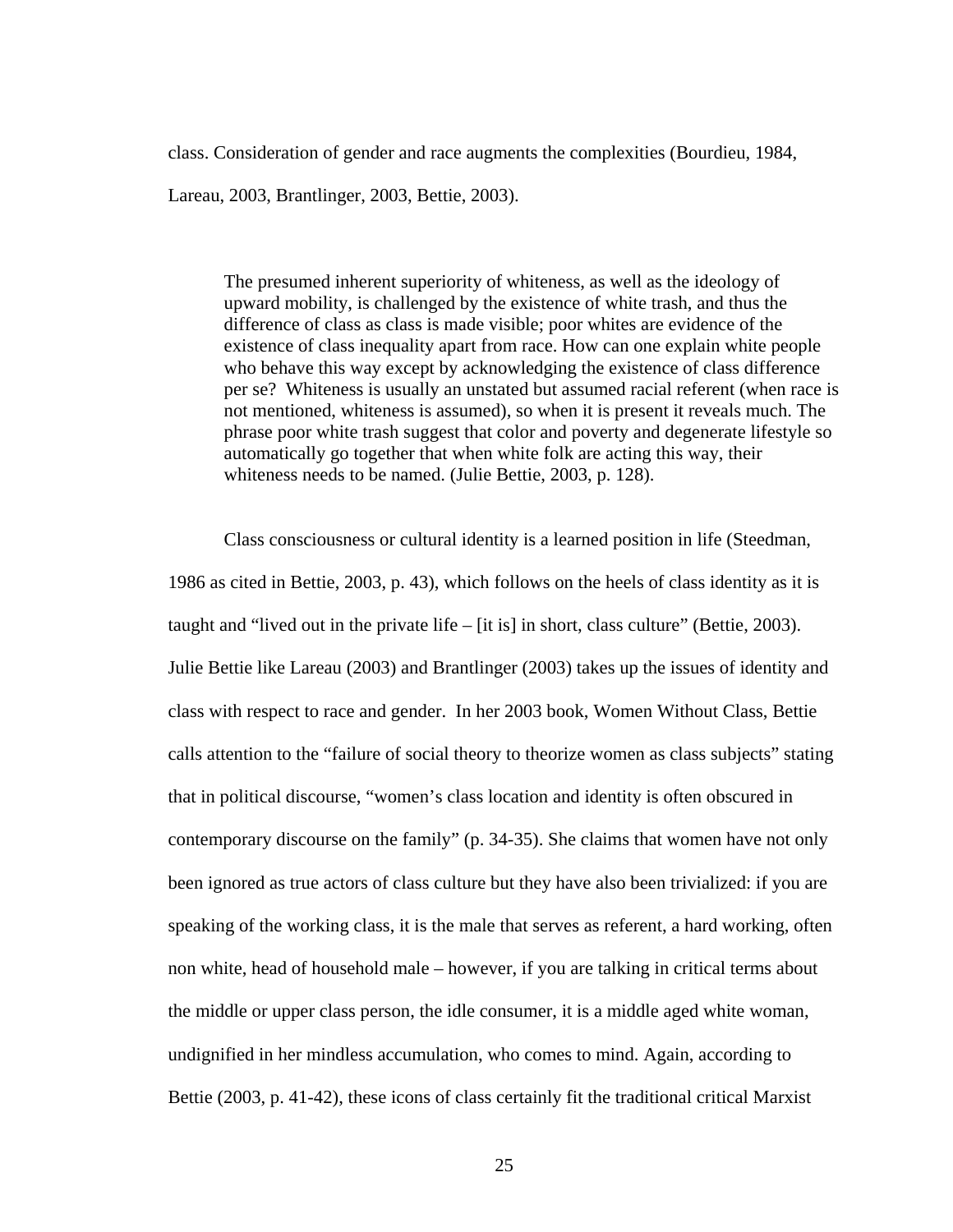class. Consideration of gender and race augments the complexities (Bourdieu, 1984, Lareau, 2003, Brantlinger, 2003, Bettie, 2003).

> The presumed inherent superiority of whiteness, as well as the ideology of upward mobility, is challenged by the existence of white trash, and thus the difference of class as class is made visible; poor whites are evidence of the existence of class inequality apart from race. How can one explain white people who behave this way except by acknowledging the existence of class difference per se? Whiteness is usually an unstated but assumed racial referent (when race is not mentioned, whiteness is assumed), so when it is present it reveals much. The phrase poor white trash suggest that color and poverty and degenerate lifestyle so automatically go together that when white folk are acting this way, their whiteness needs to be named. (Julie Bettie, 2003, p. 128).

Class consciousness or cultural identity is a learned position in life (Steedman, 1986 as cited in Bettie, 2003, p. 43), which follows on the heels of class identity as it is taught and "lived out in the private life – [it is] in short, class culture" (Bettie, 2003). Julie Bettie like Lareau (2003) and Brantlinger (2003) takes up the issues of identity and class with respect to race and gender. In her 2003 book, Women Without Class, Bettie calls attention to the "failure of social theory to theorize women as class subjects" stating that in political discourse, "women's class location and identity is often obscured in contemporary discourse on the family" (p. 34-35). She claims that women have not only been ignored as true actors of class culture but they have also been trivialized: if you are speaking of the working class, it is the male that serves as referent, a hard working, often non white, head of household male – however, if you are talking in critical terms about the middle or upper class person, the idle consumer, it is a middle aged white woman, undignified in her mindless accumulation, who comes to mind. Again, according to Bettie (2003, p. 41-42), these icons of class certainly fit the traditional critical Marxist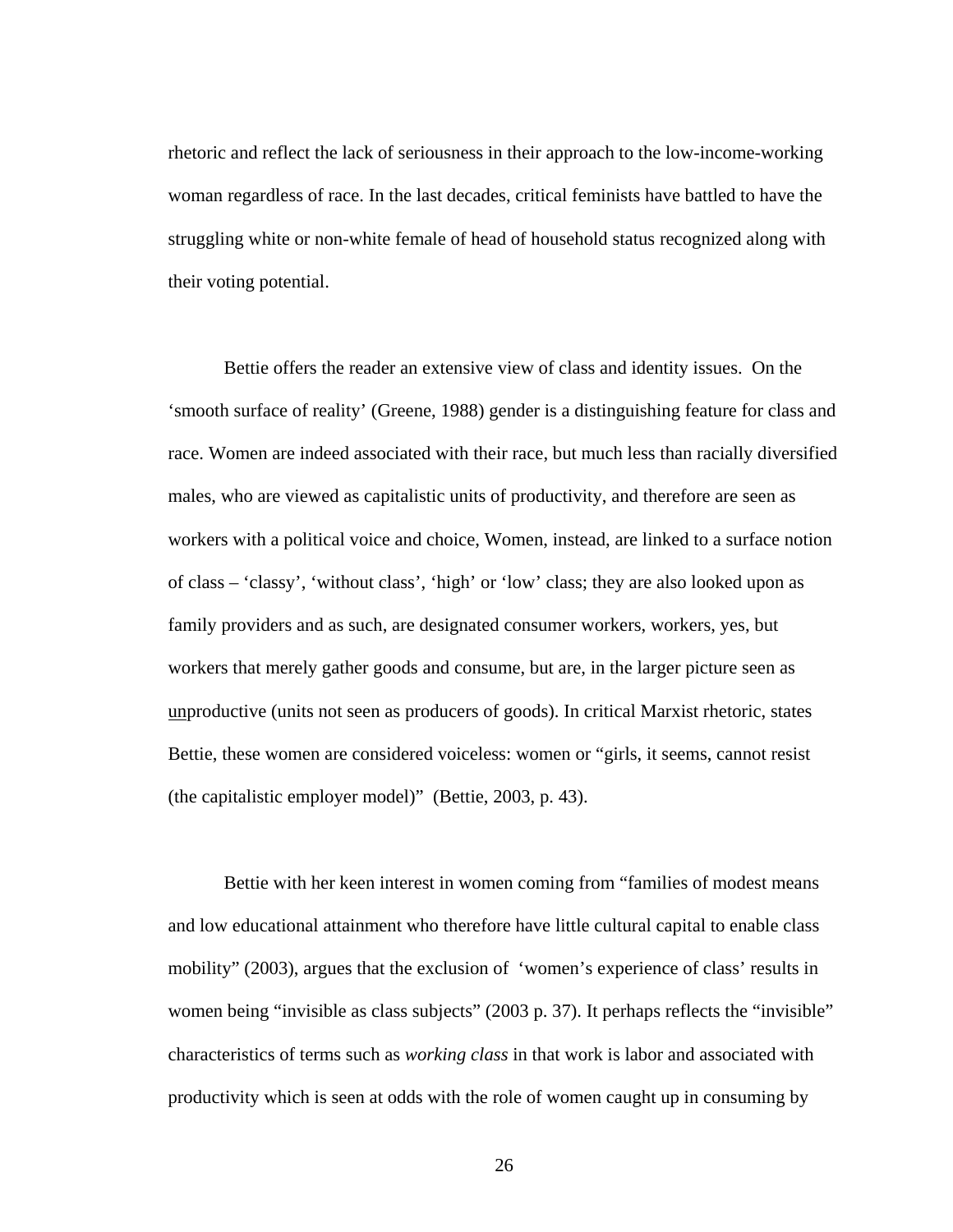rhetoric and reflect the lack of seriousness in their approach to the low-income-working woman regardless of race. In the last decades, critical feminists have battled to have the struggling white or non-white female of head of household status recognized along with their voting potential.

Bettie offers the reader an extensive view of class and identity issues. On the ‘smooth surface of reality’ (Greene, 1988) gender is a distinguishing feature for class and race. Women are indeed associated with their race, but much less than racially diversified males, who are viewed as capitalistic units of productivity, and therefore are seen as workers with a political voice and choice, Women, instead, are linked to a surface notion of class – ‘classy’, ‘without class’, ‘high’ or ‘low’ class; they are also looked upon as family providers and as such, are designated consumer workers, workers, yes, but workers that merely gather goods and consume, but are, in the larger picture seen as <u>un</u>productive (units not seen as producers of goods). In critical Marxist rhetoric, states Bettie, these women are considered voiceless: women or “girls, it seems, cannot resist (the capitalistic employer model)” (Bettie, 2003, p. 43).

Bettie with her keen interest in women coming from “families of modest means and low educational attainment who therefore have little cultural capital to enable class mobility” (2003), argues that the exclusion of ‘women’s experience of class’ results in women being “invisible as class subjects” (2003 p. 37). It perhaps reflects the “invisible” characteristics of terms such as *working class* in that work is labor and associated with productivity which is seen at odds with the role of women caught up in consuming by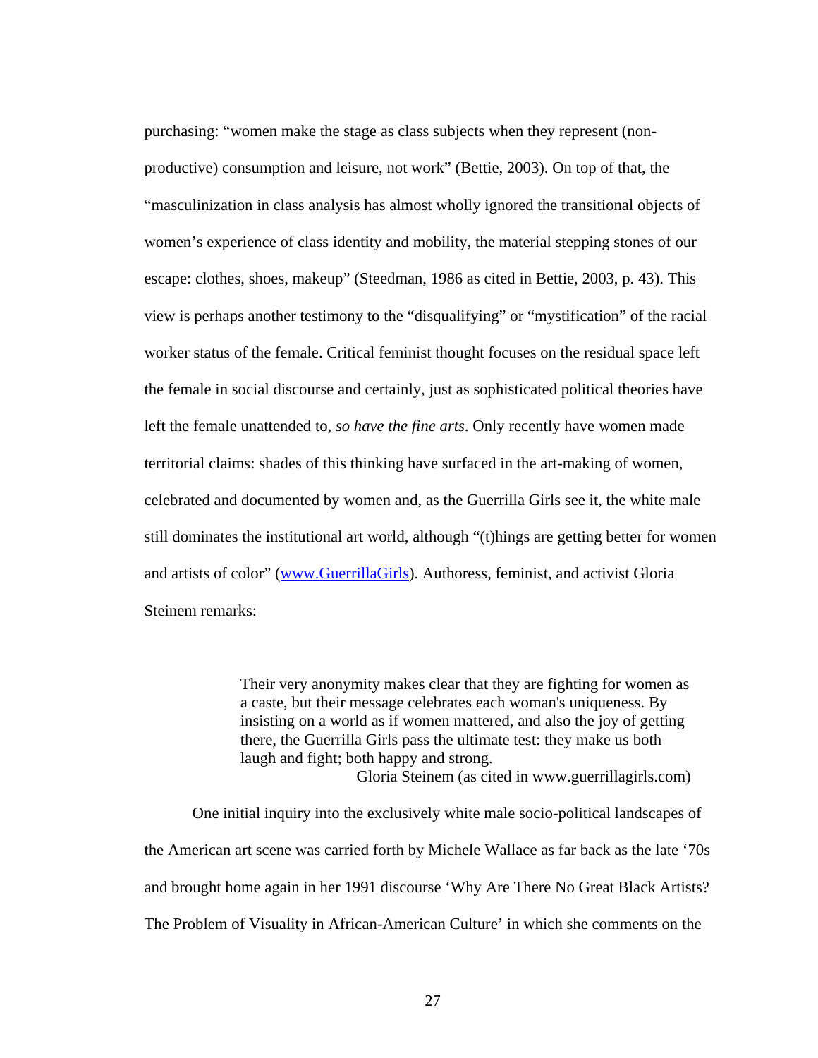purchasing: "women make the stage as class subjects when they represent (non-productive) consumption and leisure, not work" (Bettie, 2003). On top of that, the "masculinization in class analysis has almost wholly ignored the transitional objects of women's experience of class identity and mobility, the material stepping stones of our escape: clothes, shoes, makeup" (Steedman, 1986 as cited in Bettie, 2003, p. 43). This view is perhaps another testimony to the "disqualifying" or "mystification" of the racial worker status of the female. Critical feminist thought focuses on the residual space left the female in social discourse and certainly, just as sophisticated political theories have left the female unattended to, *so have the fine arts*. Only recently have women made territorial claims: shades of this thinking have surfaced in the art-making of women, celebrated and documented by women and, as the Guerrilla Girls see it, the white male still dominates the institutional art world, although "(t)hings are getting better for women and artists of color" (www.GuerrillaGirls). Authoress, feminist, and activist Gloria Steinem remarks:

> Their very anonymity makes clear that they are fighting for women as a caste, but their message celebrates each woman's uniqueness. By insisting on a world as if women mattered, and also the joy of getting there, the Guerrilla Girls pass the ultimate test: they make us both laugh and fight; both happy and strong.
>
> Gloria Steinem (as cited in www.guerrillagirls.com)

One initial inquiry into the exclusively white male socio-political landscapes of the American art scene was carried forth by Michele Wallace as far back as the late '70s and brought home again in her 1991 discourse 'Why Are There No Great Black Artists? The Problem of Visuality in African-American Culture' in which she comments on the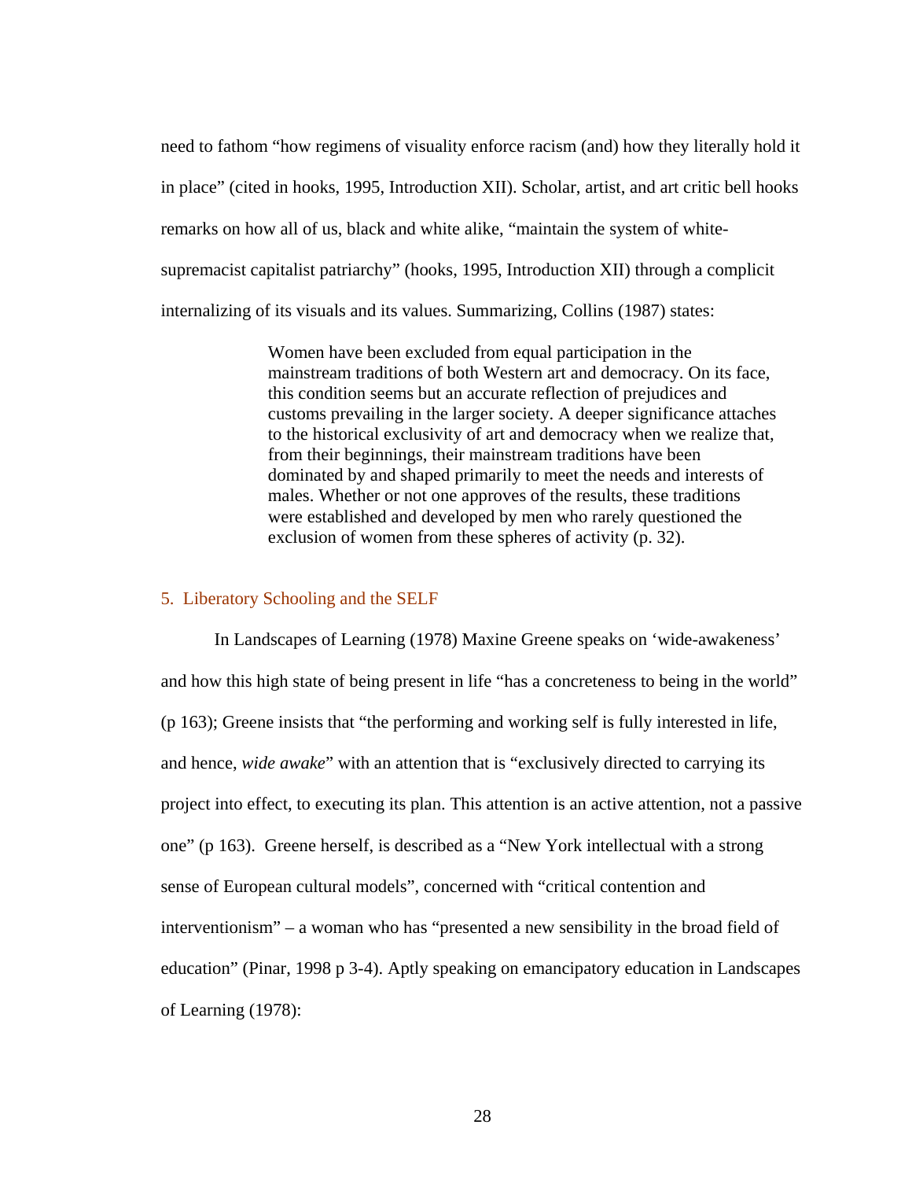need to fathom "how regimens of visuality enforce racism (and) how they literally hold it in place" (cited in hooks, 1995, Introduction XII). Scholar, artist, and art critic bell hooks remarks on how all of us, black and white alike, "maintain the system of white-supremacist capitalist patriarchy" (hooks, 1995, Introduction XII) through a complicit internalizing of its visuals and its values. Summarizing, Collins (1987) states:

> Women have been excluded from equal participation in the mainstream traditions of both Western art and democracy. On its face, this condition seems but an accurate reflection of prejudices and customs prevailing in the larger society. A deeper significance attaches to the historical exclusivity of art and democracy when we realize that, from their beginnings, their mainstream traditions have been dominated by and shaped primarily to meet the needs and interests of males. Whether or not one approves of the results, these traditions were established and developed by men who rarely questioned the exclusion of women from these spheres of activity (p. 32).

## 5. Liberatory Schooling and the SELF

In Landscapes of Learning (1978) Maxine Greene speaks on 'wide-awakeness' and how this high state of being present in life "has a concreteness to being in the world" (p 163); Greene insists that "the performing and working self is fully interested in life, and hence, *wide awake*" with an attention that is "exclusively directed to carrying its project into effect, to executing its plan. This attention is an active attention, not a passive one" (p 163). Greene herself, is described as a "New York intellectual with a strong sense of European cultural models", concerned with "critical contention and interventionism" – a woman who has "presented a new sensibility in the broad field of education" (Pinar, 1998 p 3-4). Aptly speaking on emancipatory education in Landscapes of Learning (1978):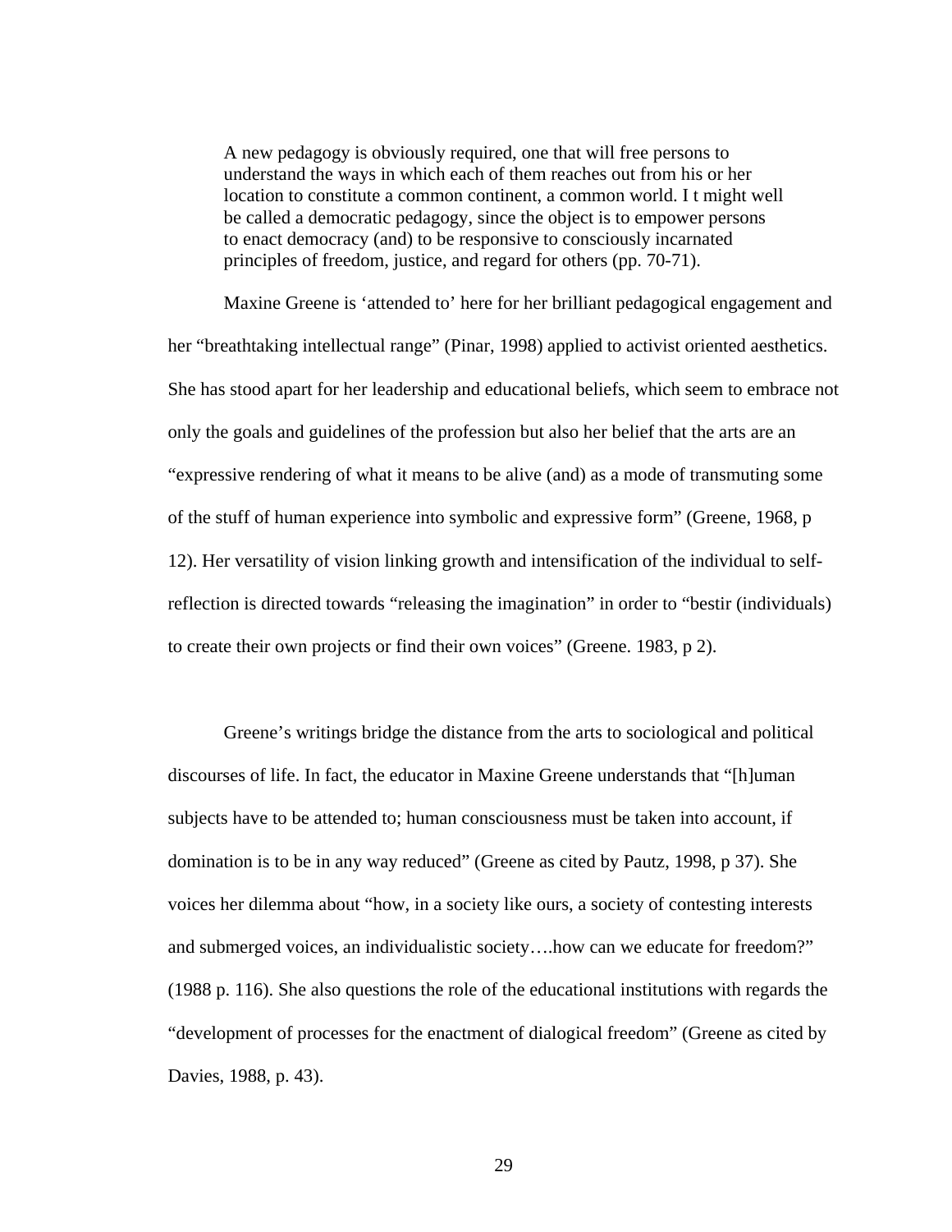> A new pedagogy is obviously required, one that will free persons to understand the ways in which each of them reaches out from his or her location to constitute a common continent, a common world. I t might well be called a democratic pedagogy, since the object is to empower persons to enact democracy (and) to be responsive to consciously incarnated principles of freedom, justice, and regard for others (pp. 70-71).

Maxine Greene is 'attended to' here for her brilliant pedagogical engagement and her "breathtaking intellectual range" (Pinar, 1998) applied to activist oriented aesthetics. She has stood apart for her leadership and educational beliefs, which seem to embrace not only the goals and guidelines of the profession but also her belief that the arts are an "expressive rendering of what it means to be alive (and) as a mode of transmuting some of the stuff of human experience into symbolic and expressive form" (Greene, 1968, p 12). Her versatility of vision linking growth and intensification of the individual to self-reflection is directed towards "releasing the imagination" in order to "bestir (individuals) to create their own projects or find their own voices" (Greene. 1983, p 2).

Greene's writings bridge the distance from the arts to sociological and political discourses of life. In fact, the educator in Maxine Greene understands that "[h]uman subjects have to be attended to; human consciousness must be taken into account, if domination is to be in any way reduced" (Greene as cited by Pautz, 1998, p 37). She voices her dilemma about "how, in a society like ours, a society of contesting interests and submerged voices, an individualistic society….how can we educate for freedom?" (1988 p. 116). She also questions the role of the educational institutions with regards the "development of processes for the enactment of dialogical freedom" (Greene as cited by Davies, 1988, p. 43).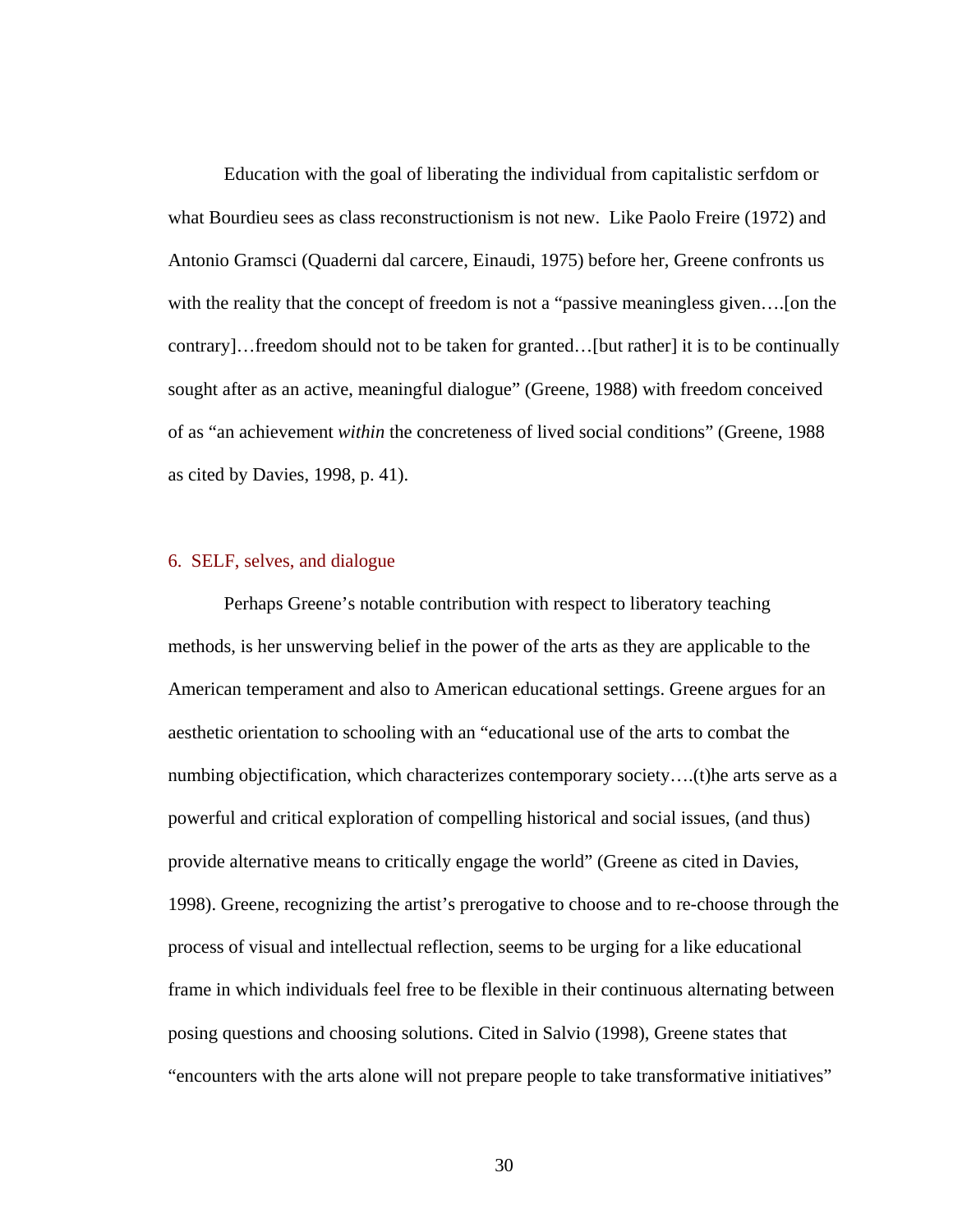Education with the goal of liberating the individual from capitalistic serfdom or what Bourdieu sees as class reconstructionism is not new. Like Paolo Freire (1972) and Antonio Gramsci (Quaderni dal carcere, Einaudi, 1975) before her, Greene confronts us with the reality that the concept of freedom is not a "passive meaningless given….[on the contrary]…freedom should not to be taken for granted…[but rather] it is to be continually sought after as an active, meaningful dialogue" (Greene, 1988) with freedom conceived of as "an achievement *within* the concreteness of lived social conditions" (Greene, 1988 as cited by Davies, 1998, p. 41).

## 6. SELF, selves, and dialogue

Perhaps Greene's notable contribution with respect to liberatory teaching methods, is her unswerving belief in the power of the arts as they are applicable to the American temperament and also to American educational settings. Greene argues for an aesthetic orientation to schooling with an "educational use of the arts to combat the numbing objectification, which characterizes contemporary society….(t)he arts serve as a powerful and critical exploration of compelling historical and social issues, (and thus) provide alternative means to critically engage the world" (Greene as cited in Davies, 1998). Greene, recognizing the artist's prerogative to choose and to re-choose through the process of visual and intellectual reflection, seems to be urging for a like educational frame in which individuals feel free to be flexible in their continuous alternating between posing questions and choosing solutions. Cited in Salvio (1998), Greene states that "encounters with the arts alone will not prepare people to take transformative initiatives"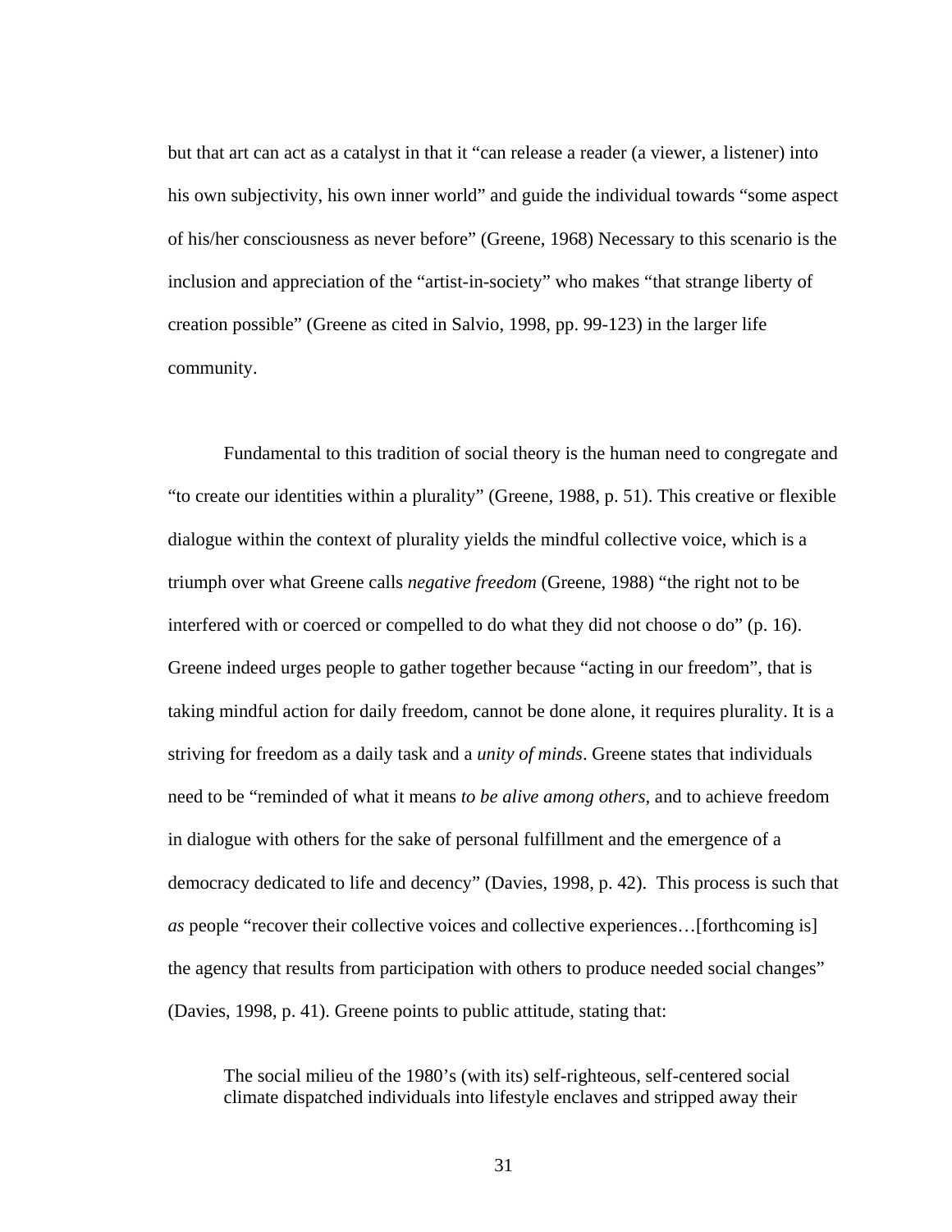but that art can act as a catalyst in that it "can release a reader (a viewer, a listener) into his own subjectivity, his own inner world" and guide the individual towards "some aspect of his/her consciousness as never before" (Greene, 1968) Necessary to this scenario is the inclusion and appreciation of the "artist-in-society" who makes "that strange liberty of creation possible" (Greene as cited in Salvio, 1998, pp. 99-123) in the larger life community.

Fundamental to this tradition of social theory is the human need to congregate and "to create our identities within a plurality" (Greene, 1988, p. 51). This creative or flexible dialogue within the context of plurality yields the mindful collective voice, which is a triumph over what Greene calls *negative freedom* (Greene, 1988) "the right not to be interfered with or coerced or compelled to do what they did not choose o do" (p. 16). Greene indeed urges people to gather together because "acting in our freedom", that is taking mindful action for daily freedom, cannot be done alone, it requires plurality. It is a striving for freedom as a daily task and a *unity of minds*. Greene states that individuals need to be "reminded of what it means *to be alive among others*, and to achieve freedom in dialogue with others for the sake of personal fulfillment and the emergence of a democracy dedicated to life and decency" (Davies, 1998, p. 42). This process is such that *as* people "recover their collective voices and collective experiences…[forthcoming is] the agency that results from participation with others to produce needed social changes" (Davies, 1998, p. 41). Greene points to public attitude, stating that:

> The social milieu of the 1980's (with its) self-righteous, self-centered social climate dispatched individuals into lifestyle enclaves and stripped away their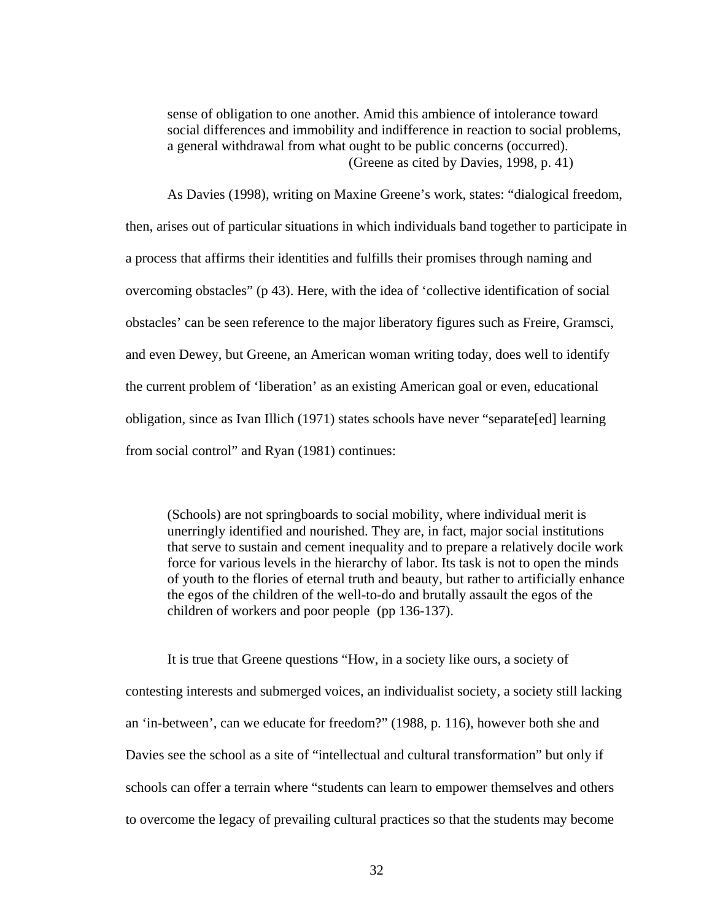> sense of obligation to one another. Amid this ambience of intolerance toward social differences and immobility and indifference in reaction to social problems, a general withdrawal from what ought to be public concerns (occurred).
> (Greene as cited by Davies, 1998, p. 41)

As Davies (1998), writing on Maxine Greene's work, states: "dialogical freedom, then, arises out of particular situations in which individuals band together to participate in a process that affirms their identities and fulfills their promises through naming and overcoming obstacles" (p 43). Here, with the idea of 'collective identification of social obstacles' can be seen reference to the major liberatory figures such as Freire, Gramsci, and even Dewey, but Greene, an American woman writing today, does well to identify the current problem of 'liberation' as an existing American goal or even, educational obligation, since as Ivan Illich (1971) states schools have never "separate[ed] learning from social control" and Ryan (1981) continues:

> (Schools) are not springboards to social mobility, where individual merit is unerringly identified and nourished. They are, in fact, major social institutions that serve to sustain and cement inequality and to prepare a relatively docile work force for various levels in the hierarchy of labor. Its task is not to open the minds of youth to the flories of eternal truth and beauty, but rather to artificially enhance the egos of the children of the well-to-do and brutally assault the egos of the children of workers and poor people (pp 136-137).

It is true that Greene questions "How, in a society like ours, a society of contesting interests and submerged voices, an individualist society, a society still lacking an 'in-between', can we educate for freedom?" (1988, p. 116), however both she and Davies see the school as a site of "intellectual and cultural transformation" but only if schools can offer a terrain where "students can learn to empower themselves and others to overcome the legacy of prevailing cultural practices so that the students may become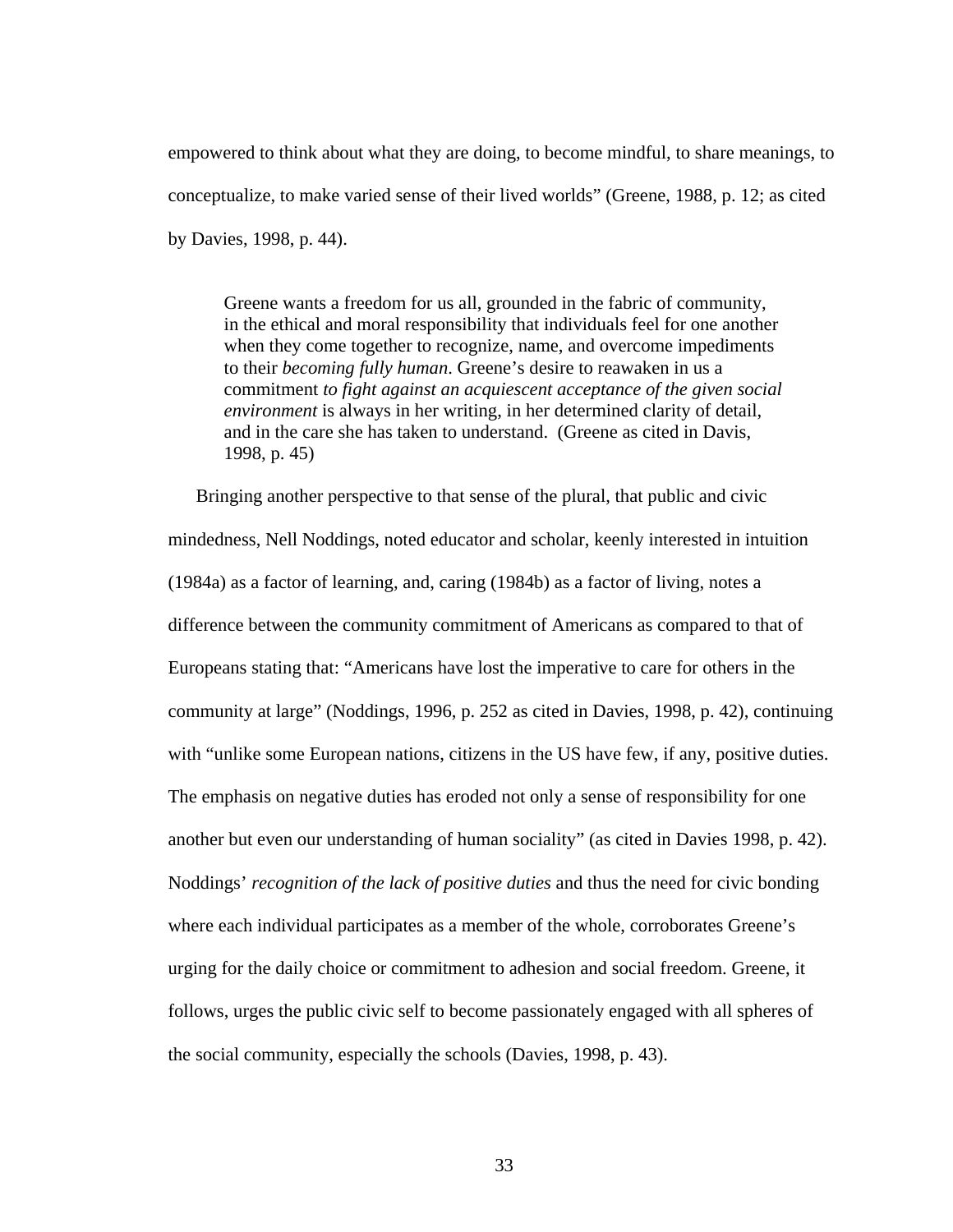empowered to think about what they are doing, to become mindful, to share meanings, to conceptualize, to make varied sense of their lived worlds" (Greene, 1988, p. 12; as cited by Davies, 1998, p. 44).

> Greene wants a freedom for us all, grounded in the fabric of community, in the ethical and moral responsibility that individuals feel for one another when they come together to recognize, name, and overcome impediments to their *becoming fully human*. Greene's desire to reawaken in us a commitment *to fight against an acquiescent acceptance of the given social environment* is always in her writing, in her determined clarity of detail, and in the care she has taken to understand. (Greene as cited in Davis, 1998, p. 45)

Bringing another perspective to that sense of the plural, that public and civic mindedness, Nell Noddings, noted educator and scholar, keenly interested in intuition (1984a) as a factor of learning, and, caring (1984b) as a factor of living, notes a difference between the community commitment of Americans as compared to that of Europeans stating that: "Americans have lost the imperative to care for others in the community at large" (Noddings, 1996, p. 252 as cited in Davies, 1998, p. 42), continuing with "unlike some European nations, citizens in the US have few, if any, positive duties. The emphasis on negative duties has eroded not only a sense of responsibility for one another but even our understanding of human sociality" (as cited in Davies 1998, p. 42). Noddings' *recognition of the lack of positive duties* and thus the need for civic bonding where each individual participates as a member of the whole, corroborates Greene's urging for the daily choice or commitment to adhesion and social freedom. Greene, it follows, urges the public civic self to become passionately engaged with all spheres of the social community, especially the schools (Davies, 1998, p. 43).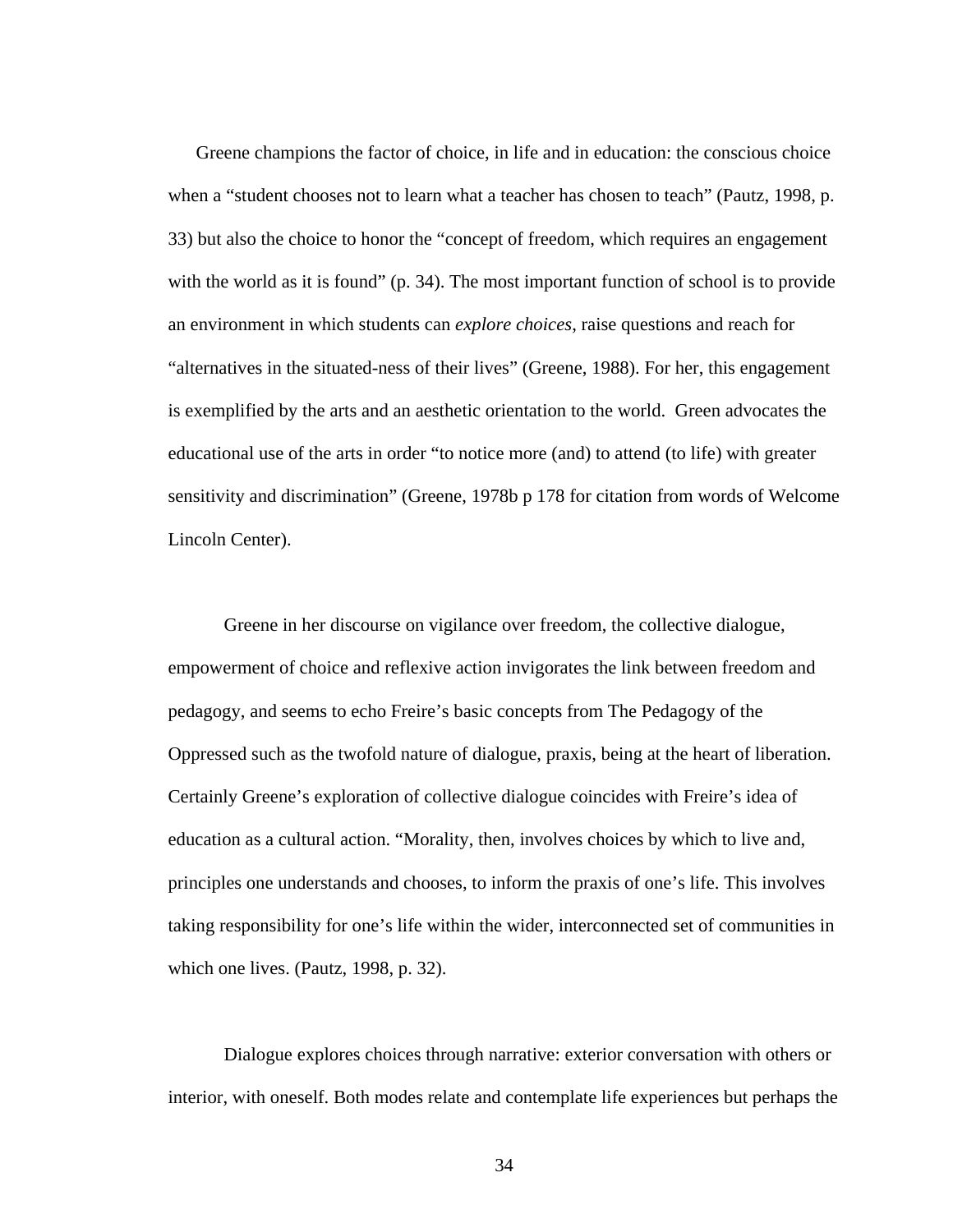Greene champions the factor of choice, in life and in education: the conscious choice when a "student chooses not to learn what a teacher has chosen to teach" (Pautz, 1998, p. 33) but also the choice to honor the "concept of freedom, which requires an engagement with the world as it is found" (p. 34). The most important function of school is to provide an environment in which students can *explore choices*, raise questions and reach for "alternatives in the situated-ness of their lives" (Greene, 1988). For her, this engagement is exemplified by the arts and an aesthetic orientation to the world. Green advocates the educational use of the arts in order "to notice more (and) to attend (to life) with greater sensitivity and discrimination" (Greene, 1978b p 178 for citation from words of Welcome Lincoln Center).

Greene in her discourse on vigilance over freedom, the collective dialogue, empowerment of choice and reflexive action invigorates the link between freedom and pedagogy, and seems to echo Freire's basic concepts from The Pedagogy of the Oppressed such as the twofold nature of dialogue, praxis, being at the heart of liberation. Certainly Greene's exploration of collective dialogue coincides with Freire's idea of education as a cultural action. "Morality, then, involves choices by which to live and, principles one understands and chooses, to inform the praxis of one's life. This involves taking responsibility for one's life within the wider, interconnected set of communities in which one lives. (Pautz, 1998, p. 32).

Dialogue explores choices through narrative: exterior conversation with others or interior, with oneself. Both modes relate and contemplate life experiences but perhaps the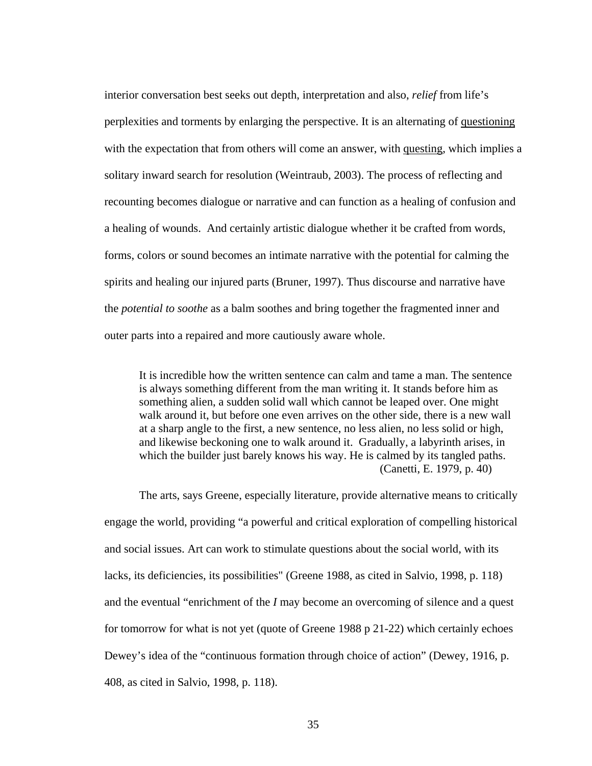interior conversation best seeks out depth, interpretation and also, *relief* from life's perplexities and torments by enlarging the perspective. It is an alternating of <u>questioning</u> with the expectation that from others will come an answer, with <u>questing</u>, which implies a solitary inward search for resolution (Weintraub, 2003). The process of reflecting and recounting becomes dialogue or narrative and can function as a healing of confusion and a healing of wounds. And certainly artistic dialogue whether it be crafted from words, forms, colors or sound becomes an intimate narrative with the potential for calming the spirits and healing our injured parts (Bruner, 1997). Thus discourse and narrative have the *potential to soothe* as a balm soothes and bring together the fragmented inner and outer parts into a repaired and more cautiously aware whole.

> It is incredible how the written sentence can calm and tame a man. The sentence is always something different from the man writing it. It stands before him as something alien, a sudden solid wall which cannot be leaped over. One might walk around it, but before one even arrives on the other side, there is a new wall at a sharp angle to the first, a new sentence, no less alien, no less solid or high, and likewise beckoning one to walk around it. Gradually, a labyrinth arises, in which the builder just barely knows his way. He is calmed by its tangled paths.
> (Canetti, E. 1979, p. 40)

The arts, says Greene, especially literature, provide alternative means to critically engage the world, providing "a powerful and critical exploration of compelling historical and social issues. Art can work to stimulate questions about the social world, with its lacks, its deficiencies, its possibilities" (Greene 1988, as cited in Salvio, 1998, p. 118) and the eventual "enrichment of the *I* may become an overcoming of silence and a quest for tomorrow for what is not yet (quote of Greene 1988 p 21-22) which certainly echoes Dewey's idea of the "continuous formation through choice of action" (Dewey, 1916, p. 408, as cited in Salvio, 1998, p. 118).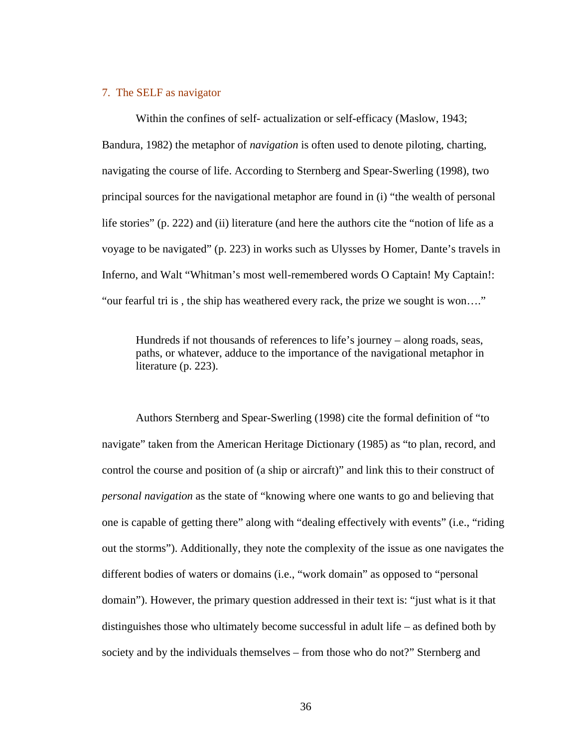## 7. The SELF as navigator

Within the confines of self- actualization or self-efficacy (Maslow, 1943; Bandura, 1982) the metaphor of *navigation* is often used to denote piloting, charting, navigating the course of life. According to Sternberg and Spear-Swerling (1998), two principal sources for the navigational metaphor are found in (i) "the wealth of personal life stories" (p. 222) and (ii) literature (and here the authors cite the "notion of life as a voyage to be navigated" (p. 223) in works such as Ulysses by Homer, Dante's travels in Inferno, and Walt "Whitman's most well-remembered words O Captain! My Captain!: "our fearful tri is , the ship has weathered every rack, the prize we sought is won…."

> Hundreds if not thousands of references to life's journey – along roads, seas, paths, or whatever, adduce to the importance of the navigational metaphor in literature (p. 223).

Authors Sternberg and Spear-Swerling (1998) cite the formal definition of "to navigate" taken from the American Heritage Dictionary (1985) as "to plan, record, and control the course and position of (a ship or aircraft)" and link this to their construct of *personal navigation* as the state of "knowing where one wants to go and believing that one is capable of getting there" along with "dealing effectively with events" (i.e., "riding out the storms"). Additionally, they note the complexity of the issue as one navigates the different bodies of waters or domains (i.e., "work domain" as opposed to "personal domain"). However, the primary question addressed in their text is: "just what is it that distinguishes those who ultimately become successful in adult life – as defined both by society and by the individuals themselves – from those who do not?" Sternberg and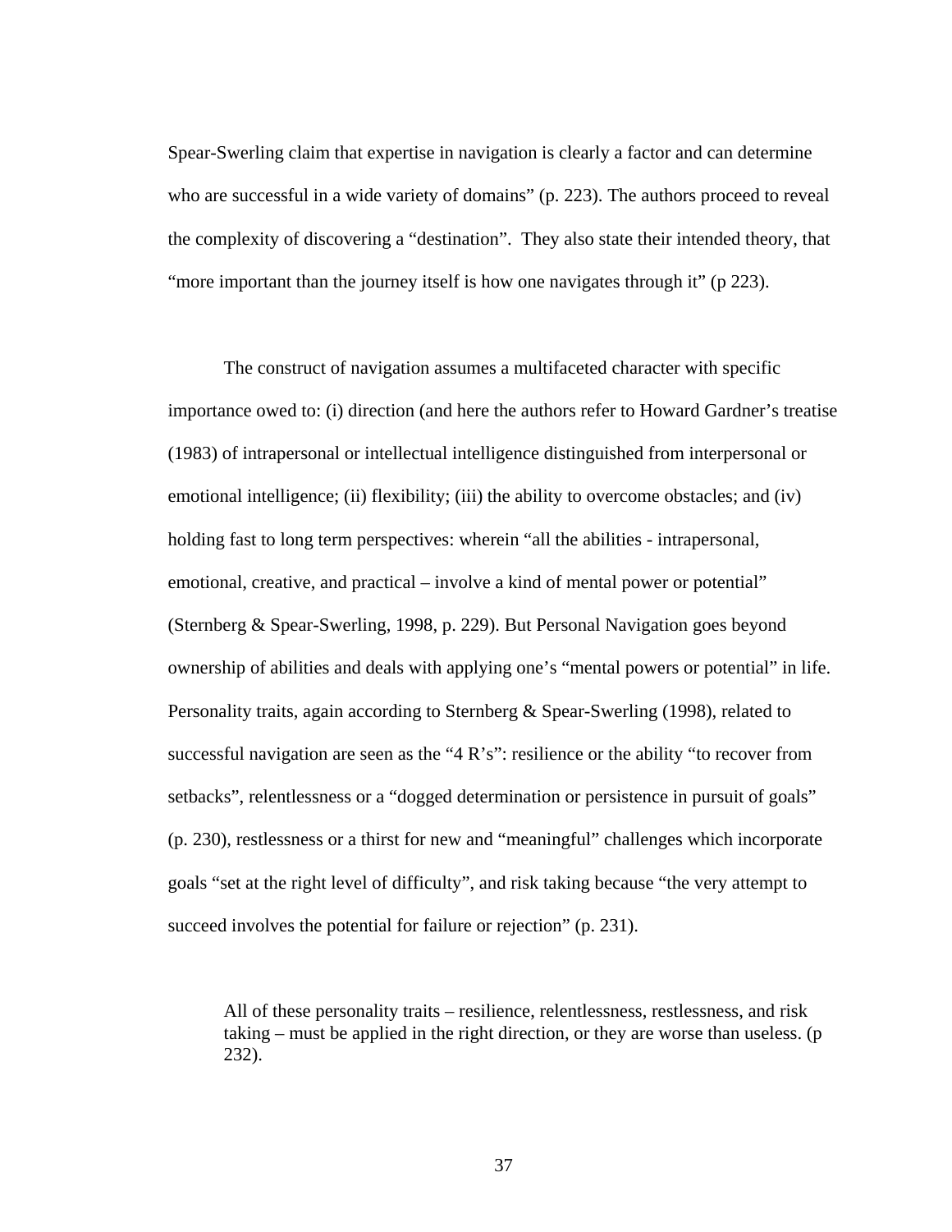Spear-Swerling claim that expertise in navigation is clearly a factor and can determine who are successful in a wide variety of domains" (p. 223). The authors proceed to reveal the complexity of discovering a "destination". They also state their intended theory, that "more important than the journey itself is how one navigates through it" (p 223).

The construct of navigation assumes a multifaceted character with specific importance owed to: (i) direction (and here the authors refer to Howard Gardner's treatise (1983) of intrapersonal or intellectual intelligence distinguished from interpersonal or emotional intelligence; (ii) flexibility; (iii) the ability to overcome obstacles; and (iv) holding fast to long term perspectives: wherein "all the abilities - intrapersonal, emotional, creative, and practical – involve a kind of mental power or potential" (Sternberg & Spear-Swerling, 1998, p. 229). But Personal Navigation goes beyond ownership of abilities and deals with applying one's "mental powers or potential" in life. Personality traits, again according to Sternberg & Spear-Swerling (1998), related to successful navigation are seen as the "4 R's": resilience or the ability "to recover from setbacks", relentlessness or a "dogged determination or persistence in pursuit of goals" (p. 230), restlessness or a thirst for new and "meaningful" challenges which incorporate goals "set at the right level of difficulty", and risk taking because "the very attempt to succeed involves the potential for failure or rejection" (p. 231).

> All of these personality traits – resilience, relentlessness, restlessness, and risk taking – must be applied in the right direction, or they are worse than useless. (p 232).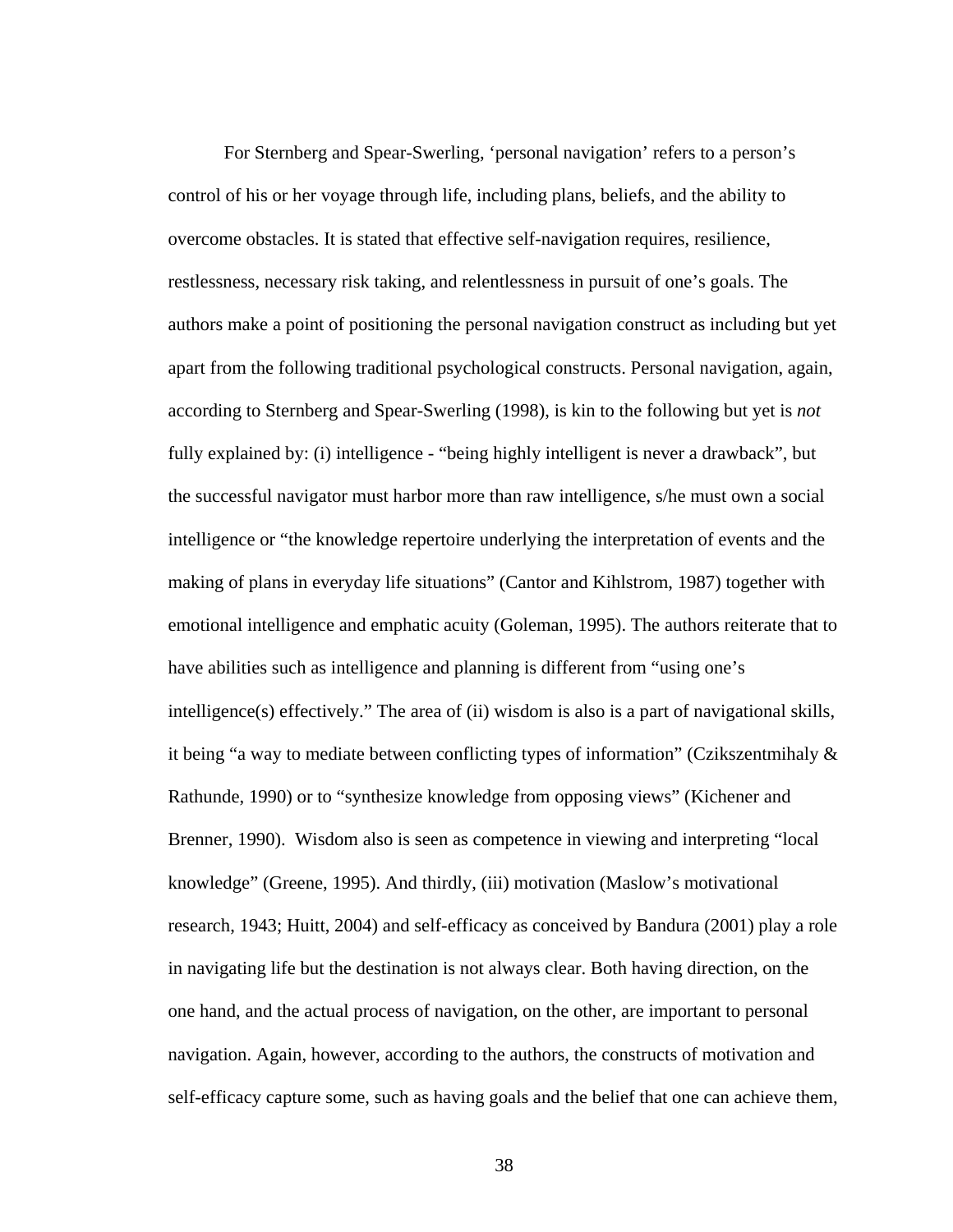For Sternberg and Spear-Swerling, 'personal navigation' refers to a person's control of his or her voyage through life, including plans, beliefs, and the ability to overcome obstacles. It is stated that effective self-navigation requires, resilience, restlessness, necessary risk taking, and relentlessness in pursuit of one's goals. The authors make a point of positioning the personal navigation construct as including but yet apart from the following traditional psychological constructs. Personal navigation, again, according to Sternberg and Spear-Swerling (1998), is kin to the following but yet is *not* fully explained by: (i) intelligence - "being highly intelligent is never a drawback", but the successful navigator must harbor more than raw intelligence, s/he must own a social intelligence or "the knowledge repertoire underlying the interpretation of events and the making of plans in everyday life situations" (Cantor and Kihlstrom, 1987) together with emotional intelligence and emphatic acuity (Goleman, 1995). The authors reiterate that to have abilities such as intelligence and planning is different from "using one's intelligence(s) effectively." The area of (ii) wisdom is also is a part of navigational skills, it being "a way to mediate between conflicting types of information" (Czikszentmihaly & Rathunde, 1990) or to "synthesize knowledge from opposing views" (Kichener and Brenner, 1990). Wisdom also is seen as competence in viewing and interpreting "local knowledge" (Greene, 1995). And thirdly, (iii) motivation (Maslow's motivational research, 1943; Huitt, 2004) and self-efficacy as conceived by Bandura (2001) play a role in navigating life but the destination is not always clear. Both having direction, on the one hand, and the actual process of navigation, on the other, are important to personal navigation. Again, however, according to the authors, the constructs of motivation and self-efficacy capture some, such as having goals and the belief that one can achieve them,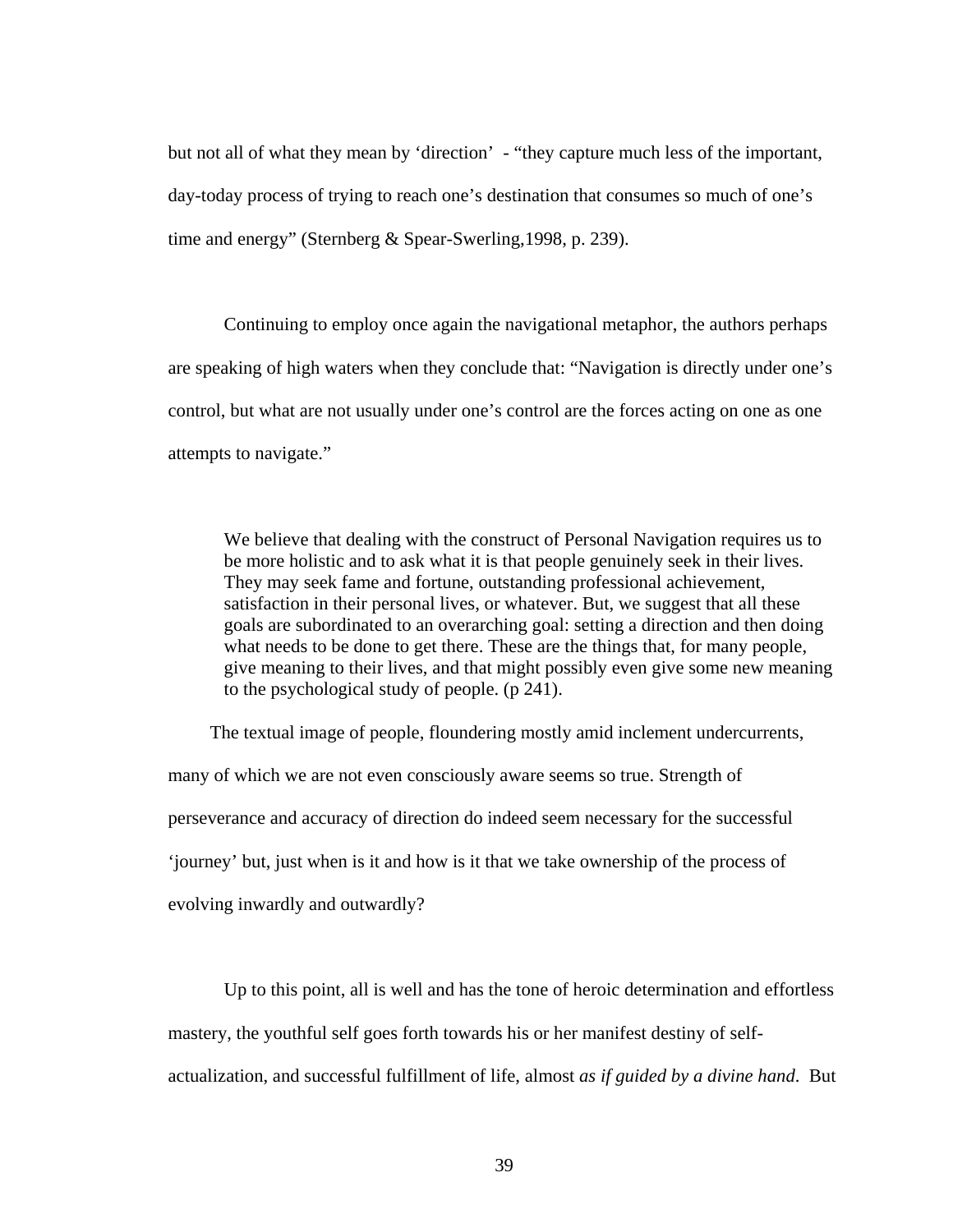but not all of what they mean by 'direction' - "they capture much less of the important, day-today process of trying to reach one's destination that consumes so much of one's time and energy" (Sternberg & Spear-Swerling,1998, p. 239).

Continuing to employ once again the navigational metaphor, the authors perhaps are speaking of high waters when they conclude that: "Navigation is directly under one's control, but what are not usually under one's control are the forces acting on one as one attempts to navigate."

> We believe that dealing with the construct of Personal Navigation requires us to be more holistic and to ask what it is that people genuinely seek in their lives. They may seek fame and fortune, outstanding professional achievement, satisfaction in their personal lives, or whatever. But, we suggest that all these goals are subordinated to an overarching goal: setting a direction and then doing what needs to be done to get there. These are the things that, for many people, give meaning to their lives, and that might possibly even give some new meaning to the psychological study of people. (p 241).

The textual image of people, floundering mostly amid inclement undercurrents, many of which we are not even consciously aware seems so true. Strength of perseverance and accuracy of direction do indeed seem necessary for the successful 'journey' but, just when is it and how is it that we take ownership of the process of evolving inwardly and outwardly?

Up to this point, all is well and has the tone of heroic determination and effortless mastery, the youthful self goes forth towards his or her manifest destiny of self-actualization, and successful fulfillment of life, almost *as if guided by a divine hand*. But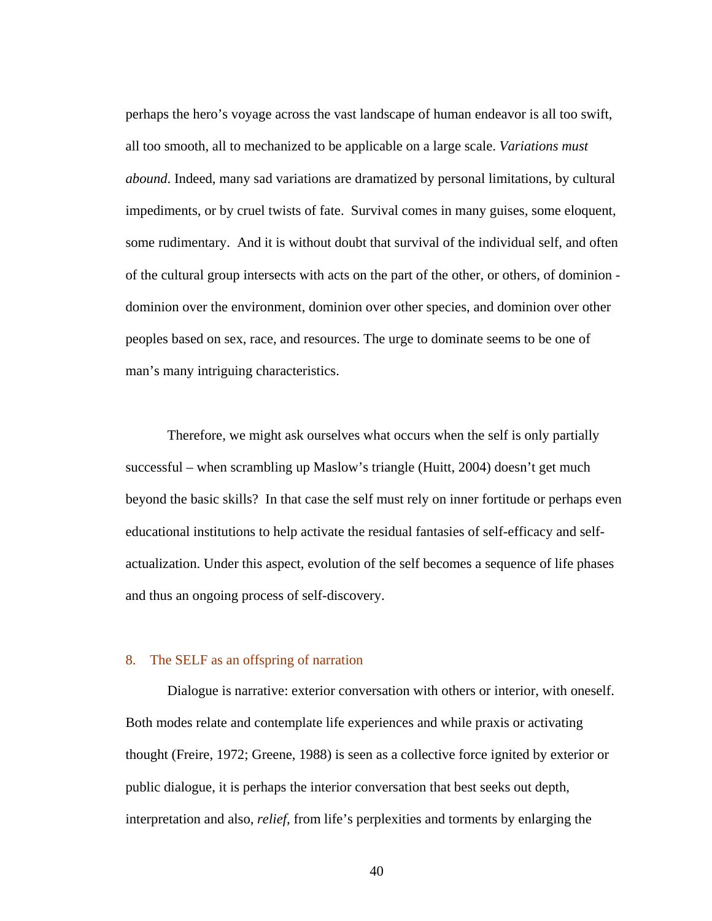perhaps the hero's voyage across the vast landscape of human endeavor is all too swift, all too smooth, all to mechanized to be applicable on a large scale. *Variations must abound*. Indeed, many sad variations are dramatized by personal limitations, by cultural impediments, or by cruel twists of fate. Survival comes in many guises, some eloquent, some rudimentary. And it is without doubt that survival of the individual self, and often of the cultural group intersects with acts on the part of the other, or others, of dominion - dominion over the environment, dominion over other species, and dominion over other peoples based on sex, race, and resources. The urge to dominate seems to be one of man's many intriguing characteristics.

Therefore, we might ask ourselves what occurs when the self is only partially successful – when scrambling up Maslow's triangle (Huitt, 2004) doesn't get much beyond the basic skills? In that case the self must rely on inner fortitude or perhaps even educational institutions to help activate the residual fantasies of self-efficacy and self-actualization. Under this aspect, evolution of the self becomes a sequence of life phases and thus an ongoing process of self-discovery.

## 8. The SELF as an offspring of narration

Dialogue is narrative: exterior conversation with others or interior, with oneself. Both modes relate and contemplate life experiences and while praxis or activating thought (Freire, 1972; Greene, 1988) is seen as a collective force ignited by exterior or public dialogue, it is perhaps the interior conversation that best seeks out depth, interpretation and also, *relief,* from life's perplexities and torments by enlarging the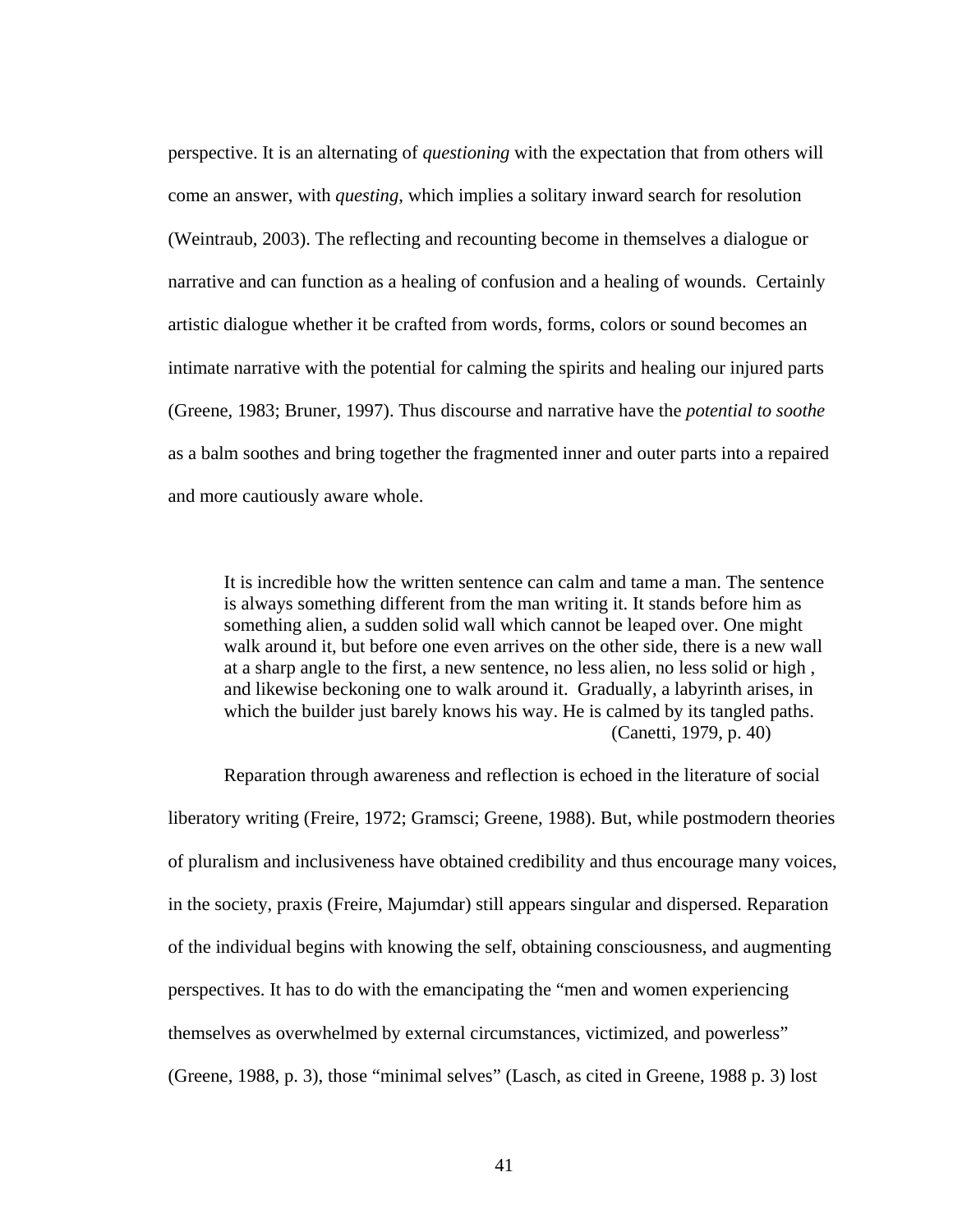perspective. It is an alternating of *questioning* with the expectation that from others will come an answer, with *questing*, which implies a solitary inward search for resolution (Weintraub, 2003). The reflecting and recounting become in themselves a dialogue or narrative and can function as a healing of confusion and a healing of wounds. Certainly artistic dialogue whether it be crafted from words, forms, colors or sound becomes an intimate narrative with the potential for calming the spirits and healing our injured parts (Greene, 1983; Bruner, 1997). Thus discourse and narrative have the *potential to soothe* as a balm soothes and bring together the fragmented inner and outer parts into a repaired and more cautiously aware whole.

> It is incredible how the written sentence can calm and tame a man. The sentence is always something different from the man writing it. It stands before him as something alien, a sudden solid wall which cannot be leaped over. One might walk around it, but before one even arrives on the other side, there is a new wall at a sharp angle to the first, a new sentence, no less alien, no less solid or high , and likewise beckoning one to walk around it. Gradually, a labyrinth arises, in which the builder just barely knows his way. He is calmed by its tangled paths.
> (Canetti, 1979, p. 40)

Reparation through awareness and reflection is echoed in the literature of social liberatory writing (Freire, 1972; Gramsci; Greene, 1988). But, while postmodern theories of pluralism and inclusiveness have obtained credibility and thus encourage many voices, in the society, praxis (Freire, Majumdar) still appears singular and dispersed. Reparation of the individual begins with knowing the self, obtaining consciousness, and augmenting perspectives. It has to do with the emancipating the "men and women experiencing themselves as overwhelmed by external circumstances, victimized, and powerless" (Greene, 1988, p. 3), those "minimal selves" (Lasch, as cited in Greene, 1988 p. 3) lost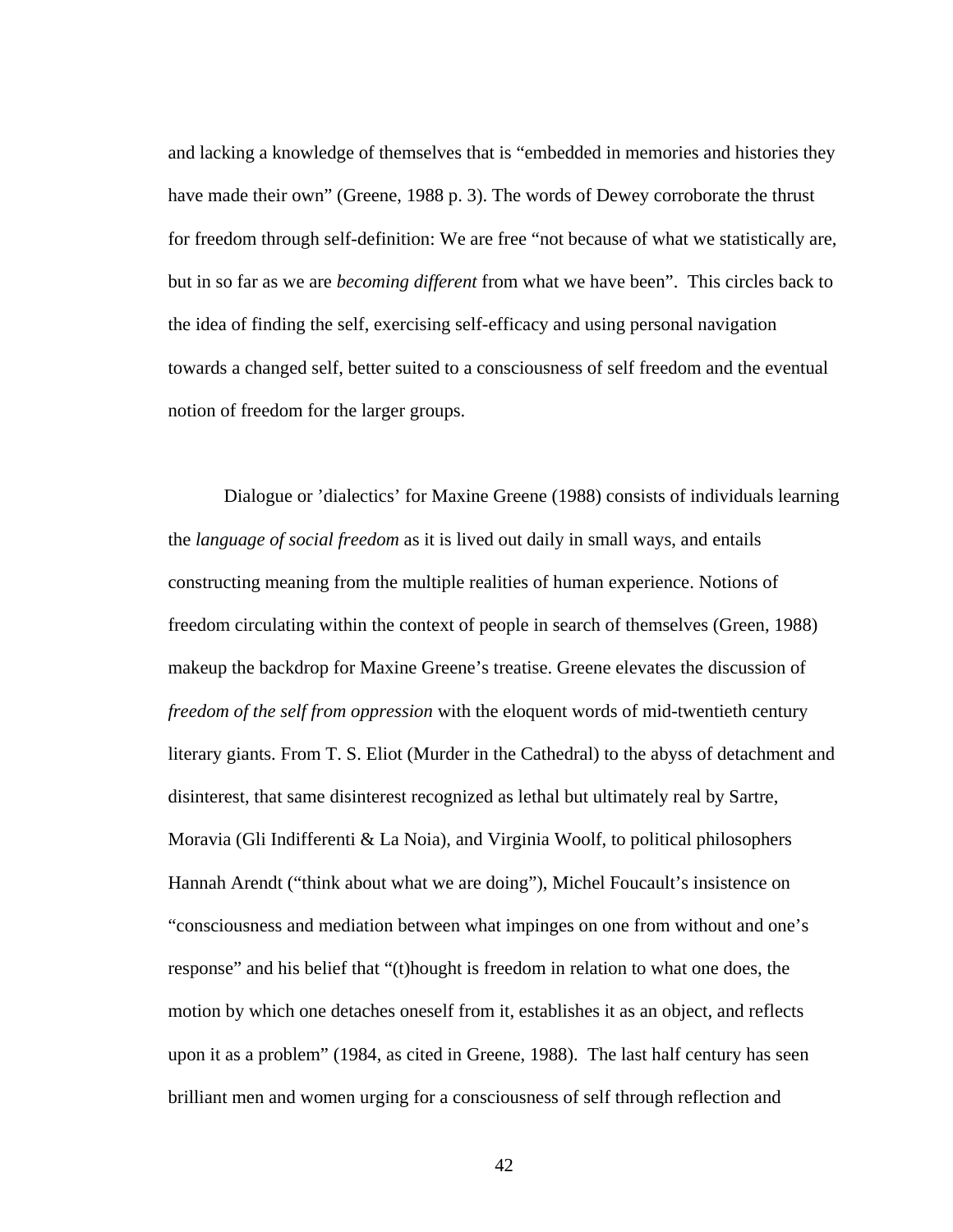and lacking a knowledge of themselves that is "embedded in memories and histories they have made their own" (Greene, 1988 p. 3). The words of Dewey corroborate the thrust for freedom through self-definition: We are free "not because of what we statistically are, but in so far as we are *becoming different* from what we have been". This circles back to the idea of finding the self, exercising self-efficacy and using personal navigation towards a changed self, better suited to a consciousness of self freedom and the eventual notion of freedom for the larger groups.

Dialogue or 'dialectics' for Maxine Greene (1988) consists of individuals learning the *language of social freedom* as it is lived out daily in small ways, and entails constructing meaning from the multiple realities of human experience. Notions of freedom circulating within the context of people in search of themselves (Green, 1988) makeup the backdrop for Maxine Greene's treatise. Greene elevates the discussion of *freedom of the self from oppression* with the eloquent words of mid-twentieth century literary giants. From T. S. Eliot (Murder in the Cathedral) to the abyss of detachment and disinterest, that same disinterest recognized as lethal but ultimately real by Sartre, Moravia (Gli Indifferenti & La Noia), and Virginia Woolf, to political philosophers Hannah Arendt ("think about what we are doing"), Michel Foucault's insistence on "consciousness and mediation between what impinges on one from without and one's response" and his belief that "(t)hought is freedom in relation to what one does, the motion by which one detaches oneself from it, establishes it as an object, and reflects upon it as a problem" (1984, as cited in Greene, 1988). The last half century has seen brilliant men and women urging for a consciousness of self through reflection and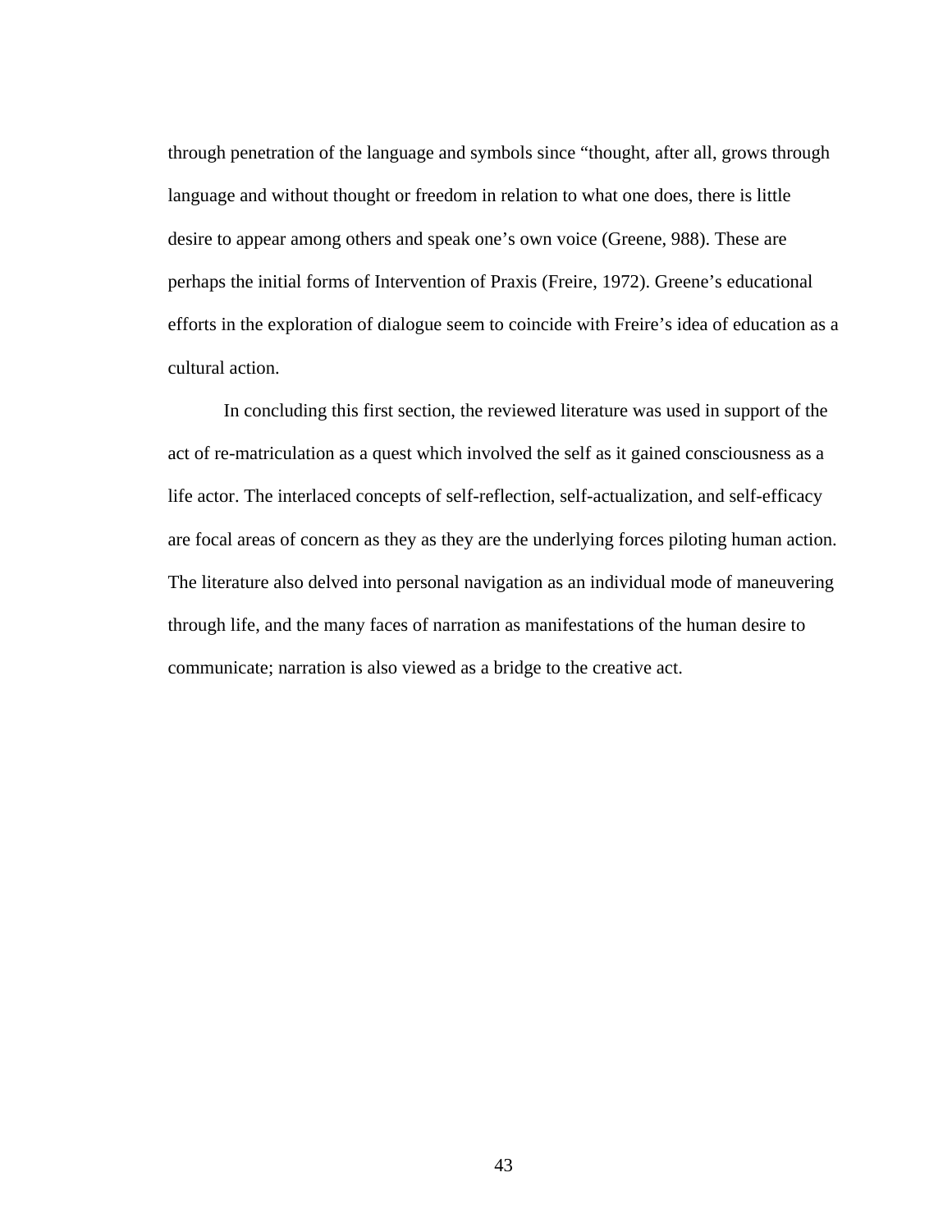through penetration of the language and symbols since “thought, after all, grows through language and without thought or freedom in relation to what one does, there is little desire to appear among others and speak one’s own voice (Greene, 988). These are perhaps the initial forms of Intervention of Praxis (Freire, 1972). Greene’s educational efforts in the exploration of dialogue seem to coincide with Freire’s idea of education as a cultural action.

In concluding this first section, the reviewed literature was used in support of the act of re-matriculation as a quest which involved the self as it gained consciousness as a life actor. The interlaced concepts of self-reflection, self-actualization, and self-efficacy are focal areas of concern as they as they are the underlying forces piloting human action. The literature also delved into personal navigation as an individual mode of maneuvering through life, and the many faces of narration as manifestations of the human desire to communicate; narration is also viewed as a bridge to the creative act.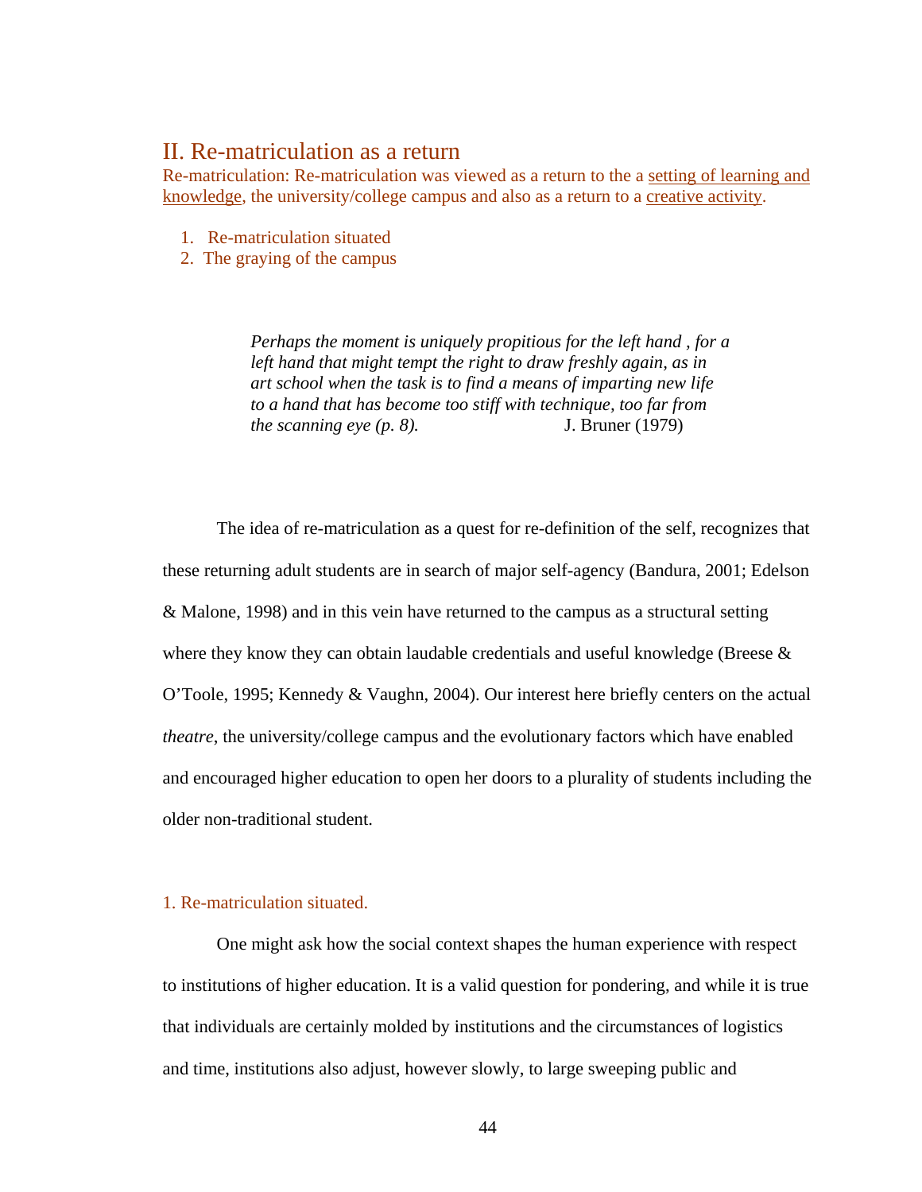## II. Re-matriculation as a return

Re-matriculation: Re-matriculation was viewed as a return to the a setting of learning and knowledge, the university/college campus and also as a return to a creative activity.

1. Re-matriculation situated
2. The graying of the campus

> *Perhaps the moment is uniquely propitious for the left hand , for a left hand that might tempt the right to draw freshly again, as in art school when the task is to find a means of imparting new life to a hand that has become too stiff with technique, too far from the scanning eye (p. 8).* J. Bruner (1979)

The idea of re-matriculation as a quest for re-definition of the self, recognizes that these returning adult students are in search of major self-agency (Bandura, 2001; Edelson & Malone, 1998) and in this vein have returned to the campus as a structural setting where they know they can obtain laudable credentials and useful knowledge (Breese & O'Toole, 1995; Kennedy & Vaughn, 2004). Our interest here briefly centers on the actual *theatre*, the university/college campus and the evolutionary factors which have enabled and encouraged higher education to open her doors to a plurality of students including the older non-traditional student.

### 1. Re-matriculation situated.

One might ask how the social context shapes the human experience with respect to institutions of higher education. It is a valid question for pondering, and while it is true that individuals are certainly molded by institutions and the circumstances of logistics and time, institutions also adjust, however slowly, to large sweeping public and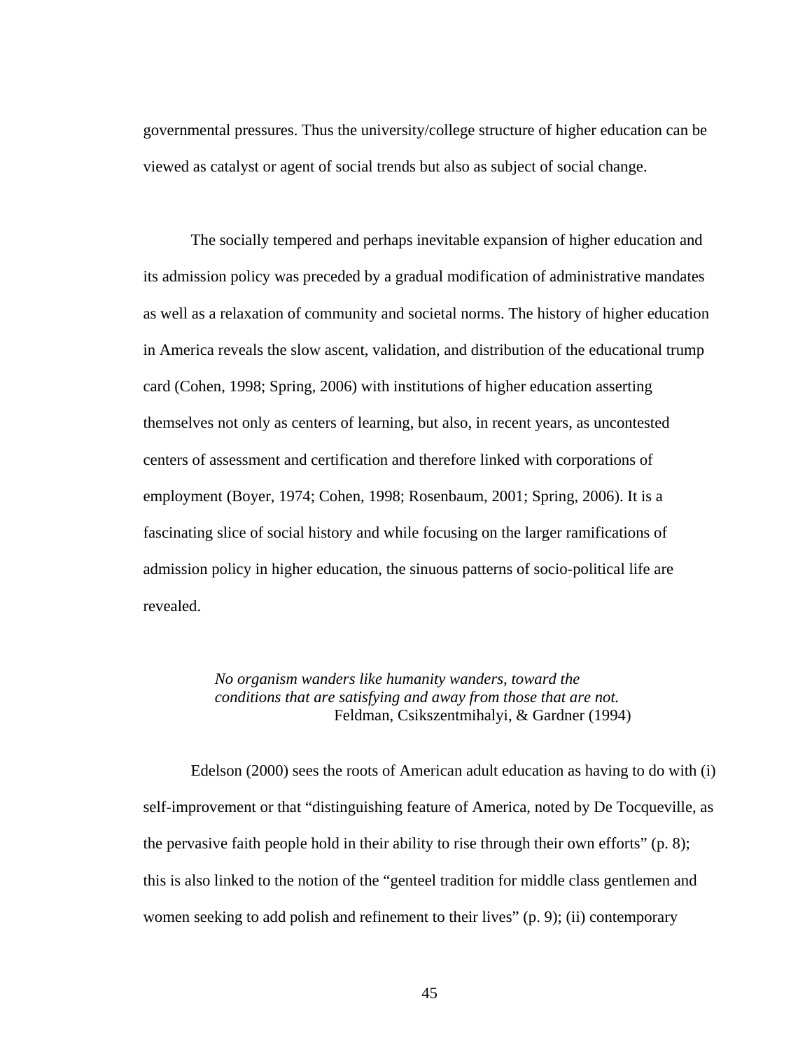governmental pressures. Thus the university/college structure of higher education can be viewed as catalyst or agent of social trends but also as subject of social change.

The socially tempered and perhaps inevitable expansion of higher education and its admission policy was preceded by a gradual modification of administrative mandates as well as a relaxation of community and societal norms. The history of higher education in America reveals the slow ascent, validation, and distribution of the educational trump card (Cohen, 1998; Spring, 2006) with institutions of higher education asserting themselves not only as centers of learning, but also, in recent years, as uncontested centers of assessment and certification and therefore linked with corporations of employment (Boyer, 1974; Cohen, 1998; Rosenbaum, 2001; Spring, 2006). It is a fascinating slice of social history and while focusing on the larger ramifications of admission policy in higher education, the sinuous patterns of socio-political life are revealed.

> *No organism wanders like humanity wanders, toward the conditions that are satisfying and away from those that are not.*
> Feldman, Csikszentmihalyi, & Gardner (1994)

Edelson (2000) sees the roots of American adult education as having to do with (i) self-improvement or that "distinguishing feature of America, noted by De Tocqueville, as the pervasive faith people hold in their ability to rise through their own efforts" (p. 8); this is also linked to the notion of the "genteel tradition for middle class gentlemen and women seeking to add polish and refinement to their lives" (p. 9); (ii) contemporary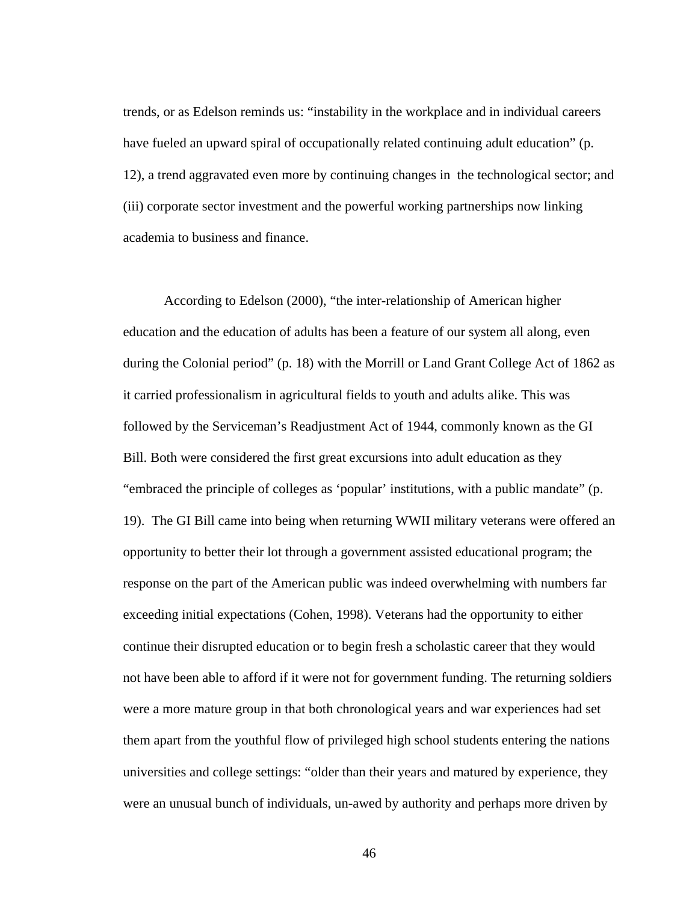trends, or as Edelson reminds us: “instability in the workplace and in individual careers have fueled an upward spiral of occupationally related continuing adult education” (p. 12), a trend aggravated even more by continuing changes in the technological sector; and (iii) corporate sector investment and the powerful working partnerships now linking academia to business and finance.

According to Edelson (2000), “the inter-relationship of American higher education and the education of adults has been a feature of our system all along, even during the Colonial period” (p. 18) with the Morrill or Land Grant College Act of 1862 as it carried professionalism in agricultural fields to youth and adults alike. This was followed by the Serviceman’s Readjustment Act of 1944, commonly known as the GI Bill. Both were considered the first great excursions into adult education as they “embraced the principle of colleges as ‘popular’ institutions, with a public mandate” (p. 19). The GI Bill came into being when returning WWII military veterans were offered an opportunity to better their lot through a government assisted educational program; the response on the part of the American public was indeed overwhelming with numbers far exceeding initial expectations (Cohen, 1998). Veterans had the opportunity to either continue their disrupted education or to begin fresh a scholastic career that they would not have been able to afford if it were not for government funding. The returning soldiers were a more mature group in that both chronological years and war experiences had set them apart from the youthful flow of privileged high school students entering the nations universities and college settings: “older than their years and matured by experience, they were an unusual bunch of individuals, un-awed by authority and perhaps more driven by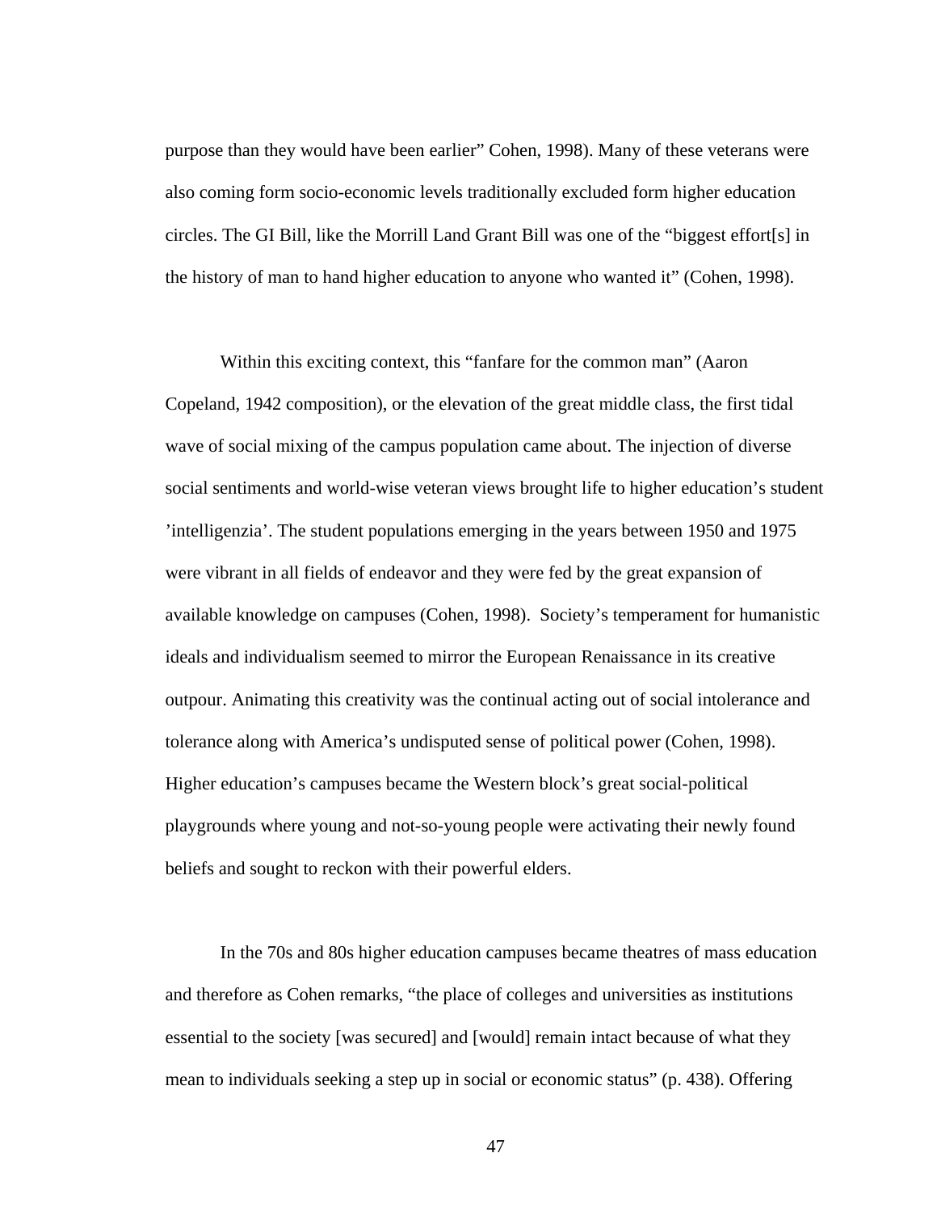purpose than they would have been earlier" Cohen, 1998). Many of these veterans were also coming form socio-economic levels traditionally excluded form higher education circles. The GI Bill, like the Morrill Land Grant Bill was one of the "biggest effort[s] in the history of man to hand higher education to anyone who wanted it" (Cohen, 1998).

Within this exciting context, this "fanfare for the common man" (Aaron Copeland, 1942 composition), or the elevation of the great middle class, the first tidal wave of social mixing of the campus population came about. The injection of diverse social sentiments and world-wise veteran views brought life to higher education's student 'intelligenzia'. The student populations emerging in the years between 1950 and 1975 were vibrant in all fields of endeavor and they were fed by the great expansion of available knowledge on campuses (Cohen, 1998). Society's temperament for humanistic ideals and individualism seemed to mirror the European Renaissance in its creative outpour. Animating this creativity was the continual acting out of social intolerance and tolerance along with America's undisputed sense of political power (Cohen, 1998). Higher education's campuses became the Western block's great social-political playgrounds where young and not-so-young people were activating their newly found beliefs and sought to reckon with their powerful elders.

In the 70s and 80s higher education campuses became theatres of mass education and therefore as Cohen remarks, "the place of colleges and universities as institutions essential to the society [was secured] and [would] remain intact because of what they mean to individuals seeking a step up in social or economic status" (p. 438). Offering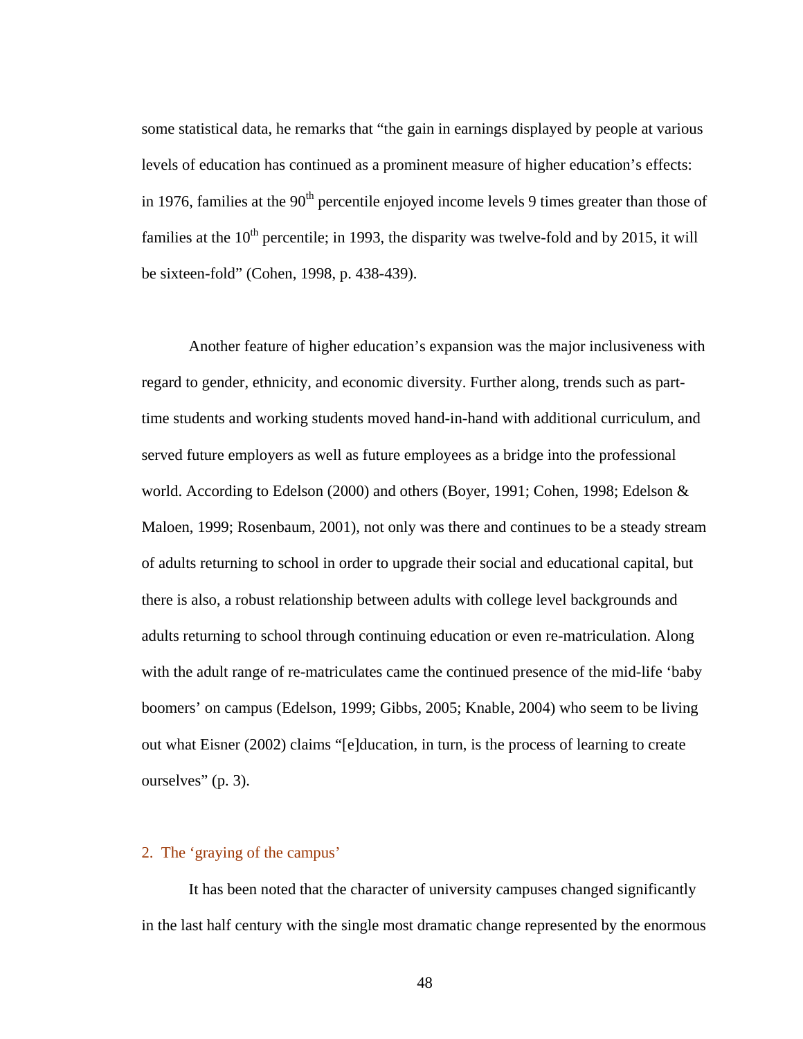some statistical data, he remarks that "the gain in earnings displayed by people at various levels of education has continued as a prominent measure of higher education's effects: in 1976, families at the 90$^{th}$ percentile enjoyed income levels 9 times greater than those of families at the 10$^{th}$ percentile; in 1993, the disparity was twelve-fold and by 2015, it will be sixteen-fold" (Cohen, 1998, p. 438-439).

Another feature of higher education's expansion was the major inclusiveness with regard to gender, ethnicity, and economic diversity. Further along, trends such as part-time students and working students moved hand-in-hand with additional curriculum, and served future employers as well as future employees as a bridge into the professional world. According to Edelson (2000) and others (Boyer, 1991; Cohen, 1998; Edelson & Maloen, 1999; Rosenbaum, 2001), not only was there and continues to be a steady stream of adults returning to school in order to upgrade their social and educational capital, but there is also, a robust relationship between adults with college level backgrounds and adults returning to school through continuing education or even re-matriculation. Along with the adult range of re-matriculates came the continued presence of the mid-life 'baby boomers' on campus (Edelson, 1999; Gibbs, 2005; Knable, 2004) who seem to be living out what Eisner (2002) claims "[e]ducation, in turn, is the process of learning to create ourselves" (p. 3).

## 2. The 'graying of the campus'

It has been noted that the character of university campuses changed significantly in the last half century with the single most dramatic change represented by the enormous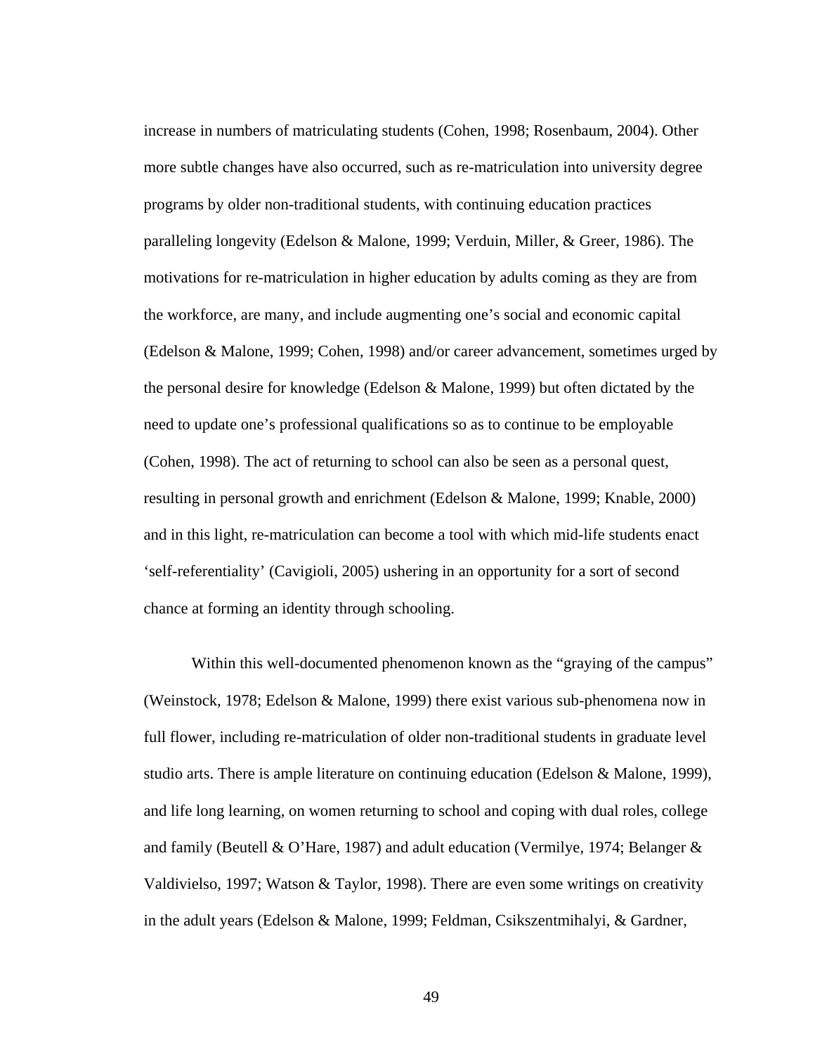increase in numbers of matriculating students (Cohen, 1998; Rosenbaum, 2004). Other more subtle changes have also occurred, such as re-matriculation into university degree programs by older non-traditional students, with continuing education practices paralleling longevity (Edelson & Malone, 1999; Verduin, Miller, & Greer, 1986). The motivations for re-matriculation in higher education by adults coming as they are from the workforce, are many, and include augmenting one's social and economic capital (Edelson & Malone, 1999; Cohen, 1998) and/or career advancement, sometimes urged by the personal desire for knowledge (Edelson & Malone, 1999) but often dictated by the need to update one's professional qualifications so as to continue to be employable (Cohen, 1998). The act of returning to school can also be seen as a personal quest, resulting in personal growth and enrichment (Edelson & Malone, 1999; Knable, 2000) and in this light, re-matriculation can become a tool with which mid-life students enact 'self-referentiality' (Cavigioli, 2005) ushering in an opportunity for a sort of second chance at forming an identity through schooling.

Within this well-documented phenomenon known as the "graying of the campus" (Weinstock, 1978; Edelson & Malone, 1999) there exist various sub-phenomena now in full flower, including re-matriculation of older non-traditional students in graduate level studio arts. There is ample literature on continuing education (Edelson & Malone, 1999), and life long learning, on women returning to school and coping with dual roles, college and family (Beutell & O'Hare, 1987) and adult education (Vermilye, 1974; Belanger & Valdivielso, 1997; Watson & Taylor, 1998). There are even some writings on creativity in the adult years (Edelson & Malone, 1999; Feldman, Csikszentmihalyi, & Gardner,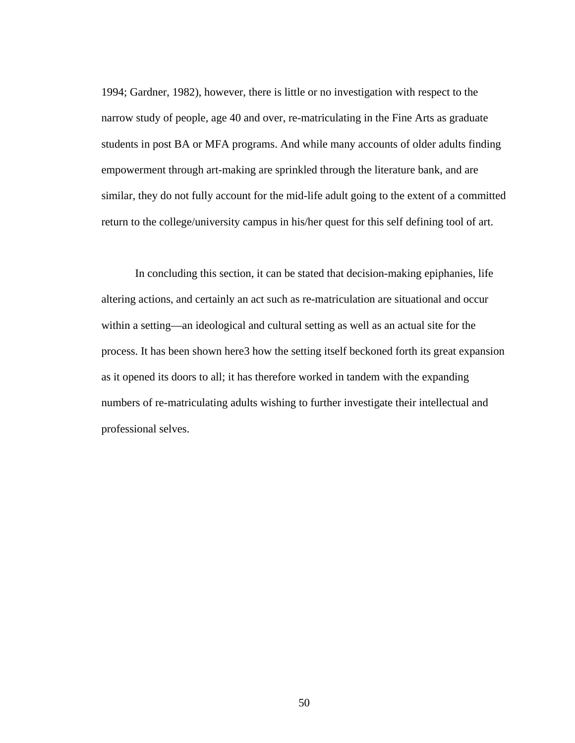1994; Gardner, 1982), however, there is little or no investigation with respect to the narrow study of people, age 40 and over, re-matriculating in the Fine Arts as graduate students in post BA or MFA programs. And while many accounts of older adults finding empowerment through art-making are sprinkled through the literature bank, and are similar, they do not fully account for the mid-life adult going to the extent of a committed return to the college/university campus in his/her quest for this self defining tool of art.

In concluding this section, it can be stated that decision-making epiphanies, life altering actions, and certainly an act such as re-matriculation are situational and occur within a setting—an ideological and cultural setting as well as an actual site for the process. It has been shown here3 how the setting itself beckoned forth its great expansion as it opened its doors to all; it has therefore worked in tandem with the expanding numbers of re-matriculating adults wishing to further investigate their intellectual and professional selves.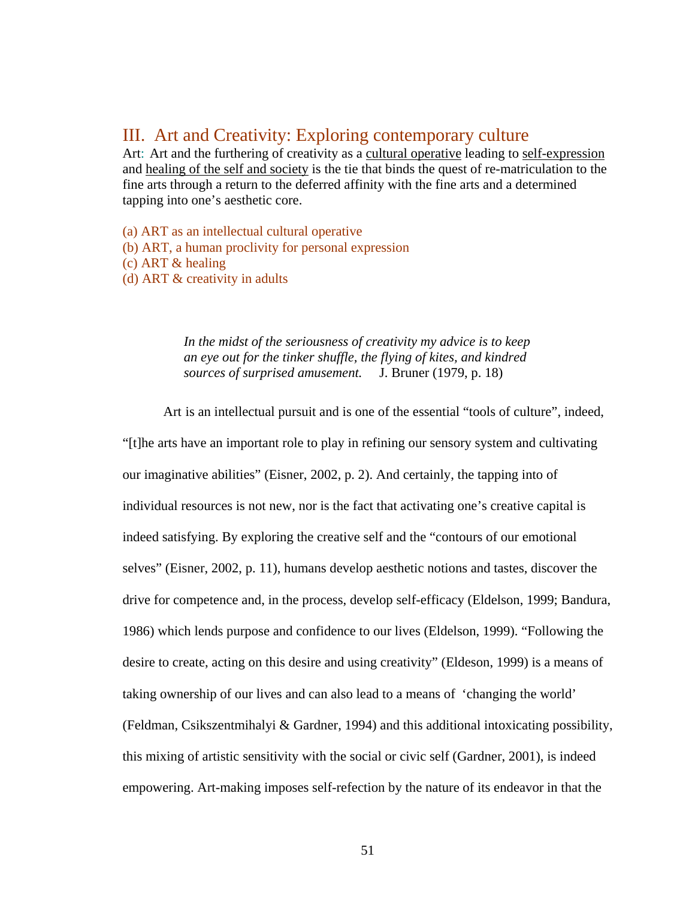## III. Art and Creativity: Exploring contemporary culture

Art: Art and the furthering of creativity as a cultural operative leading to self-expression and healing of the self and society is the tie that binds the quest of re-matriculation to the fine arts through a return to the deferred affinity with the fine arts and a determined tapping into one's aesthetic core.

(a) ART as an intellectual cultural operative
(b) ART, a human proclivity for personal expression
(c) ART & healing
(d) ART & creativity in adults

> *In the midst of the seriousness of creativity my advice is to keep an eye out for the tinker shuffle, the flying of kites, and kindred sources of surprised amusement.* J. Bruner (1979, p. 18)

Art is an intellectual pursuit and is one of the essential "tools of culture", indeed, "[t]he arts have an important role to play in refining our sensory system and cultivating our imaginative abilities" (Eisner, 2002, p. 2). And certainly, the tapping into of individual resources is not new, nor is the fact that activating one's creative capital is indeed satisfying. By exploring the creative self and the "contours of our emotional selves" (Eisner, 2002, p. 11), humans develop aesthetic notions and tastes, discover the drive for competence and, in the process, develop self-efficacy (Eldelson, 1999; Bandura, 1986) which lends purpose and confidence to our lives (Eldelson, 1999). "Following the desire to create, acting on this desire and using creativity" (Eldeson, 1999) is a means of taking ownership of our lives and can also lead to a means of 'changing the world' (Feldman, Csikszentmihalyi & Gardner, 1994) and this additional intoxicating possibility, this mixing of artistic sensitivity with the social or civic self (Gardner, 2001), is indeed empowering. Art-making imposes self-refection by the nature of its endeavor in that the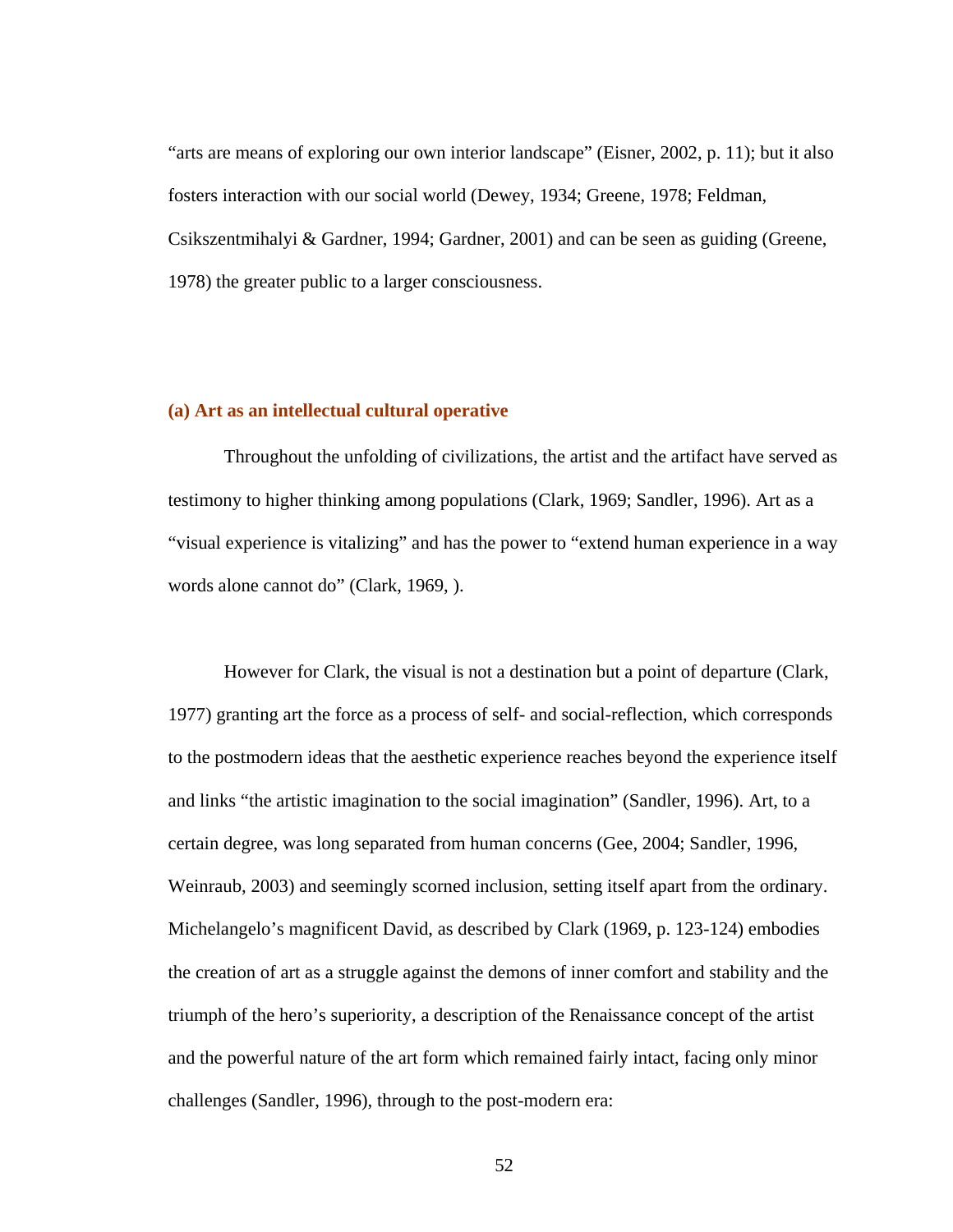"arts are means of exploring our own interior landscape" (Eisner, 2002, p. 11); but it also fosters interaction with our social world (Dewey, 1934; Greene, 1978; Feldman, Csikszentmihalyi & Gardner, 1994; Gardner, 2001) and can be seen as guiding (Greene, 1978) the greater public to a larger consciousness.

### (a) Art as an intellectual cultural operative

Throughout the unfolding of civilizations, the artist and the artifact have served as testimony to higher thinking among populations (Clark, 1969; Sandler, 1996). Art as a "visual experience is vitalizing" and has the power to "extend human experience in a way words alone cannot do" (Clark, 1969, ).

However for Clark, the visual is not a destination but a point of departure (Clark, 1977) granting art the force as a process of self- and social-reflection, which corresponds to the postmodern ideas that the aesthetic experience reaches beyond the experience itself and links "the artistic imagination to the social imagination" (Sandler, 1996). Art, to a certain degree, was long separated from human concerns (Gee, 2004; Sandler, 1996, Weinraub, 2003) and seemingly scorned inclusion, setting itself apart from the ordinary. Michelangelo's magnificent David, as described by Clark (1969, p. 123-124) embodies the creation of art as a struggle against the demons of inner comfort and stability and the triumph of the hero's superiority, a description of the Renaissance concept of the artist and the powerful nature of the art form which remained fairly intact, facing only minor challenges (Sandler, 1996), through to the post-modern era: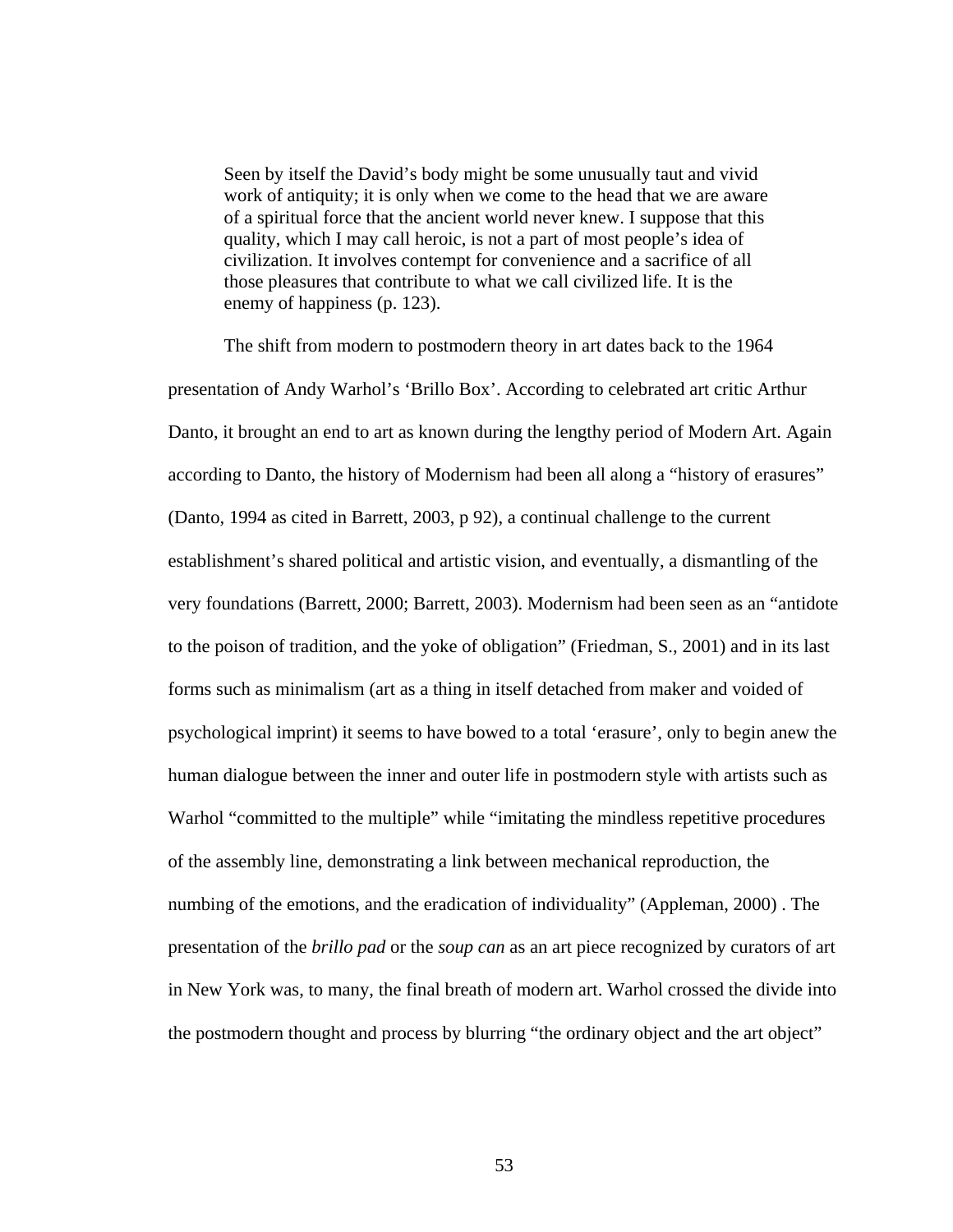> Seen by itself the David's body might be some unusually taut and vivid work of antiquity; it is only when we come to the head that we are aware of a spiritual force that the ancient world never knew. I suppose that this quality, which I may call heroic, is not a part of most people's idea of civilization. It involves contempt for convenience and a sacrifice of all those pleasures that contribute to what we call civilized life. It is the enemy of happiness (p. 123).

The shift from modern to postmodern theory in art dates back to the 1964 presentation of Andy Warhol's 'Brillo Box'. According to celebrated art critic Arthur Danto, it brought an end to art as known during the lengthy period of Modern Art. Again according to Danto, the history of Modernism had been all along a "history of erasures" (Danto, 1994 as cited in Barrett, 2003, p 92), a continual challenge to the current establishment's shared political and artistic vision, and eventually, a dismantling of the very foundations (Barrett, 2000; Barrett, 2003). Modernism had been seen as an "antidote to the poison of tradition, and the yoke of obligation" (Friedman, S., 2001) and in its last forms such as minimalism (art as a thing in itself detached from maker and voided of psychological imprint) it seems to have bowed to a total 'erasure', only to begin anew the human dialogue between the inner and outer life in postmodern style with artists such as Warhol "committed to the multiple" while "imitating the mindless repetitive procedures of the assembly line, demonstrating a link between mechanical reproduction, the numbing of the emotions, and the eradication of individuality" (Appleman, 2000) . The presentation of the *brillo pad* or the *soup can* as an art piece recognized by curators of art in New York was, to many, the final breath of modern art. Warhol crossed the divide into the postmodern thought and process by blurring "the ordinary object and the art object"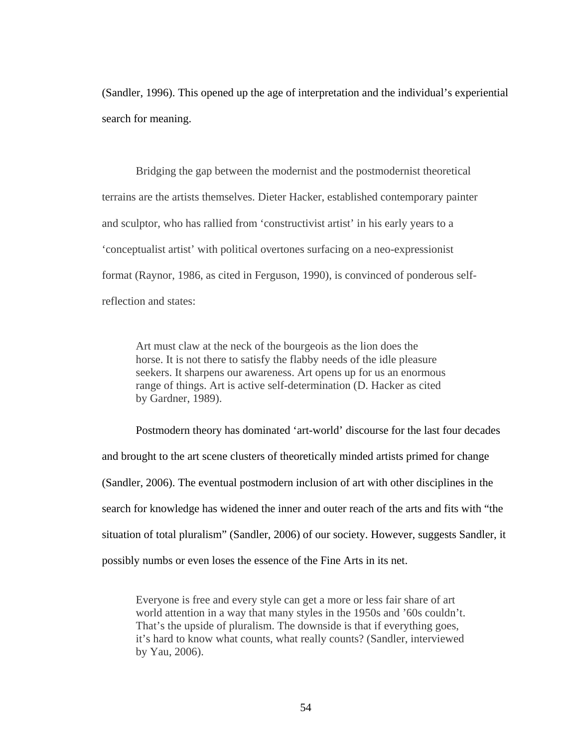(Sandler, 1996). This opened up the age of interpretation and the individual's experiential search for meaning.

Bridging the gap between the modernist and the postmodernist theoretical terrains are the artists themselves. Dieter Hacker, established contemporary painter and sculptor, who has rallied from 'constructivist artist' in his early years to a 'conceptualist artist' with political overtones surfacing on a neo-expressionist format (Raynor, 1986, as cited in Ferguson, 1990), is convinced of ponderous self-reflection and states:

> Art must claw at the neck of the bourgeois as the lion does the horse. It is not there to satisfy the flabby needs of the idle pleasure seekers. It sharpens our awareness. Art opens up for us an enormous range of things. Art is active self-determination (D. Hacker as cited by Gardner, 1989).

Postmodern theory has dominated 'art-world' discourse for the last four decades and brought to the art scene clusters of theoretically minded artists primed for change (Sandler, 2006). The eventual postmodern inclusion of art with other disciplines in the search for knowledge has widened the inner and outer reach of the arts and fits with "the situation of total pluralism" (Sandler, 2006) of our society. However, suggests Sandler, it possibly numbs or even loses the essence of the Fine Arts in its net.

> Everyone is free and every style can get a more or less fair share of art world attention in a way that many styles in the 1950s and '60s couldn't. That's the upside of pluralism. The downside is that if everything goes, it's hard to know what counts, what really counts? (Sandler, interviewed by Yau, 2006).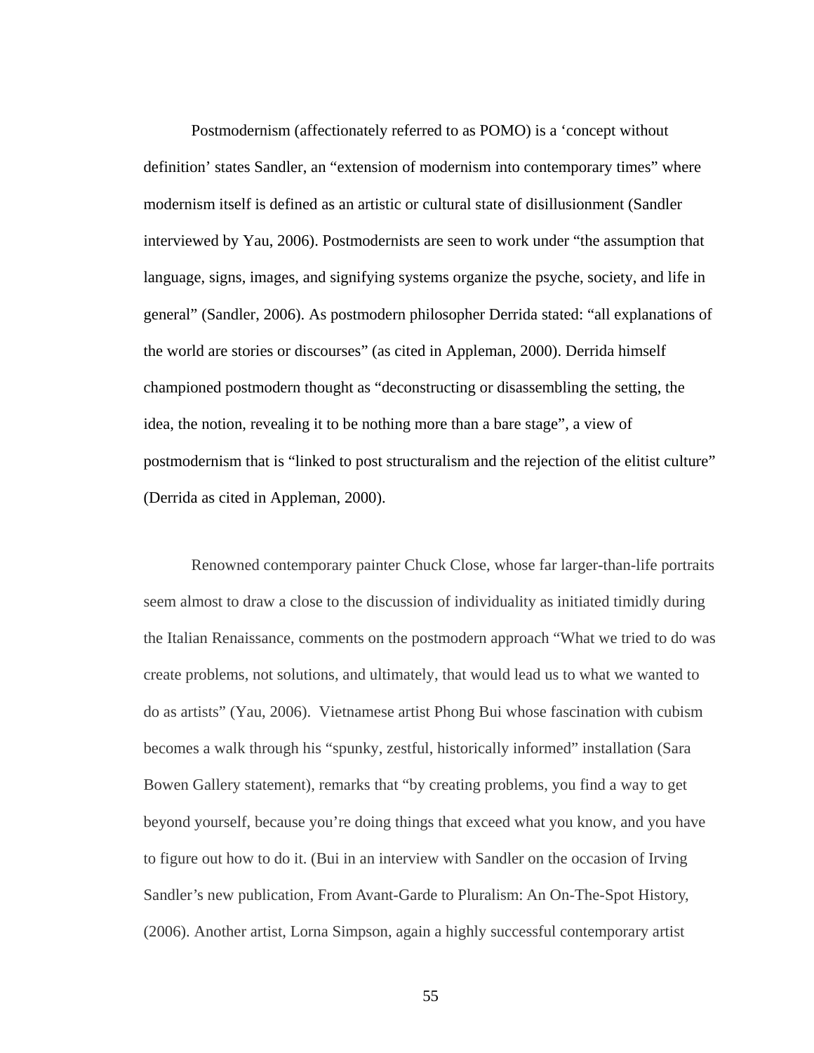Postmodernism (affectionately referred to as POMO) is a 'concept without definition' states Sandler, an "extension of modernism into contemporary times" where modernism itself is defined as an artistic or cultural state of disillusionment (Sandler interviewed by Yau, 2006). Postmodernists are seen to work under "the assumption that language, signs, images, and signifying systems organize the psyche, society, and life in general" (Sandler, 2006). As postmodern philosopher Derrida stated: "all explanations of the world are stories or discourses" (as cited in Appleman, 2000). Derrida himself championed postmodern thought as "deconstructing or disassembling the setting, the idea, the notion, revealing it to be nothing more than a bare stage", a view of postmodernism that is "linked to post structuralism and the rejection of the elitist culture" (Derrida as cited in Appleman, 2000).

Renowned contemporary painter Chuck Close, whose far larger-than-life portraits seem almost to draw a close to the discussion of individuality as initiated timidly during the Italian Renaissance, comments on the postmodern approach "What we tried to do was create problems, not solutions, and ultimately, that would lead us to what we wanted to do as artists" (Yau, 2006). Vietnamese artist Phong Bui whose fascination with cubism becomes a walk through his "spunky, zestful, historically informed" installation (Sara Bowen Gallery statement), remarks that "by creating problems, you find a way to get beyond yourself, because you're doing things that exceed what you know, and you have to figure out how to do it. (Bui in an interview with Sandler on the occasion of Irving Sandler's new publication, From Avant-Garde to Pluralism: An On-The-Spot History, (2006). Another artist, Lorna Simpson, again a highly successful contemporary artist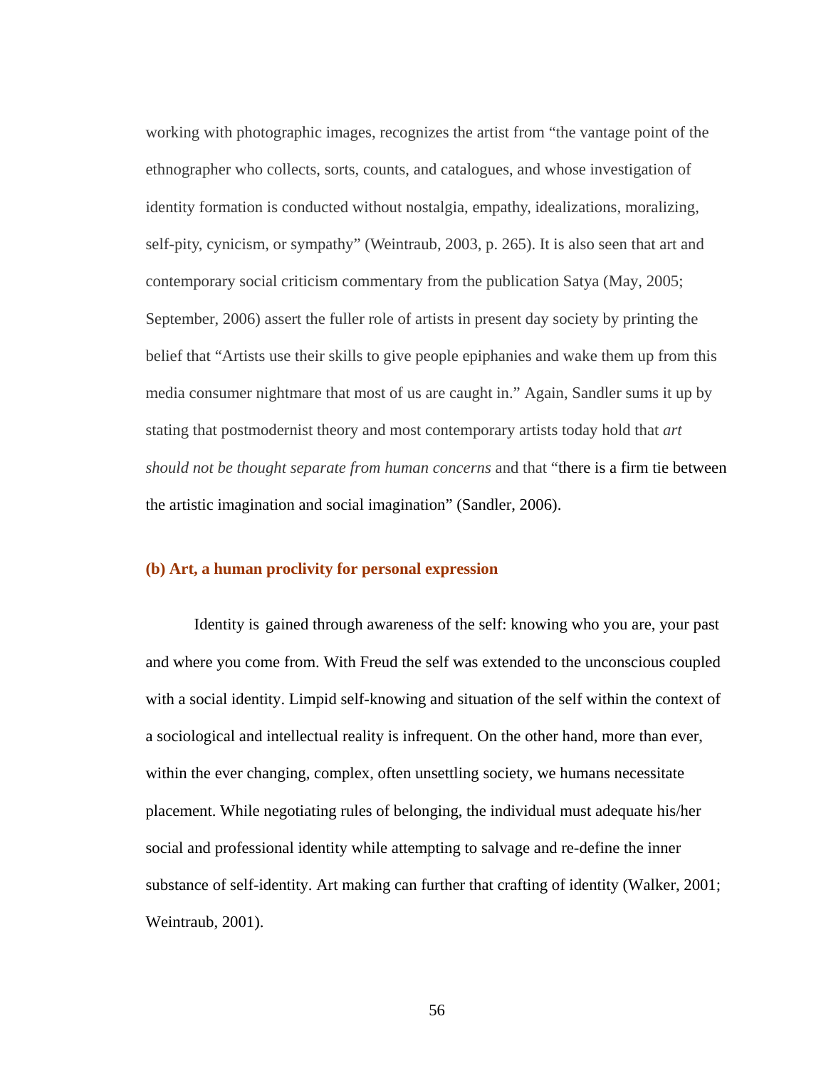working with photographic images, recognizes the artist from "the vantage point of the ethnographer who collects, sorts, counts, and catalogues, and whose investigation of identity formation is conducted without nostalgia, empathy, idealizations, moralizing, self-pity, cynicism, or sympathy" (Weintraub, 2003, p. 265). It is also seen that art and contemporary social criticism commentary from the publication Satya (May, 2005; September, 2006) assert the fuller role of artists in present day society by printing the belief that "Artists use their skills to give people epiphanies and wake them up from this media consumer nightmare that most of us are caught in." Again, Sandler sums it up by stating that postmodernist theory and most contemporary artists today hold that *art should not be thought separate from human concerns* and that "there is a firm tie between the artistic imagination and social imagination" (Sandler, 2006).

### (b) Art, a human proclivity for personal expression

Identity is gained through awareness of the self: knowing who you are, your past and where you come from. With Freud the self was extended to the unconscious coupled with a social identity. Limpid self-knowing and situation of the self within the context of a sociological and intellectual reality is infrequent. On the other hand, more than ever, within the ever changing, complex, often unsettling society, we humans necessitate placement. While negotiating rules of belonging, the individual must adequate his/her social and professional identity while attempting to salvage and re-define the inner substance of self-identity. Art making can further that crafting of identity (Walker, 2001; Weintraub, 2001).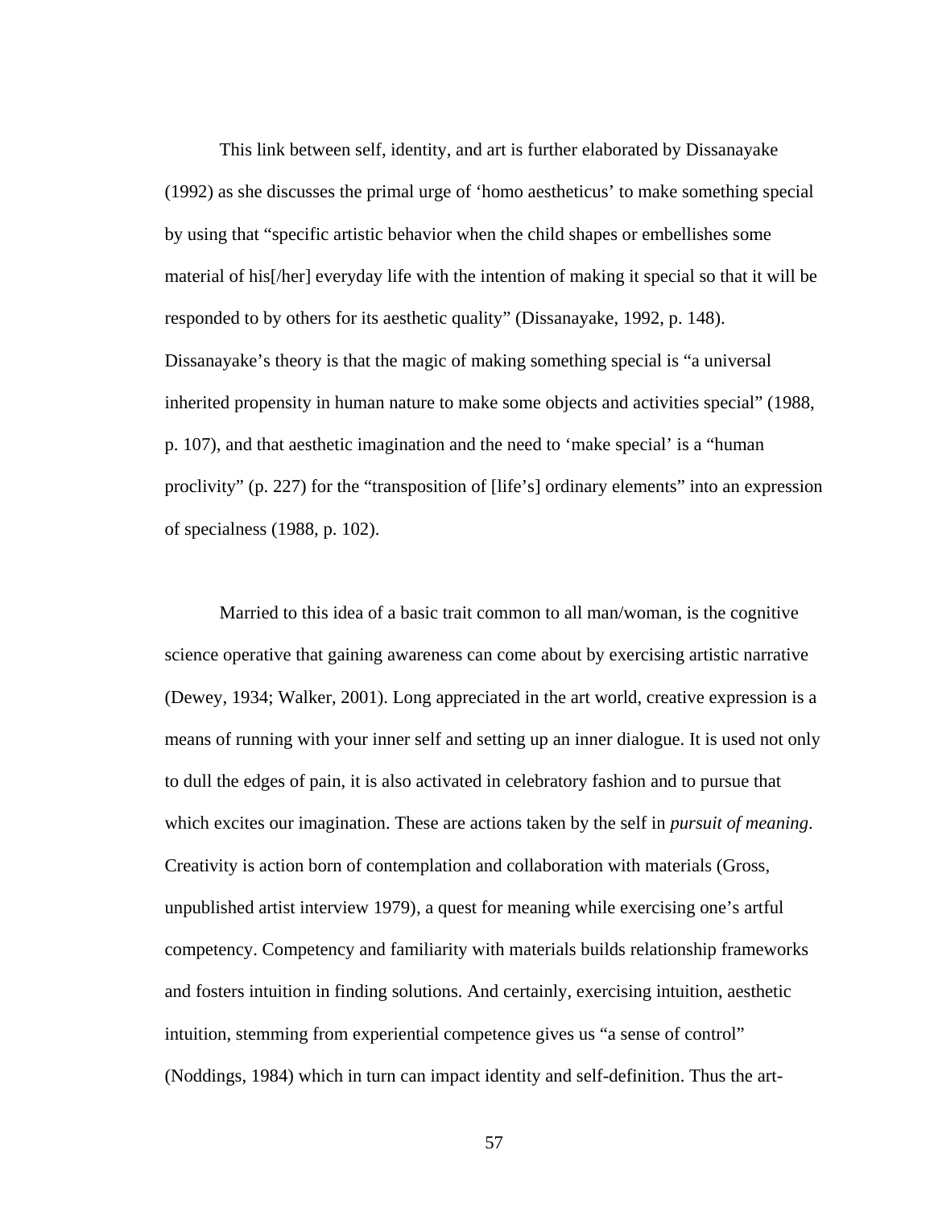This link between self, identity, and art is further elaborated by Dissanayake (1992) as she discusses the primal urge of 'homo aestheticus' to make something special by using that "specific artistic behavior when the child shapes or embellishes some material of his[/her] everyday life with the intention of making it special so that it will be responded to by others for its aesthetic quality" (Dissanayake, 1992, p. 148). Dissanayake's theory is that the magic of making something special is "a universal inherited propensity in human nature to make some objects and activities special" (1988, p. 107), and that aesthetic imagination and the need to 'make special' is a "human proclivity" (p. 227) for the "transposition of [life's] ordinary elements" into an expression of specialness (1988, p. 102).

Married to this idea of a basic trait common to all man/woman, is the cognitive science operative that gaining awareness can come about by exercising artistic narrative (Dewey, 1934; Walker, 2001). Long appreciated in the art world, creative expression is a means of running with your inner self and setting up an inner dialogue. It is used not only to dull the edges of pain, it is also activated in celebratory fashion and to pursue that which excites our imagination. These are actions taken by the self in *pursuit of meaning*. Creativity is action born of contemplation and collaboration with materials (Gross, unpublished artist interview 1979), a quest for meaning while exercising one's artful competency. Competency and familiarity with materials builds relationship frameworks and fosters intuition in finding solutions. And certainly, exercising intuition, aesthetic intuition, stemming from experiential competence gives us "a sense of control" (Noddings, 1984) which in turn can impact identity and self-definition. Thus the art-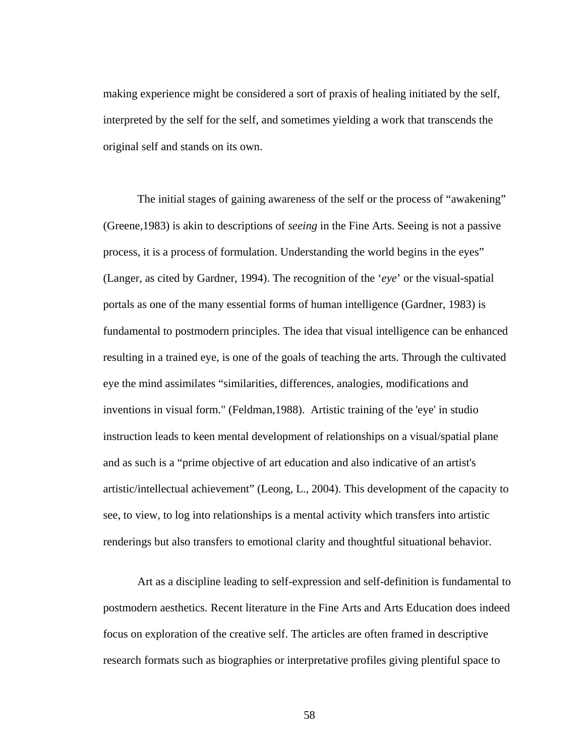making experience might be considered a sort of praxis of healing initiated by the self, interpreted by the self for the self, and sometimes yielding a work that transcends the original self and stands on its own.

The initial stages of gaining awareness of the self or the process of "awakening" (Greene,1983) is akin to descriptions of *seeing* in the Fine Arts. Seeing is not a passive process, it is a process of formulation. Understanding the world begins in the eyes" (Langer, as cited by Gardner, 1994). The recognition of the '*eye*' or the visual-spatial portals as one of the many essential forms of human intelligence (Gardner, 1983) is fundamental to postmodern principles. The idea that visual intelligence can be enhanced resulting in a trained eye, is one of the goals of teaching the arts. Through the cultivated eye the mind assimilates "similarities, differences, analogies, modifications and inventions in visual form." (Feldman,1988). Artistic training of the 'eye' in studio instruction leads to keen mental development of relationships on a visual/spatial plane and as such is a "prime objective of art education and also indicative of an artist's artistic/intellectual achievement" (Leong, L., 2004). This development of the capacity to see, to view, to log into relationships is a mental activity which transfers into artistic renderings but also transfers to emotional clarity and thoughtful situational behavior.

Art as a discipline leading to self-expression and self-definition is fundamental to postmodern aesthetics. Recent literature in the Fine Arts and Arts Education does indeed focus on exploration of the creative self. The articles are often framed in descriptive research formats such as biographies or interpretative profiles giving plentiful space to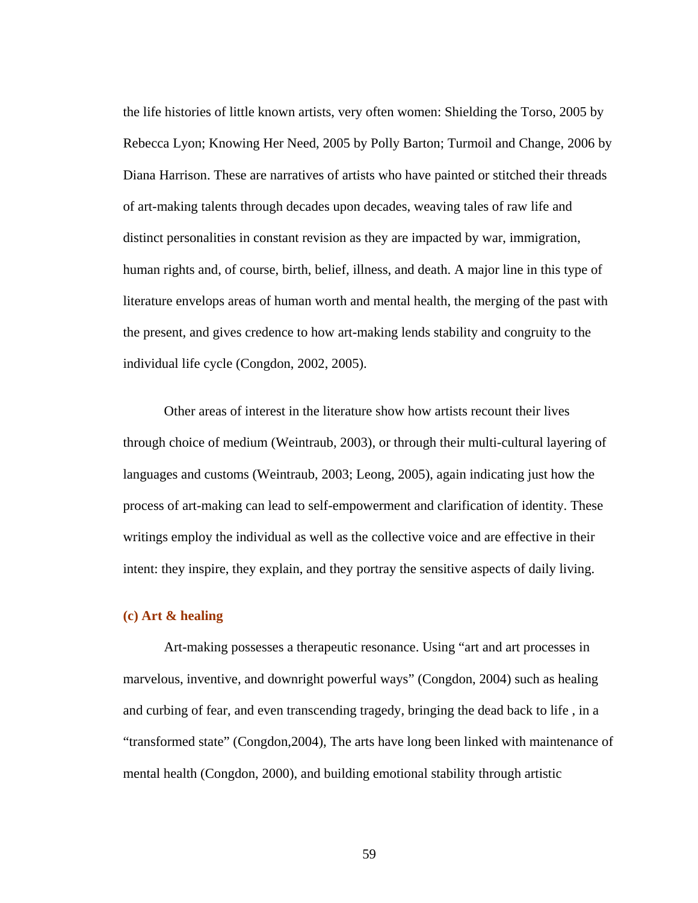the life histories of little known artists, very often women: Shielding the Torso, 2005 by Rebecca Lyon; Knowing Her Need, 2005 by Polly Barton; Turmoil and Change, 2006 by Diana Harrison. These are narratives of artists who have painted or stitched their threads of art-making talents through decades upon decades, weaving tales of raw life and distinct personalities in constant revision as they are impacted by war, immigration, human rights and, of course, birth, belief, illness, and death. A major line in this type of literature envelops areas of human worth and mental health, the merging of the past with the present, and gives credence to how art-making lends stability and congruity to the individual life cycle (Congdon, 2002, 2005).

Other areas of interest in the literature show how artists recount their lives through choice of medium (Weintraub, 2003), or through their multi-cultural layering of languages and customs (Weintraub, 2003; Leong, 2005), again indicating just how the process of art-making can lead to self-empowerment and clarification of identity. These writings employ the individual as well as the collective voice and are effective in their intent: they inspire, they explain, and they portray the sensitive aspects of daily living.

### (c) Art & healing

Art-making possesses a therapeutic resonance. Using "art and art processes in marvelous, inventive, and downright powerful ways" (Congdon, 2004) such as healing and curbing of fear, and even transcending tragedy, bringing the dead back to life , in a "transformed state" (Congdon,2004), The arts have long been linked with maintenance of mental health (Congdon, 2000), and building emotional stability through artistic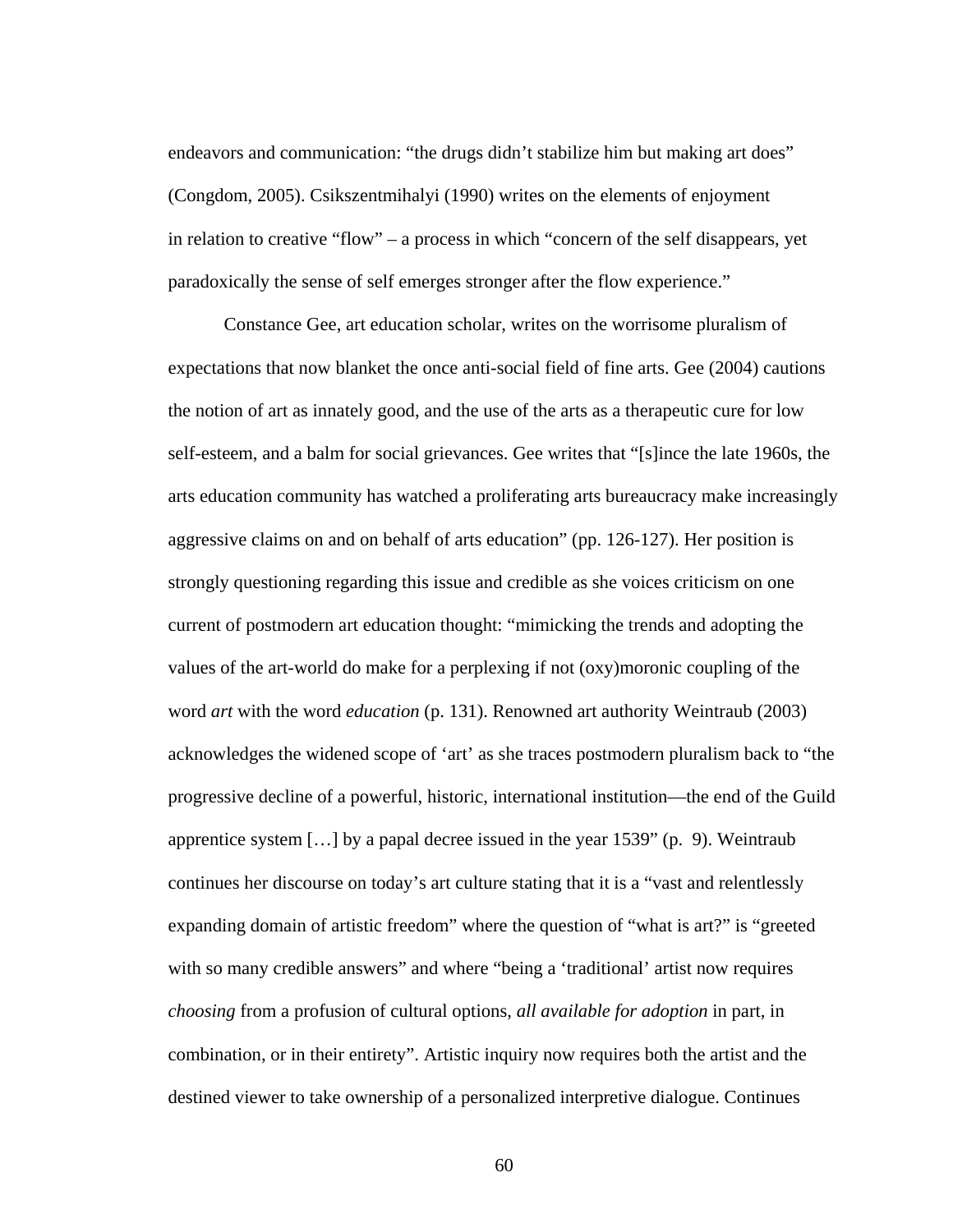endeavors and communication: “the drugs didn’t stabilize him but making art does” (Congdom, 2005). Csikszentmihalyi (1990) writes on the elements of enjoyment in relation to creative “flow” – a process in which “concern of the self disappears, yet paradoxically the sense of self emerges stronger after the flow experience.”

Constance Gee, art education scholar, writes on the worrisome pluralism of expectations that now blanket the once anti-social field of fine arts. Gee (2004) cautions the notion of art as innately good, and the use of the arts as a therapeutic cure for low self-esteem, and a balm for social grievances. Gee writes that “[s]ince the late 1960s, the arts education community has watched a proliferating arts bureaucracy make increasingly aggressive claims on and on behalf of arts education” (pp. 126-127). Her position is strongly questioning regarding this issue and credible as she voices criticism on one current of postmodern art education thought: “mimicking the trends and adopting the values of the art-world do make for a perplexing if not (oxy)moronic coupling of the word *art* with the word *education* (p. 131). Renowned art authority Weintraub (2003) acknowledges the widened scope of ‘art’ as she traces postmodern pluralism back to “the progressive decline of a powerful, historic, international institution—the end of the Guild apprentice system […] by a papal decree issued in the year 1539” (p. 9). Weintraub continues her discourse on today’s art culture stating that it is a “vast and relentlessly expanding domain of artistic freedom” where the question of “what is art?” is “greeted with so many credible answers” and where “being a ‘traditional’ artist now requires *choosing* from a profusion of cultural options, *all available for adoption* in part, in combination, or in their entirety”. Artistic inquiry now requires both the artist and the destined viewer to take ownership of a personalized interpretive dialogue. Continues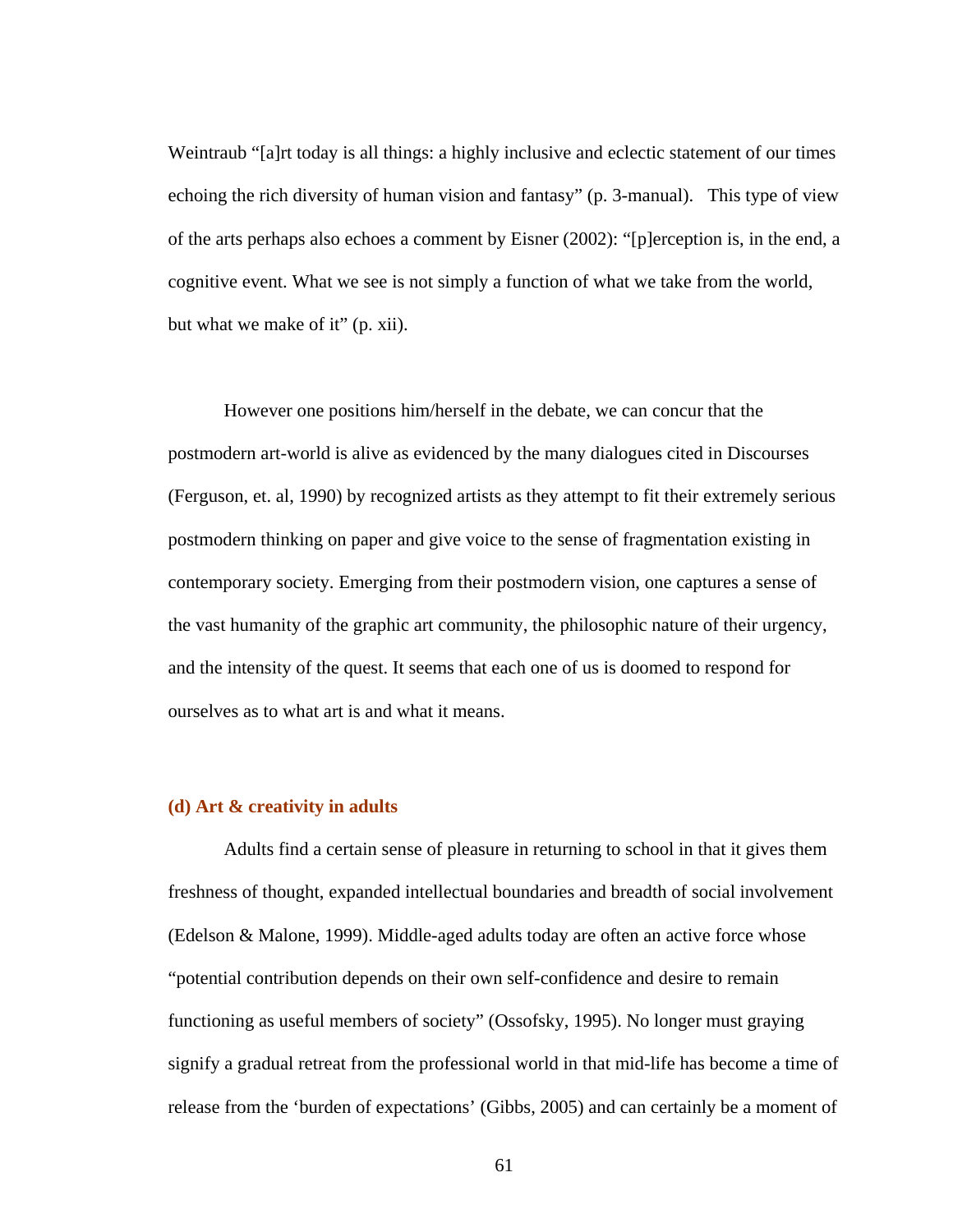Weintraub "[a]rt today is all things: a highly inclusive and eclectic statement of our times echoing the rich diversity of human vision and fantasy" (p. 3-manual). This type of view of the arts perhaps also echoes a comment by Eisner (2002): "[p]erception is, in the end, a cognitive event. What we see is not simply a function of what we take from the world, but what we make of it" (p. xii).

However one positions him/herself in the debate, we can concur that the postmodern art-world is alive as evidenced by the many dialogues cited in Discourses (Ferguson, et. al, 1990) by recognized artists as they attempt to fit their extremely serious postmodern thinking on paper and give voice to the sense of fragmentation existing in contemporary society. Emerging from their postmodern vision, one captures a sense of the vast humanity of the graphic art community, the philosophic nature of their urgency, and the intensity of the quest. It seems that each one of us is doomed to respond for ourselves as to what art is and what it means.

### (d) Art & creativity in adults

Adults find a certain sense of pleasure in returning to school in that it gives them freshness of thought, expanded intellectual boundaries and breadth of social involvement (Edelson & Malone, 1999). Middle-aged adults today are often an active force whose "potential contribution depends on their own self-confidence and desire to remain functioning as useful members of society" (Ossofsky, 1995). No longer must graying signify a gradual retreat from the professional world in that mid-life has become a time of release from the 'burden of expectations' (Gibbs, 2005) and can certainly be a moment of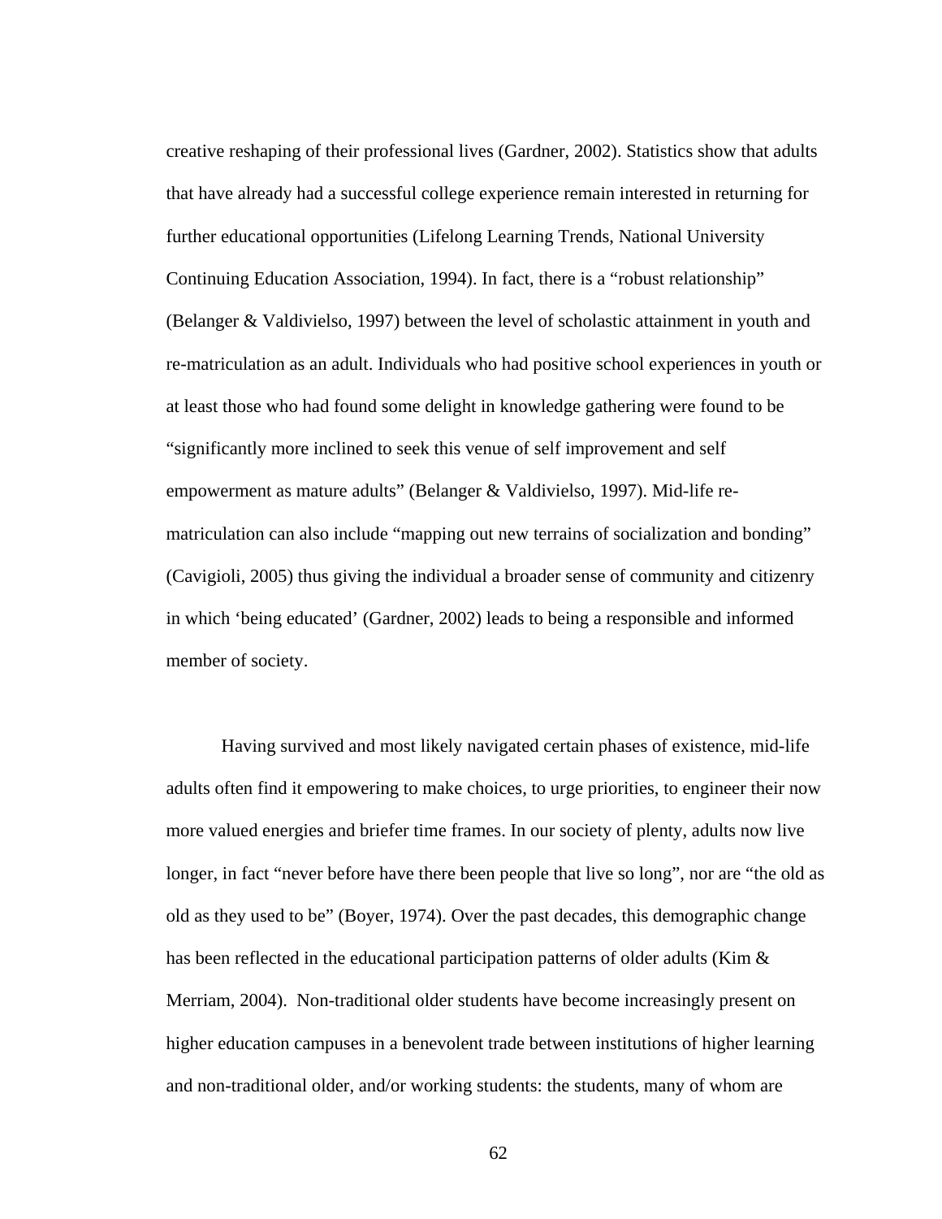creative reshaping of their professional lives (Gardner, 2002). Statistics show that adults that have already had a successful college experience remain interested in returning for further educational opportunities (Lifelong Learning Trends, National University Continuing Education Association, 1994). In fact, there is a "robust relationship" (Belanger & Valdivielso, 1997) between the level of scholastic attainment in youth and re-matriculation as an adult. Individuals who had positive school experiences in youth or at least those who had found some delight in knowledge gathering were found to be "significantly more inclined to seek this venue of self improvement and self empowerment as mature adults" (Belanger & Valdivielso, 1997). Mid-life re-matriculation can also include "mapping out new terrains of socialization and bonding" (Cavigioli, 2005) thus giving the individual a broader sense of community and citizenry in which 'being educated' (Gardner, 2002) leads to being a responsible and informed member of society.

Having survived and most likely navigated certain phases of existence, mid-life adults often find it empowering to make choices, to urge priorities, to engineer their now more valued energies and briefer time frames. In our society of plenty, adults now live longer, in fact "never before have there been people that live so long", nor are "the old as old as they used to be" (Boyer, 1974). Over the past decades, this demographic change has been reflected in the educational participation patterns of older adults (Kim & Merriam, 2004). Non-traditional older students have become increasingly present on higher education campuses in a benevolent trade between institutions of higher learning and non-traditional older, and/or working students: the students, many of whom are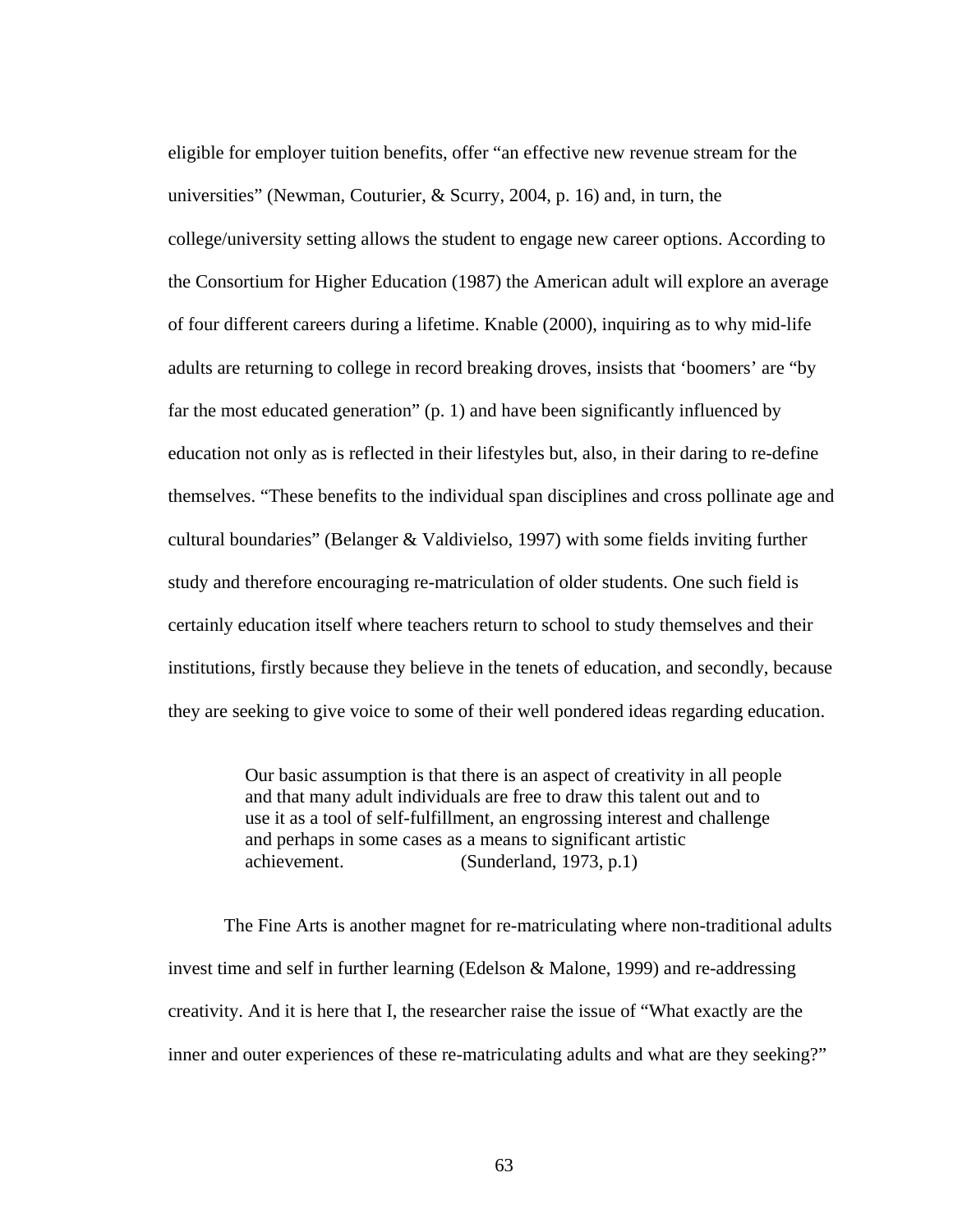eligible for employer tuition benefits, offer “an effective new revenue stream for the universities” (Newman, Couturier, & Scurry, 2004, p. 16) and, in turn, the college/university setting allows the student to engage new career options. According to the Consortium for Higher Education (1987) the American adult will explore an average of four different careers during a lifetime. Knable (2000), inquiring as to why mid-life adults are returning to college in record breaking droves, insists that ‘boomers’ are “by far the most educated generation” (p. 1) and have been significantly influenced by education not only as is reflected in their lifestyles but, also, in their daring to re-define themselves. “These benefits to the individual span disciplines and cross pollinate age and cultural boundaries” (Belanger & Valdivielso, 1997) with some fields inviting further study and therefore encouraging re-matriculation of older students. One such field is certainly education itself where teachers return to school to study themselves and their institutions, firstly because they believe in the tenets of education, and secondly, because they are seeking to give voice to some of their well pondered ideas regarding education.

> Our basic assumption is that there is an aspect of creativity in all people and that many adult individuals are free to draw this talent out and to use it as a tool of self-fulfillment, an engrossing interest and challenge and perhaps in some cases as a means to significant artistic achievement. (Sunderland, 1973, p.1)

The Fine Arts is another magnet for re-matriculating where non-traditional adults invest time and self in further learning (Edelson & Malone, 1999) and re-addressing creativity. And it is here that I, the researcher raise the issue of “What exactly are the inner and outer experiences of these re-matriculating adults and what are they seeking?”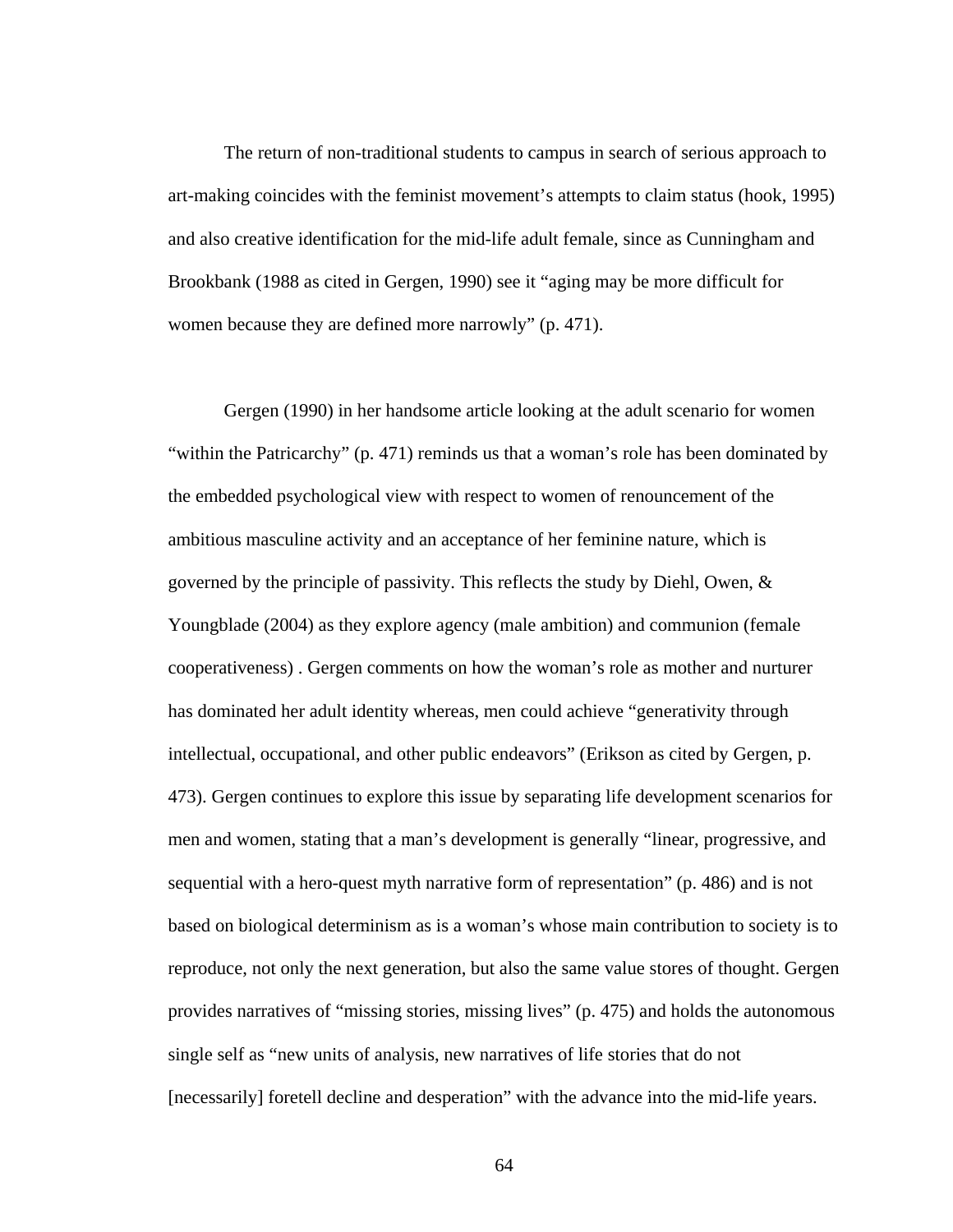The return of non-traditional students to campus in search of serious approach to art-making coincides with the feminist movement's attempts to claim status (hook, 1995) and also creative identification for the mid-life adult female, since as Cunningham and Brookbank (1988 as cited in Gergen, 1990) see it "aging may be more difficult for women because they are defined more narrowly" (p. 471).

Gergen (1990) in her handsome article looking at the adult scenario for women "within the Patricarchy" (p. 471) reminds us that a woman's role has been dominated by the embedded psychological view with respect to women of renouncement of the ambitious masculine activity and an acceptance of her feminine nature, which is governed by the principle of passivity. This reflects the study by Diehl, Owen, & Youngblade (2004) as they explore agency (male ambition) and communion (female cooperativeness) . Gergen comments on how the woman's role as mother and nurturer has dominated her adult identity whereas, men could achieve "generativity through intellectual, occupational, and other public endeavors" (Erikson as cited by Gergen, p. 473). Gergen continues to explore this issue by separating life development scenarios for men and women, stating that a man's development is generally "linear, progressive, and sequential with a hero-quest myth narrative form of representation" (p. 486) and is not based on biological determinism as is a woman's whose main contribution to society is to reproduce, not only the next generation, but also the same value stores of thought. Gergen provides narratives of "missing stories, missing lives" (p. 475) and holds the autonomous single self as "new units of analysis, new narratives of life stories that do not [necessarily] foretell decline and desperation" with the advance into the mid-life years.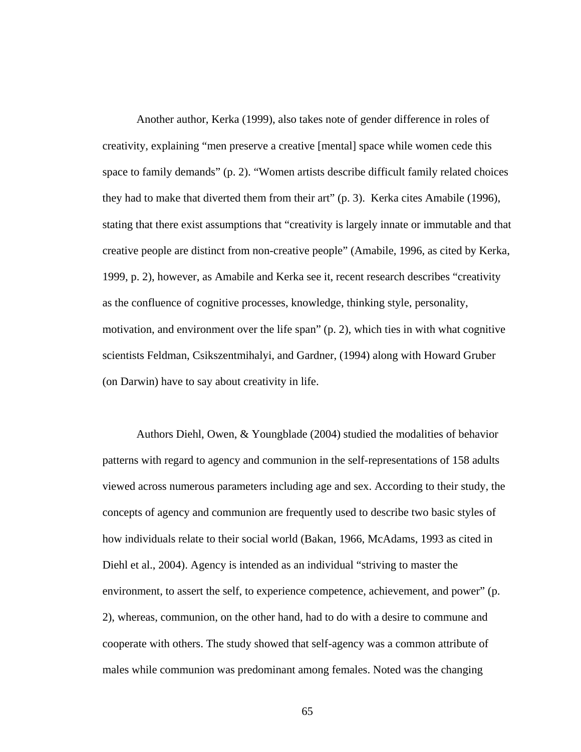Another author, Kerka (1999), also takes note of gender difference in roles of creativity, explaining “men preserve a creative [mental] space while women cede this space to family demands” (p. 2). “Women artists describe difficult family related choices they had to make that diverted them from their art” (p. 3). Kerka cites Amabile (1996), stating that there exist assumptions that “creativity is largely innate or immutable and that creative people are distinct from non-creative people” (Amabile, 1996, as cited by Kerka, 1999, p. 2), however, as Amabile and Kerka see it, recent research describes “creativity as the confluence of cognitive processes, knowledge, thinking style, personality, motivation, and environment over the life span” (p. 2), which ties in with what cognitive scientists Feldman, Csikszentmihalyi, and Gardner, (1994) along with Howard Gruber (on Darwin) have to say about creativity in life.

Authors Diehl, Owen, & Youngblade (2004) studied the modalities of behavior patterns with regard to agency and communion in the self-representations of 158 adults viewed across numerous parameters including age and sex. According to their study, the concepts of agency and communion are frequently used to describe two basic styles of how individuals relate to their social world (Bakan, 1966, McAdams, 1993 as cited in Diehl et al., 2004). Agency is intended as an individual “striving to master the environment, to assert the self, to experience competence, achievement, and power” (p. 2), whereas, communion, on the other hand, had to do with a desire to commune and cooperate with others. The study showed that self-agency was a common attribute of males while communion was predominant among females. Noted was the changing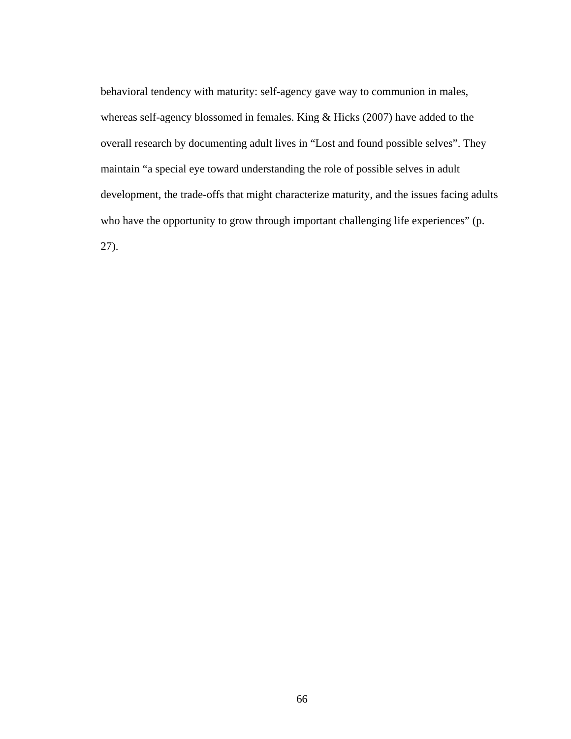behavioral tendency with maturity: self-agency gave way to communion in males, whereas self-agency blossomed in females. King & Hicks (2007) have added to the overall research by documenting adult lives in "Lost and found possible selves". They maintain "a special eye toward understanding the role of possible selves in adult development, the trade-offs that might characterize maturity, and the issues facing adults who have the opportunity to grow through important challenging life experiences" (p. 27).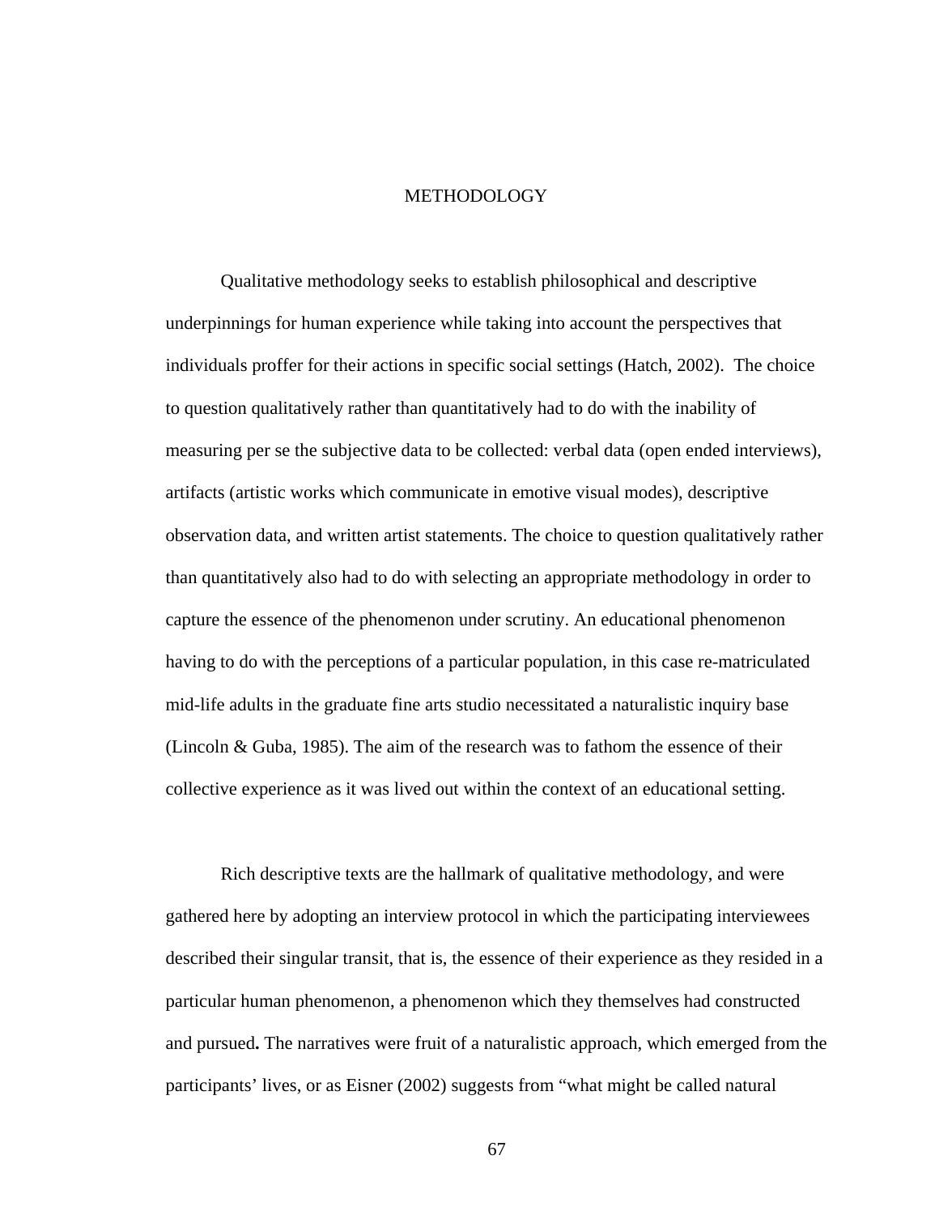# METHODOLOGY

Qualitative methodology seeks to establish philosophical and descriptive underpinnings for human experience while taking into account the perspectives that individuals proffer for their actions in specific social settings (Hatch, 2002). The choice to question qualitatively rather than quantitatively had to do with the inability of measuring per se the subjective data to be collected: verbal data (open ended interviews), artifacts (artistic works which communicate in emotive visual modes), descriptive observation data, and written artist statements. The choice to question qualitatively rather than quantitatively also had to do with selecting an appropriate methodology in order to capture the essence of the phenomenon under scrutiny. An educational phenomenon having to do with the perceptions of a particular population, in this case re-matriculated mid-life adults in the graduate fine arts studio necessitated a naturalistic inquiry base (Lincoln & Guba, 1985). The aim of the research was to fathom the essence of their collective experience as it was lived out within the context of an educational setting.

Rich descriptive texts are the hallmark of qualitative methodology, and were gathered here by adopting an interview protocol in which the participating interviewees described their singular transit, that is, the essence of their experience as they resided in a particular human phenomenon, a phenomenon which they themselves had constructed and pursued**.** The narratives were fruit of a naturalistic approach, which emerged from the participants' lives, or as Eisner (2002) suggests from "what might be called natural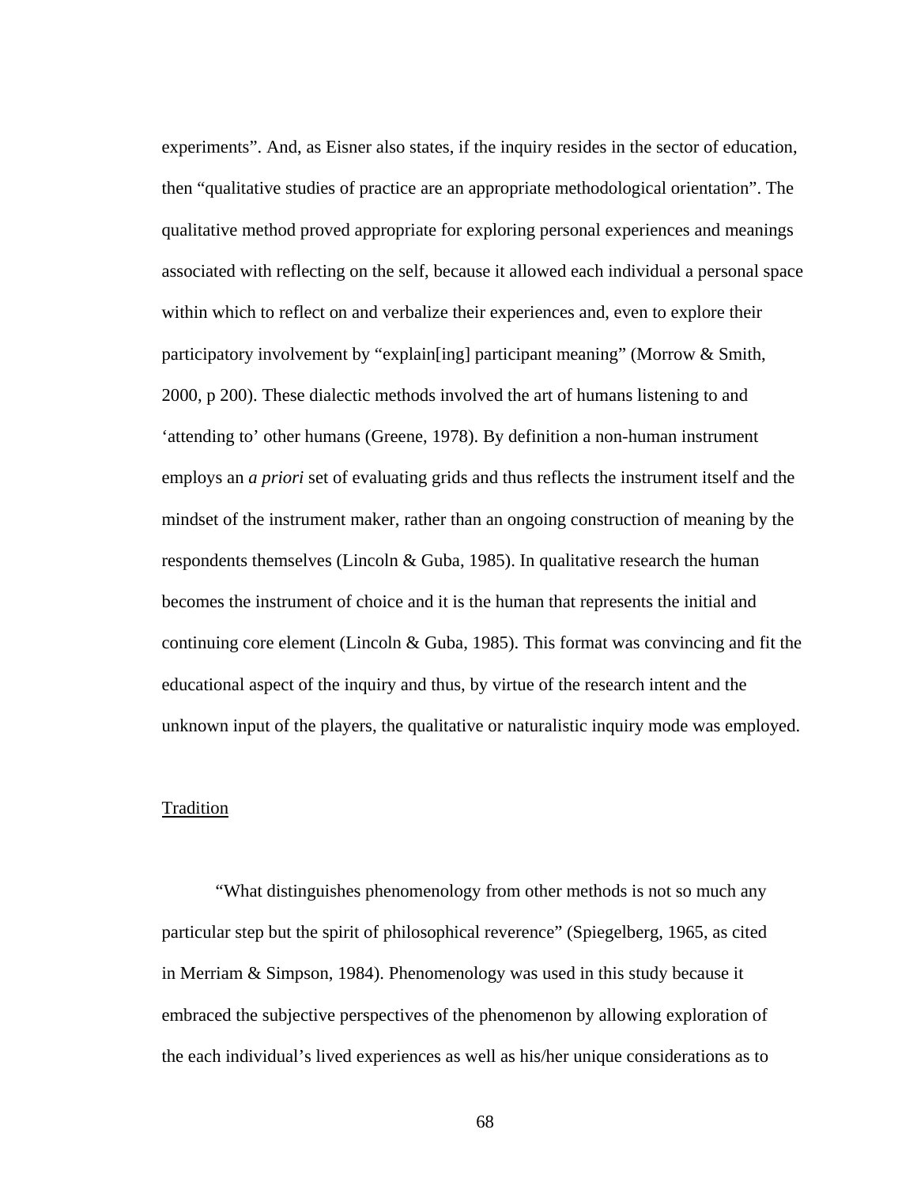experiments". And, as Eisner also states, if the inquiry resides in the sector of education, then "qualitative studies of practice are an appropriate methodological orientation". The qualitative method proved appropriate for exploring personal experiences and meanings associated with reflecting on the self, because it allowed each individual a personal space within which to reflect on and verbalize their experiences and, even to explore their participatory involvement by "explain[ing] participant meaning" (Morrow & Smith, 2000, p 200). These dialectic methods involved the art of humans listening to and 'attending to' other humans (Greene, 1978). By definition a non-human instrument employs an *a priori* set of evaluating grids and thus reflects the instrument itself and the mindset of the instrument maker, rather than an ongoing construction of meaning by the respondents themselves (Lincoln & Guba, 1985). In qualitative research the human becomes the instrument of choice and it is the human that represents the initial and continuing core element (Lincoln & Guba, 1985). This format was convincing and fit the educational aspect of the inquiry and thus, by virtue of the research intent and the unknown input of the players, the qualitative or naturalistic inquiry mode was employed.

## Tradition

"What distinguishes phenomenology from other methods is not so much any particular step but the spirit of philosophical reverence" (Spiegelberg, 1965, as cited in Merriam & Simpson, 1984). Phenomenology was used in this study because it embraced the subjective perspectives of the phenomenon by allowing exploration of the each individual's lived experiences as well as his/her unique considerations as to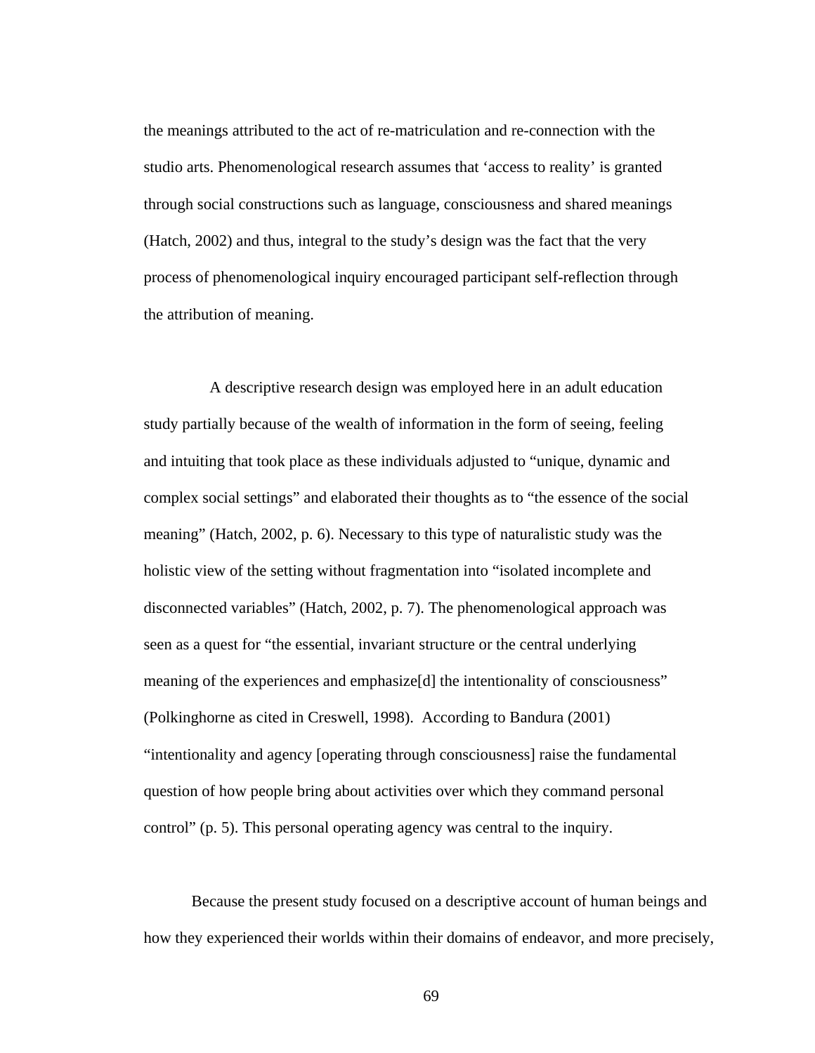the meanings attributed to the act of re-matriculation and re-connection with the studio arts. Phenomenological research assumes that ‘access to reality’ is granted through social constructions such as language, consciousness and shared meanings (Hatch, 2002) and thus, integral to the study’s design was the fact that the very process of phenomenological inquiry encouraged participant self-reflection through the attribution of meaning.

A descriptive research design was employed here in an adult education study partially because of the wealth of information in the form of seeing, feeling and intuiting that took place as these individuals adjusted to “unique, dynamic and complex social settings” and elaborated their thoughts as to “the essence of the social meaning” (Hatch, 2002, p. 6). Necessary to this type of naturalistic study was the holistic view of the setting without fragmentation into “isolated incomplete and disconnected variables” (Hatch, 2002, p. 7). The phenomenological approach was seen as a quest for “the essential, invariant structure or the central underlying meaning of the experiences and emphasize[d] the intentionality of consciousness” (Polkinghorne as cited in Creswell, 1998). According to Bandura (2001) “intentionality and agency [operating through consciousness] raise the fundamental question of how people bring about activities over which they command personal control” (p. 5). This personal operating agency was central to the inquiry.

Because the present study focused on a descriptive account of human beings and how they experienced their worlds within their domains of endeavor, and more precisely,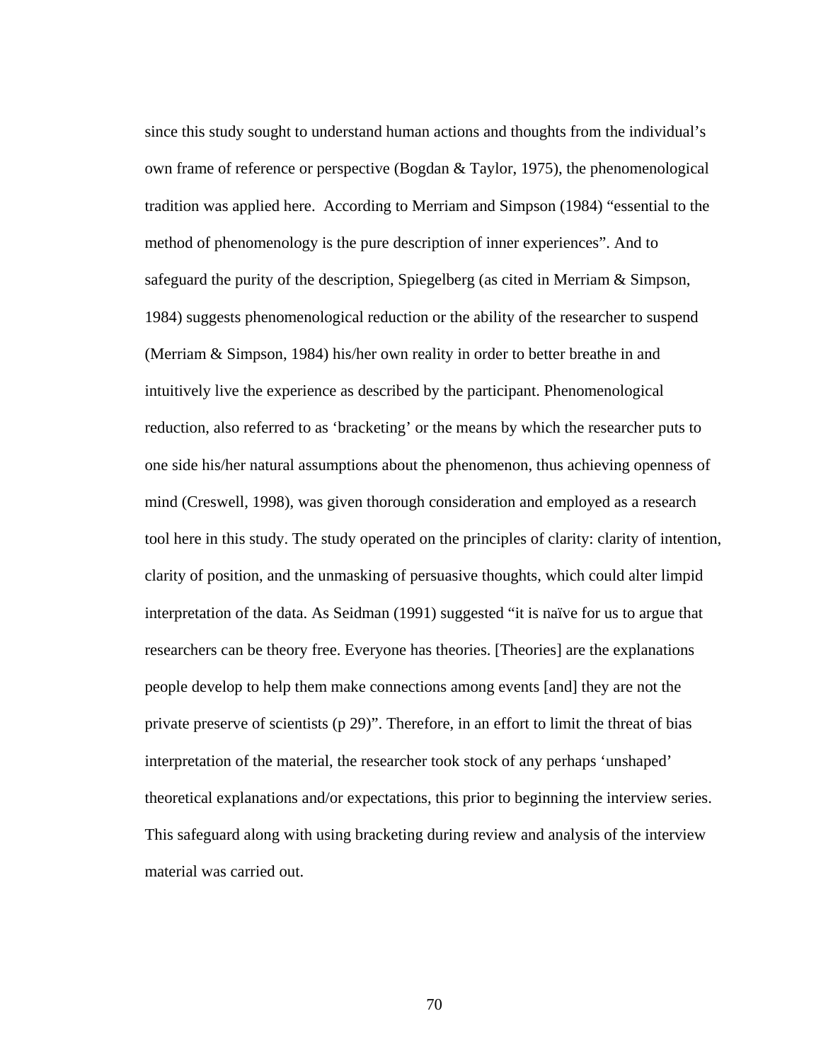since this study sought to understand human actions and thoughts from the individual's own frame of reference or perspective (Bogdan & Taylor, 1975), the phenomenological tradition was applied here. According to Merriam and Simpson (1984) "essential to the method of phenomenology is the pure description of inner experiences". And to safeguard the purity of the description, Spiegelberg (as cited in Merriam & Simpson, 1984) suggests phenomenological reduction or the ability of the researcher to suspend (Merriam & Simpson, 1984) his/her own reality in order to better breathe in and intuitively live the experience as described by the participant. Phenomenological reduction, also referred to as 'bracketing' or the means by which the researcher puts to one side his/her natural assumptions about the phenomenon, thus achieving openness of mind (Creswell, 1998), was given thorough consideration and employed as a research tool here in this study. The study operated on the principles of clarity: clarity of intention, clarity of position, and the unmasking of persuasive thoughts, which could alter limpid interpretation of the data. As Seidman (1991) suggested "it is naïve for us to argue that researchers can be theory free. Everyone has theories. [Theories] are the explanations people develop to help them make connections among events [and] they are not the private preserve of scientists (p 29)". Therefore, in an effort to limit the threat of bias interpretation of the material, the researcher took stock of any perhaps 'unshaped' theoretical explanations and/or expectations, this prior to beginning the interview series. This safeguard along with using bracketing during review and analysis of the interview material was carried out.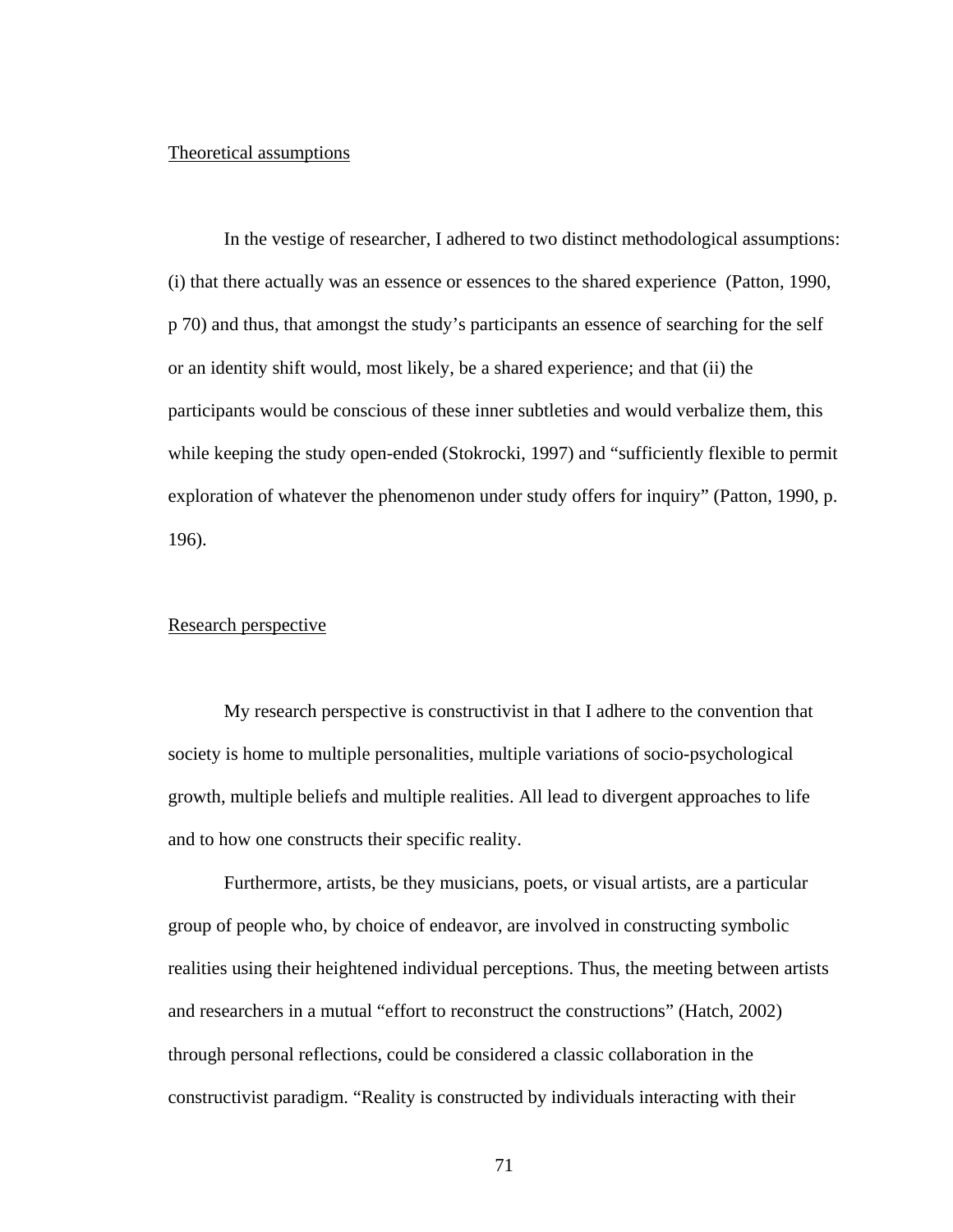Theoretical assumptions

In the vestige of researcher, I adhered to two distinct methodological assumptions: (i) that there actually was an essence or essences to the shared experience (Patton, 1990, p 70) and thus, that amongst the study's participants an essence of searching for the self or an identity shift would, most likely, be a shared experience; and that (ii) the participants would be conscious of these inner subtleties and would verbalize them, this while keeping the study open-ended (Stokrocki, 1997) and "sufficiently flexible to permit exploration of whatever the phenomenon under study offers for inquiry" (Patton, 1990, p. 196).

Research perspective

My research perspective is constructivist in that I adhere to the convention that society is home to multiple personalities, multiple variations of socio-psychological growth, multiple beliefs and multiple realities. All lead to divergent approaches to life and to how one constructs their specific reality.

Furthermore, artists, be they musicians, poets, or visual artists, are a particular group of people who, by choice of endeavor, are involved in constructing symbolic realities using their heightened individual perceptions. Thus, the meeting between artists and researchers in a mutual "effort to reconstruct the constructions" (Hatch, 2002) through personal reflections, could be considered a classic collaboration in the constructivist paradigm. "Reality is constructed by individuals interacting with their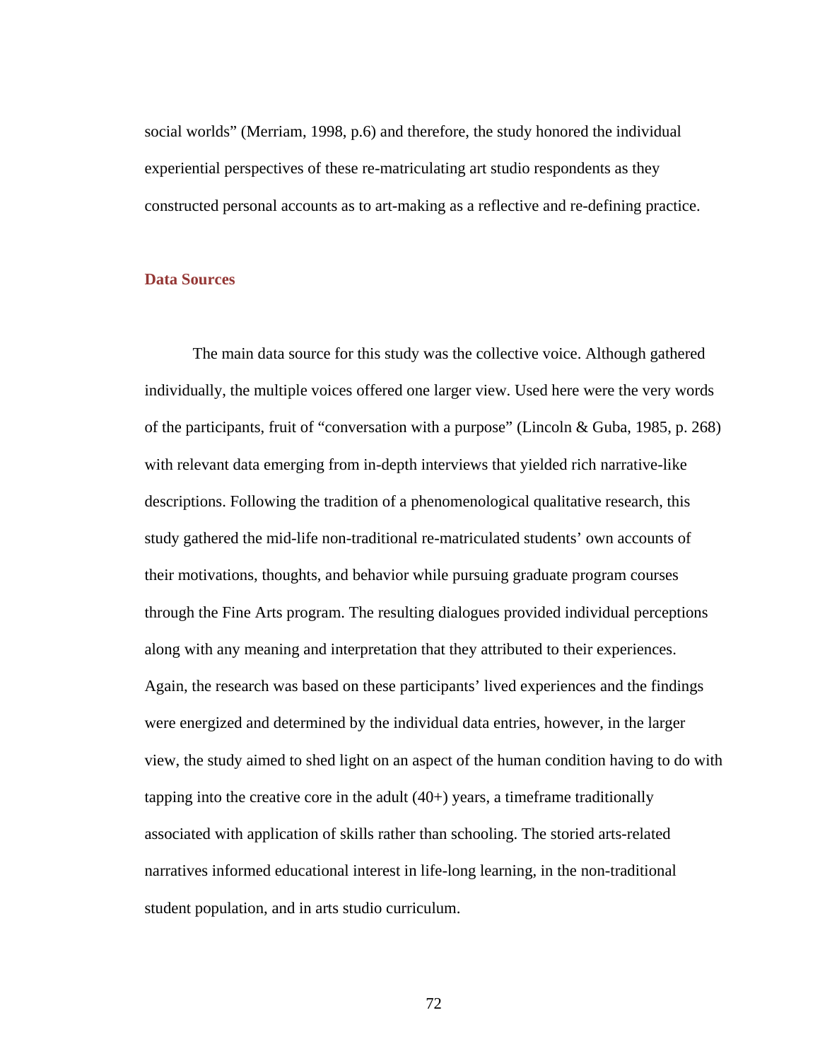social worlds" (Merriam, 1998, p.6) and therefore, the study honored the individual experiential perspectives of these re-matriculating art studio respondents as they constructed personal accounts as to art-making as a reflective and re-defining practice.

### Data Sources

The main data source for this study was the collective voice. Although gathered individually, the multiple voices offered one larger view. Used here were the very words of the participants, fruit of "conversation with a purpose" (Lincoln & Guba, 1985, p. 268) with relevant data emerging from in-depth interviews that yielded rich narrative-like descriptions. Following the tradition of a phenomenological qualitative research, this study gathered the mid-life non-traditional re-matriculated students' own accounts of their motivations, thoughts, and behavior while pursuing graduate program courses through the Fine Arts program. The resulting dialogues provided individual perceptions along with any meaning and interpretation that they attributed to their experiences. Again, the research was based on these participants' lived experiences and the findings were energized and determined by the individual data entries, however, in the larger view, the study aimed to shed light on an aspect of the human condition having to do with tapping into the creative core in the adult (40+) years, a timeframe traditionally associated with application of skills rather than schooling. The storied arts-related narratives informed educational interest in life-long learning, in the non-traditional student population, and in arts studio curriculum.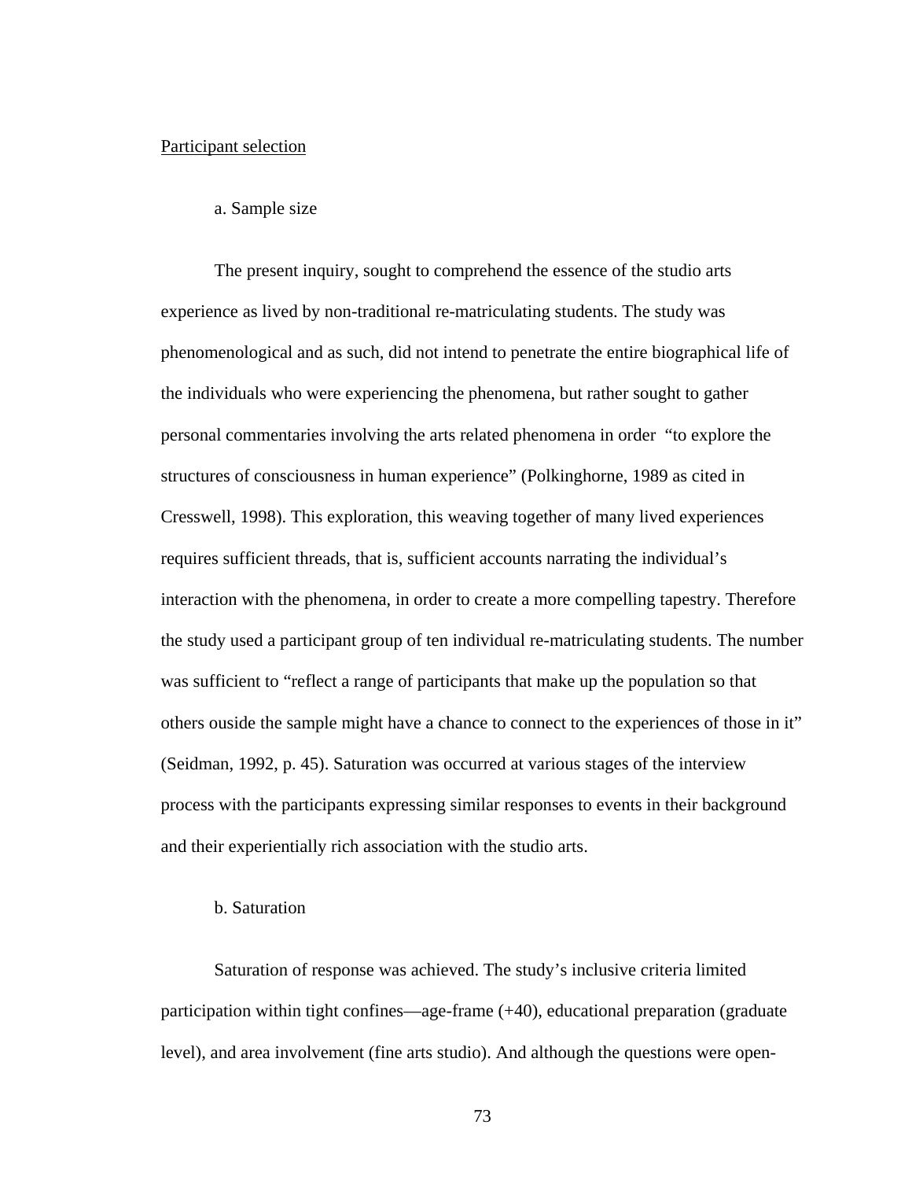Participant selection

a. Sample size

The present inquiry, sought to comprehend the essence of the studio arts experience as lived by non-traditional re-matriculating students. The study was phenomenological and as such, did not intend to penetrate the entire biographical life of the individuals who were experiencing the phenomena, but rather sought to gather personal commentaries involving the arts related phenomena in order "to explore the structures of consciousness in human experience" (Polkinghorne, 1989 as cited in Cresswell, 1998). This exploration, this weaving together of many lived experiences requires sufficient threads, that is, sufficient accounts narrating the individual's interaction with the phenomena, in order to create a more compelling tapestry. Therefore the study used a participant group of ten individual re-matriculating students. The number was sufficient to "reflect a range of participants that make up the population so that others ouside the sample might have a chance to connect to the experiences of those in it" (Seidman, 1992, p. 45). Saturation was occurred at various stages of the interview process with the participants expressing similar responses to events in their background and their experientially rich association with the studio arts.

b. Saturation

Saturation of response was achieved. The study's inclusive criteria limited participation within tight confines—age-frame (+40), educational preparation (graduate level), and area involvement (fine arts studio). And although the questions were open-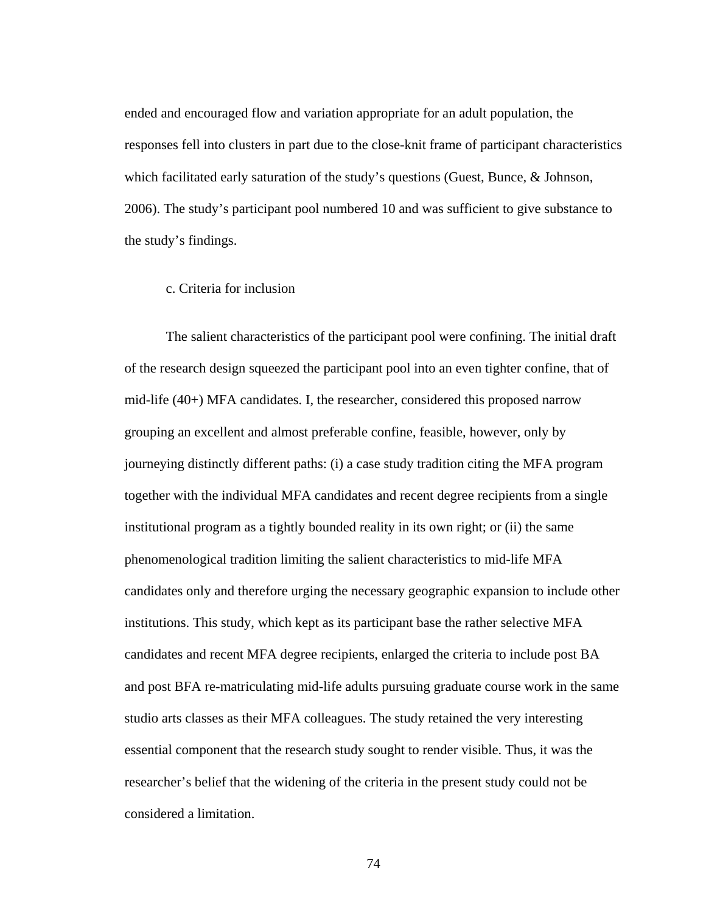ended and encouraged flow and variation appropriate for an adult population, the responses fell into clusters in part due to the close-knit frame of participant characteristics which facilitated early saturation of the study's questions (Guest, Bunce, & Johnson, 2006). The study's participant pool numbered 10 and was sufficient to give substance to the study's findings.

c. Criteria for inclusion

The salient characteristics of the participant pool were confining. The initial draft of the research design squeezed the participant pool into an even tighter confine, that of mid-life (40+) MFA candidates. I, the researcher, considered this proposed narrow grouping an excellent and almost preferable confine, feasible, however, only by journeying distinctly different paths: (i) a case study tradition citing the MFA program together with the individual MFA candidates and recent degree recipients from a single institutional program as a tightly bounded reality in its own right; or (ii) the same phenomenological tradition limiting the salient characteristics to mid-life MFA candidates only and therefore urging the necessary geographic expansion to include other institutions. This study, which kept as its participant base the rather selective MFA candidates and recent MFA degree recipients, enlarged the criteria to include post BA and post BFA re-matriculating mid-life adults pursuing graduate course work in the same studio arts classes as their MFA colleagues. The study retained the very interesting essential component that the research study sought to render visible. Thus, it was the researcher's belief that the widening of the criteria in the present study could not be considered a limitation.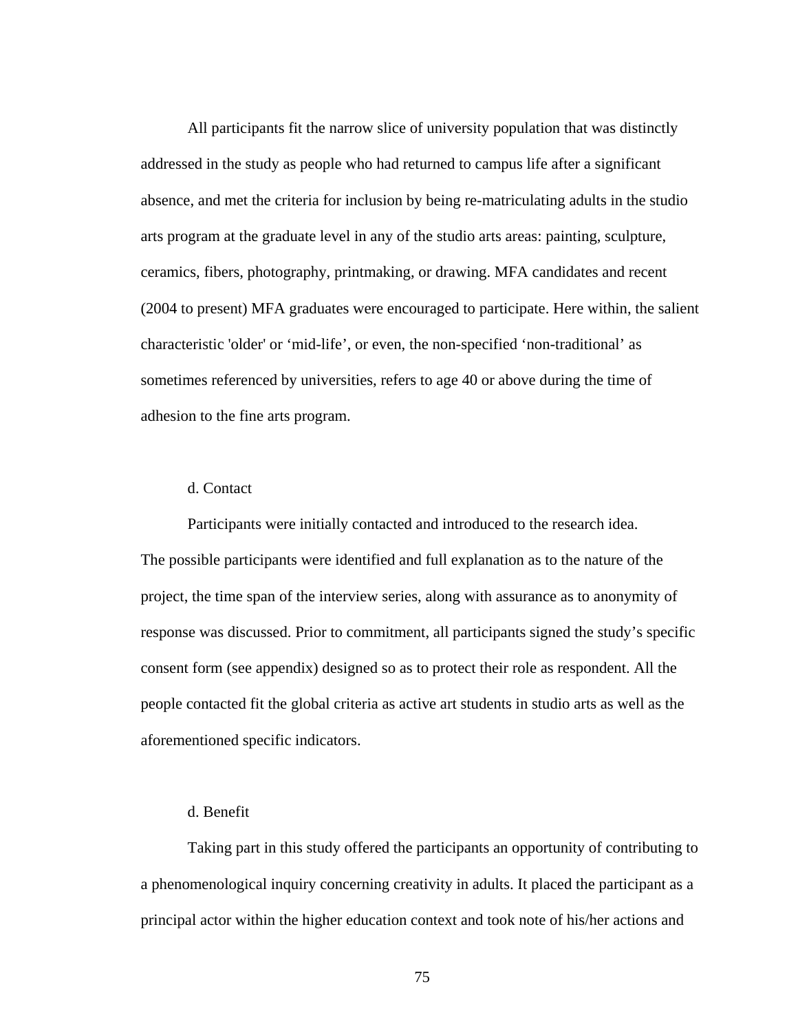All participants fit the narrow slice of university population that was distinctly addressed in the study as people who had returned to campus life after a significant absence, and met the criteria for inclusion by being re-matriculating adults in the studio arts program at the graduate level in any of the studio arts areas: painting, sculpture, ceramics, fibers, photography, printmaking, or drawing. MFA candidates and recent (2004 to present) MFA graduates were encouraged to participate. Here within, the salient characteristic 'older' or ‘mid-life’, or even, the non-specified ‘non-traditional’ as sometimes referenced by universities, refers to age 40 or above during the time of adhesion to the fine arts program.

d. Contact

Participants were initially contacted and introduced to the research idea. The possible participants were identified and full explanation as to the nature of the project, the time span of the interview series, along with assurance as to anonymity of response was discussed. Prior to commitment, all participants signed the study’s specific consent form (see appendix) designed so as to protect their role as respondent. All the people contacted fit the global criteria as active art students in studio arts as well as the aforementioned specific indicators.

d. Benefit

Taking part in this study offered the participants an opportunity of contributing to a phenomenological inquiry concerning creativity in adults. It placed the participant as a principal actor within the higher education context and took note of his/her actions and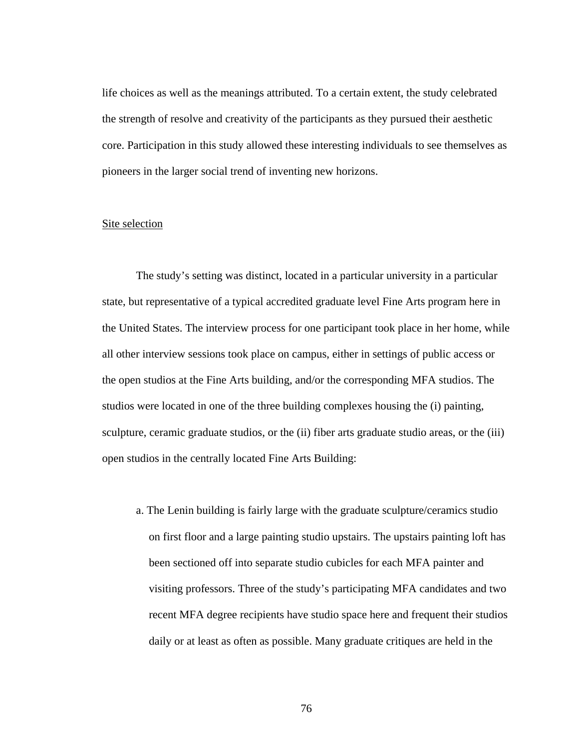life choices as well as the meanings attributed. To a certain extent, the study celebrated the strength of resolve and creativity of the participants as they pursued their aesthetic core. Participation in this study allowed these interesting individuals to see themselves as pioneers in the larger social trend of inventing new horizons.

<u>Site selection</u>

The study's setting was distinct, located in a particular university in a particular state, but representative of a typical accredited graduate level Fine Arts program here in the United States. The interview process for one participant took place in her home, while all other interview sessions took place on campus, either in settings of public access or the open studios at the Fine Arts building, and/or the corresponding MFA studios. The studios were located in one of the three building complexes housing the (i) painting, sculpture, ceramic graduate studios, or the (ii) fiber arts graduate studio areas, or the (iii) open studios in the centrally located Fine Arts Building:

a. The Lenin building is fairly large with the graduate sculpture/ceramics studio on first floor and a large painting studio upstairs. The upstairs painting loft has been sectioned off into separate studio cubicles for each MFA painter and visiting professors. Three of the study's participating MFA candidates and two recent MFA degree recipients have studio space here and frequent their studios daily or at least as often as possible. Many graduate critiques are held in the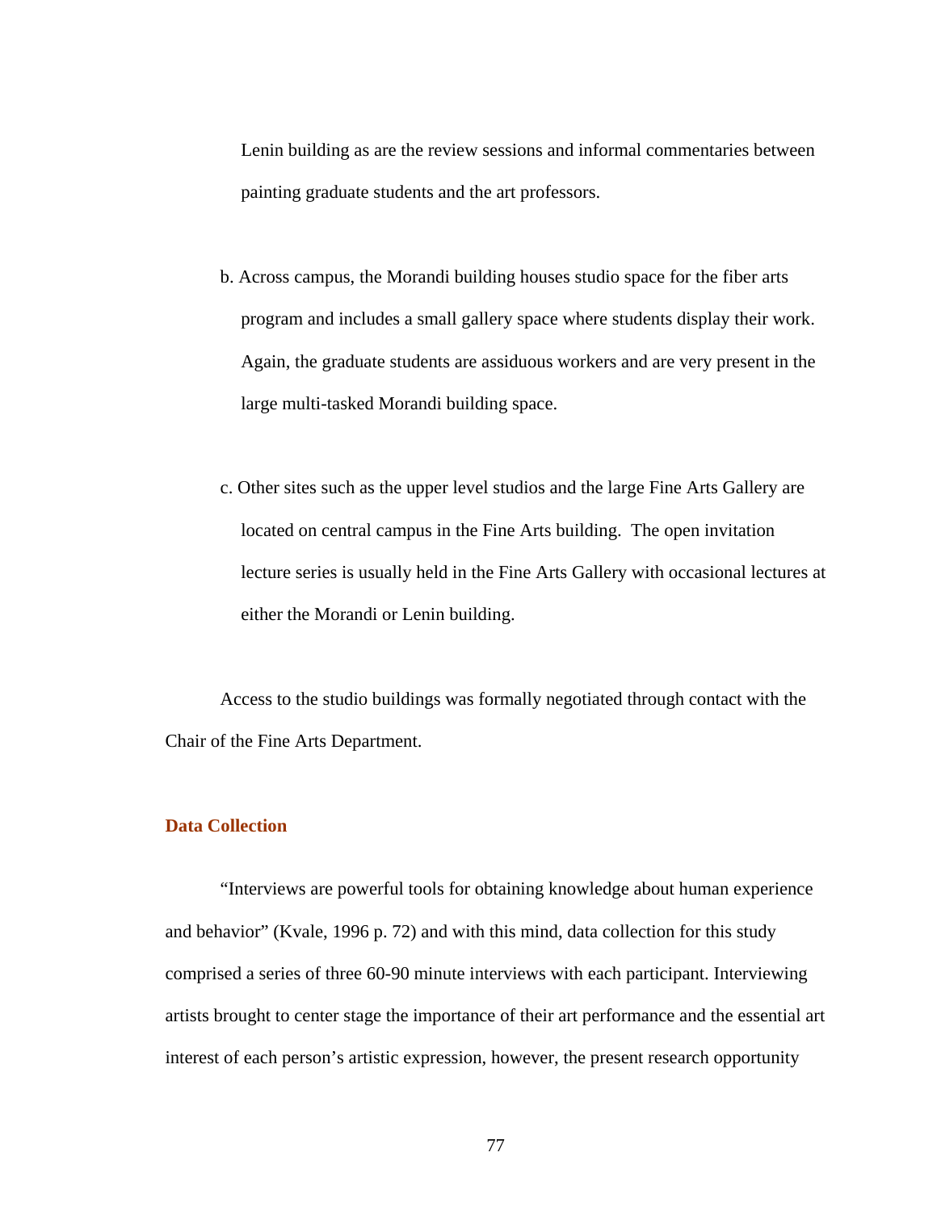Lenin building as are the review sessions and informal commentaries between painting graduate students and the art professors.

b. Across campus, the Morandi building houses studio space for the fiber arts program and includes a small gallery space where students display their work. Again, the graduate students are assiduous workers and are very present in the large multi-tasked Morandi building space.

c. Other sites such as the upper level studios and the large Fine Arts Gallery are located on central campus in the Fine Arts building. The open invitation lecture series is usually held in the Fine Arts Gallery with occasional lectures at either the Morandi or Lenin building.

Access to the studio buildings was formally negotiated through contact with the Chair of the Fine Arts Department.

## Data Collection

"Interviews are powerful tools for obtaining knowledge about human experience and behavior" (Kvale, 1996 p. 72) and with this mind, data collection for this study comprised a series of three 60-90 minute interviews with each participant. Interviewing artists brought to center stage the importance of their art performance and the essential art interest of each person's artistic expression, however, the present research opportunity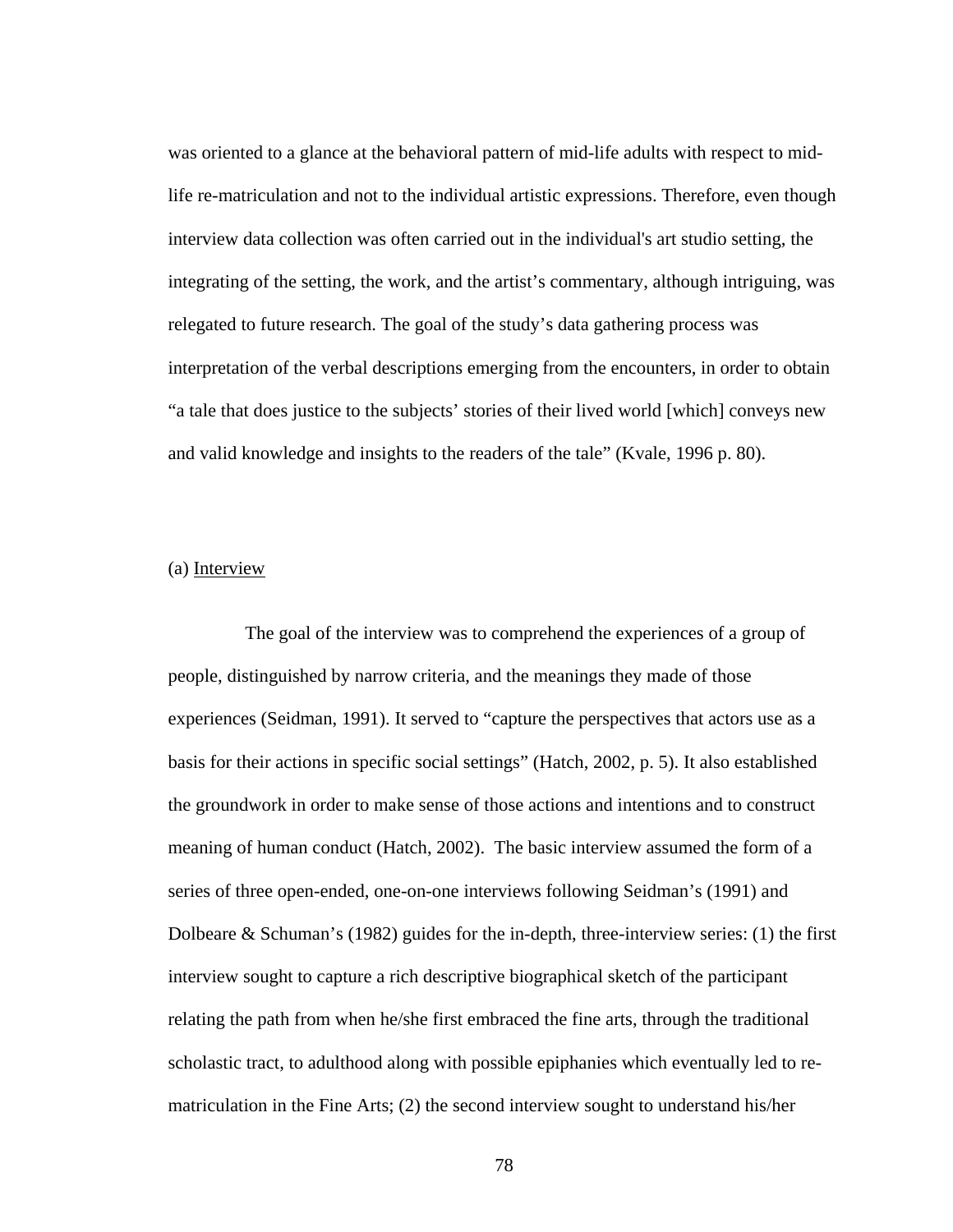was oriented to a glance at the behavioral pattern of mid-life adults with respect to mid-life re-matriculation and not to the individual artistic expressions. Therefore, even though interview data collection was often carried out in the individual's art studio setting, the integrating of the setting, the work, and the artist's commentary, although intriguing, was relegated to future research. The goal of the study's data gathering process was interpretation of the verbal descriptions emerging from the encounters, in order to obtain "a tale that does justice to the subjects' stories of their lived world [which] conveys new and valid knowledge and insights to the readers of the tale" (Kvale, 1996 p. 80).

(a) <u>Interview</u>

The goal of the interview was to comprehend the experiences of a group of people, distinguished by narrow criteria, and the meanings they made of those experiences (Seidman, 1991). It served to "capture the perspectives that actors use as a basis for their actions in specific social settings" (Hatch, 2002, p. 5). It also established the groundwork in order to make sense of those actions and intentions and to construct meaning of human conduct (Hatch, 2002). The basic interview assumed the form of a series of three open-ended, one-on-one interviews following Seidman's (1991) and Dolbeare & Schuman's (1982) guides for the in-depth, three-interview series: (1) the first interview sought to capture a rich descriptive biographical sketch of the participant relating the path from when he/she first embraced the fine arts, through the traditional scholastic tract, to adulthood along with possible epiphanies which eventually led to re-matriculation in the Fine Arts; (2) the second interview sought to understand his/her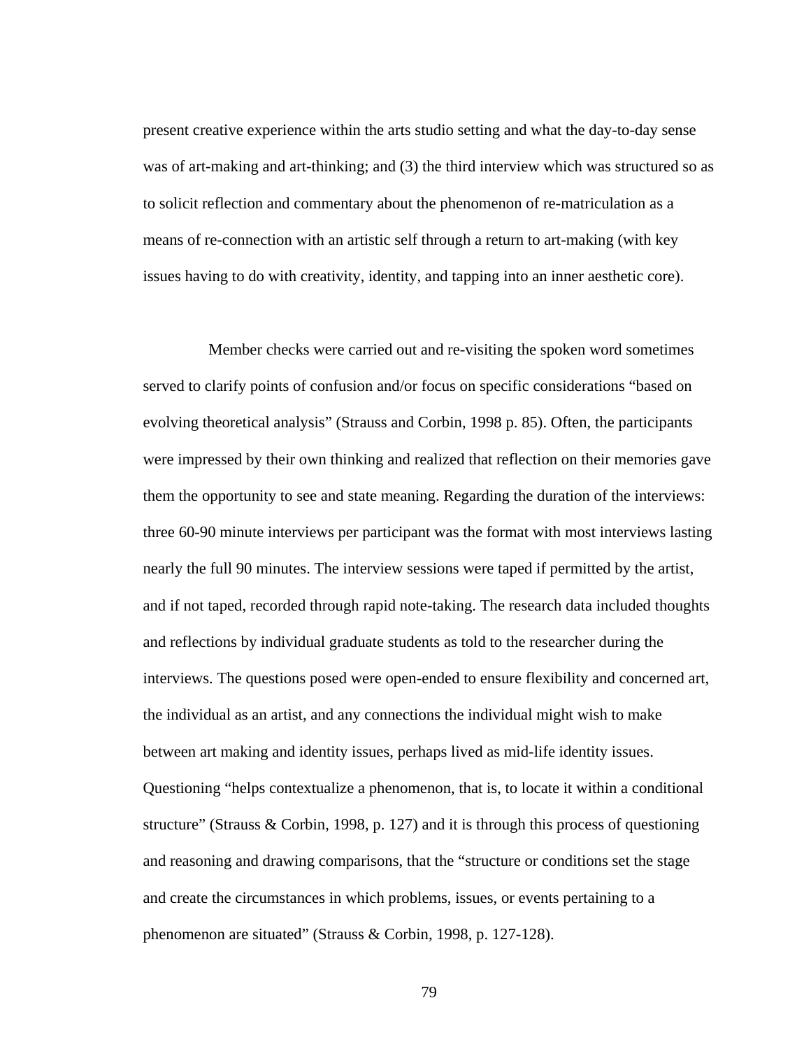present creative experience within the arts studio setting and what the day-to-day sense was of art-making and art-thinking; and (3) the third interview which was structured so as to solicit reflection and commentary about the phenomenon of re-matriculation as a means of re-connection with an artistic self through a return to art-making (with key issues having to do with creativity, identity, and tapping into an inner aesthetic core).

Member checks were carried out and re-visiting the spoken word sometimes served to clarify points of confusion and/or focus on specific considerations "based on evolving theoretical analysis" (Strauss and Corbin, 1998 p. 85). Often, the participants were impressed by their own thinking and realized that reflection on their memories gave them the opportunity to see and state meaning. Regarding the duration of the interviews: three 60-90 minute interviews per participant was the format with most interviews lasting nearly the full 90 minutes. The interview sessions were taped if permitted by the artist, and if not taped, recorded through rapid note-taking. The research data included thoughts and reflections by individual graduate students as told to the researcher during the interviews. The questions posed were open-ended to ensure flexibility and concerned art, the individual as an artist, and any connections the individual might wish to make between art making and identity issues, perhaps lived as mid-life identity issues. Questioning "helps contextualize a phenomenon, that is, to locate it within a conditional structure" (Strauss & Corbin, 1998, p. 127) and it is through this process of questioning and reasoning and drawing comparisons, that the "structure or conditions set the stage and create the circumstances in which problems, issues, or events pertaining to a phenomenon are situated" (Strauss & Corbin, 1998, p. 127-128).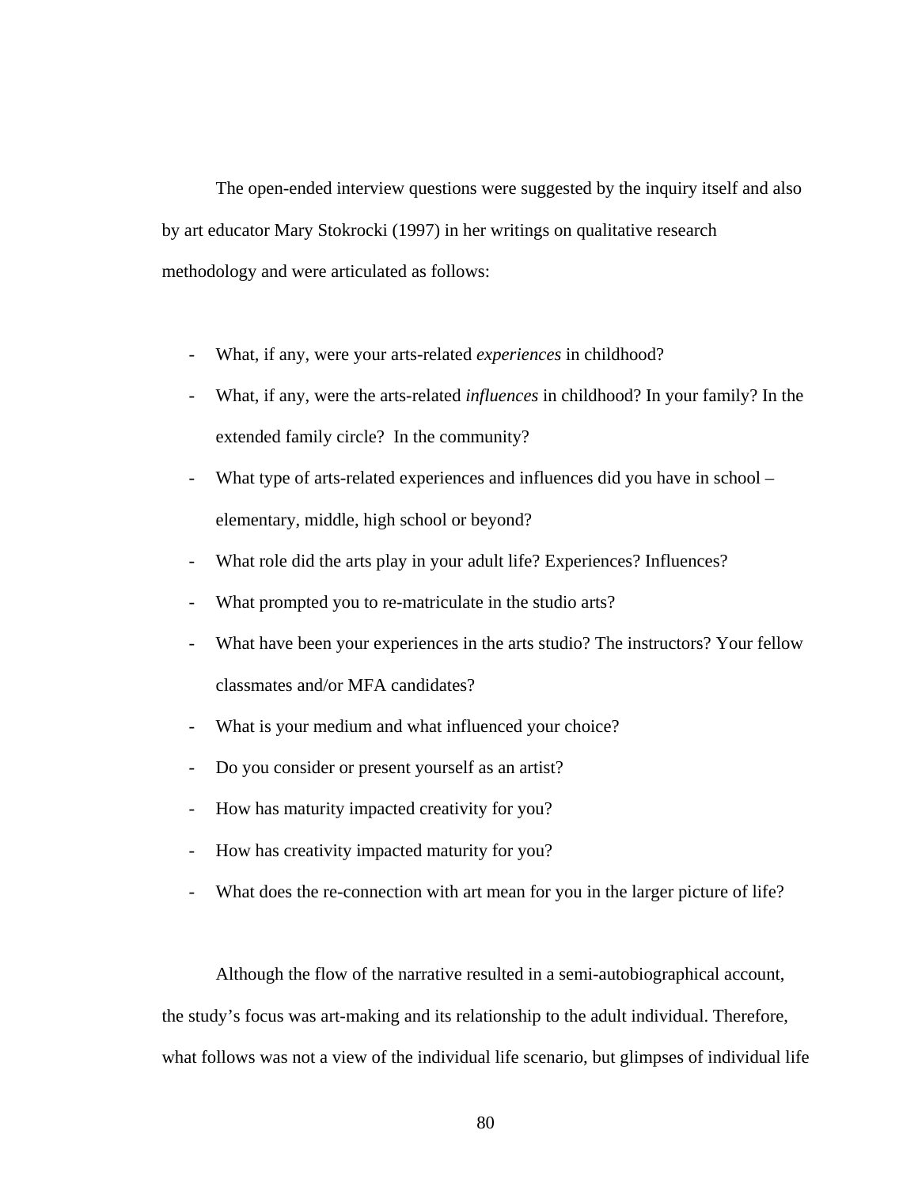The open-ended interview questions were suggested by the inquiry itself and also by art educator Mary Stokrocki (1997) in her writings on qualitative research methodology and were articulated as follows:

- What, if any, were your arts-related *experiences* in childhood?
- What, if any, were the arts-related *influences* in childhood? In your family? In the extended family circle? In the community?
- What type of arts-related experiences and influences did you have in school – elementary, middle, high school or beyond?
- What role did the arts play in your adult life? Experiences? Influences?
- What prompted you to re-matriculate in the studio arts?
- What have been your experiences in the arts studio? The instructors? Your fellow classmates and/or MFA candidates?
- What is your medium and what influenced your choice?
- Do you consider or present yourself as an artist?
- How has maturity impacted creativity for you?
- How has creativity impacted maturity for you?
- What does the re-connection with art mean for you in the larger picture of life?

Although the flow of the narrative resulted in a semi-autobiographical account, the study's focus was art-making and its relationship to the adult individual. Therefore, what follows was not a view of the individual life scenario, but glimpses of individual life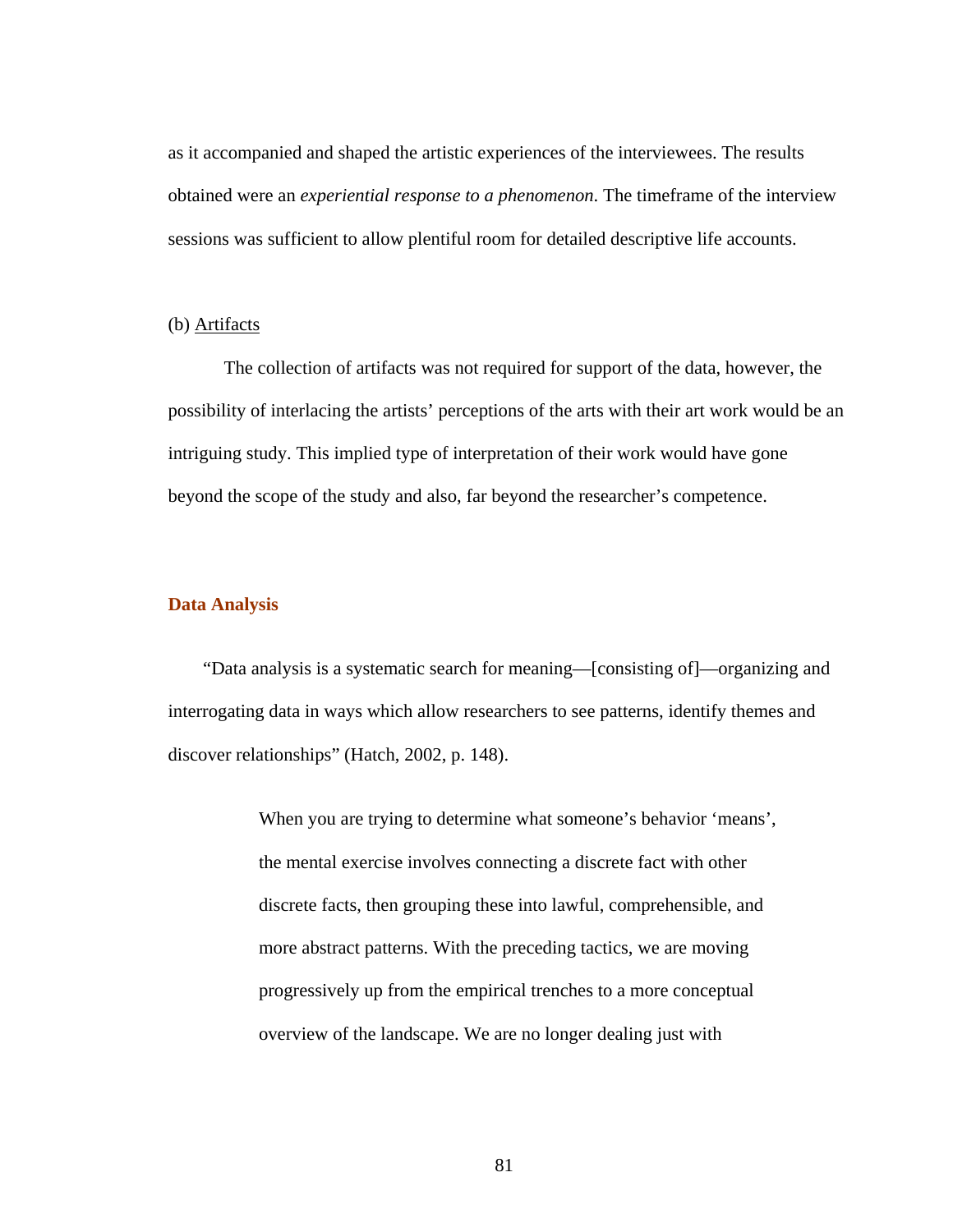as it accompanied and shaped the artistic experiences of the interviewees. The results obtained were an *experiential response to a phenomenon*. The timeframe of the interview sessions was sufficient to allow plentiful room for detailed descriptive life accounts.

(b) Artifacts

The collection of artifacts was not required for support of the data, however, the possibility of interlacing the artists' perceptions of the arts with their art work would be an intriguing study. This implied type of interpretation of their work would have gone beyond the scope of the study and also, far beyond the researcher's competence.

## Data Analysis

"Data analysis is a systematic search for meaning—[consisting of]—organizing and interrogating data in ways which allow researchers to see patterns, identify themes and discover relationships" (Hatch, 2002, p. 148).

> When you are trying to determine what someone's behavior 'means', the mental exercise involves connecting a discrete fact with other discrete facts, then grouping these into lawful, comprehensible, and more abstract patterns. With the preceding tactics, we are moving progressively up from the empirical trenches to a more conceptual overview of the landscape. We are no longer dealing just with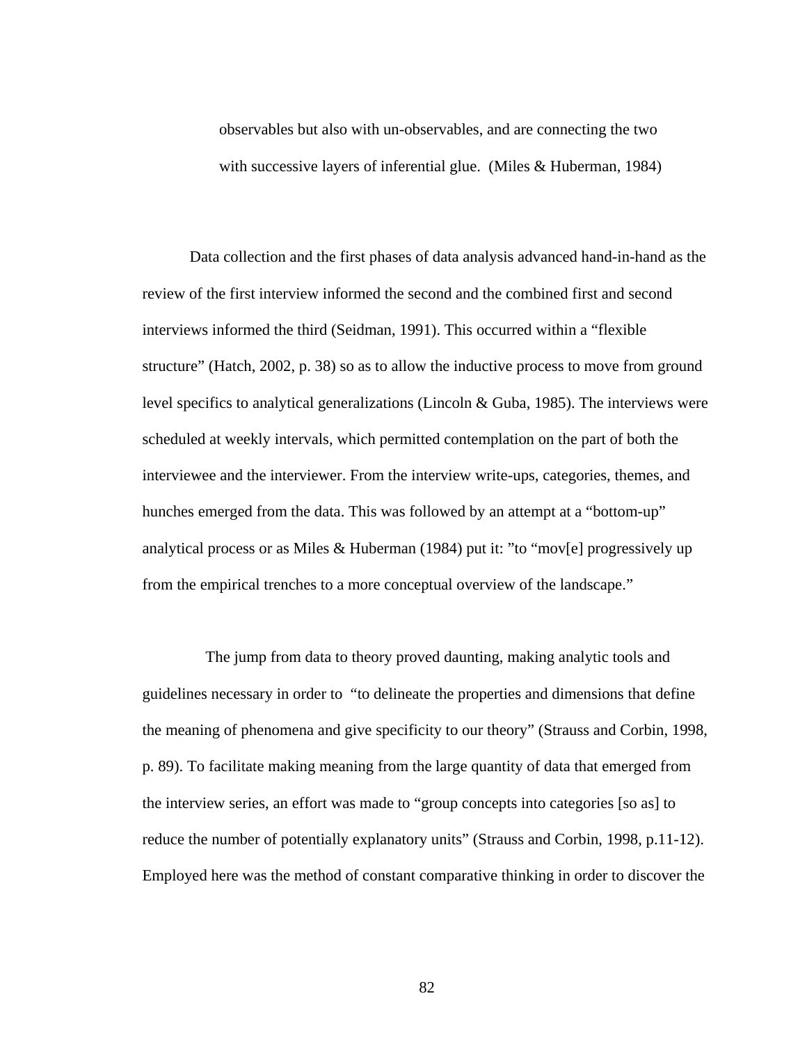> observables but also with un-observables, and are connecting the two with successive layers of inferential glue. (Miles & Huberman, 1984)

Data collection and the first phases of data analysis advanced hand-in-hand as the review of the first interview informed the second and the combined first and second interviews informed the third (Seidman, 1991). This occurred within a "flexible structure" (Hatch, 2002, p. 38) so as to allow the inductive process to move from ground level specifics to analytical generalizations (Lincoln & Guba, 1985). The interviews were scheduled at weekly intervals, which permitted contemplation on the part of both the interviewee and the interviewer. From the interview write-ups, categories, themes, and hunches emerged from the data. This was followed by an attempt at a "bottom-up" analytical process or as Miles & Huberman (1984) put it: "to "mov[e] progressively up from the empirical trenches to a more conceptual overview of the landscape."

The jump from data to theory proved daunting, making analytic tools and guidelines necessary in order to "to delineate the properties and dimensions that define the meaning of phenomena and give specificity to our theory" (Strauss and Corbin, 1998, p. 89). To facilitate making meaning from the large quantity of data that emerged from the interview series, an effort was made to "group concepts into categories [so as] to reduce the number of potentially explanatory units" (Strauss and Corbin, 1998, p.11-12). Employed here was the method of constant comparative thinking in order to discover the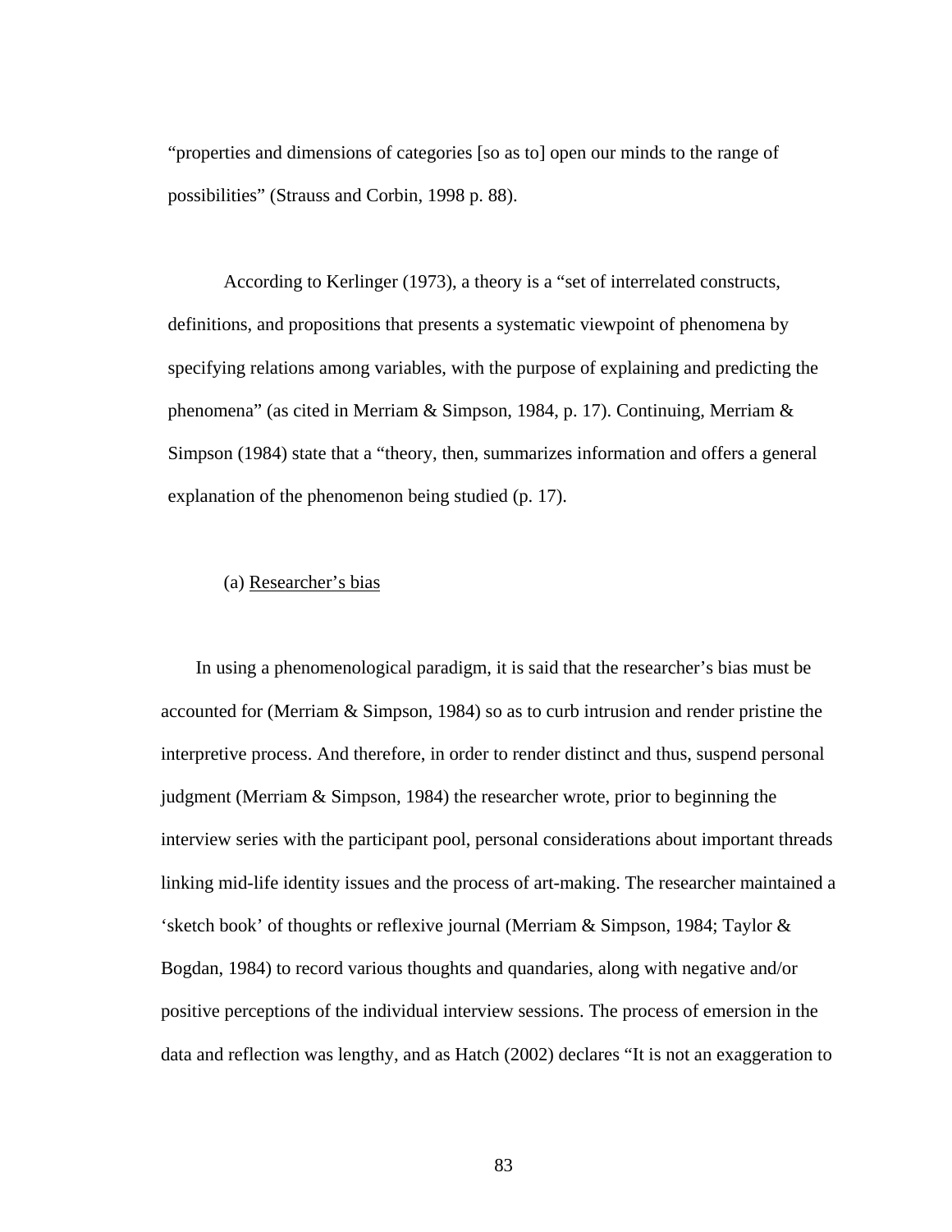"properties and dimensions of categories [so as to] open our minds to the range of possibilities" (Strauss and Corbin, 1998 p. 88).

According to Kerlinger (1973), a theory is a "set of interrelated constructs, definitions, and propositions that presents a systematic viewpoint of phenomena by specifying relations among variables, with the purpose of explaining and predicting the phenomena" (as cited in Merriam & Simpson, 1984, p. 17). Continuing, Merriam & Simpson (1984) state that a "theory, then, summarizes information and offers a general explanation of the phenomenon being studied (p. 17).

(a) Researcher's bias

In using a phenomenological paradigm, it is said that the researcher's bias must be accounted for (Merriam & Simpson, 1984) so as to curb intrusion and render pristine the interpretive process. And therefore, in order to render distinct and thus, suspend personal judgment (Merriam & Simpson, 1984) the researcher wrote, prior to beginning the interview series with the participant pool, personal considerations about important threads linking mid-life identity issues and the process of art-making. The researcher maintained a 'sketch book' of thoughts or reflexive journal (Merriam & Simpson, 1984; Taylor & Bogdan, 1984) to record various thoughts and quandaries, along with negative and/or positive perceptions of the individual interview sessions. The process of emersion in the data and reflection was lengthy, and as Hatch (2002) declares "It is not an exaggeration to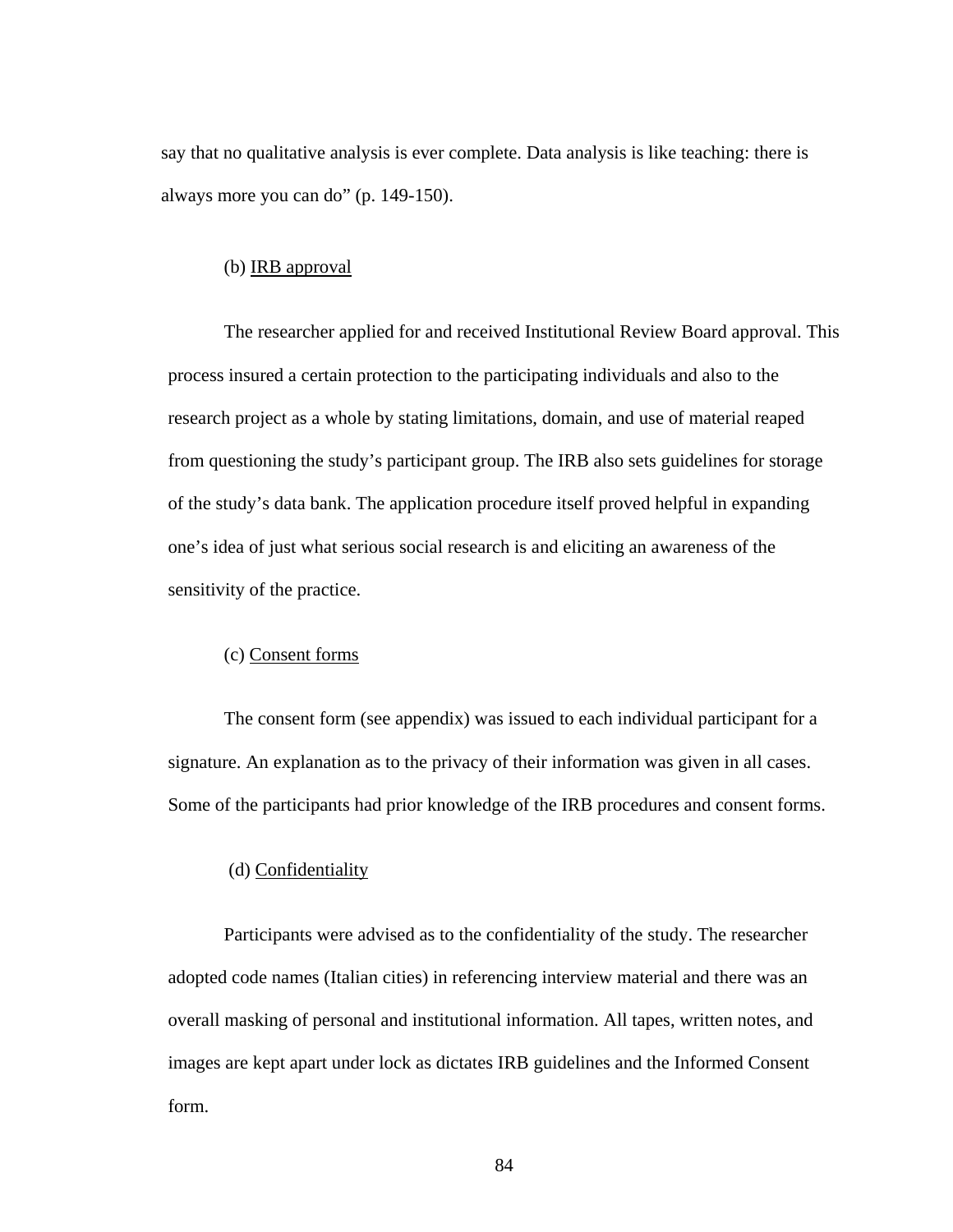say that no qualitative analysis is ever complete. Data analysis is like teaching: there is always more you can do" (p. 149-150).

(b) <u>IRB approval</u>

The researcher applied for and received Institutional Review Board approval. This process insured a certain protection to the participating individuals and also to the research project as a whole by stating limitations, domain, and use of material reaped from questioning the study's participant group. The IRB also sets guidelines for storage of the study's data bank. The application procedure itself proved helpful in expanding one's idea of just what serious social research is and eliciting an awareness of the sensitivity of the practice.

(c) <u>Consent forms</u>

The consent form (see appendix) was issued to each individual participant for a signature. An explanation as to the privacy of their information was given in all cases. Some of the participants had prior knowledge of the IRB procedures and consent forms.

(d) <u>Confidentiality</u>

Participants were advised as to the confidentiality of the study. The researcher adopted code names (Italian cities) in referencing interview material and there was an overall masking of personal and institutional information. All tapes, written notes, and images are kept apart under lock as dictates IRB guidelines and the Informed Consent form.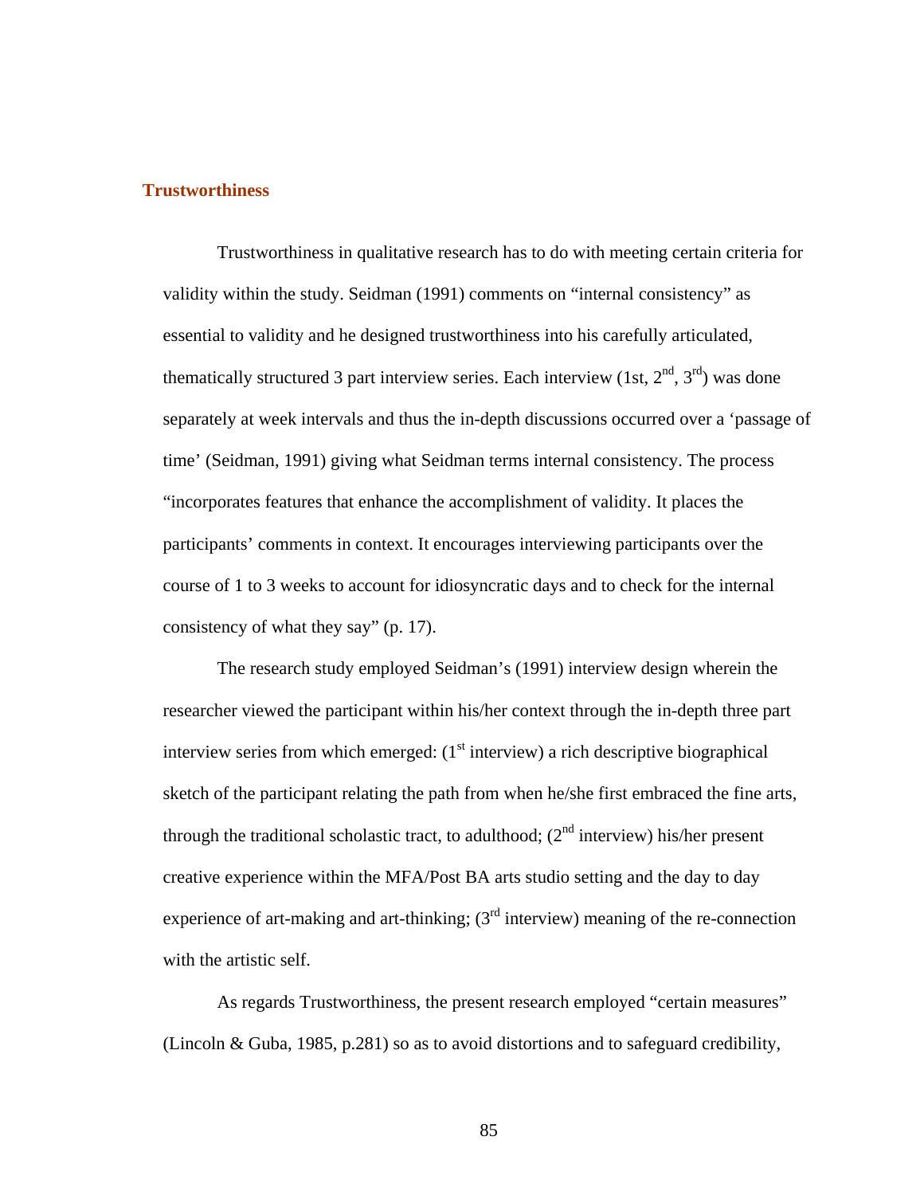## Trustworthiness

Trustworthiness in qualitative research has to do with meeting certain criteria for validity within the study. Seidman (1991) comments on "internal consistency" as essential to validity and he designed trustworthiness into his carefully articulated, thematically structured 3 part interview series. Each interview (1st, 2nd, 3rd) was done separately at week intervals and thus the in-depth discussions occurred over a 'passage of time' (Seidman, 1991) giving what Seidman terms internal consistency. The process "incorporates features that enhance the accomplishment of validity. It places the participants' comments in context. It encourages interviewing participants over the course of 1 to 3 weeks to account for idiosyncratic days and to check for the internal consistency of what they say" (p. 17).

The research study employed Seidman's (1991) interview design wherein the researcher viewed the participant within his/her context through the in-depth three part interview series from which emerged: (1st interview) a rich descriptive biographical sketch of the participant relating the path from when he/she first embraced the fine arts, through the traditional scholastic tract, to adulthood; (2nd interview) his/her present creative experience within the MFA/Post BA arts studio setting and the day to day experience of art-making and art-thinking; (3rd interview) meaning of the re-connection with the artistic self.

As regards Trustworthiness, the present research employed "certain measures" (Lincoln & Guba, 1985, p.281) so as to avoid distortions and to safeguard credibility,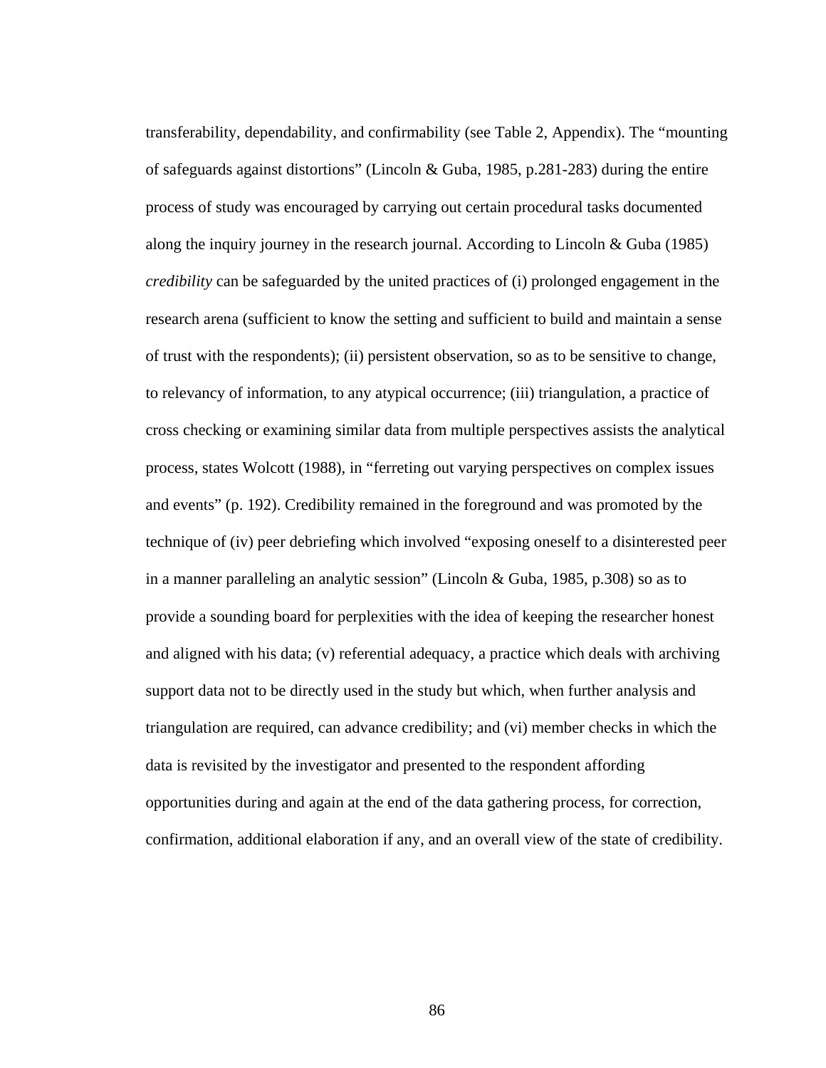transferability, dependability, and confirmability (see Table 2, Appendix). The "mounting of safeguards against distortions" (Lincoln & Guba, 1985, p.281-283) during the entire process of study was encouraged by carrying out certain procedural tasks documented along the inquiry journey in the research journal. According to Lincoln & Guba (1985) *credibility* can be safeguarded by the united practices of (i) prolonged engagement in the research arena (sufficient to know the setting and sufficient to build and maintain a sense of trust with the respondents); (ii) persistent observation, so as to be sensitive to change, to relevancy of information, to any atypical occurrence; (iii) triangulation, a practice of cross checking or examining similar data from multiple perspectives assists the analytical process, states Wolcott (1988), in "ferreting out varying perspectives on complex issues and events" (p. 192). Credibility remained in the foreground and was promoted by the technique of (iv) peer debriefing which involved "exposing oneself to a disinterested peer in a manner paralleling an analytic session" (Lincoln & Guba, 1985, p.308) so as to provide a sounding board for perplexities with the idea of keeping the researcher honest and aligned with his data; (v) referential adequacy, a practice which deals with archiving support data not to be directly used in the study but which, when further analysis and triangulation are required, can advance credibility; and (vi) member checks in which the data is revisited by the investigator and presented to the respondent affording opportunities during and again at the end of the data gathering process, for correction, confirmation, additional elaboration if any, and an overall view of the state of credibility.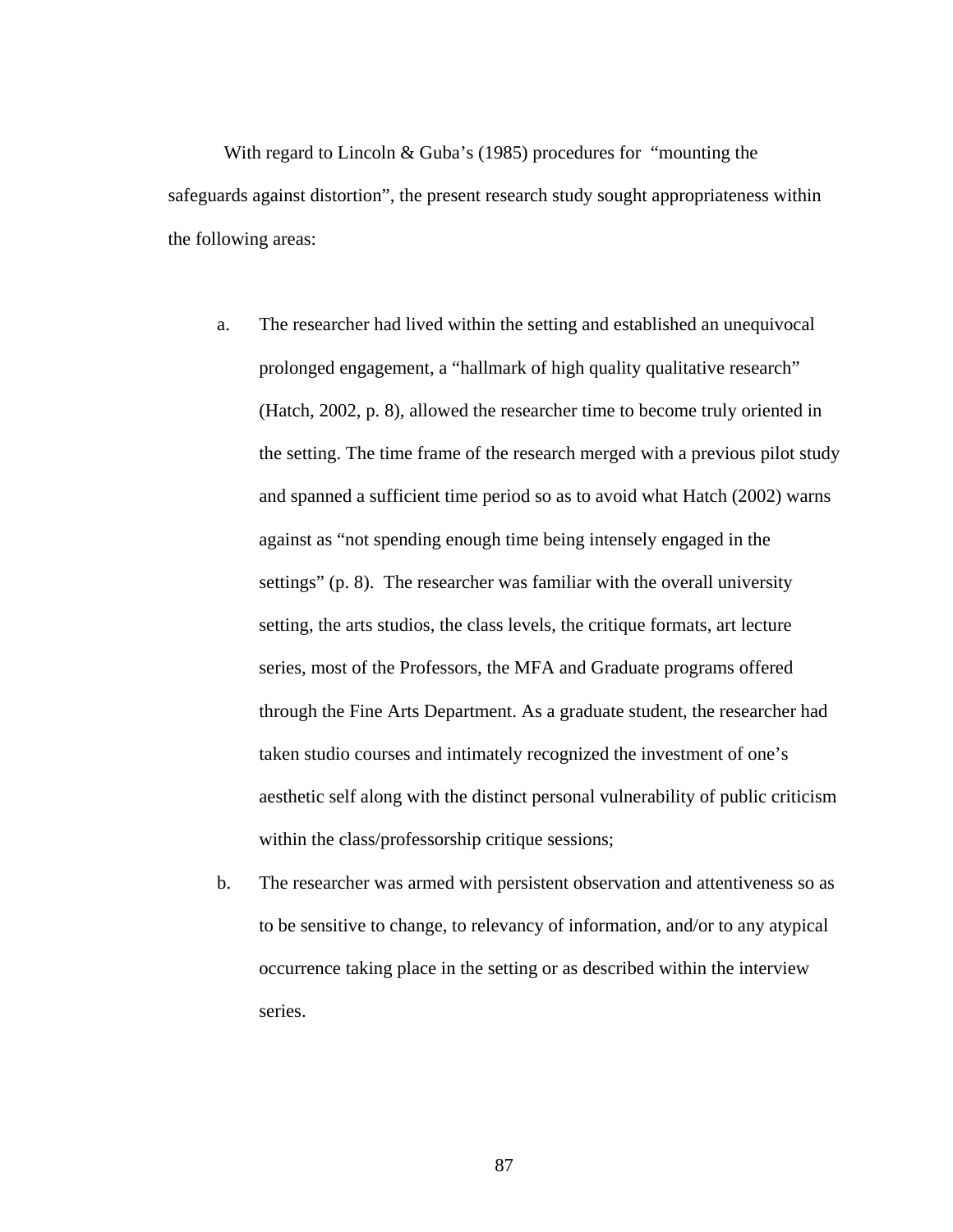With regard to Lincoln & Guba's (1985) procedures for "mounting the safeguards against distortion", the present research study sought appropriateness within the following areas:

a. The researcher had lived within the setting and established an unequivocal prolonged engagement, a "hallmark of high quality qualitative research" (Hatch, 2002, p. 8), allowed the researcher time to become truly oriented in the setting. The time frame of the research merged with a previous pilot study and spanned a sufficient time period so as to avoid what Hatch (2002) warns against as "not spending enough time being intensely engaged in the settings" (p. 8). The researcher was familiar with the overall university setting, the arts studios, the class levels, the critique formats, art lecture series, most of the Professors, the MFA and Graduate programs offered through the Fine Arts Department. As a graduate student, the researcher had taken studio courses and intimately recognized the investment of one's aesthetic self along with the distinct personal vulnerability of public criticism within the class/professorship critique sessions;

b. The researcher was armed with persistent observation and attentiveness so as to be sensitive to change, to relevancy of information, and/or to any atypical occurrence taking place in the setting or as described within the interview series.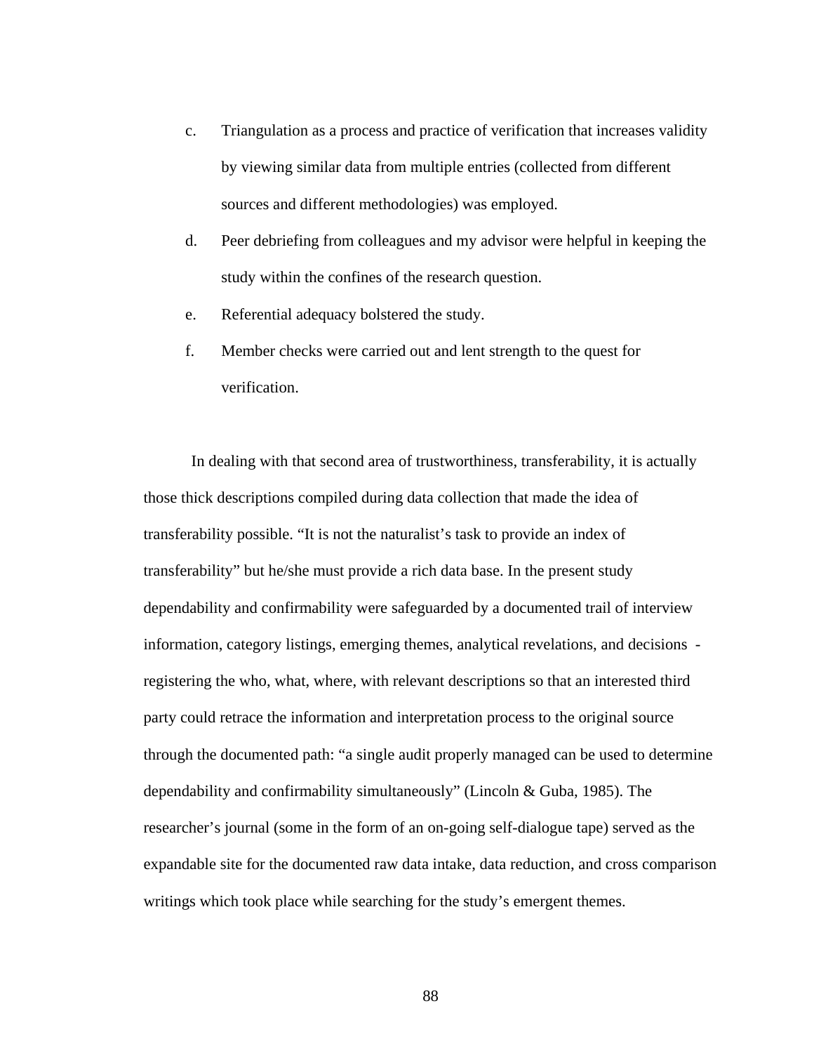c. Triangulation as a process and practice of verification that increases validity by viewing similar data from multiple entries (collected from different sources and different methodologies) was employed.

d. Peer debriefing from colleagues and my advisor were helpful in keeping the study within the confines of the research question.

e. Referential adequacy bolstered the study.

f. Member checks were carried out and lent strength to the quest for verification.

In dealing with that second area of trustworthiness, transferability, it is actually those thick descriptions compiled during data collection that made the idea of transferability possible. "It is not the naturalist's task to provide an index of transferability" but he/she must provide a rich data base. In the present study dependability and confirmability were safeguarded by a documented trail of interview information, category listings, emerging themes, analytical revelations, and decisions - registering the who, what, where, with relevant descriptions so that an interested third party could retrace the information and interpretation process to the original source through the documented path: "a single audit properly managed can be used to determine dependability and confirmability simultaneously" (Lincoln & Guba, 1985). The researcher's journal (some in the form of an on-going self-dialogue tape) served as the expandable site for the documented raw data intake, data reduction, and cross comparison writings which took place while searching for the study's emergent themes.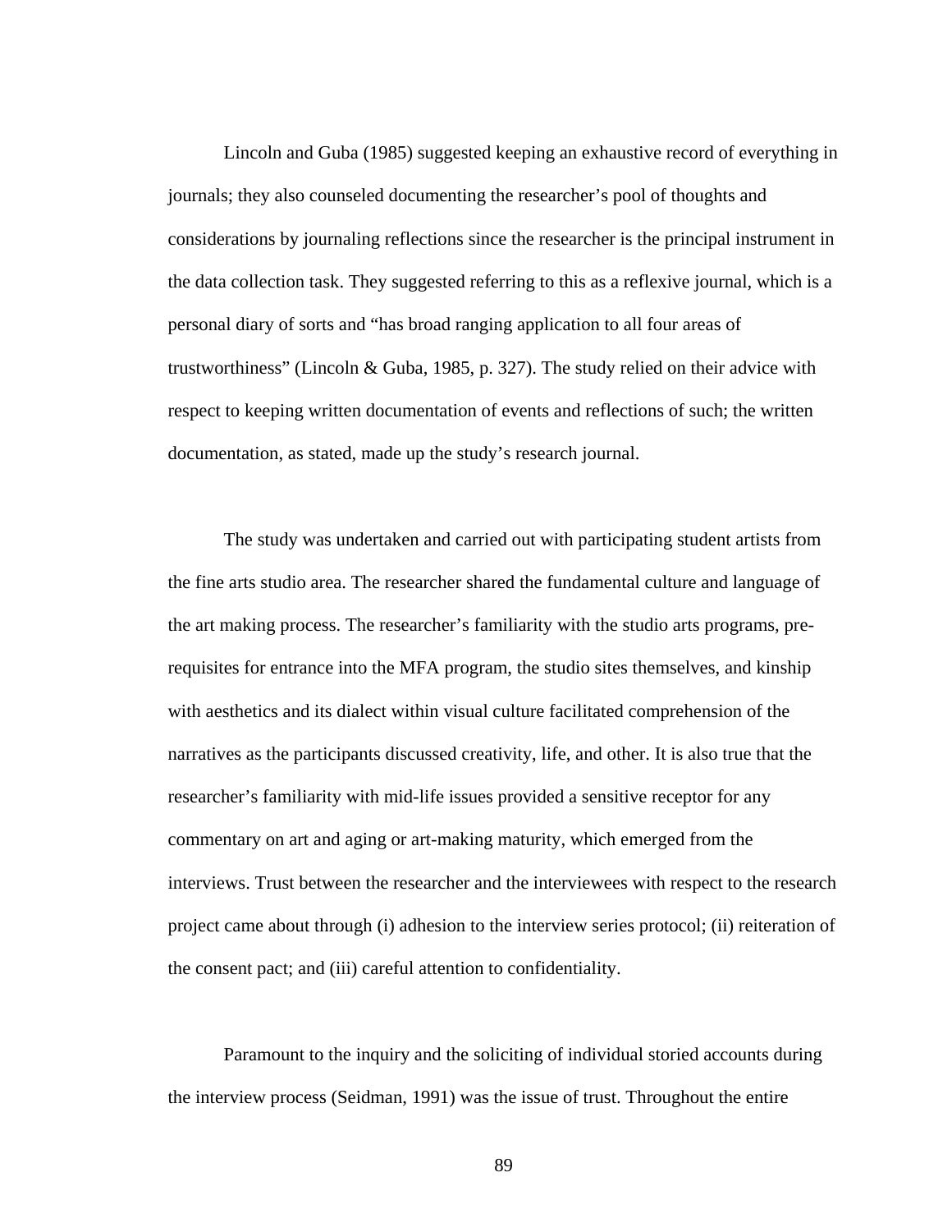Lincoln and Guba (1985) suggested keeping an exhaustive record of everything in journals; they also counseled documenting the researcher's pool of thoughts and considerations by journaling reflections since the researcher is the principal instrument in the data collection task. They suggested referring to this as a reflexive journal, which is a personal diary of sorts and "has broad ranging application to all four areas of trustworthiness" (Lincoln & Guba, 1985, p. 327). The study relied on their advice with respect to keeping written documentation of events and reflections of such; the written documentation, as stated, made up the study's research journal.

The study was undertaken and carried out with participating student artists from the fine arts studio area. The researcher shared the fundamental culture and language of the art making process. The researcher's familiarity with the studio arts programs, pre-requisites for entrance into the MFA program, the studio sites themselves, and kinship with aesthetics and its dialect within visual culture facilitated comprehension of the narratives as the participants discussed creativity, life, and other. It is also true that the researcher's familiarity with mid-life issues provided a sensitive receptor for any commentary on art and aging or art-making maturity, which emerged from the interviews. Trust between the researcher and the interviewees with respect to the research project came about through (i) adhesion to the interview series protocol; (ii) reiteration of the consent pact; and (iii) careful attention to confidentiality.

Paramount to the inquiry and the soliciting of individual storied accounts during the interview process (Seidman, 1991) was the issue of trust. Throughout the entire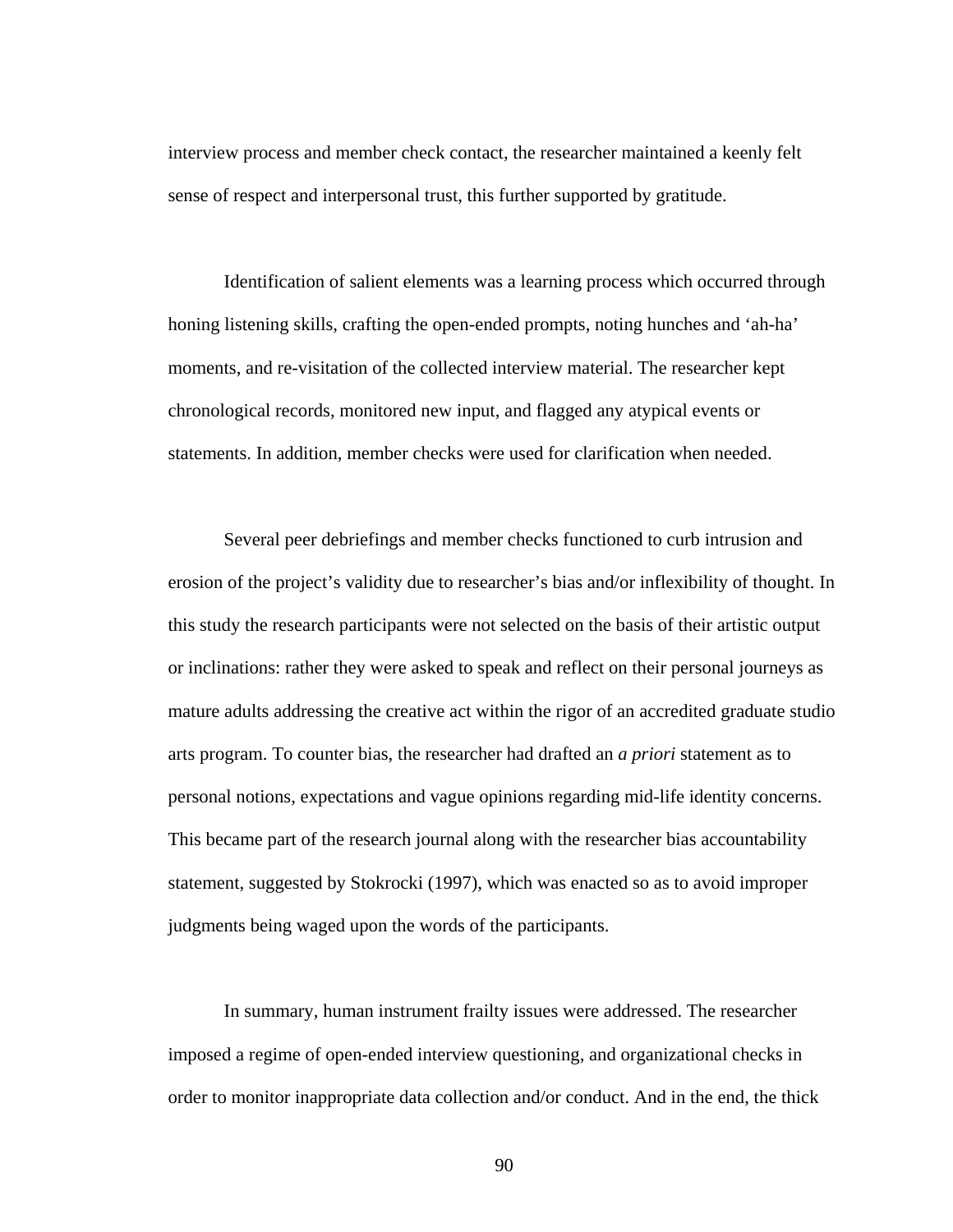interview process and member check contact, the researcher maintained a keenly felt sense of respect and interpersonal trust, this further supported by gratitude.

Identification of salient elements was a learning process which occurred through honing listening skills, crafting the open-ended prompts, noting hunches and 'ah-ha' moments, and re-visitation of the collected interview material. The researcher kept chronological records, monitored new input, and flagged any atypical events or statements. In addition, member checks were used for clarification when needed.

Several peer debriefings and member checks functioned to curb intrusion and erosion of the project's validity due to researcher's bias and/or inflexibility of thought. In this study the research participants were not selected on the basis of their artistic output or inclinations: rather they were asked to speak and reflect on their personal journeys as mature adults addressing the creative act within the rigor of an accredited graduate studio arts program. To counter bias, the researcher had drafted an *a priori* statement as to personal notions, expectations and vague opinions regarding mid-life identity concerns. This became part of the research journal along with the researcher bias accountability statement, suggested by Stokrocki (1997), which was enacted so as to avoid improper judgments being waged upon the words of the participants.

In summary, human instrument frailty issues were addressed. The researcher imposed a regime of open-ended interview questioning, and organizational checks in order to monitor inappropriate data collection and/or conduct. And in the end, the thick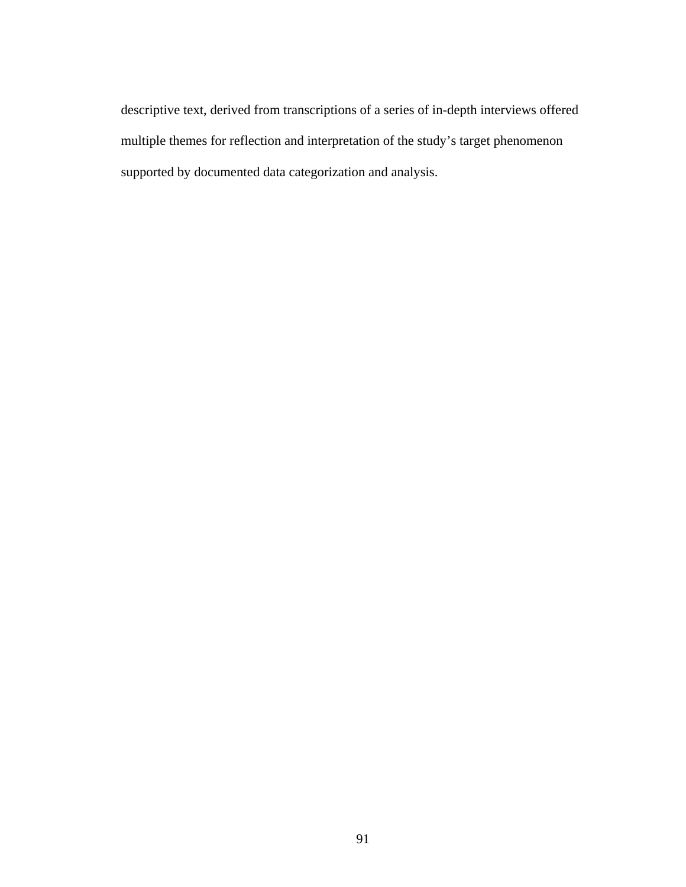descriptive text, derived from transcriptions of a series of in-depth interviews offered multiple themes for reflection and interpretation of the study's target phenomenon supported by documented data categorization and analysis.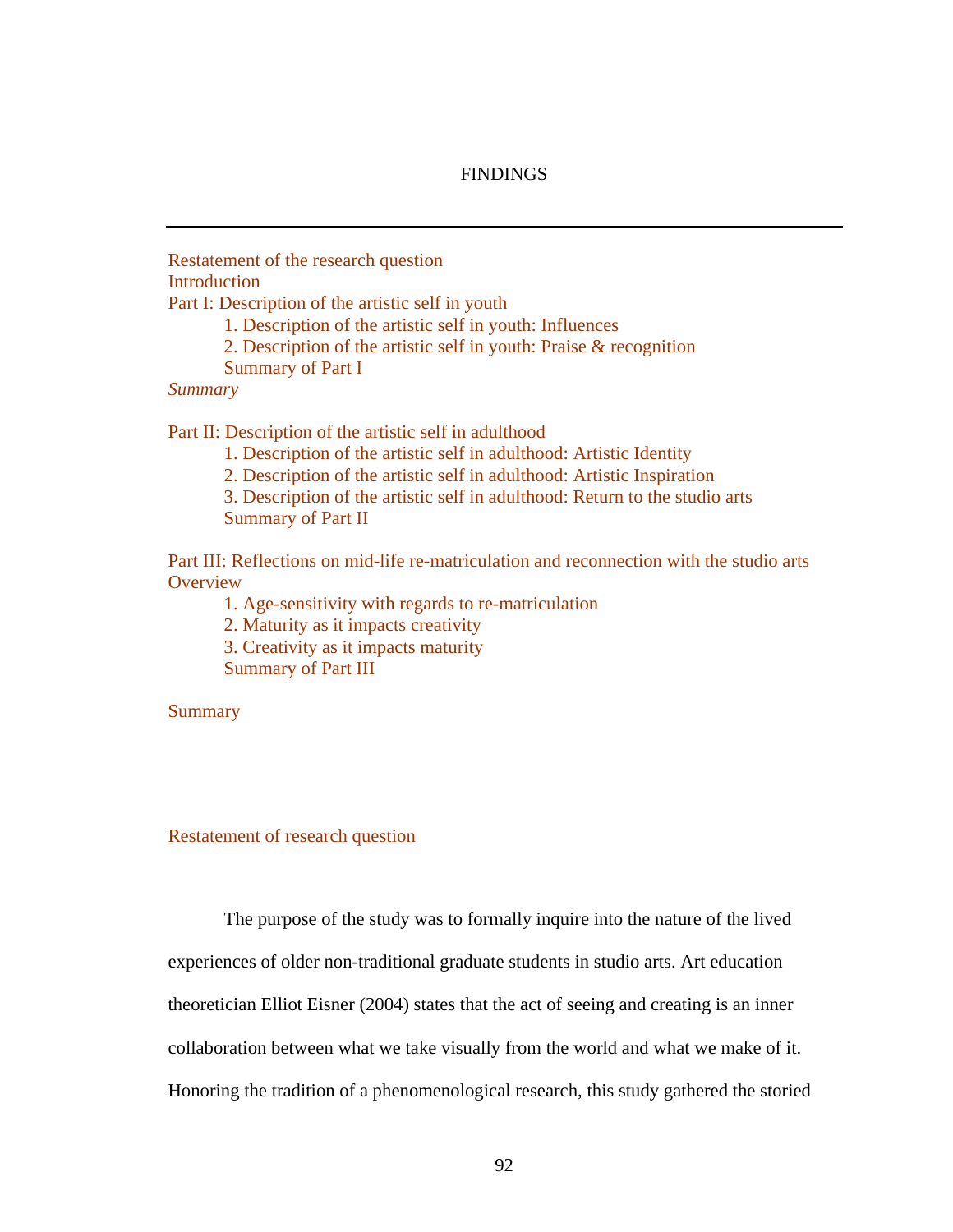# FINDINGS

---

Restatement of the research question
Introduction
Part I: Description of the artistic self in youth

  1. Description of the artistic self in youth: Influences
  2. Description of the artistic self in youth: Praise & recognition
  Summary of Part I

*Summary*

Part II: Description of the artistic self in adulthood

  1. Description of the artistic self in adulthood: Artistic Identity
  2. Description of the artistic self in adulthood: Artistic Inspiration
  3. Description of the artistic self in adulthood: Return to the studio arts
  Summary of Part II

Part III: Reflections on mid-life re-matriculation and reconnection with the studio arts
Overview

  1. Age-sensitivity with regards to re-matriculation
  2. Maturity as it impacts creativity
  3. Creativity as it impacts maturity
  Summary of Part III

Summary

## Restatement of research question

The purpose of the study was to formally inquire into the nature of the lived experiences of older non-traditional graduate students in studio arts. Art education theoretician Elliot Eisner (2004) states that the act of seeing and creating is an inner collaboration between what we take visually from the world and what we make of it. Honoring the tradition of a phenomenological research, this study gathered the storied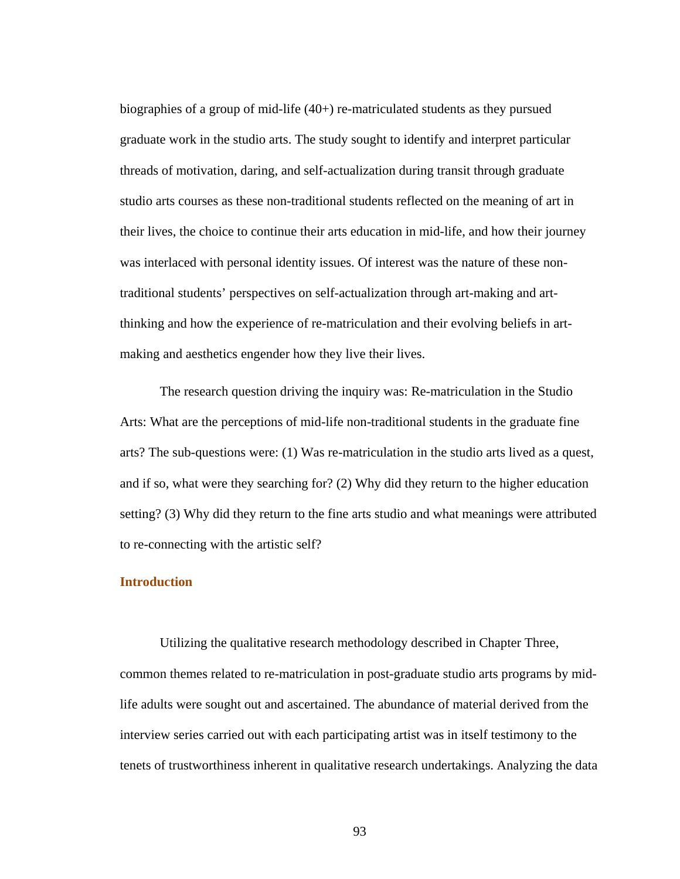biographies of a group of mid-life (40+) re-matriculated students as they pursued graduate work in the studio arts. The study sought to identify and interpret particular threads of motivation, daring, and self-actualization during transit through graduate studio arts courses as these non-traditional students reflected on the meaning of art in their lives, the choice to continue their arts education in mid-life, and how their journey was interlaced with personal identity issues. Of interest was the nature of these non-traditional students' perspectives on self-actualization through art-making and art-thinking and how the experience of re-matriculation and their evolving beliefs in art-making and aesthetics engender how they live their lives.

The research question driving the inquiry was: Re-matriculation in the Studio Arts: What are the perceptions of mid-life non-traditional students in the graduate fine arts? The sub-questions were: (1) Was re-matriculation in the studio arts lived as a quest, and if so, what were they searching for? (2) Why did they return to the higher education setting? (3) Why did they return to the fine arts studio and what meanings were attributed to re-connecting with the artistic self?

## Introduction

Utilizing the qualitative research methodology described in Chapter Three, common themes related to re-matriculation in post-graduate studio arts programs by mid-life adults were sought out and ascertained. The abundance of material derived from the interview series carried out with each participating artist was in itself testimony to the tenets of trustworthiness inherent in qualitative research undertakings. Analyzing the data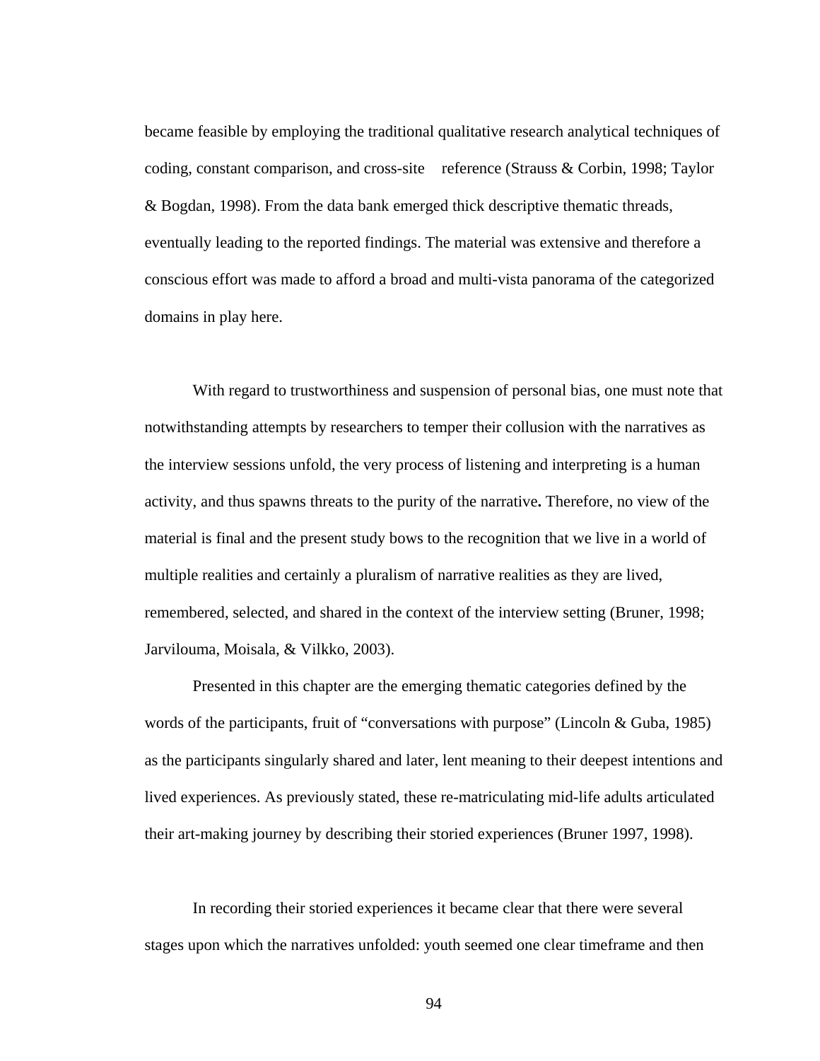became feasible by employing the traditional qualitative research analytical techniques of coding, constant comparison, and cross-site reference (Strauss & Corbin, 1998; Taylor & Bogdan, 1998). From the data bank emerged thick descriptive thematic threads, eventually leading to the reported findings. The material was extensive and therefore a conscious effort was made to afford a broad and multi-vista panorama of the categorized domains in play here.

With regard to trustworthiness and suspension of personal bias, one must note that notwithstanding attempts by researchers to temper their collusion with the narratives as the interview sessions unfold, the very process of listening and interpreting is a human activity, and thus spawns threats to the purity of the narrative**.** Therefore, no view of the material is final and the present study bows to the recognition that we live in a world of multiple realities and certainly a pluralism of narrative realities as they are lived, remembered, selected, and shared in the context of the interview setting (Bruner, 1998; Jarvilouma, Moisala, & Vilkko, 2003).

Presented in this chapter are the emerging thematic categories defined by the words of the participants, fruit of “conversations with purpose” (Lincoln & Guba, 1985) as the participants singularly shared and later, lent meaning to their deepest intentions and lived experiences. As previously stated, these re-matriculating mid-life adults articulated their art-making journey by describing their storied experiences (Bruner 1997, 1998).

In recording their storied experiences it became clear that there were several stages upon which the narratives unfolded: youth seemed one clear timeframe and then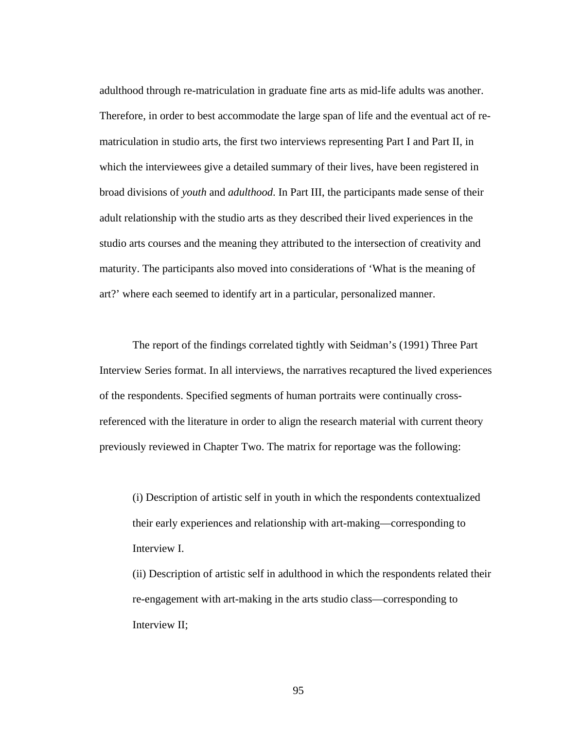adulthood through re-matriculation in graduate fine arts as mid-life adults was another. Therefore, in order to best accommodate the large span of life and the eventual act of re-matriculation in studio arts, the first two interviews representing Part I and Part II, in which the interviewees give a detailed summary of their lives, have been registered in broad divisions of *youth* and *adulthood*. In Part III, the participants made sense of their adult relationship with the studio arts as they described their lived experiences in the studio arts courses and the meaning they attributed to the intersection of creativity and maturity. The participants also moved into considerations of 'What is the meaning of art?' where each seemed to identify art in a particular, personalized manner.

The report of the findings correlated tightly with Seidman's (1991) Three Part Interview Series format. In all interviews, the narratives recaptured the lived experiences of the respondents. Specified segments of human portraits were continually cross-referenced with the literature in order to align the research material with current theory previously reviewed in Chapter Two. The matrix for reportage was the following:

(i) Description of artistic self in youth in which the respondents contextualized their early experiences and relationship with art-making—corresponding to Interview I.

(ii) Description of artistic self in adulthood in which the respondents related their re-engagement with art-making in the arts studio class—corresponding to Interview II;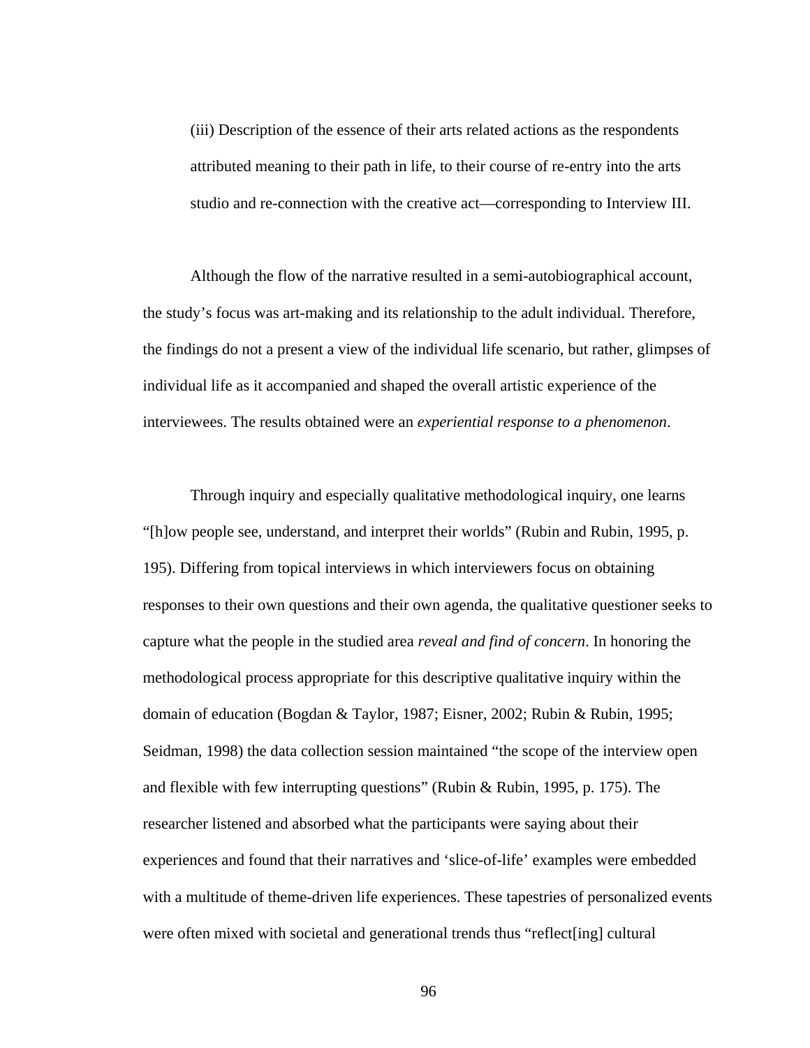(iii) Description of the essence of their arts related actions as the respondents attributed meaning to their path in life, to their course of re-entry into the arts studio and re-connection with the creative act—corresponding to Interview III.

Although the flow of the narrative resulted in a semi-autobiographical account, the study's focus was art-making and its relationship to the adult individual. Therefore, the findings do not a present a view of the individual life scenario, but rather, glimpses of individual life as it accompanied and shaped the overall artistic experience of the interviewees. The results obtained were an *experiential response to a phenomenon*.

Through inquiry and especially qualitative methodological inquiry, one learns "[h]ow people see, understand, and interpret their worlds" (Rubin and Rubin, 1995, p. 195). Differing from topical interviews in which interviewers focus on obtaining responses to their own questions and their own agenda, the qualitative questioner seeks to capture what the people in the studied area *reveal and find of concern*. In honoring the methodological process appropriate for this descriptive qualitative inquiry within the domain of education (Bogdan & Taylor, 1987; Eisner, 2002; Rubin & Rubin, 1995; Seidman, 1998) the data collection session maintained "the scope of the interview open and flexible with few interrupting questions" (Rubin & Rubin, 1995, p. 175). The researcher listened and absorbed what the participants were saying about their experiences and found that their narratives and 'slice-of-life' examples were embedded with a multitude of theme-driven life experiences. These tapestries of personalized events were often mixed with societal and generational trends thus "reflect[ing] cultural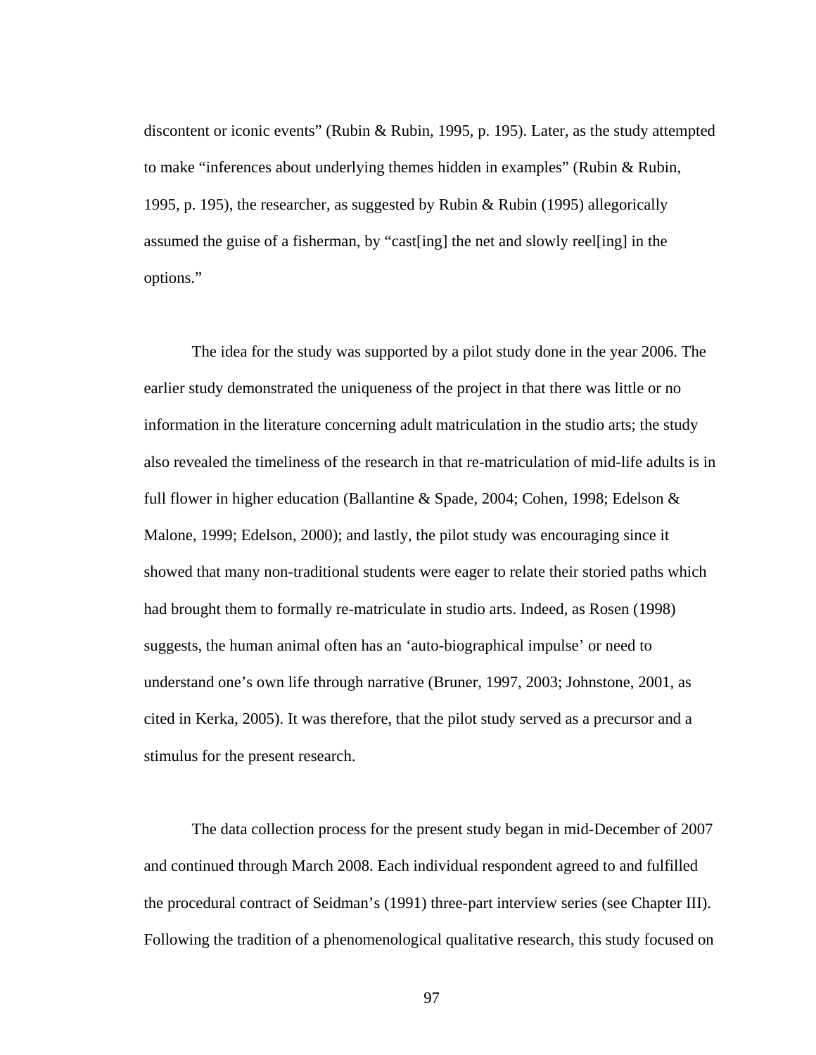discontent or iconic events" (Rubin & Rubin, 1995, p. 195). Later, as the study attempted to make "inferences about underlying themes hidden in examples" (Rubin & Rubin, 1995, p. 195), the researcher, as suggested by Rubin & Rubin (1995) allegorically assumed the guise of a fisherman, by "cast[ing] the net and slowly reel[ing] in the options."

The idea for the study was supported by a pilot study done in the year 2006. The earlier study demonstrated the uniqueness of the project in that there was little or no information in the literature concerning adult matriculation in the studio arts; the study also revealed the timeliness of the research in that re-matriculation of mid-life adults is in full flower in higher education (Ballantine & Spade, 2004; Cohen, 1998; Edelson & Malone, 1999; Edelson, 2000); and lastly, the pilot study was encouraging since it showed that many non-traditional students were eager to relate their storied paths which had brought them to formally re-matriculate in studio arts. Indeed, as Rosen (1998) suggests, the human animal often has an 'auto-biographical impulse' or need to understand one's own life through narrative (Bruner, 1997, 2003; Johnstone, 2001, as cited in Kerka, 2005). It was therefore, that the pilot study served as a precursor and a stimulus for the present research.

The data collection process for the present study began in mid-December of 2007 and continued through March 2008. Each individual respondent agreed to and fulfilled the procedural contract of Seidman's (1991) three-part interview series (see Chapter III). Following the tradition of a phenomenological qualitative research, this study focused on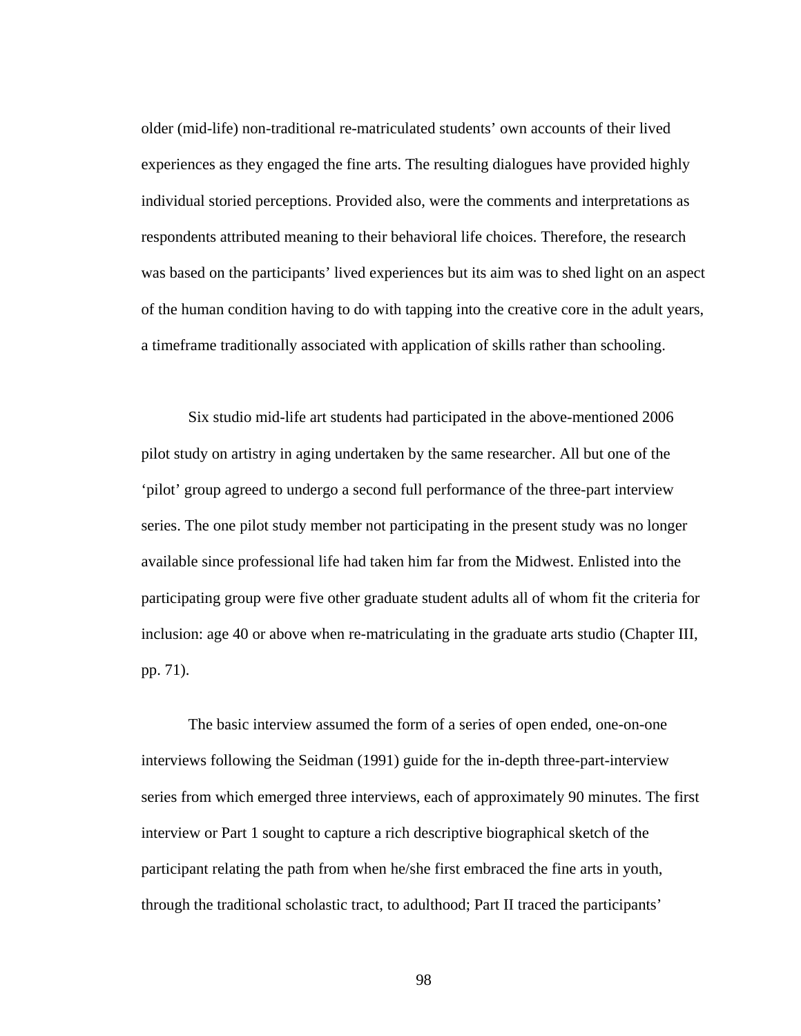older (mid-life) non-traditional re-matriculated students' own accounts of their lived experiences as they engaged the fine arts. The resulting dialogues have provided highly individual storied perceptions. Provided also, were the comments and interpretations as respondents attributed meaning to their behavioral life choices. Therefore, the research was based on the participants' lived experiences but its aim was to shed light on an aspect of the human condition having to do with tapping into the creative core in the adult years, a timeframe traditionally associated with application of skills rather than schooling.

Six studio mid-life art students had participated in the above-mentioned 2006 pilot study on artistry in aging undertaken by the same researcher. All but one of the 'pilot' group agreed to undergo a second full performance of the three-part interview series. The one pilot study member not participating in the present study was no longer available since professional life had taken him far from the Midwest. Enlisted into the participating group were five other graduate student adults all of whom fit the criteria for inclusion: age 40 or above when re-matriculating in the graduate arts studio (Chapter III, pp. 71).

The basic interview assumed the form of a series of open ended, one-on-one interviews following the Seidman (1991) guide for the in-depth three-part-interview series from which emerged three interviews, each of approximately 90 minutes. The first interview or Part 1 sought to capture a rich descriptive biographical sketch of the participant relating the path from when he/she first embraced the fine arts in youth, through the traditional scholastic tract, to adulthood; Part II traced the participants'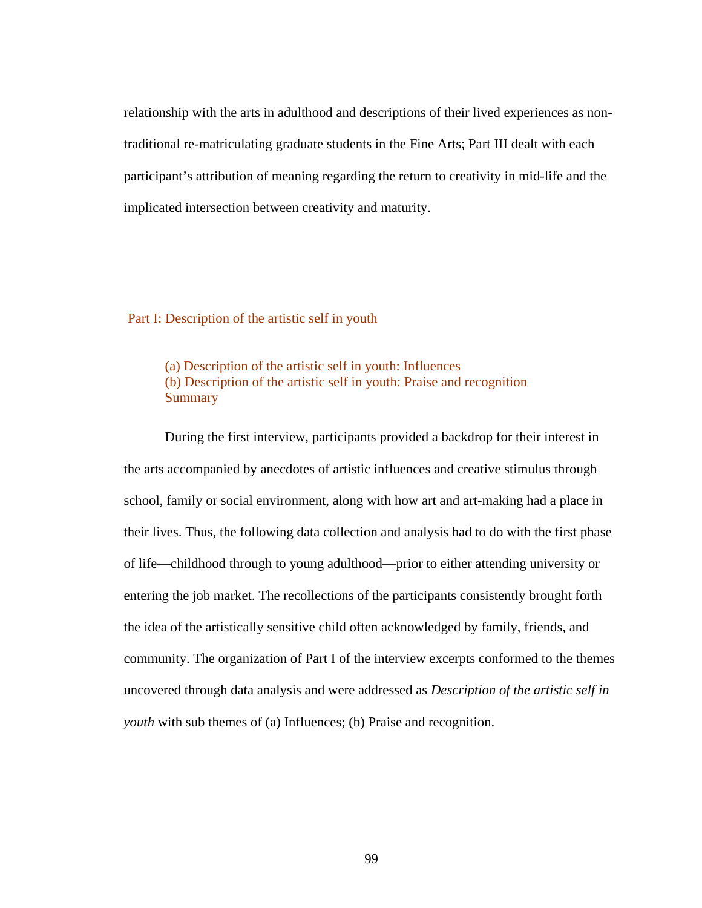relationship with the arts in adulthood and descriptions of their lived experiences as non-traditional re-matriculating graduate students in the Fine Arts; Part III dealt with each participant's attribution of meaning regarding the return to creativity in mid-life and the implicated intersection between creativity and maturity.

## Part I: Description of the artistic self in youth

(a) Description of the artistic self in youth: Influences
(b) Description of the artistic self in youth: Praise and recognition
Summary

During the first interview, participants provided a backdrop for their interest in the arts accompanied by anecdotes of artistic influences and creative stimulus through school, family or social environment, along with how art and art-making had a place in their lives. Thus, the following data collection and analysis had to do with the first phase of life—childhood through to young adulthood—prior to either attending university or entering the job market. The recollections of the participants consistently brought forth the idea of the artistically sensitive child often acknowledged by family, friends, and community. The organization of Part I of the interview excerpts conformed to the themes uncovered through data analysis and were addressed as *Description of the artistic self in youth* with sub themes of (a) Influences; (b) Praise and recognition.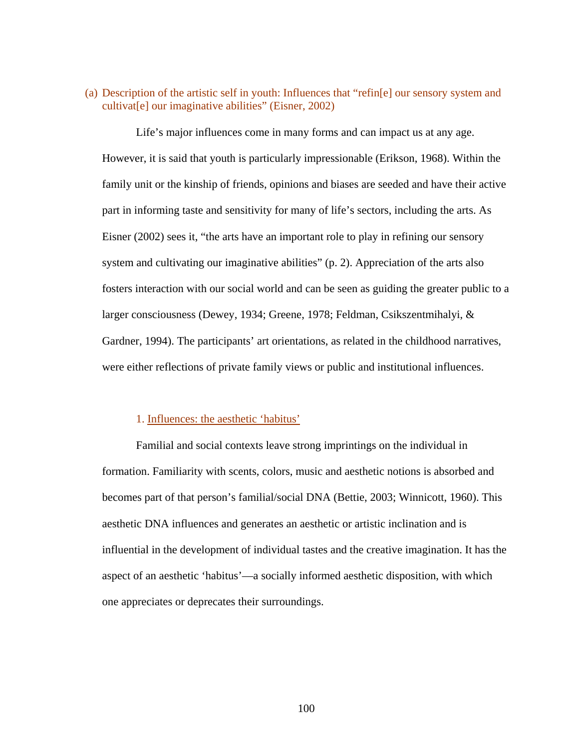### (a) Description of the artistic self in youth: Influences that “refin[e] our sensory system and cultivat[e] our imaginative abilities” (Eisner, 2002)

Life’s major influences come in many forms and can impact us at any age. However, it is said that youth is particularly impressionable (Erikson, 1968). Within the family unit or the kinship of friends, opinions and biases are seeded and have their active part in informing taste and sensitivity for many of life’s sectors, including the arts. As Eisner (2002) sees it, “the arts have an important role to play in refining our sensory system and cultivating our imaginative abilities” (p. 2). Appreciation of the arts also fosters interaction with our social world and can be seen as guiding the greater public to a larger consciousness (Dewey, 1934; Greene, 1978; Feldman, Csikszentmihalyi, & Gardner, 1994). The participants’ art orientations, as related in the childhood narratives, were either reflections of private family views or public and institutional influences.

#### 1. Influences: the aesthetic ‘habitus’

Familial and social contexts leave strong imprintings on the individual in formation. Familiarity with scents, colors, music and aesthetic notions is absorbed and becomes part of that person’s familial/social DNA (Bettie, 2003; Winnicott, 1960). This aesthetic DNA influences and generates an aesthetic or artistic inclination and is influential in the development of individual tastes and the creative imagination. It has the aspect of an aesthetic ‘habitus’—a socially informed aesthetic disposition, with which one appreciates or deprecates their surroundings.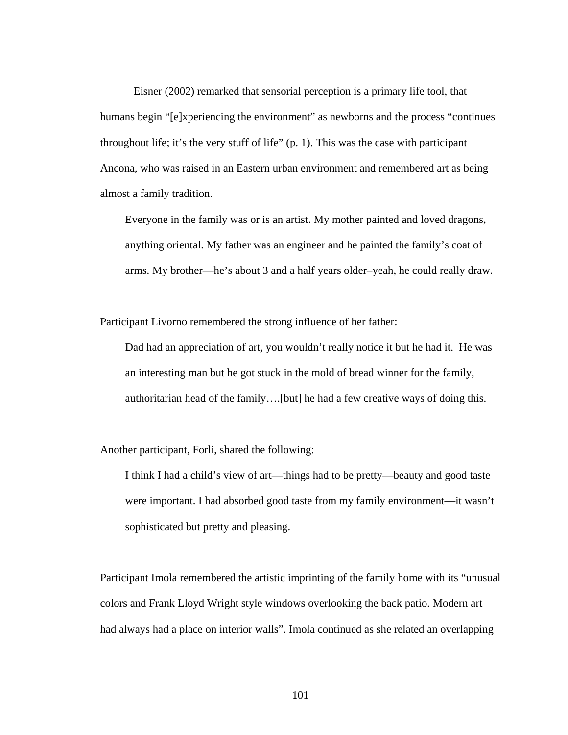Eisner (2002) remarked that sensorial perception is a primary life tool, that humans begin "[e]xperiencing the environment" as newborns and the process "continues throughout life; it's the very stuff of life" (p. 1). This was the case with participant Ancona, who was raised in an Eastern urban environment and remembered art as being almost a family tradition.

> Everyone in the family was or is an artist. My mother painted and loved dragons, anything oriental. My father was an engineer and he painted the family's coat of arms. My brother—he's about 3 and a half years older–yeah, he could really draw.

Participant Livorno remembered the strong influence of her father:

> Dad had an appreciation of art, you wouldn't really notice it but he had it. He was an interesting man but he got stuck in the mold of bread winner for the family, authoritarian head of the family….[but] he had a few creative ways of doing this.

Another participant, Forli, shared the following:

> I think I had a child's view of art—things had to be pretty—beauty and good taste were important. I had absorbed good taste from my family environment—it wasn't sophisticated but pretty and pleasing.

Participant Imola remembered the artistic imprinting of the family home with its "unusual colors and Frank Lloyd Wright style windows overlooking the back patio. Modern art had always had a place on interior walls". Imola continued as she related an overlapping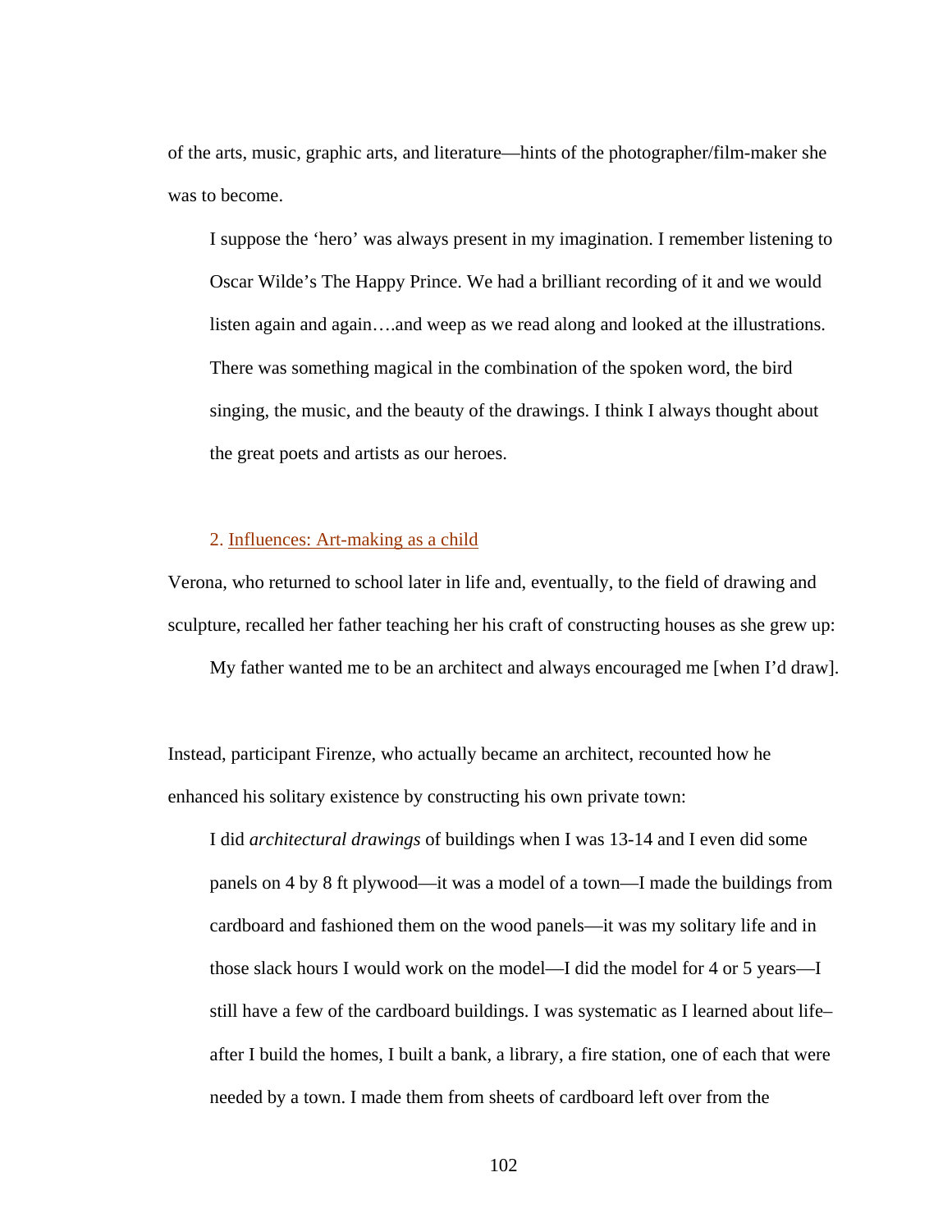of the arts, music, graphic arts, and literature—hints of the photographer/film-maker she was to become.

> I suppose the 'hero' was always present in my imagination. I remember listening to Oscar Wilde's The Happy Prince. We had a brilliant recording of it and we would listen again and again….and weep as we read along and looked at the illustrations. There was something magical in the combination of the spoken word, the bird singing, the music, and the beauty of the drawings. I think I always thought about the great poets and artists as our heroes.

### 2. Influences: Art-making as a child

Verona, who returned to school later in life and, eventually, to the field of drawing and sculpture, recalled her father teaching her his craft of constructing houses as she grew up:

> My father wanted me to be an architect and always encouraged me [when I'd draw].

Instead, participant Firenze, who actually became an architect, recounted how he enhanced his solitary existence by constructing his own private town:

> I did *architectural drawings* of buildings when I was 13-14 and I even did some panels on 4 by 8 ft plywood—it was a model of a town—I made the buildings from cardboard and fashioned them on the wood panels—it was my solitary life and in those slack hours I would work on the model—I did the model for 4 or 5 years—I still have a few of the cardboard buildings. I was systematic as I learned about life–after I build the homes, I built a bank, a library, a fire station, one of each that were needed by a town. I made them from sheets of cardboard left over from the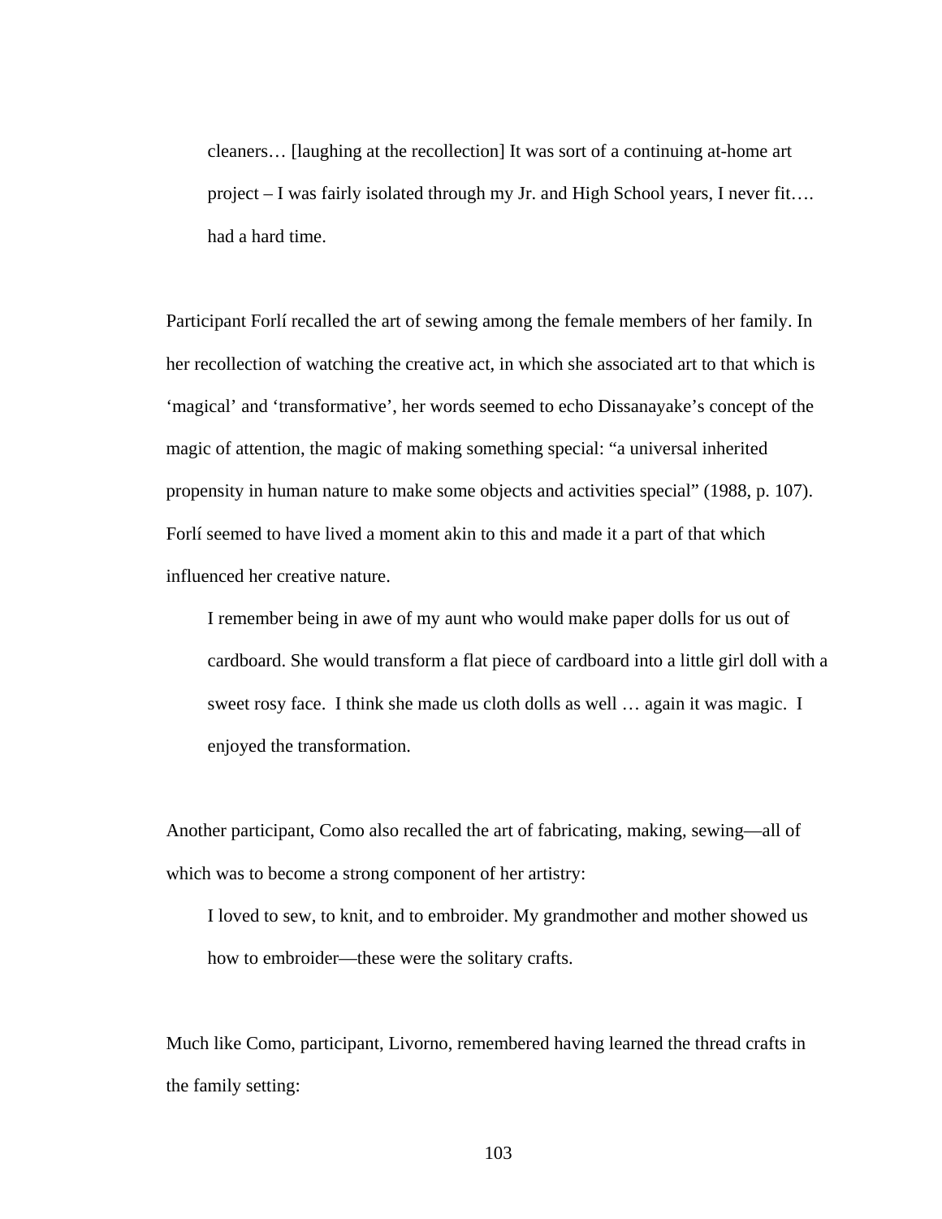> cleaners… [laughing at the recollection] It was sort of a continuing at-home art project – I was fairly isolated through my Jr. and High School years, I never fit…. had a hard time.

Participant Forlí recalled the art of sewing among the female members of her family. In her recollection of watching the creative act, in which she associated art to that which is 'magical' and 'transformative', her words seemed to echo Dissanayake's concept of the magic of attention, the magic of making something special: "a universal inherited propensity in human nature to make some objects and activities special" (1988, p. 107). Forlí seemed to have lived a moment akin to this and made it a part of that which influenced her creative nature.

> I remember being in awe of my aunt who would make paper dolls for us out of cardboard. She would transform a flat piece of cardboard into a little girl doll with a sweet rosy face. I think she made us cloth dolls as well … again it was magic. I enjoyed the transformation.

Another participant, Como also recalled the art of fabricating, making, sewing—all of which was to become a strong component of her artistry:

> I loved to sew, to knit, and to embroider. My grandmother and mother showed us how to embroider—these were the solitary crafts.

Much like Como, participant, Livorno, remembered having learned the thread crafts in the family setting: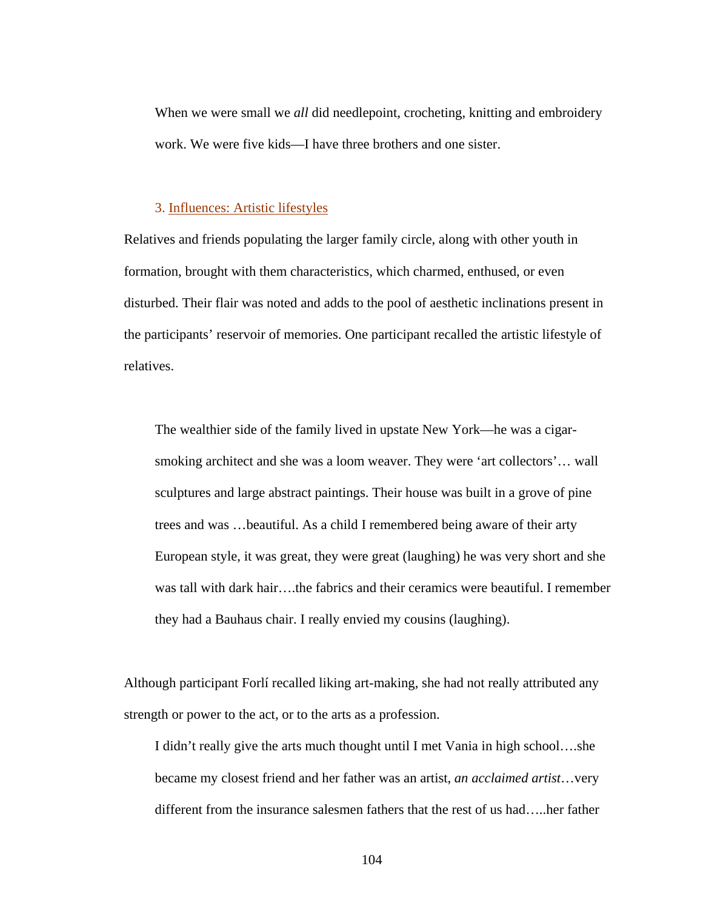> When we were small we *all* did needlepoint, crocheting, knitting and embroidery work. We were five kids—I have three brothers and one sister.

### 3. Influences: Artistic lifestyles

Relatives and friends populating the larger family circle, along with other youth in formation, brought with them characteristics, which charmed, enthused, or even disturbed. Their flair was noted and adds to the pool of aesthetic inclinations present in the participants' reservoir of memories. One participant recalled the artistic lifestyle of relatives.

> The wealthier side of the family lived in upstate New York—he was a cigar-smoking architect and she was a loom weaver. They were 'art collectors'… wall sculptures and large abstract paintings. Their house was built in a grove of pine trees and was …beautiful. As a child I remembered being aware of their arty European style, it was great, they were great (laughing) he was very short and she was tall with dark hair….the fabrics and their ceramics were beautiful. I remember they had a Bauhaus chair. I really envied my cousins (laughing).

Although participant Forlí recalled liking art-making, she had not really attributed any strength or power to the act, or to the arts as a profession.

> I didn't really give the arts much thought until I met Vania in high school….she became my closest friend and her father was an artist, *an acclaimed artist*…very different from the insurance salesmen fathers that the rest of us had…..her father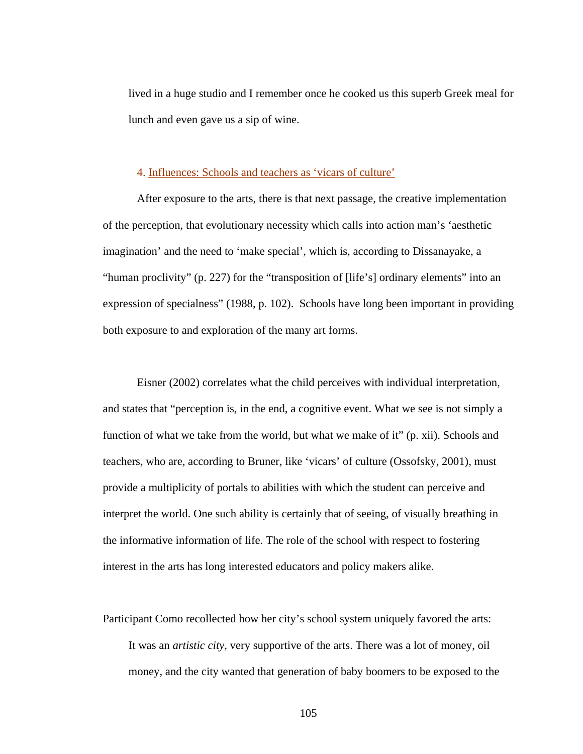lived in a huge studio and I remember once he cooked us this superb Greek meal for lunch and even gave us a sip of wine.

### 4. Influences: Schools and teachers as 'vicars of culture'

After exposure to the arts, there is that next passage, the creative implementation of the perception, that evolutionary necessity which calls into action man's 'aesthetic imagination' and the need to 'make special', which is, according to Dissanayake, a "human proclivity" (p. 227) for the "transposition of [life's] ordinary elements" into an expression of specialness" (1988, p. 102). Schools have long been important in providing both exposure to and exploration of the many art forms.

Eisner (2002) correlates what the child perceives with individual interpretation, and states that "perception is, in the end, a cognitive event. What we see is not simply a function of what we take from the world, but what we make of it" (p. xii). Schools and teachers, who are, according to Bruner, like 'vicars' of culture (Ossofsky, 2001), must provide a multiplicity of portals to abilities with which the student can perceive and interpret the world. One such ability is certainly that of seeing, of visually breathing in the informative information of life. The role of the school with respect to fostering interest in the arts has long interested educators and policy makers alike.

Participant Como recollected how her city's school system uniquely favored the arts:

> It was an *artistic city*, very supportive of the arts. There was a lot of money, oil money, and the city wanted that generation of baby boomers to be exposed to the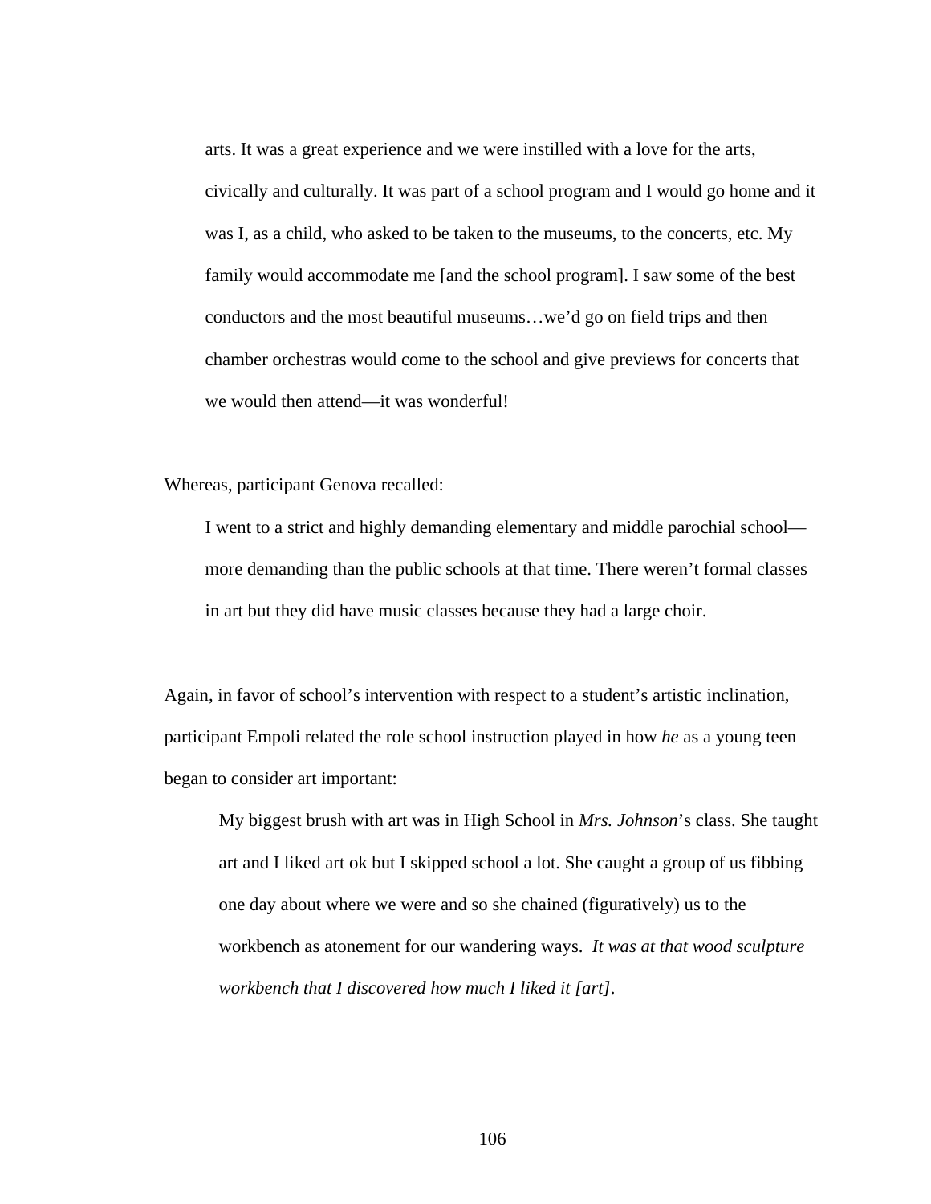> arts. It was a great experience and we were instilled with a love for the arts, civically and culturally. It was part of a school program and I would go home and it was I, as a child, who asked to be taken to the museums, to the concerts, etc. My family would accommodate me [and the school program]. I saw some of the best conductors and the most beautiful museums…we'd go on field trips and then chamber orchestras would come to the school and give previews for concerts that we would then attend—it was wonderful!

Whereas, participant Genova recalled:

> I went to a strict and highly demanding elementary and middle parochial school—more demanding than the public schools at that time. There weren't formal classes in art but they did have music classes because they had a large choir.

Again, in favor of school's intervention with respect to a student's artistic inclination, participant Empoli related the role school instruction played in how *he* as a young teen began to consider art important:

> My biggest brush with art was in High School in *Mrs. Johnson*'s class. She taught art and I liked art ok but I skipped school a lot. She caught a group of us fibbing one day about where we were and so she chained (figuratively) us to the workbench as atonement for our wandering ways. *It was at that wood sculpture workbench that I discovered how much I liked it [art].*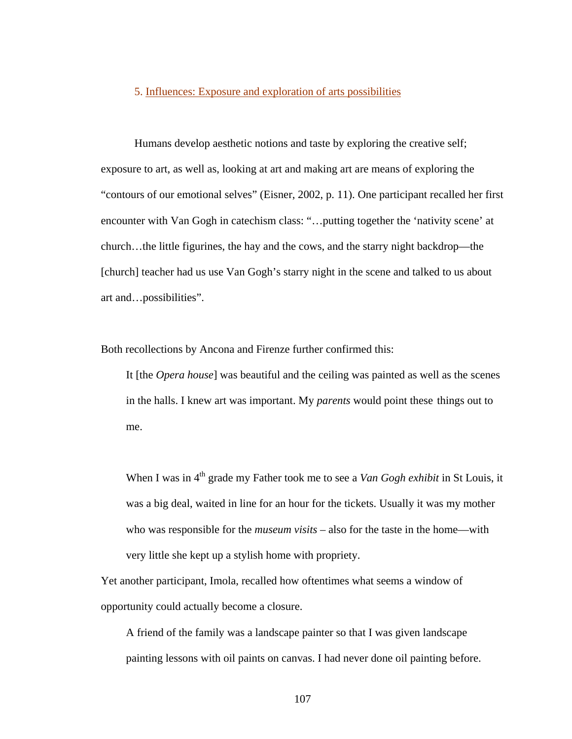5. Influences: Exposure and exploration of arts possibilities

Humans develop aesthetic notions and taste by exploring the creative self; exposure to art, as well as, looking at art and making art are means of exploring the "contours of our emotional selves" (Eisner, 2002, p. 11). One participant recalled her first encounter with Van Gogh in catechism class: "…putting together the 'nativity scene' at church…the little figurines, the hay and the cows, and the starry night backdrop—the [church] teacher had us use Van Gogh's starry night in the scene and talked to us about art and…possibilities".

Both recollections by Ancona and Firenze further confirmed this:

> It [the *Opera house*] was beautiful and the ceiling was painted as well as the scenes in the halls. I knew art was important. My *parents* would point these things out to me.

> When I was in 4th grade my Father took me to see a *Van Gogh exhibit* in St Louis, it was a big deal, waited in line for an hour for the tickets. Usually it was my mother who was responsible for the *museum visits* – also for the taste in the home—with very little she kept up a stylish home with propriety.

Yet another participant, Imola, recalled how oftentimes what seems a window of opportunity could actually become a closure.

> A friend of the family was a landscape painter so that I was given landscape painting lessons with oil paints on canvas. I had never done oil painting before.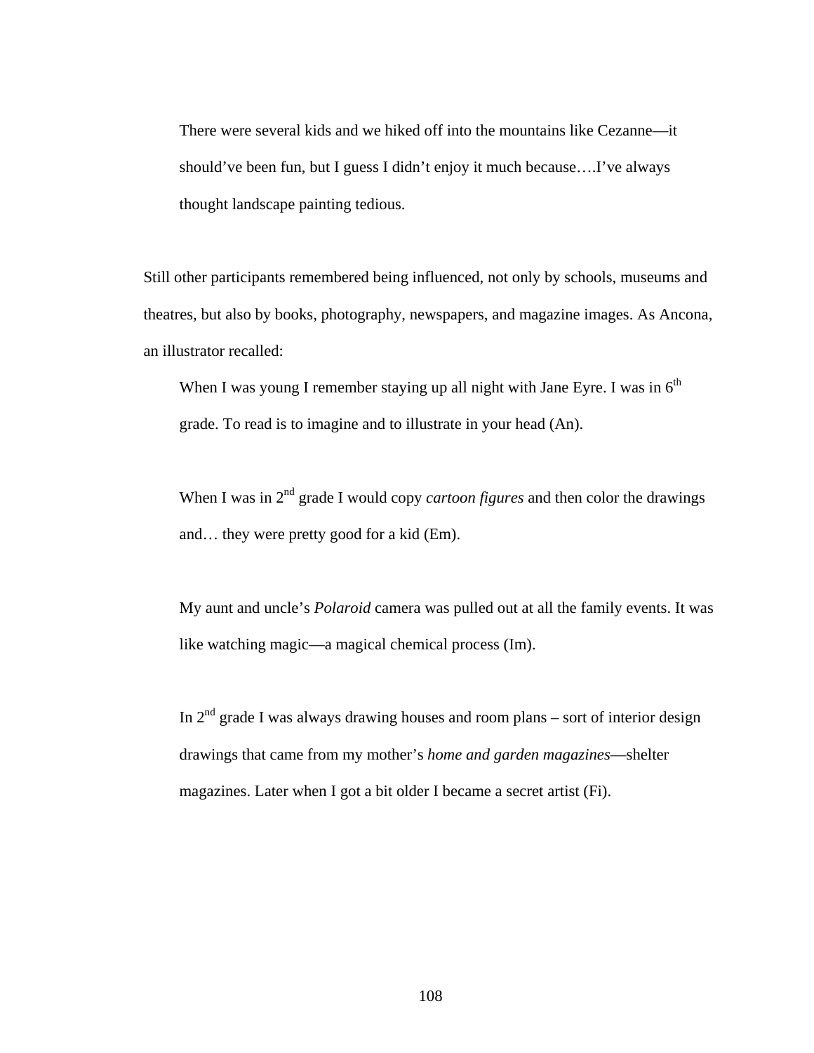> There were several kids and we hiked off into the mountains like Cezanne—it should've been fun, but I guess I didn't enjoy it much because….I've always thought landscape painting tedious.

Still other participants remembered being influenced, not only by schools, museums and theatres, but also by books, photography, newspapers, and magazine images. As Ancona, an illustrator recalled:

> When I was young I remember staying up all night with Jane Eyre. I was in 6th grade. To read is to imagine and to illustrate in your head (An).

> When I was in 2nd grade I would copy *cartoon figures* and then color the drawings and… they were pretty good for a kid (Em).

> My aunt and uncle's *Polaroid* camera was pulled out at all the family events. It was like watching magic—a magical chemical process (Im).

> In 2nd grade I was always drawing houses and room plans – sort of interior design drawings that came from my mother's *home and garden magazines*—shelter magazines. Later when I got a bit older I became a secret artist (Fi).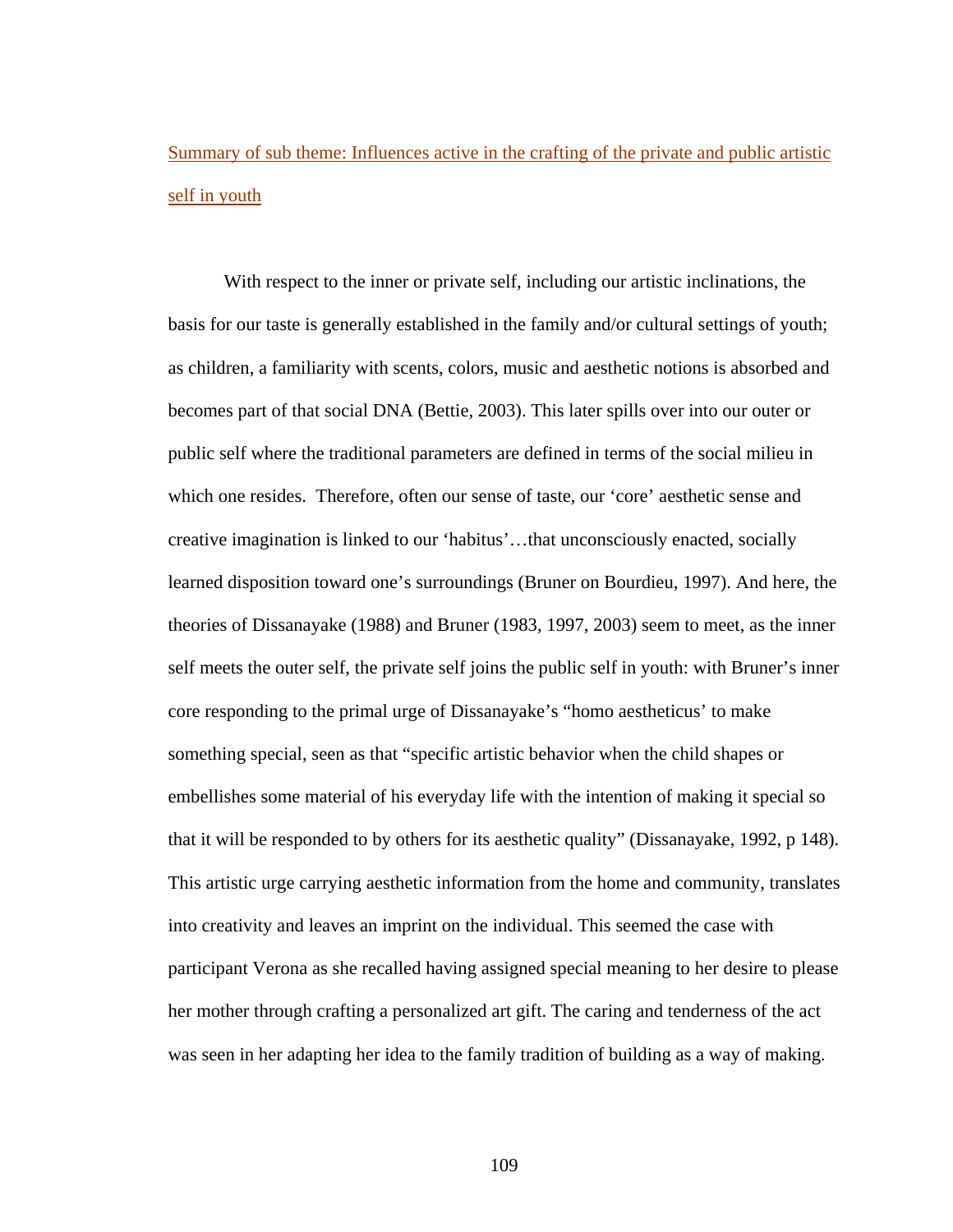## Summary of sub theme: Influences active in the crafting of the private and public artistic self in youth

With respect to the inner or private self, including our artistic inclinations, the basis for our taste is generally established in the family and/or cultural settings of youth; as children, a familiarity with scents, colors, music and aesthetic notions is absorbed and becomes part of that social DNA (Bettie, 2003). This later spills over into our outer or public self where the traditional parameters are defined in terms of the social milieu in which one resides. Therefore, often our sense of taste, our 'core' aesthetic sense and creative imagination is linked to our 'habitus'…that unconsciously enacted, socially learned disposition toward one's surroundings (Bruner on Bourdieu, 1997). And here, the theories of Dissanayake (1988) and Bruner (1983, 1997, 2003) seem to meet, as the inner self meets the outer self, the private self joins the public self in youth: with Bruner's inner core responding to the primal urge of Dissanayake's "homo aestheticus' to make something special, seen as that "specific artistic behavior when the child shapes or embellishes some material of his everyday life with the intention of making it special so that it will be responded to by others for its aesthetic quality" (Dissanayake, 1992, p 148). This artistic urge carrying aesthetic information from the home and community, translates into creativity and leaves an imprint on the individual. This seemed the case with participant Verona as she recalled having assigned special meaning to her desire to please her mother through crafting a personalized art gift. The caring and tenderness of the act was seen in her adapting her idea to the family tradition of building as a way of making.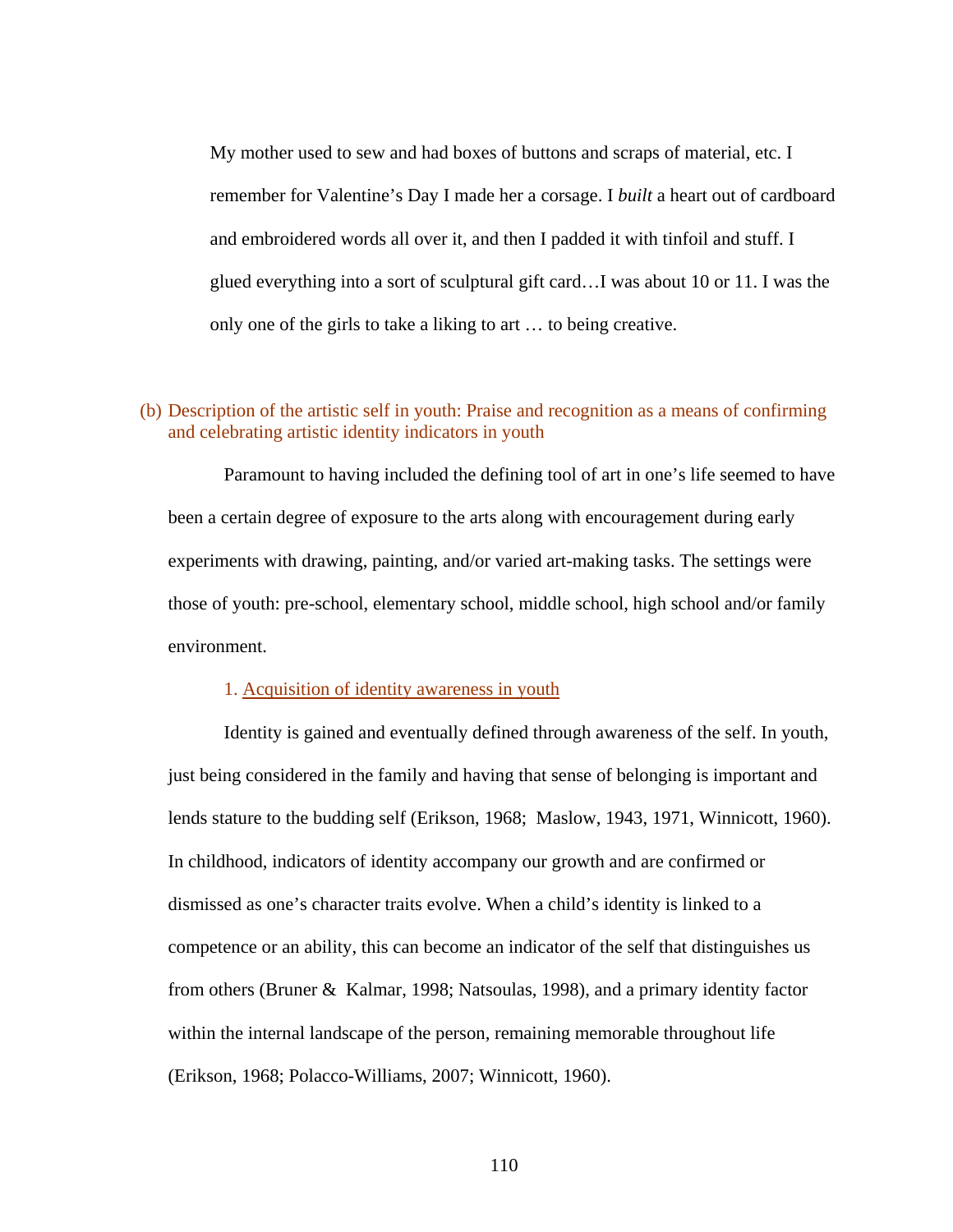> My mother used to sew and had boxes of buttons and scraps of material, etc. I remember for Valentine's Day I made her a corsage. I *built* a heart out of cardboard and embroidered words all over it, and then I padded it with tinfoil and stuff. I glued everything into a sort of sculptural gift card…I was about 10 or 11. I was the only one of the girls to take a liking to art … to being creative.

### (b) Description of the artistic self in youth: Praise and recognition as a means of confirming and celebrating artistic identity indicators in youth

Paramount to having included the defining tool of art in one's life seemed to have been a certain degree of exposure to the arts along with encouragement during early experiments with drawing, painting, and/or varied art-making tasks. The settings were those of youth: pre-school, elementary school, middle school, high school and/or family environment.

#### 1. Acquisition of identity awareness in youth

Identity is gained and eventually defined through awareness of the self. In youth, just being considered in the family and having that sense of belonging is important and lends stature to the budding self (Erikson, 1968; Maslow, 1943, 1971, Winnicott, 1960). In childhood, indicators of identity accompany our growth and are confirmed or dismissed as one's character traits evolve. When a child's identity is linked to a competence or an ability, this can become an indicator of the self that distinguishes us from others (Bruner & Kalmar, 1998; Natsoulas, 1998), and a primary identity factor within the internal landscape of the person, remaining memorable throughout life (Erikson, 1968; Polacco-Williams, 2007; Winnicott, 1960).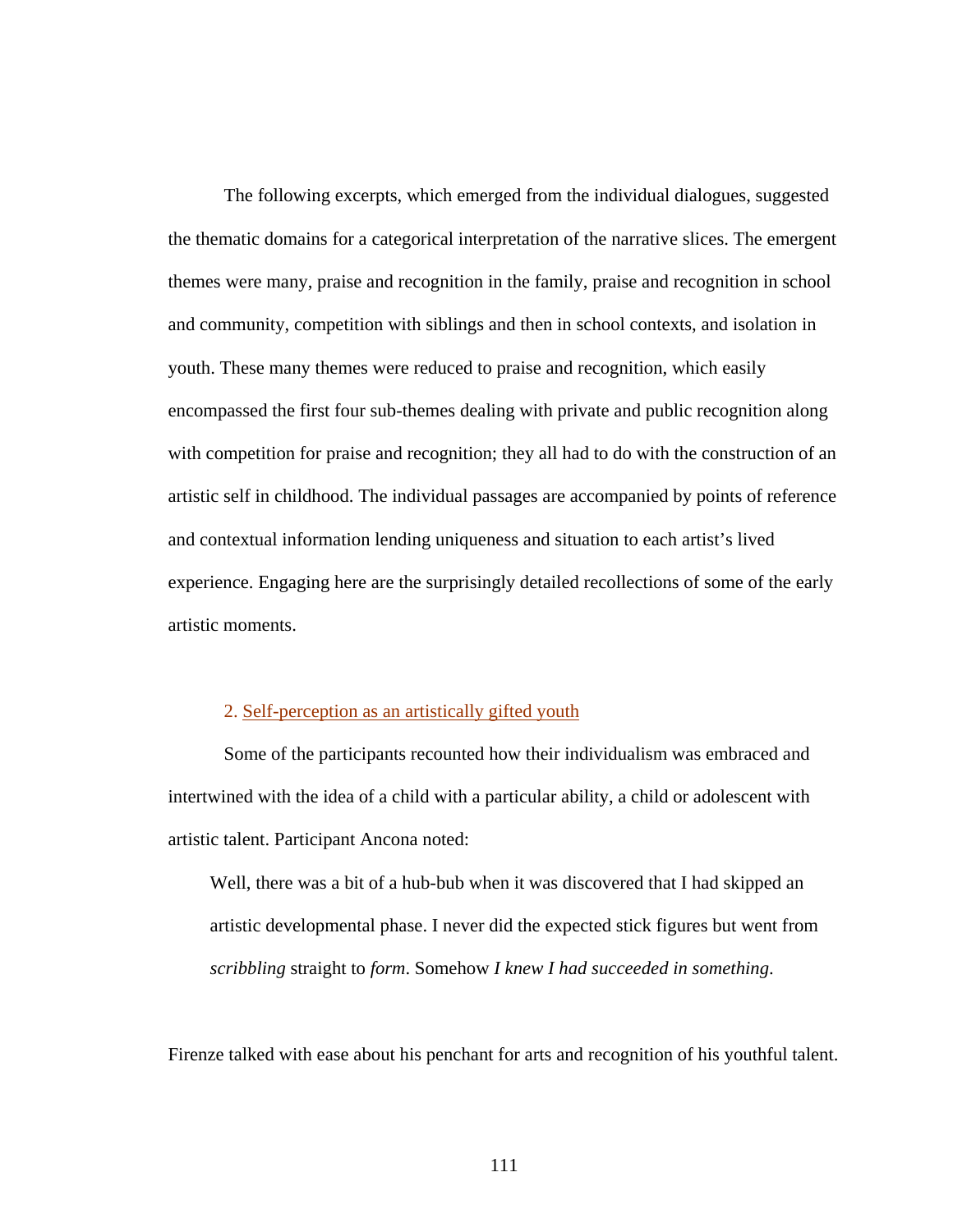The following excerpts, which emerged from the individual dialogues, suggested the thematic domains for a categorical interpretation of the narrative slices. The emergent themes were many, praise and recognition in the family, praise and recognition in school and community, competition with siblings and then in school contexts, and isolation in youth. These many themes were reduced to praise and recognition, which easily encompassed the first four sub-themes dealing with private and public recognition along with competition for praise and recognition; they all had to do with the construction of an artistic self in childhood. The individual passages are accompanied by points of reference and contextual information lending uniqueness and situation to each artist's lived experience. Engaging here are the surprisingly detailed recollections of some of the early artistic moments.

### 2. Self-perception as an artistically gifted youth

Some of the participants recounted how their individualism was embraced and intertwined with the idea of a child with a particular ability, a child or adolescent with artistic talent. Participant Ancona noted:

> Well, there was a bit of a hub-bub when it was discovered that I had skipped an artistic developmental phase. I never did the expected stick figures but went from *scribbling* straight to *form*. Somehow *I knew I had succeeded in something*.

Firenze talked with ease about his penchant for arts and recognition of his youthful talent.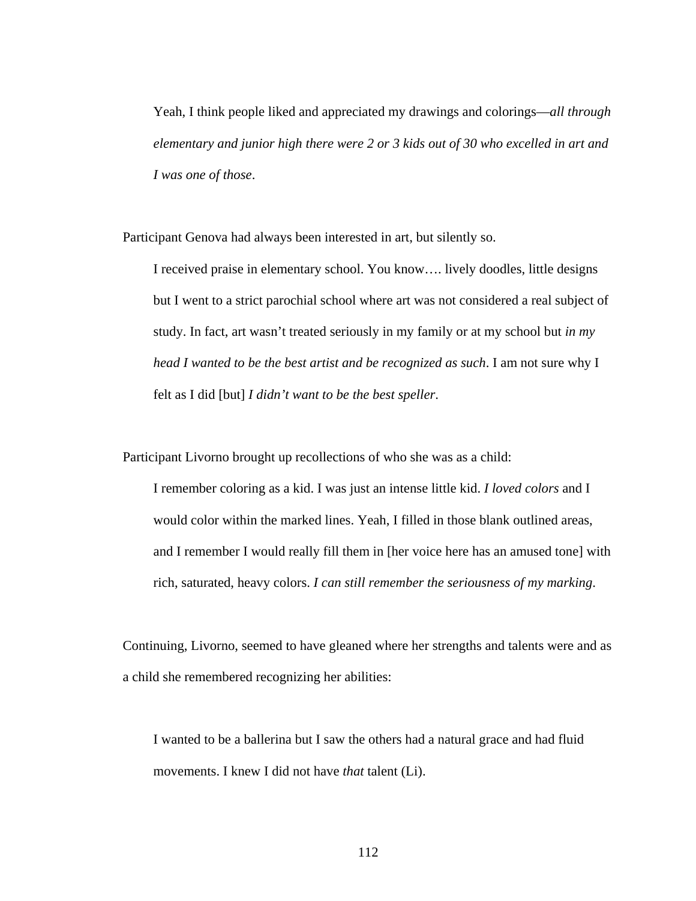> Yeah, I think people liked and appreciated my drawings and colorings—*all through elementary and junior high there were 2 or 3 kids out of 30 who excelled in art and I was one of those*.

Participant Genova had always been interested in art, but silently so.

> I received praise in elementary school. You know…. lively doodles, little designs but I went to a strict parochial school where art was not considered a real subject of study. In fact, art wasn't treated seriously in my family or at my school but *in my head I wanted to be the best artist and be recognized as such*. I am not sure why I felt as I did [but] *I didn't want to be the best speller*.

Participant Livorno brought up recollections of who she was as a child:

> I remember coloring as a kid. I was just an intense little kid. *I loved colors* and I would color within the marked lines. Yeah, I filled in those blank outlined areas, and I remember I would really fill them in [her voice here has an amused tone] with rich, saturated, heavy colors. *I can still remember the seriousness of my marking*.

Continuing, Livorno, seemed to have gleaned where her strengths and talents were and as a child she remembered recognizing her abilities:

> I wanted to be a ballerina but I saw the others had a natural grace and had fluid movements. I knew I did not have *that* talent (Li).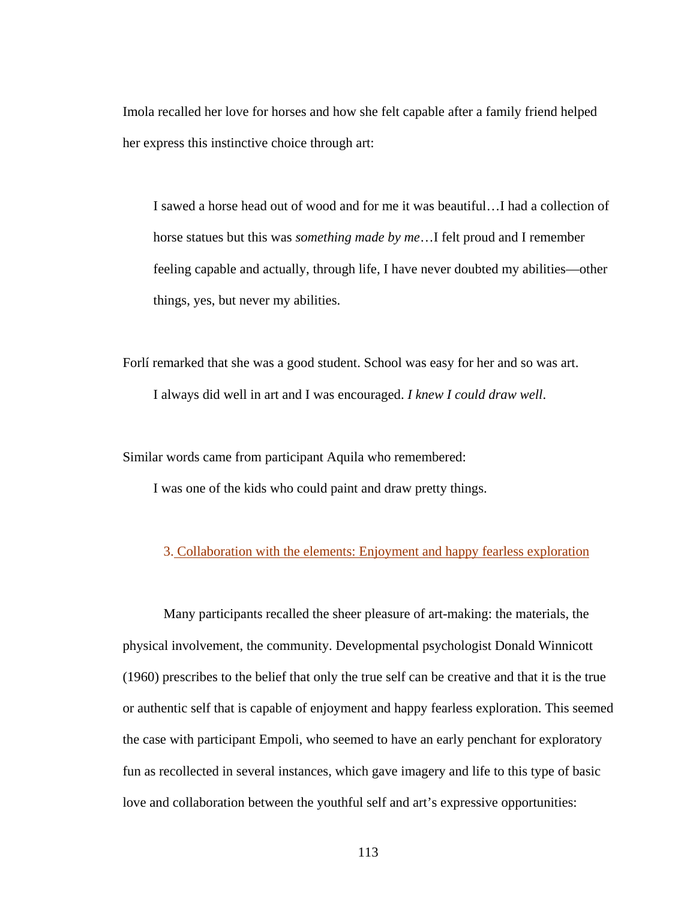Imola recalled her love for horses and how she felt capable after a family friend helped her express this instinctive choice through art:

> I sawed a horse head out of wood and for me it was beautiful…I had a collection of horse statues but this was *something made by me*…I felt proud and I remember feeling capable and actually, through life, I have never doubted my abilities—other things, yes, but never my abilities.

Forlí remarked that she was a good student. School was easy for her and so was art.

> I always did well in art and I was encouraged. *I knew I could draw well*.

Similar words came from participant Aquila who remembered:

> I was one of the kids who could paint and draw pretty things.

### 3. Collaboration with the elements: Enjoyment and happy fearless exploration

Many participants recalled the sheer pleasure of art-making: the materials, the physical involvement, the community. Developmental psychologist Donald Winnicott (1960) prescribes to the belief that only the true self can be creative and that it is the true or authentic self that is capable of enjoyment and happy fearless exploration. This seemed the case with participant Empoli, who seemed to have an early penchant for exploratory fun as recollected in several instances, which gave imagery and life to this type of basic love and collaboration between the youthful self and art's expressive opportunities: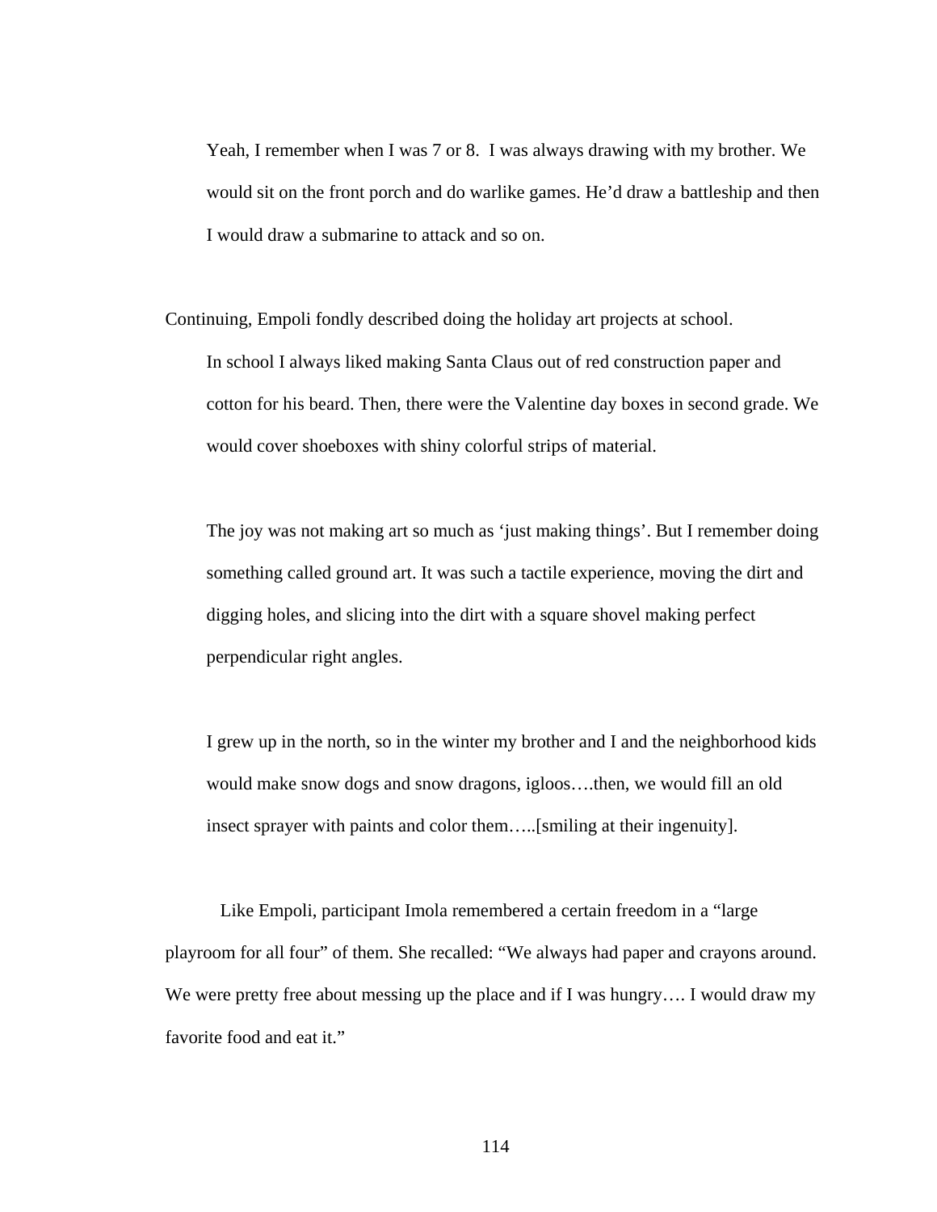> Yeah, I remember when I was 7 or 8. I was always drawing with my brother. We would sit on the front porch and do warlike games. He'd draw a battleship and then I would draw a submarine to attack and so on.

Continuing, Empoli fondly described doing the holiday art projects at school.

> In school I always liked making Santa Claus out of red construction paper and cotton for his beard. Then, there were the Valentine day boxes in second grade. We would cover shoeboxes with shiny colorful strips of material.
>
> The joy was not making art so much as 'just making things'. But I remember doing something called ground art. It was such a tactile experience, moving the dirt and digging holes, and slicing into the dirt with a square shovel making perfect perpendicular right angles.
>
> I grew up in the north, so in the winter my brother and I and the neighborhood kids would make snow dogs and snow dragons, igloos….then, we would fill an old insect sprayer with paints and color them…..[smiling at their ingenuity].

Like Empoli, participant Imola remembered a certain freedom in a "large playroom for all four" of them. She recalled: "We always had paper and crayons around. We were pretty free about messing up the place and if I was hungry…. I would draw my favorite food and eat it."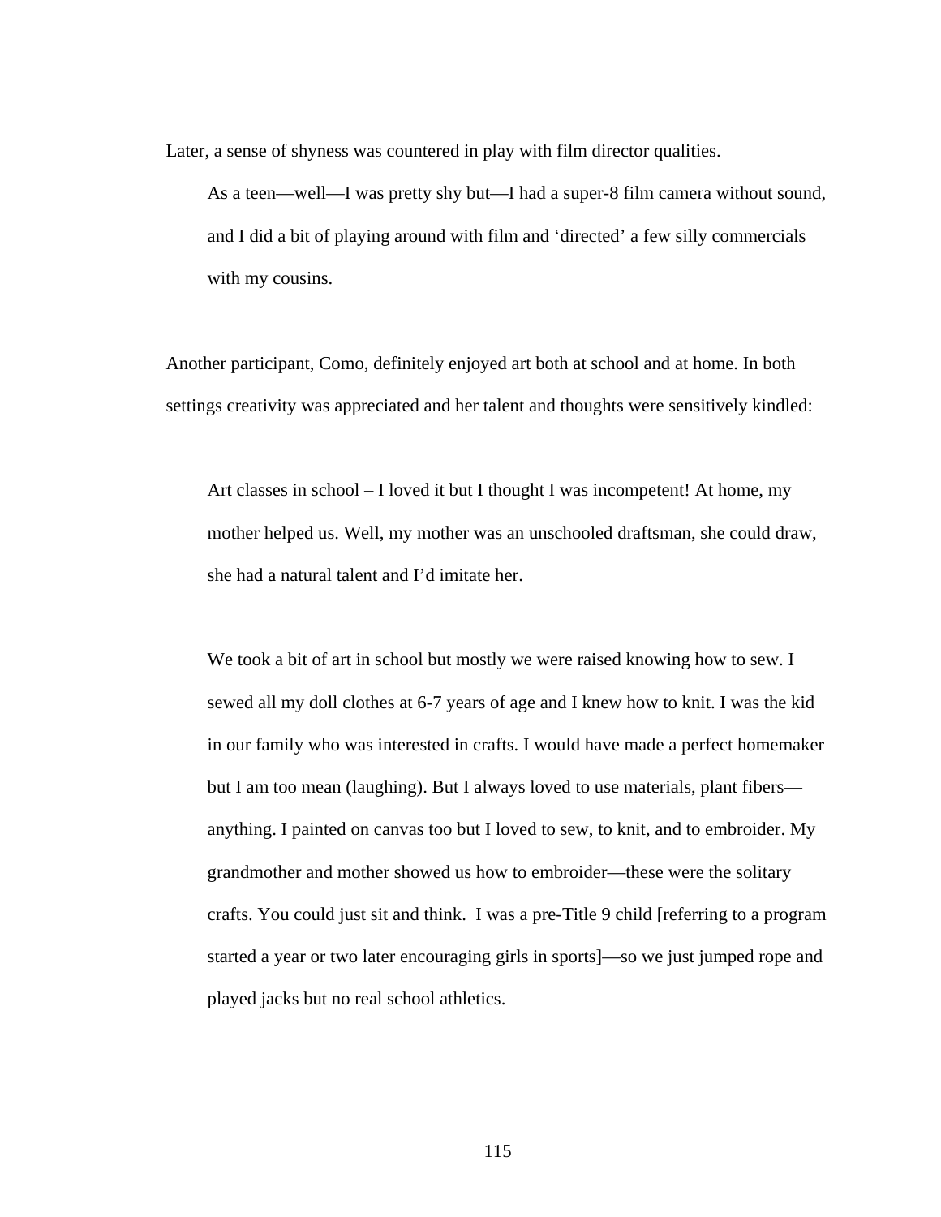Later, a sense of shyness was countered in play with film director qualities.

> As a teen—well—I was pretty shy but—I had a super-8 film camera without sound, and I did a bit of playing around with film and 'directed' a few silly commercials with my cousins.

Another participant, Como, definitely enjoyed art both at school and at home. In both settings creativity was appreciated and her talent and thoughts were sensitively kindled:

> Art classes in school – I loved it but I thought I was incompetent! At home, my mother helped us. Well, my mother was an unschooled draftsman, she could draw, she had a natural talent and I'd imitate her.
>
> We took a bit of art in school but mostly we were raised knowing how to sew. I sewed all my doll clothes at 6-7 years of age and I knew how to knit. I was the kid in our family who was interested in crafts. I would have made a perfect homemaker but I am too mean (laughing). But I always loved to use materials, plant fibers—anything. I painted on canvas too but I loved to sew, to knit, and to embroider. My grandmother and mother showed us how to embroider—these were the solitary crafts. You could just sit and think. I was a pre-Title 9 child [referring to a program started a year or two later encouraging girls in sports]—so we just jumped rope and played jacks but no real school athletics.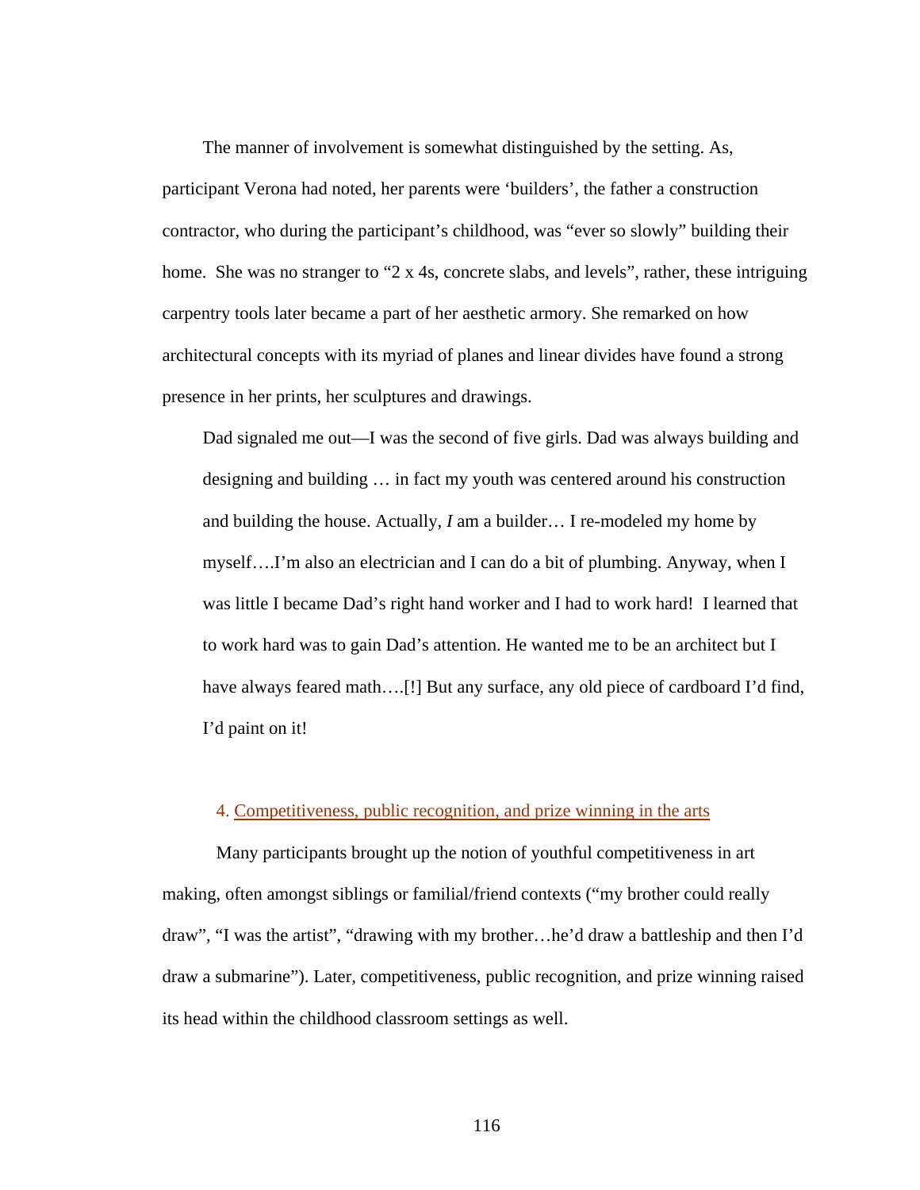The manner of involvement is somewhat distinguished by the setting. As, participant Verona had noted, her parents were 'builders', the father a construction contractor, who during the participant's childhood, was "ever so slowly" building their home. She was no stranger to "2 x 4s, concrete slabs, and levels", rather, these intriguing carpentry tools later became a part of her aesthetic armory. She remarked on how architectural concepts with its myriad of planes and linear divides have found a strong presence in her prints, her sculptures and drawings.

> Dad signaled me out—I was the second of five girls. Dad was always building and designing and building … in fact my youth was centered around his construction and building the house. Actually, *I* am a builder… I re-modeled my home by myself….I'm also an electrician and I can do a bit of plumbing. Anyway, when I was little I became Dad's right hand worker and I had to work hard! I learned that to work hard was to gain Dad's attention. He wanted me to be an architect but I have always feared math….[!] But any surface, any old piece of cardboard I'd find, I'd paint on it!

#### 4. Competitiveness, public recognition, and prize winning in the arts

Many participants brought up the notion of youthful competitiveness in art making, often amongst siblings or familial/friend contexts ("my brother could really draw", "I was the artist", "drawing with my brother…he'd draw a battleship and then I'd draw a submarine"). Later, competitiveness, public recognition, and prize winning raised its head within the childhood classroom settings as well.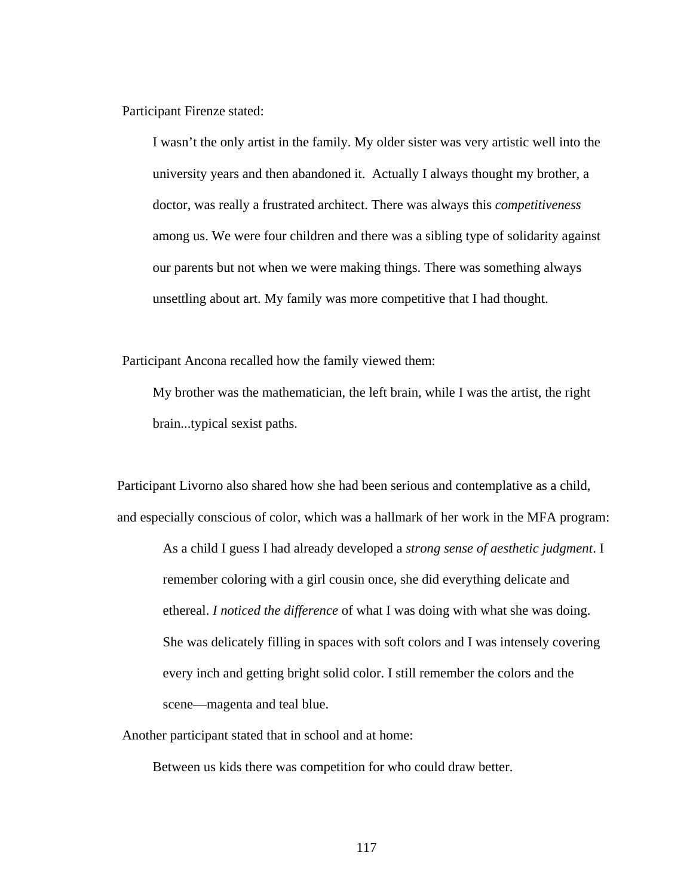Participant Firenze stated:

> I wasn't the only artist in the family. My older sister was very artistic well into the university years and then abandoned it. Actually I always thought my brother, a doctor, was really a frustrated architect. There was always this *competitiveness* among us. We were four children and there was a sibling type of solidarity against our parents but not when we were making things. There was something always unsettling about art. My family was more competitive that I had thought.

Participant Ancona recalled how the family viewed them:

> My brother was the mathematician, the left brain, while I was the artist, the right brain...typical sexist paths.

Participant Livorno also shared how she had been serious and contemplative as a child, and especially conscious of color, which was a hallmark of her work in the MFA program:

> As a child I guess I had already developed a *strong sense of aesthetic judgment*. I remember coloring with a girl cousin once, she did everything delicate and ethereal. *I noticed the difference* of what I was doing with what she was doing. She was delicately filling in spaces with soft colors and I was intensely covering every inch and getting bright solid color. I still remember the colors and the scene—magenta and teal blue.

Another participant stated that in school and at home:

> Between us kids there was competition for who could draw better.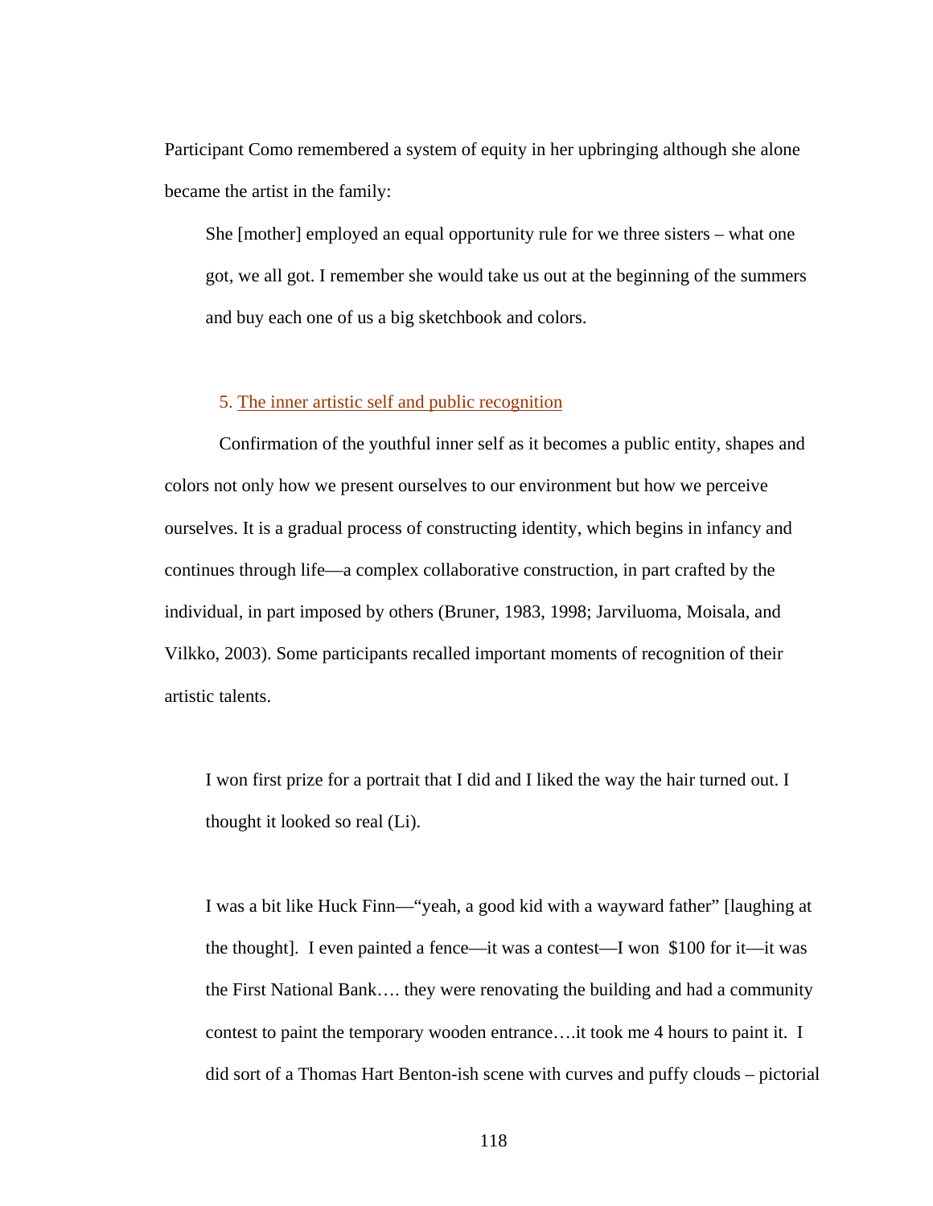Participant Como remembered a system of equity in her upbringing although she alone became the artist in the family:

> She [mother] employed an equal opportunity rule for we three sisters – what one got, we all got. I remember she would take us out at the beginning of the summers and buy each one of us a big sketchbook and colors.

### 5. The inner artistic self and public recognition

Confirmation of the youthful inner self as it becomes a public entity, shapes and colors not only how we present ourselves to our environment but how we perceive ourselves. It is a gradual process of constructing identity, which begins in infancy and continues through life—a complex collaborative construction, in part crafted by the individual, in part imposed by others (Bruner, 1983, 1998; Jarviluoma, Moisala, and Vilkko, 2003). Some participants recalled important moments of recognition of their artistic talents.

> I won first prize for a portrait that I did and I liked the way the hair turned out. I thought it looked so real (Li).

> I was a bit like Huck Finn—"yeah, a good kid with a wayward father" [laughing at the thought]. I even painted a fence—it was a contest—I won $100 for it—it was the First National Bank…. they were renovating the building and had a community contest to paint the temporary wooden entrance….it took me 4 hours to paint it. I did sort of a Thomas Hart Benton-ish scene with curves and puffy clouds – pictorial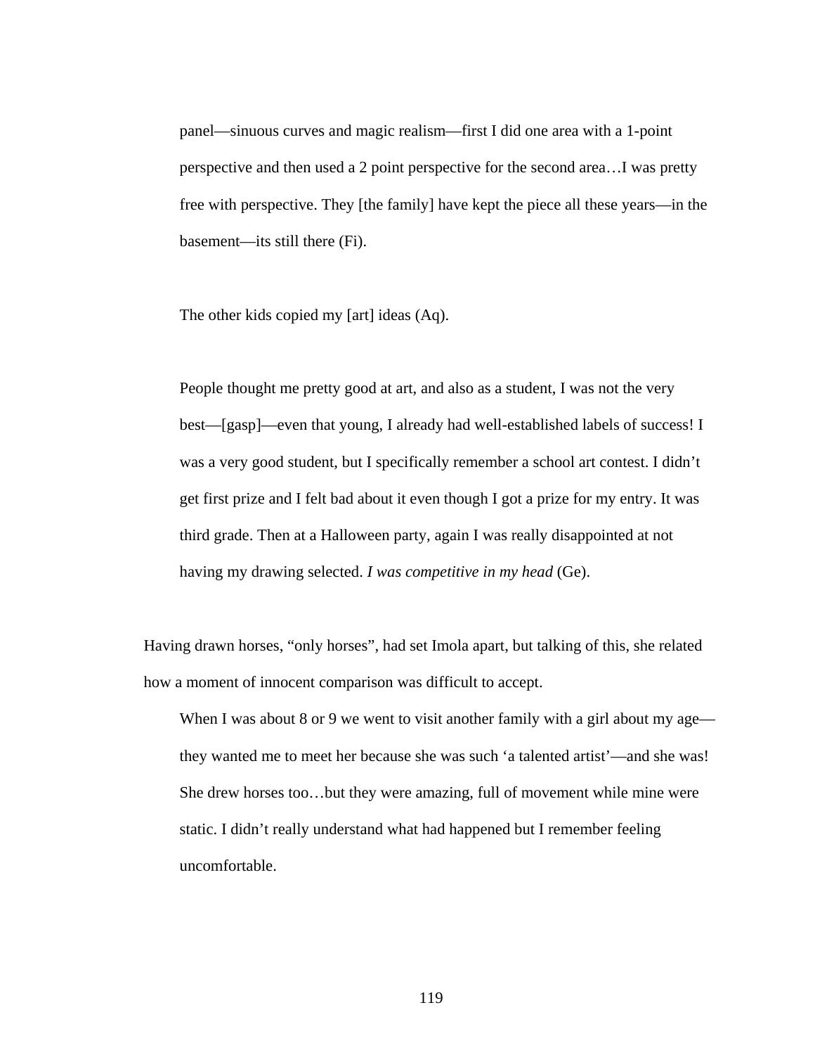> panel—sinuous curves and magic realism—first I did one area with a 1-point perspective and then used a 2 point perspective for the second area…I was pretty free with perspective. They [the family] have kept the piece all these years—in the basement—its still there (Fi).

> The other kids copied my [art] ideas (Aq).

> People thought me pretty good at art, and also as a student, I was not the very best—[gasp]—even that young, I already had well-established labels of success! I was a very good student, but I specifically remember a school art contest. I didn't get first prize and I felt bad about it even though I got a prize for my entry. It was third grade. Then at a Halloween party, again I was really disappointed at not having my drawing selected. *I was competitive in my head* (Ge).

Having drawn horses, "only horses", had set Imola apart, but talking of this, she related how a moment of innocent comparison was difficult to accept.

> When I was about 8 or 9 we went to visit another family with a girl about my age—they wanted me to meet her because she was such 'a talented artist'—and she was! She drew horses too…but they were amazing, full of movement while mine were static. I didn't really understand what had happened but I remember feeling uncomfortable.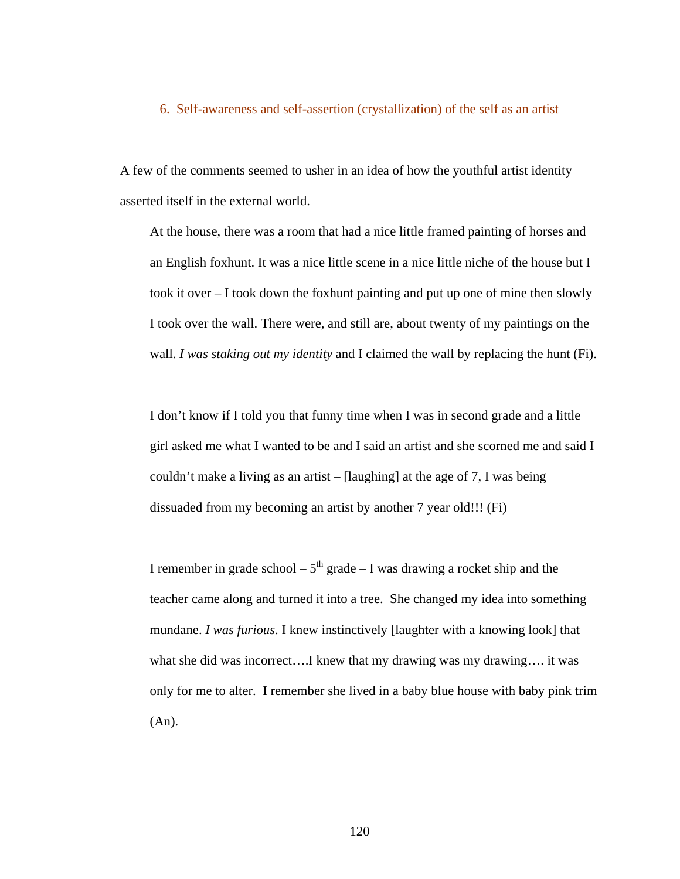### 6. Self-awareness and self-assertion (crystallization) of the self as an artist

A few of the comments seemed to usher in an idea of how the youthful artist identity asserted itself in the external world.

> At the house, there was a room that had a nice little framed painting of horses and an English foxhunt. It was a nice little scene in a nice little niche of the house but I took it over – I took down the foxhunt painting and put up one of mine then slowly I took over the wall. There were, and still are, about twenty of my paintings on the wall. *I was staking out my identity* and I claimed the wall by replacing the hunt (Fi).

> I don't know if I told you that funny time when I was in second grade and a little girl asked me what I wanted to be and I said an artist and she scorned me and said I couldn't make a living as an artist – [laughing] at the age of 7, I was being dissuaded from my becoming an artist by another 7 year old!!! (Fi)

> I remember in grade school – 5th grade – I was drawing a rocket ship and the teacher came along and turned it into a tree. She changed my idea into something mundane. *I was furious*. I knew instinctively [laughter with a knowing look] that what she did was incorrect….I knew that my drawing was my drawing…. it was only for me to alter. I remember she lived in a baby blue house with baby pink trim (An).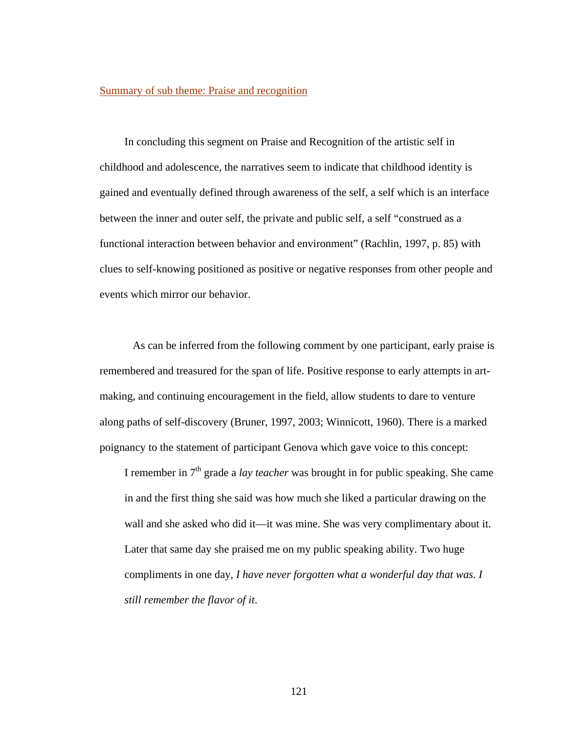Summary of sub theme: Praise and recognition

In concluding this segment on Praise and Recognition of the artistic self in childhood and adolescence, the narratives seem to indicate that childhood identity is gained and eventually defined through awareness of the self, a self which is an interface between the inner and outer self, the private and public self, a self "construed as a functional interaction between behavior and environment" (Rachlin, 1997, p. 85) with clues to self-knowing positioned as positive or negative responses from other people and events which mirror our behavior.

As can be inferred from the following comment by one participant, early praise is remembered and treasured for the span of life. Positive response to early attempts in art-making, and continuing encouragement in the field, allow students to dare to venture along paths of self-discovery (Bruner, 1997, 2003; Winnicott, 1960). There is a marked poignancy to the statement of participant Genova which gave voice to this concept:

> I remember in 7th grade a *lay teacher* was brought in for public speaking. She came in and the first thing she said was how much she liked a particular drawing on the wall and she asked who did it—it was mine. She was very complimentary about it. Later that same day she praised me on my public speaking ability. Two huge compliments in one day, *I have never forgotten what a wonderful day that was. I still remember the flavor of it*.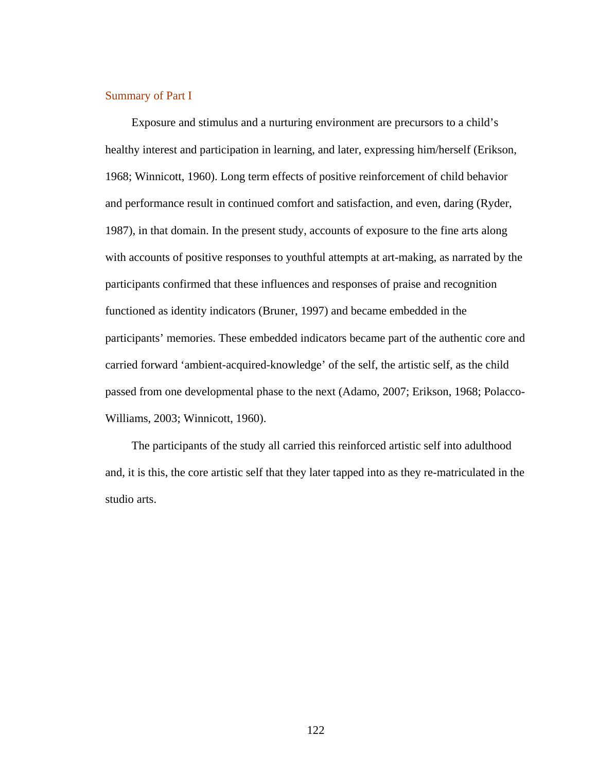## Summary of Part I

Exposure and stimulus and a nurturing environment are precursors to a child's healthy interest and participation in learning, and later, expressing him/herself (Erikson, 1968; Winnicott, 1960). Long term effects of positive reinforcement of child behavior and performance result in continued comfort and satisfaction, and even, daring (Ryder, 1987), in that domain. In the present study, accounts of exposure to the fine arts along with accounts of positive responses to youthful attempts at art-making, as narrated by the participants confirmed that these influences and responses of praise and recognition functioned as identity indicators (Bruner, 1997) and became embedded in the participants' memories. These embedded indicators became part of the authentic core and carried forward 'ambient-acquired-knowledge' of the self, the artistic self, as the child passed from one developmental phase to the next (Adamo, 2007; Erikson, 1968; Polacco-Williams, 2003; Winnicott, 1960).

The participants of the study all carried this reinforced artistic self into adulthood and, it is this, the core artistic self that they later tapped into as they re-matriculated in the studio arts.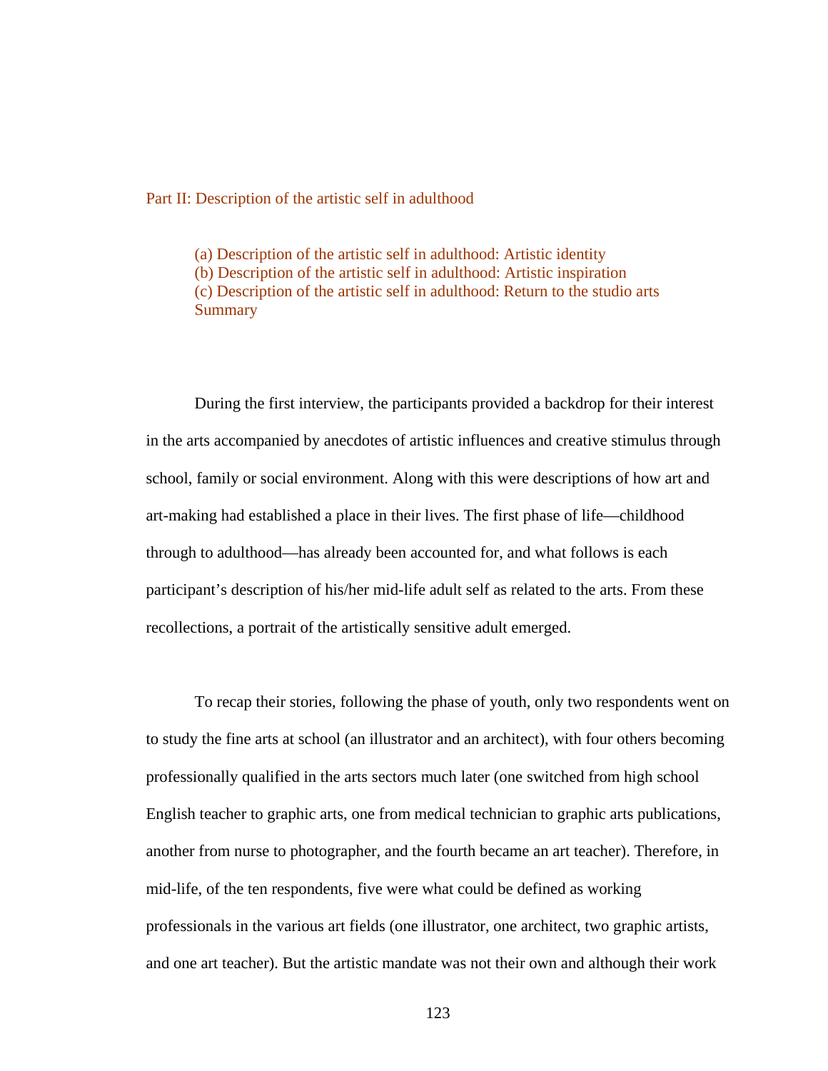## Part II: Description of the artistic self in adulthood

(a) Description of the artistic self in adulthood: Artistic identity
(b) Description of the artistic self in adulthood: Artistic inspiration
(c) Description of the artistic self in adulthood: Return to the studio arts
Summary

During the first interview, the participants provided a backdrop for their interest in the arts accompanied by anecdotes of artistic influences and creative stimulus through school, family or social environment. Along with this were descriptions of how art and art-making had established a place in their lives. The first phase of life—childhood through to adulthood—has already been accounted for, and what follows is each participant's description of his/her mid-life adult self as related to the arts. From these recollections, a portrait of the artistically sensitive adult emerged.

To recap their stories, following the phase of youth, only two respondents went on to study the fine arts at school (an illustrator and an architect), with four others becoming professionally qualified in the arts sectors much later (one switched from high school English teacher to graphic arts, one from medical technician to graphic arts publications, another from nurse to photographer, and the fourth became an art teacher). Therefore, in mid-life, of the ten respondents, five were what could be defined as working professionals in the various art fields (one illustrator, one architect, two graphic artists, and one art teacher). But the artistic mandate was not their own and although their work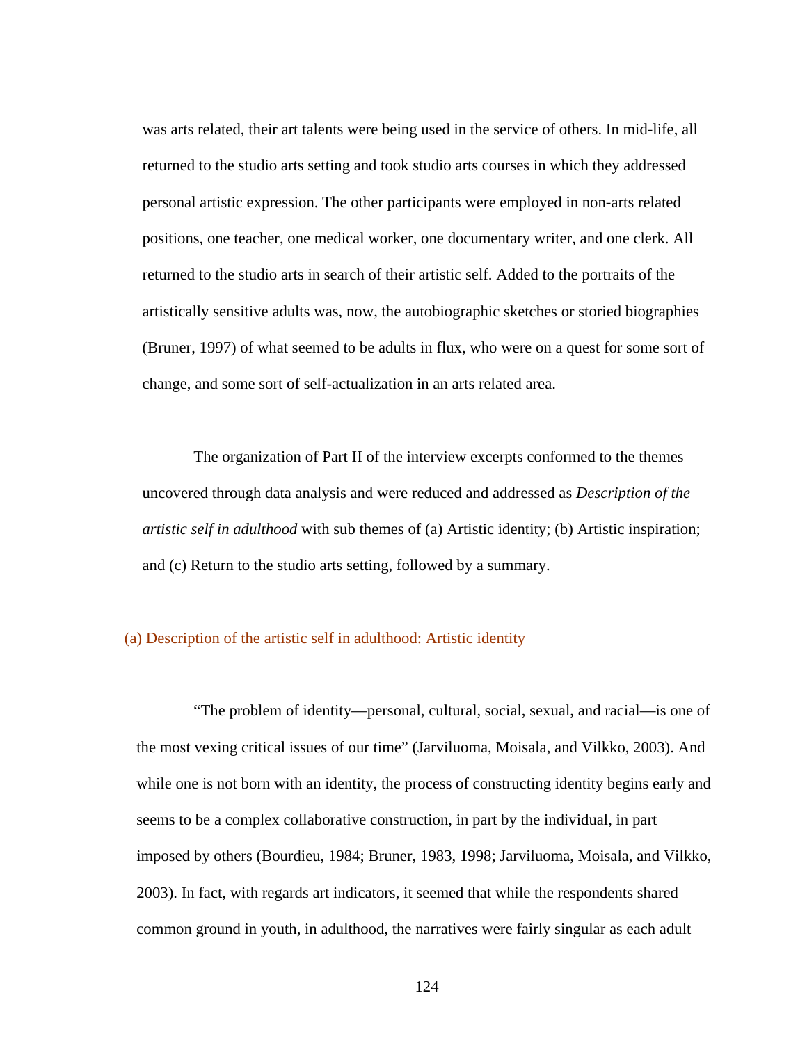was arts related, their art talents were being used in the service of others. In mid-life, all returned to the studio arts setting and took studio arts courses in which they addressed personal artistic expression. The other participants were employed in non-arts related positions, one teacher, one medical worker, one documentary writer, and one clerk. All returned to the studio arts in search of their artistic self. Added to the portraits of the artistically sensitive adults was, now, the autobiographic sketches or storied biographies (Bruner, 1997) of what seemed to be adults in flux, who were on a quest for some sort of change, and some sort of self-actualization in an arts related area.

The organization of Part II of the interview excerpts conformed to the themes uncovered through data analysis and were reduced and addressed as *Description of the artistic self in adulthood* with sub themes of (a) Artistic identity; (b) Artistic inspiration; and (c) Return to the studio arts setting, followed by a summary.

### (a) Description of the artistic self in adulthood: Artistic identity

"The problem of identity—personal, cultural, social, sexual, and racial—is one of the most vexing critical issues of our time" (Jarviluoma, Moisala, and Vilkko, 2003). And while one is not born with an identity, the process of constructing identity begins early and seems to be a complex collaborative construction, in part by the individual, in part imposed by others (Bourdieu, 1984; Bruner, 1983, 1998; Jarviluoma, Moisala, and Vilkko, 2003). In fact, with regards art indicators, it seemed that while the respondents shared common ground in youth, in adulthood, the narratives were fairly singular as each adult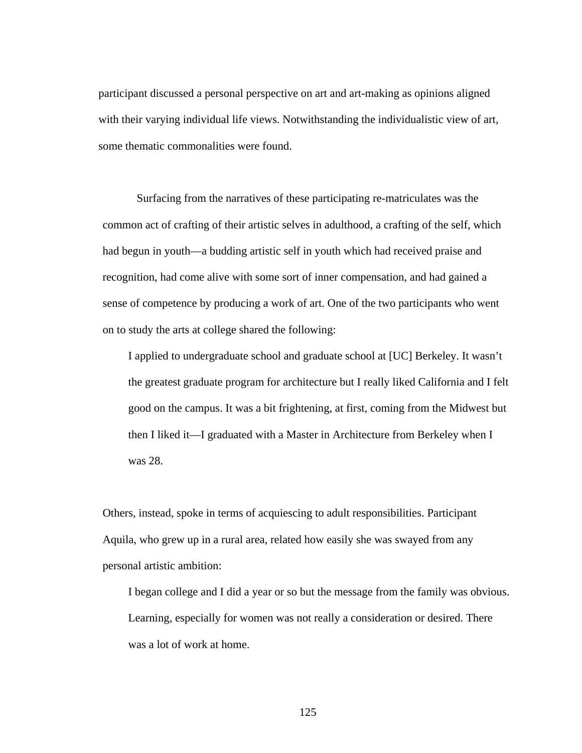participant discussed a personal perspective on art and art-making as opinions aligned with their varying individual life views. Notwithstanding the individualistic view of art, some thematic commonalities were found.

Surfacing from the narratives of these participating re-matriculates was the common act of crafting of their artistic selves in adulthood, a crafting of the self, which had begun in youth—a budding artistic self in youth which had received praise and recognition, had come alive with some sort of inner compensation, and had gained a sense of competence by producing a work of art. One of the two participants who went on to study the arts at college shared the following:

> I applied to undergraduate school and graduate school at [UC] Berkeley. It wasn't the greatest graduate program for architecture but I really liked California and I felt good on the campus. It was a bit frightening, at first, coming from the Midwest but then I liked it—I graduated with a Master in Architecture from Berkeley when I was 28.

Others, instead, spoke in terms of acquiescing to adult responsibilities. Participant Aquila, who grew up in a rural area, related how easily she was swayed from any personal artistic ambition:

> I began college and I did a year or so but the message from the family was obvious. Learning, especially for women was not really a consideration or desired. There was a lot of work at home.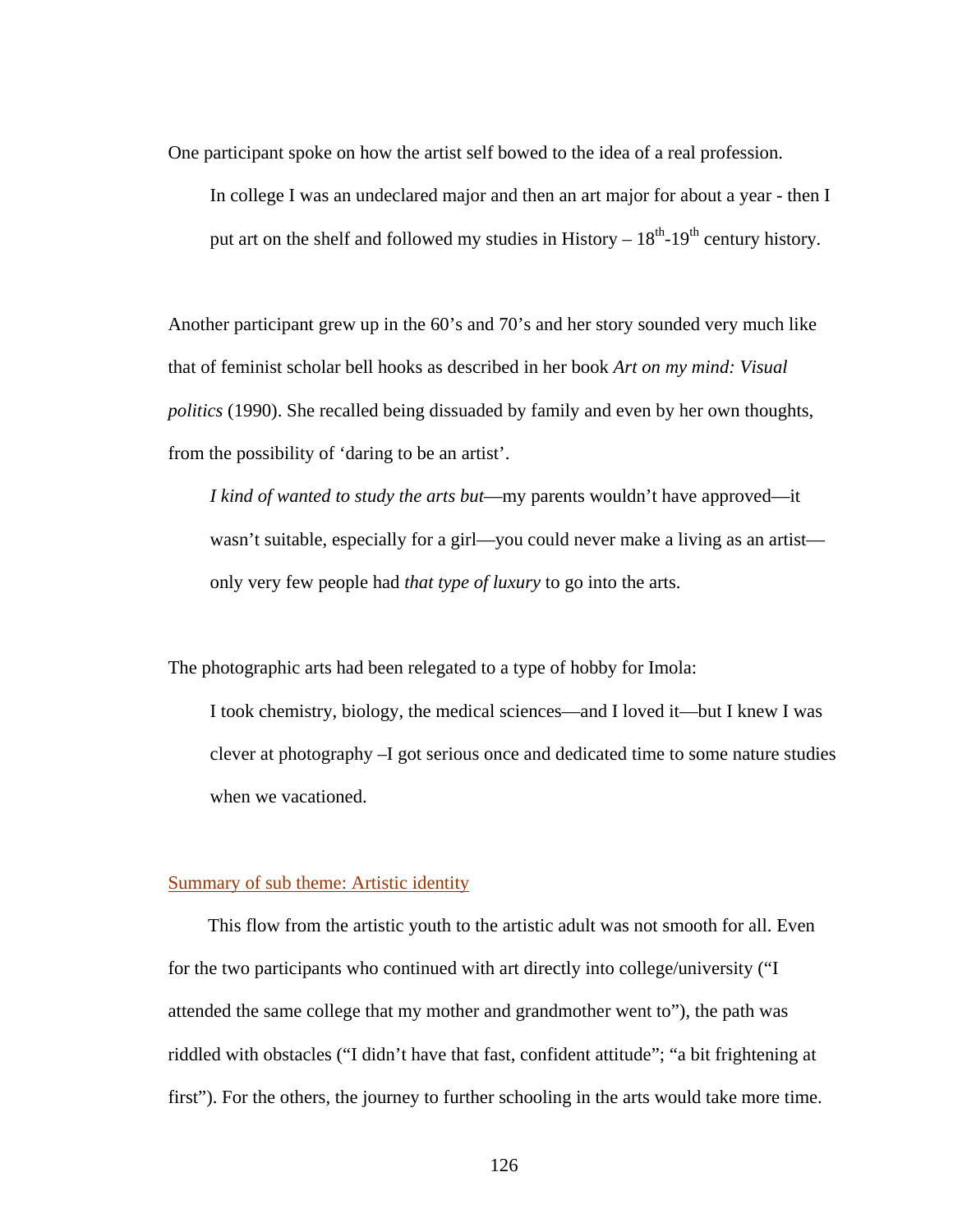One participant spoke on how the artist self bowed to the idea of a real profession.

> In college I was an undeclared major and then an art major for about a year - then I put art on the shelf and followed my studies in History – $18^{th}$-$19^{th}$ century history.

Another participant grew up in the 60's and 70's and her story sounded very much like that of feminist scholar bell hooks as described in her book *Art on my mind: Visual politics* (1990). She recalled being dissuaded by family and even by her own thoughts, from the possibility of 'daring to be an artist'.

> *I kind of wanted to study the arts but*—my parents wouldn't have approved—it wasn't suitable, especially for a girl—you could never make a living as an artist—only very few people had *that type of luxury* to go into the arts.

The photographic arts had been relegated to a type of hobby for Imola:

> I took chemistry, biology, the medical sciences—and I loved it—but I knew I was clever at photography –I got serious once and dedicated time to some nature studies when we vacationed.

Summary of sub theme: Artistic identity

This flow from the artistic youth to the artistic adult was not smooth for all. Even for the two participants who continued with art directly into college/university ("I attended the same college that my mother and grandmother went to"), the path was riddled with obstacles ("I didn't have that fast, confident attitude"; "a bit frightening at first"). For the others, the journey to further schooling in the arts would take more time.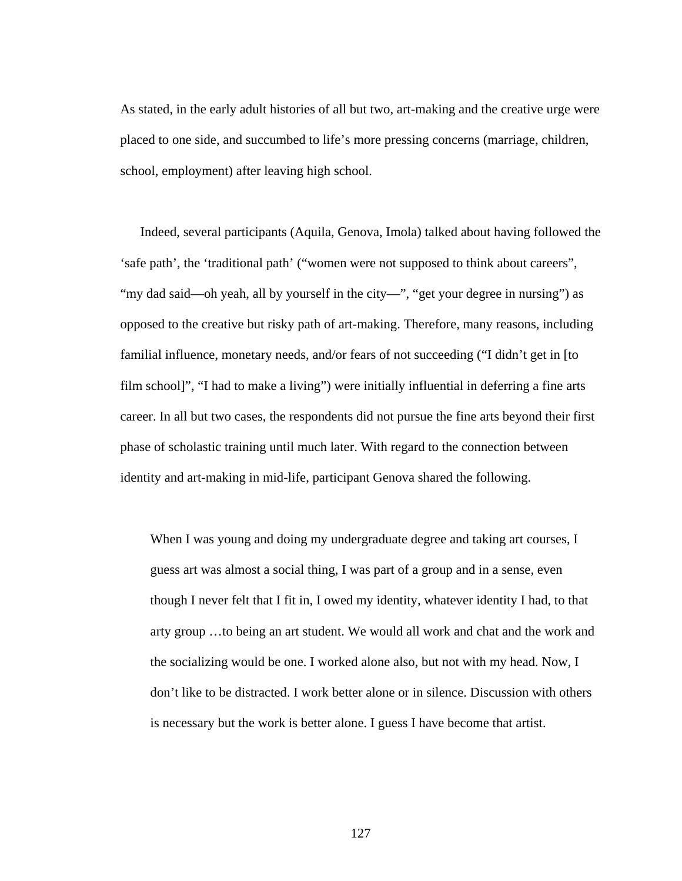As stated, in the early adult histories of all but two, art-making and the creative urge were placed to one side, and succumbed to life's more pressing concerns (marriage, children, school, employment) after leaving high school.

Indeed, several participants (Aquila, Genova, Imola) talked about having followed the 'safe path', the 'traditional path' ("women were not supposed to think about careers", "my dad said—oh yeah, all by yourself in the city—", "get your degree in nursing") as opposed to the creative but risky path of art-making. Therefore, many reasons, including familial influence, monetary needs, and/or fears of not succeeding ("I didn't get in [to film school]", "I had to make a living") were initially influential in deferring a fine arts career. In all but two cases, the respondents did not pursue the fine arts beyond their first phase of scholastic training until much later. With regard to the connection between identity and art-making in mid-life, participant Genova shared the following.

> When I was young and doing my undergraduate degree and taking art courses, I guess art was almost a social thing, I was part of a group and in a sense, even though I never felt that I fit in, I owed my identity, whatever identity I had, to that arty group …to being an art student. We would all work and chat and the work and the socializing would be one. I worked alone also, but not with my head. Now, I don't like to be distracted. I work better alone or in silence. Discussion with others is necessary but the work is better alone. I guess I have become that artist.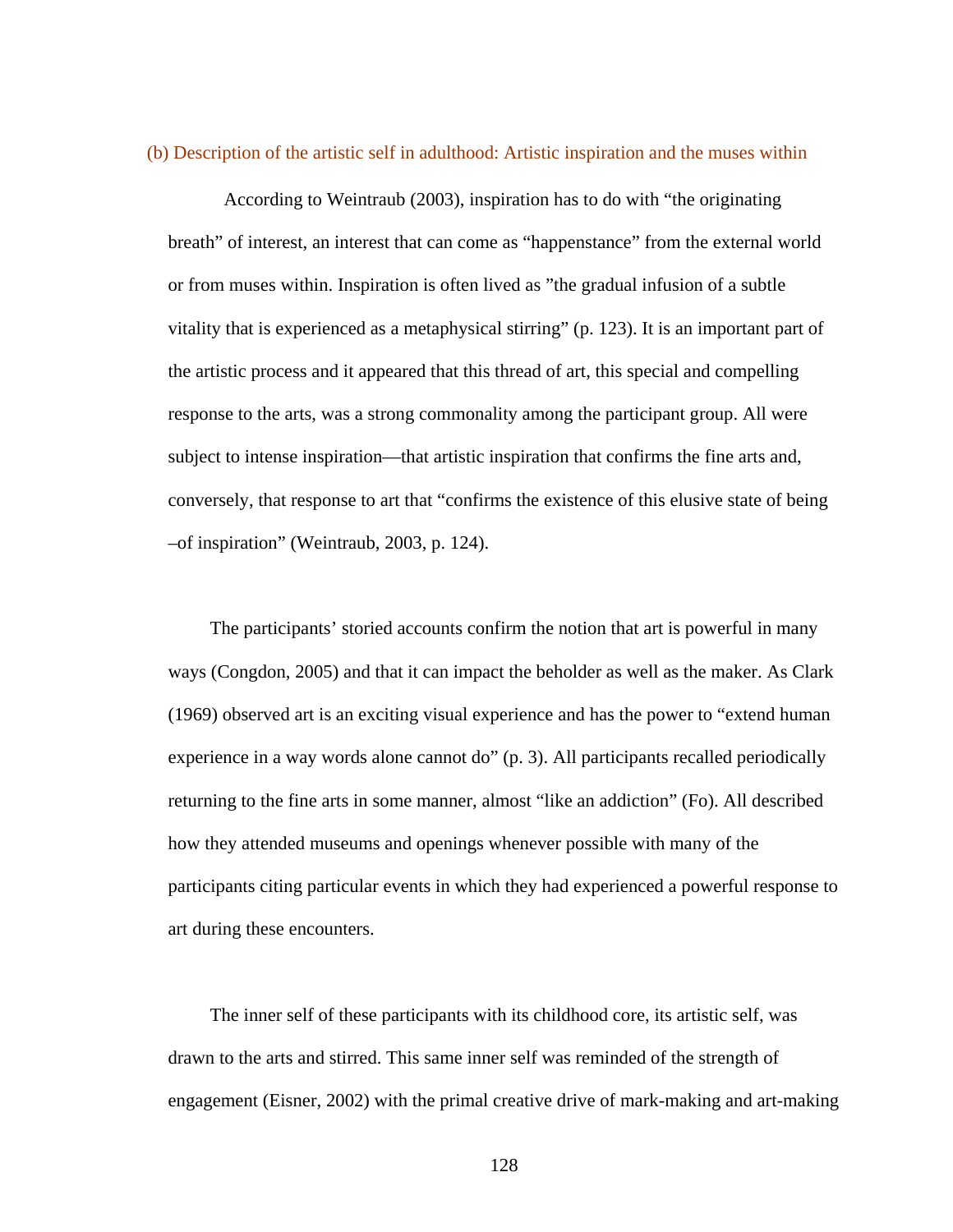### (b) Description of the artistic self in adulthood: Artistic inspiration and the muses within

According to Weintraub (2003), inspiration has to do with "the originating breath" of interest, an interest that can come as "happenstance" from the external world or from muses within. Inspiration is often lived as "the gradual infusion of a subtle vitality that is experienced as a metaphysical stirring" (p. 123). It is an important part of the artistic process and it appeared that this thread of art, this special and compelling response to the arts, was a strong commonality among the participant group. All were subject to intense inspiration—that artistic inspiration that confirms the fine arts and, conversely, that response to art that "confirms the existence of this elusive state of being –of inspiration" (Weintraub, 2003, p. 124).

The participants' storied accounts confirm the notion that art is powerful in many ways (Congdon, 2005) and that it can impact the beholder as well as the maker. As Clark (1969) observed art is an exciting visual experience and has the power to "extend human experience in a way words alone cannot do" (p. 3). All participants recalled periodically returning to the fine arts in some manner, almost "like an addiction" (Fo). All described how they attended museums and openings whenever possible with many of the participants citing particular events in which they had experienced a powerful response to art during these encounters.

The inner self of these participants with its childhood core, its artistic self, was drawn to the arts and stirred. This same inner self was reminded of the strength of engagement (Eisner, 2002) with the primal creative drive of mark-making and art-making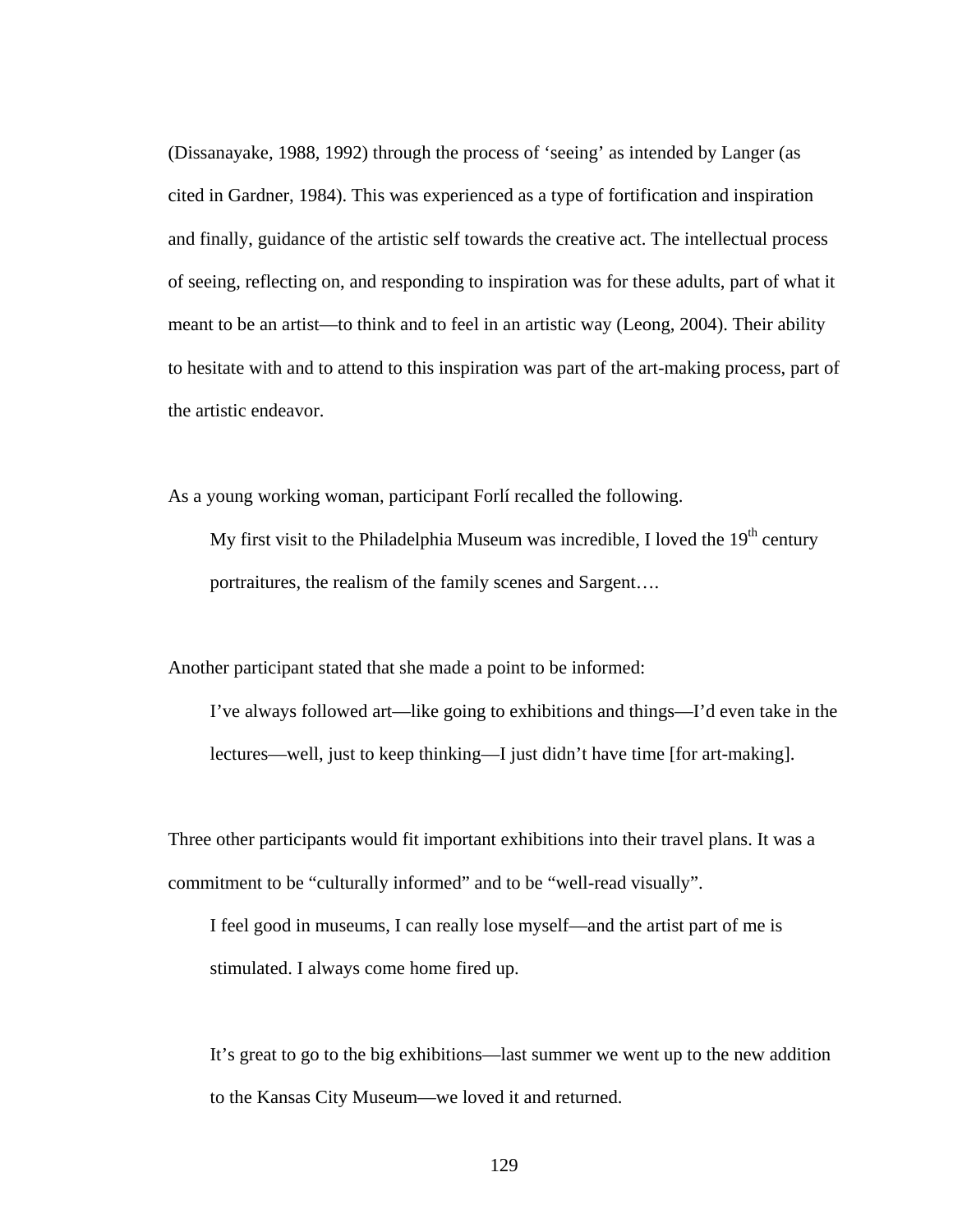(Dissanayake, 1988, 1992) through the process of ‘seeing’ as intended by Langer (as cited in Gardner, 1984). This was experienced as a type of fortification and inspiration and finally, guidance of the artistic self towards the creative act. The intellectual process of seeing, reflecting on, and responding to inspiration was for these adults, part of what it meant to be an artist—to think and to feel in an artistic way (Leong, 2004). Their ability to hesitate with and to attend to this inspiration was part of the art-making process, part of the artistic endeavor.

As a young working woman, participant Forlí recalled the following.

> My first visit to the Philadelphia Museum was incredible, I loved the 19th century portraitures, the realism of the family scenes and Sargent….

Another participant stated that she made a point to be informed:

> I’ve always followed art—like going to exhibitions and things—I’d even take in the lectures—well, just to keep thinking—I just didn’t have time [for art-making].

Three other participants would fit important exhibitions into their travel plans. It was a commitment to be “culturally informed” and to be “well-read visually”.

> I feel good in museums, I can really lose myself—and the artist part of me is stimulated. I always come home fired up.

> It’s great to go to the big exhibitions—last summer we went up to the new addition to the Kansas City Museum—we loved it and returned.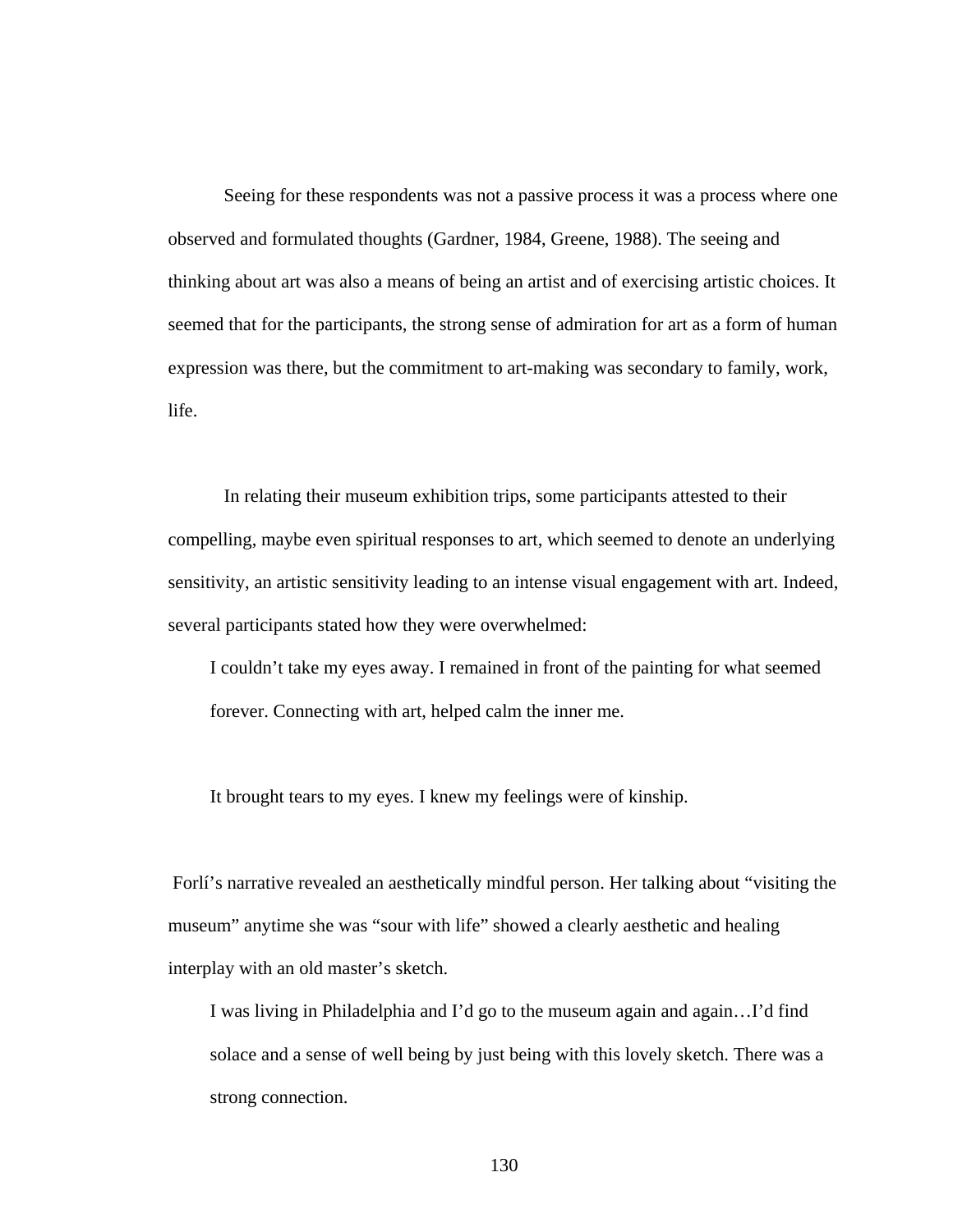Seeing for these respondents was not a passive process it was a process where one observed and formulated thoughts (Gardner, 1984, Greene, 1988). The seeing and thinking about art was also a means of being an artist and of exercising artistic choices. It seemed that for the participants, the strong sense of admiration for art as a form of human expression was there, but the commitment to art-making was secondary to family, work, life.

In relating their museum exhibition trips, some participants attested to their compelling, maybe even spiritual responses to art, which seemed to denote an underlying sensitivity, an artistic sensitivity leading to an intense visual engagement with art. Indeed, several participants stated how they were overwhelmed:

> I couldn't take my eyes away. I remained in front of the painting for what seemed forever. Connecting with art, helped calm the inner me.

> It brought tears to my eyes. I knew my feelings were of kinship.

Forlí's narrative revealed an aesthetically mindful person. Her talking about "visiting the museum" anytime she was "sour with life" showed a clearly aesthetic and healing interplay with an old master's sketch.

> I was living in Philadelphia and I'd go to the museum again and again…I'd find solace and a sense of well being by just being with this lovely sketch. There was a strong connection.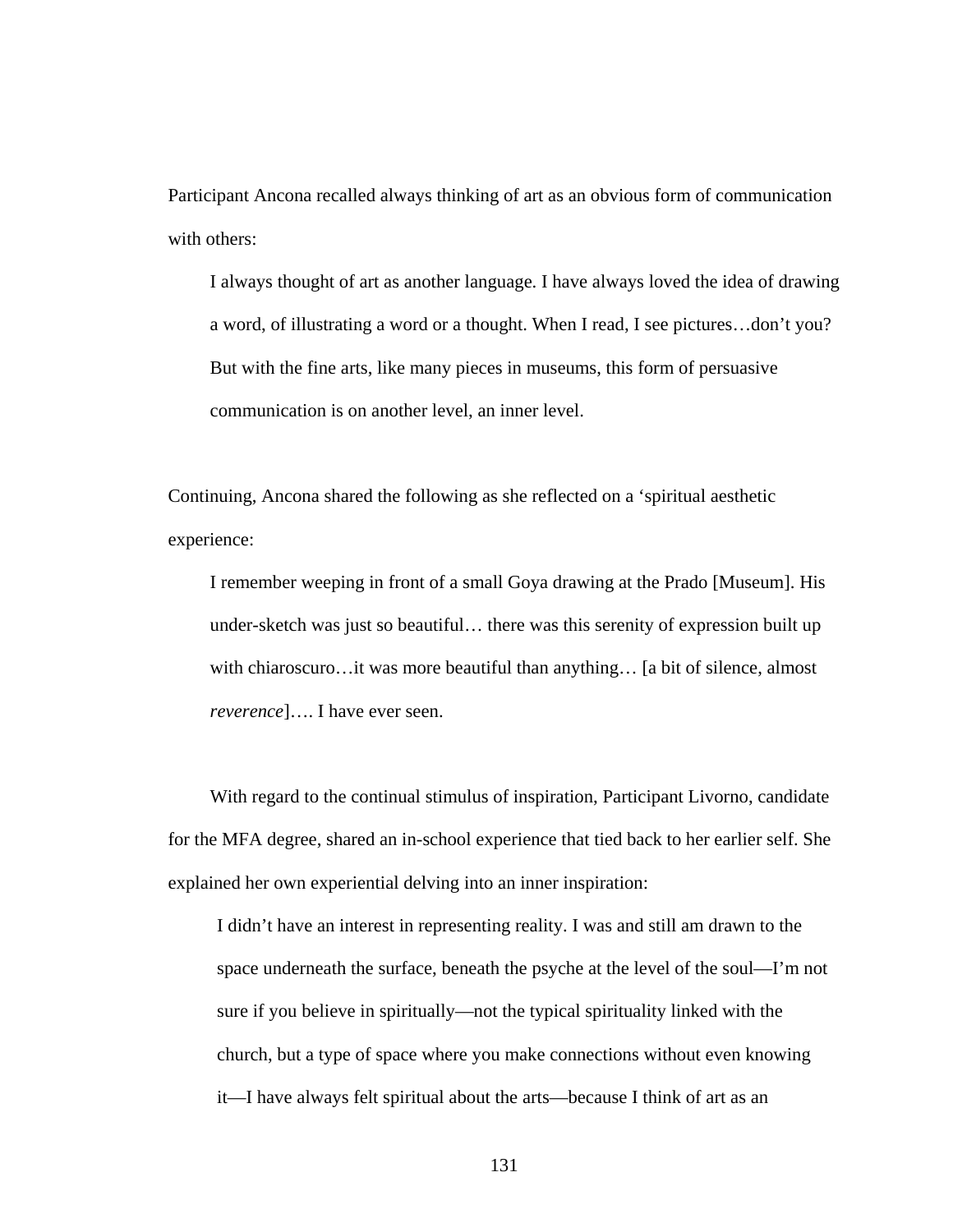Participant Ancona recalled always thinking of art as an obvious form of communication with others:

> I always thought of art as another language. I have always loved the idea of drawing a word, of illustrating a word or a thought. When I read, I see pictures…don't you? But with the fine arts, like many pieces in museums, this form of persuasive communication is on another level, an inner level.

Continuing, Ancona shared the following as she reflected on a 'spiritual aesthetic experience:

> I remember weeping in front of a small Goya drawing at the Prado [Museum]. His under-sketch was just so beautiful… there was this serenity of expression built up with chiaroscuro…it was more beautiful than anything… [a bit of silence, almost *reverence*]…. I have ever seen.

With regard to the continual stimulus of inspiration, Participant Livorno, candidate for the MFA degree, shared an in-school experience that tied back to her earlier self. She explained her own experiential delving into an inner inspiration:

> I didn't have an interest in representing reality. I was and still am drawn to the space underneath the surface, beneath the psyche at the level of the soul—I'm not sure if you believe in spiritually—not the typical spirituality linked with the church, but a type of space where you make connections without even knowing it—I have always felt spiritual about the arts—because I think of art as an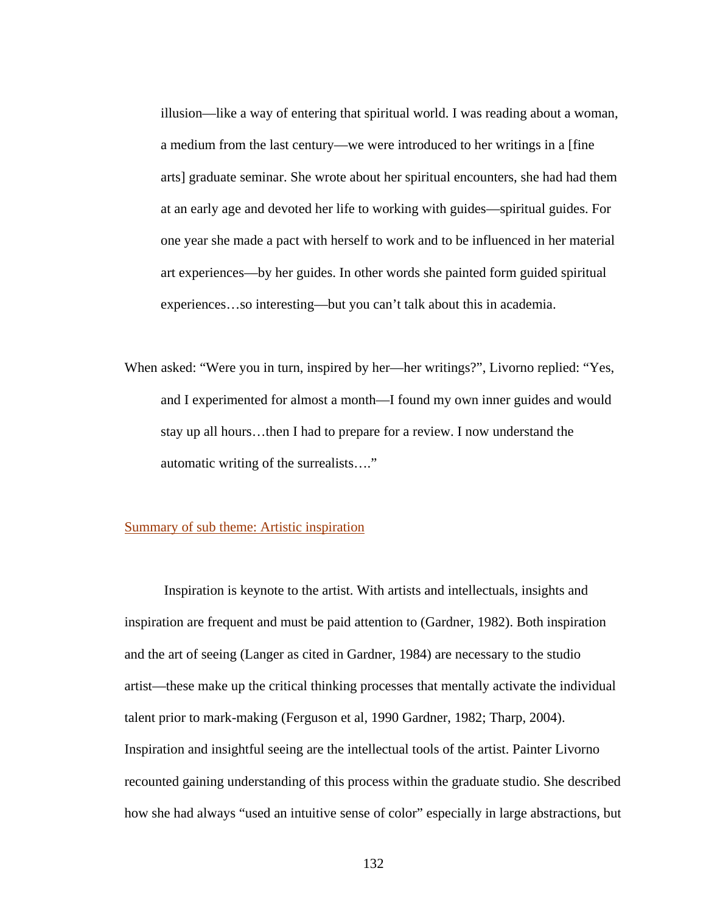> illusion—like a way of entering that spiritual world. I was reading about a woman, a medium from the last century—we were introduced to her writings in a [fine arts] graduate seminar. She wrote about her spiritual encounters, she had had them at an early age and devoted her life to working with guides—spiritual guides. For one year she made a pact with herself to work and to be influenced in her material art experiences—by her guides. In other words she painted form guided spiritual experiences…so interesting—but you can't talk about this in academia.

When asked: "Were you in turn, inspired by her—her writings?", Livorno replied: "Yes, and I experimented for almost a month—I found my own inner guides and would stay up all hours…then I had to prepare for a review. I now understand the automatic writing of the surrealists…."

<u>Summary of sub theme: Artistic inspiration</u>

Inspiration is keynote to the artist. With artists and intellectuals, insights and inspiration are frequent and must be paid attention to (Gardner, 1982). Both inspiration and the art of seeing (Langer as cited in Gardner, 1984) are necessary to the studio artist—these make up the critical thinking processes that mentally activate the individual talent prior to mark-making (Ferguson et al, 1990 Gardner, 1982; Tharp, 2004). Inspiration and insightful seeing are the intellectual tools of the artist. Painter Livorno recounted gaining understanding of this process within the graduate studio. She described how she had always "used an intuitive sense of color" especially in large abstractions, but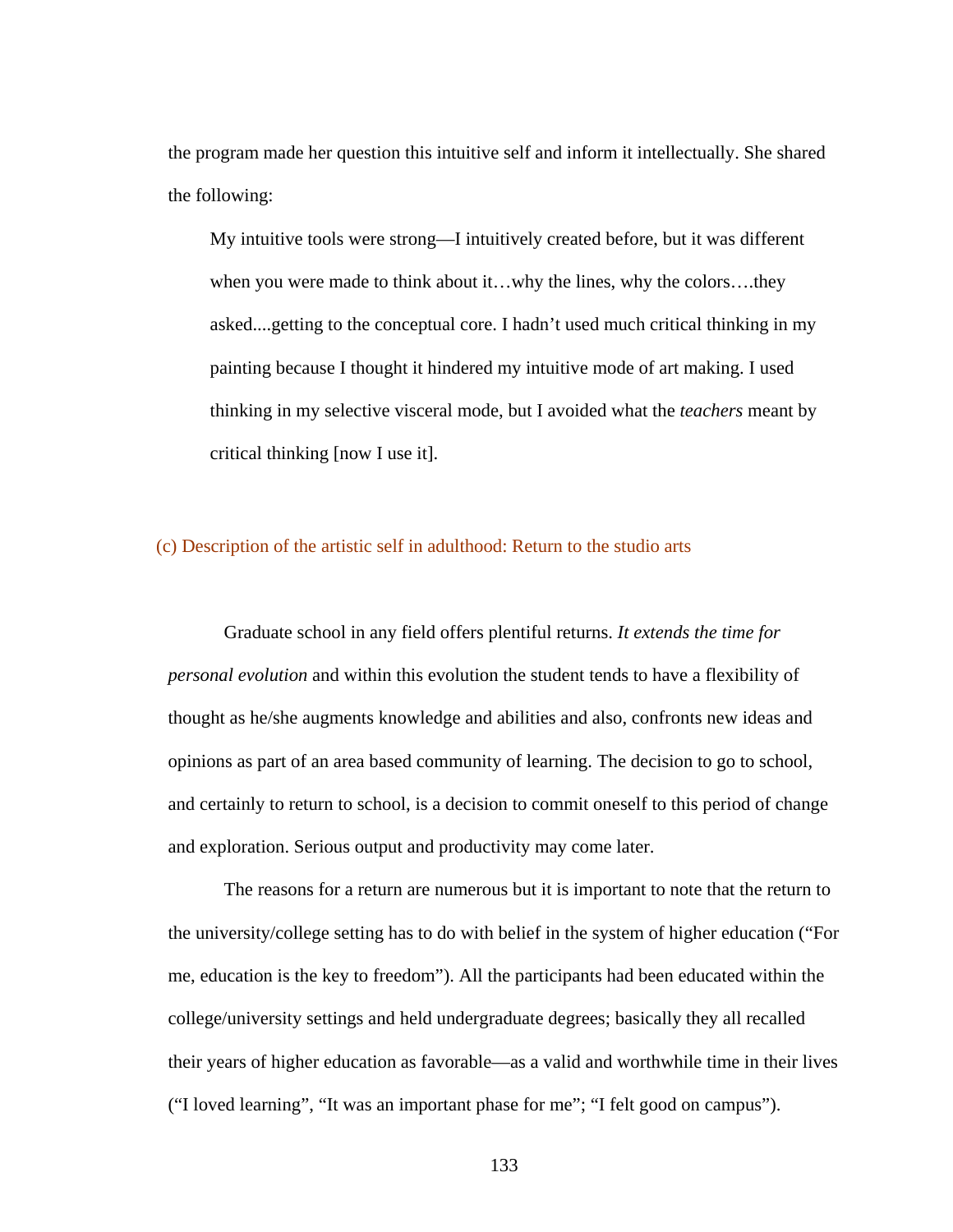the program made her question this intuitive self and inform it intellectually. She shared the following:

> My intuitive tools were strong—I intuitively created before, but it was different when you were made to think about it…why the lines, why the colors….they asked....getting to the conceptual core. I hadn't used much critical thinking in my painting because I thought it hindered my intuitive mode of art making. I used thinking in my selective visceral mode, but I avoided what the *teachers* meant by critical thinking [now I use it].

### (c) Description of the artistic self in adulthood: Return to the studio arts

Graduate school in any field offers plentiful returns. *It extends the time for personal evolution* and within this evolution the student tends to have a flexibility of thought as he/she augments knowledge and abilities and also, confronts new ideas and opinions as part of an area based community of learning. The decision to go to school, and certainly to return to school, is a decision to commit oneself to this period of change and exploration. Serious output and productivity may come later.

The reasons for a return are numerous but it is important to note that the return to the university/college setting has to do with belief in the system of higher education ("For me, education is the key to freedom"). All the participants had been educated within the college/university settings and held undergraduate degrees; basically they all recalled their years of higher education as favorable—as a valid and worthwhile time in their lives ("I loved learning", "It was an important phase for me"; "I felt good on campus").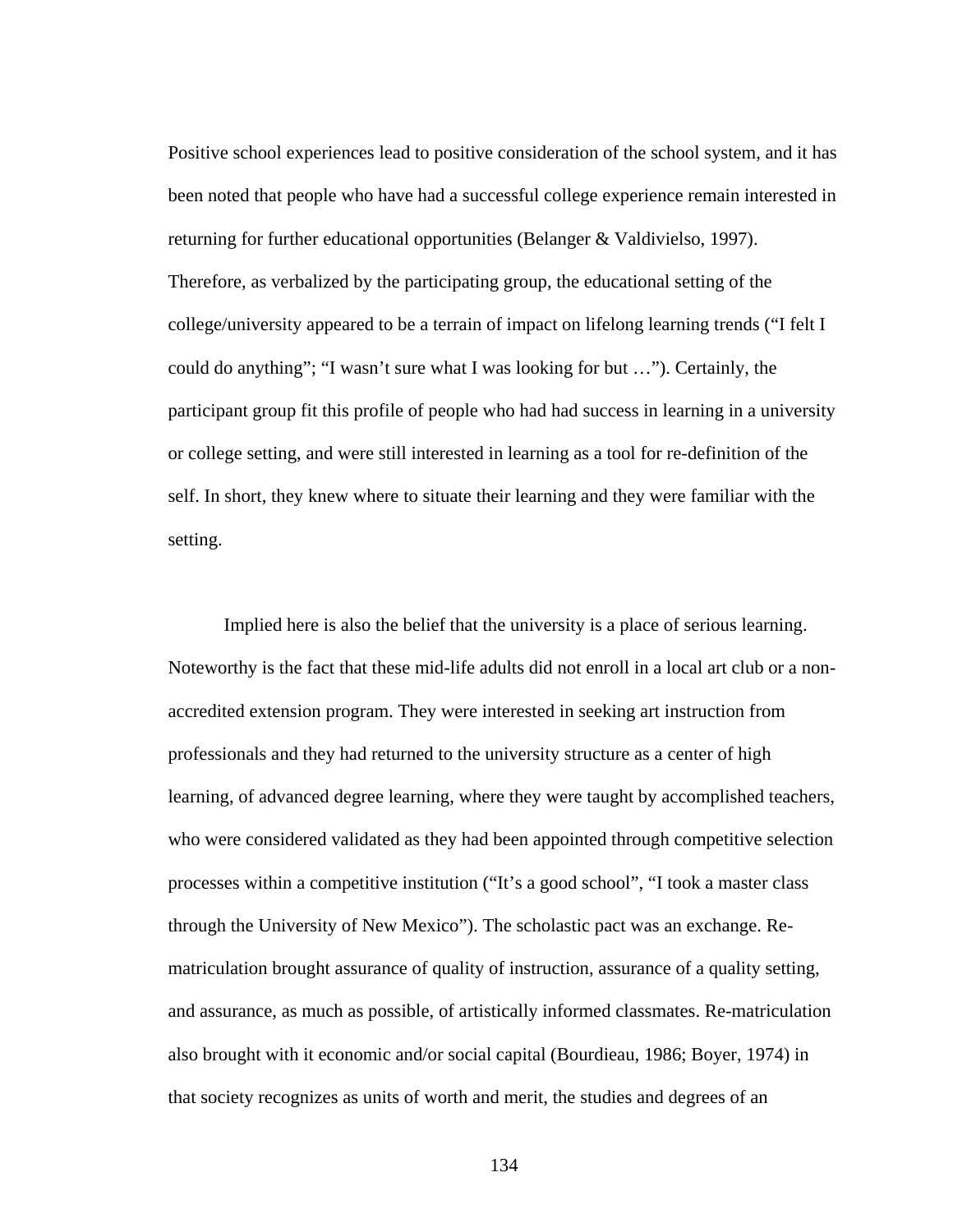Positive school experiences lead to positive consideration of the school system, and it has been noted that people who have had a successful college experience remain interested in returning for further educational opportunities (Belanger & Valdivielso, 1997). Therefore, as verbalized by the participating group, the educational setting of the college/university appeared to be a terrain of impact on lifelong learning trends ("I felt I could do anything"; "I wasn't sure what I was looking for but …"). Certainly, the participant group fit this profile of people who had had success in learning in a university or college setting, and were still interested in learning as a tool for re-definition of the self. In short, they knew where to situate their learning and they were familiar with the setting.

Implied here is also the belief that the university is a place of serious learning. Noteworthy is the fact that these mid-life adults did not enroll in a local art club or a non-accredited extension program. They were interested in seeking art instruction from professionals and they had returned to the university structure as a center of high learning, of advanced degree learning, where they were taught by accomplished teachers, who were considered validated as they had been appointed through competitive selection processes within a competitive institution ("It's a good school", "I took a master class through the University of New Mexico"). The scholastic pact was an exchange. Re-matriculation brought assurance of quality of instruction, assurance of a quality setting, and assurance, as much as possible, of artistically informed classmates. Re-matriculation also brought with it economic and/or social capital (Bourdieau, 1986; Boyer, 1974) in that society recognizes as units of worth and merit, the studies and degrees of an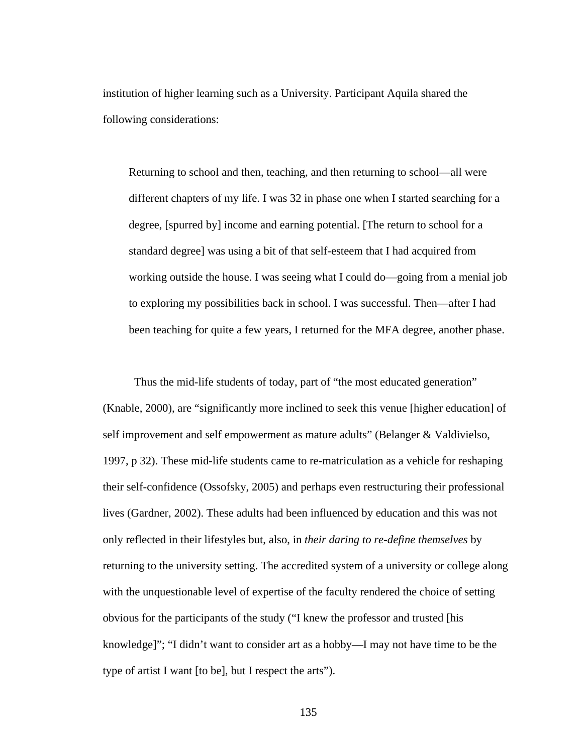institution of higher learning such as a University. Participant Aquila shared the following considerations:

> Returning to school and then, teaching, and then returning to school—all were different chapters of my life. I was 32 in phase one when I started searching for a degree, [spurred by] income and earning potential. [The return to school for a standard degree] was using a bit of that self-esteem that I had acquired from working outside the house. I was seeing what I could do—going from a menial job to exploring my possibilities back in school. I was successful. Then—after I had been teaching for quite a few years, I returned for the MFA degree, another phase.

Thus the mid-life students of today, part of "the most educated generation" (Knable, 2000), are "significantly more inclined to seek this venue [higher education] of self improvement and self empowerment as mature adults" (Belanger & Valdivielso, 1997, p 32). These mid-life students came to re-matriculation as a vehicle for reshaping their self-confidence (Ossofsky, 2005) and perhaps even restructuring their professional lives (Gardner, 2002). These adults had been influenced by education and this was not only reflected in their lifestyles but, also, in *their daring to re-define themselves* by returning to the university setting. The accredited system of a university or college along with the unquestionable level of expertise of the faculty rendered the choice of setting obvious for the participants of the study ("I knew the professor and trusted [his knowledge]"; "I didn't want to consider art as a hobby—I may not have time to be the type of artist I want [to be], but I respect the arts").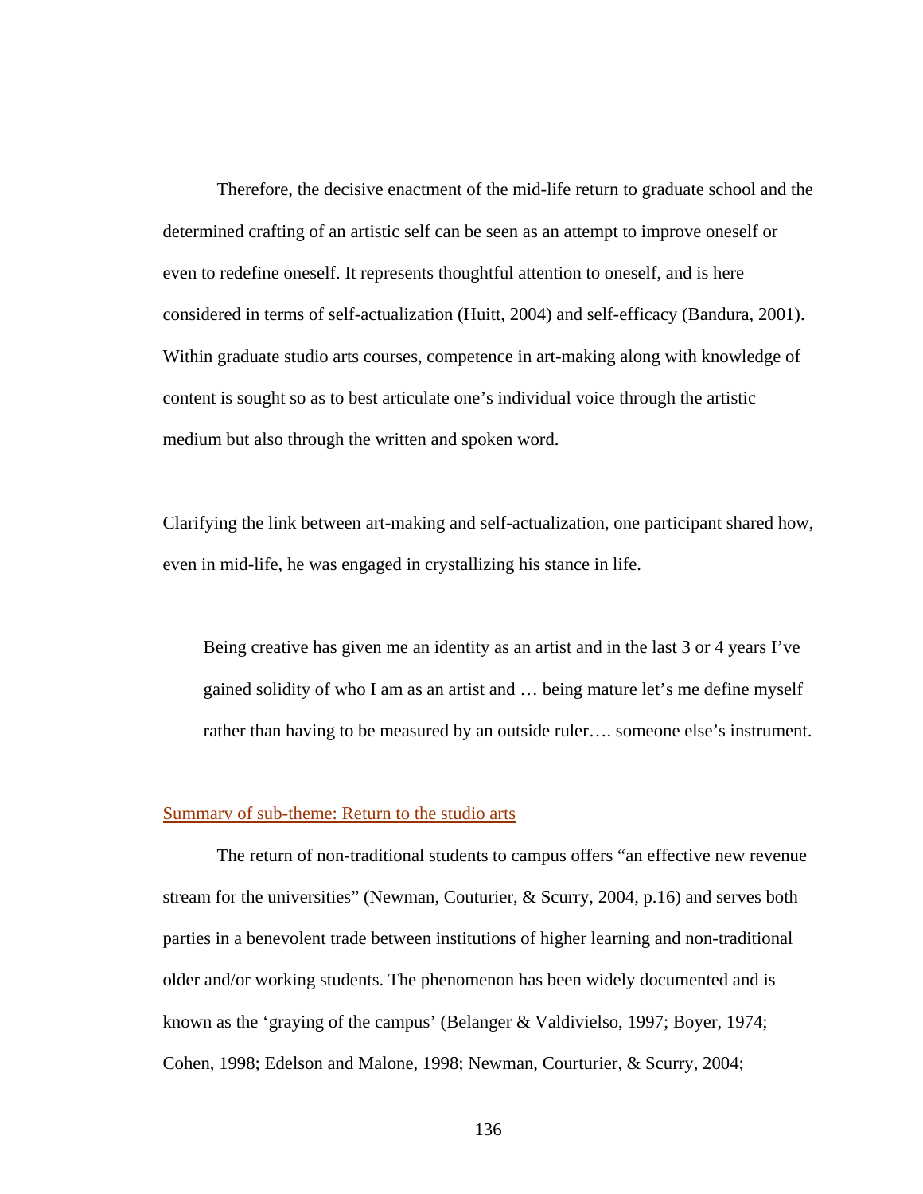Therefore, the decisive enactment of the mid-life return to graduate school and the determined crafting of an artistic self can be seen as an attempt to improve oneself or even to redefine oneself. It represents thoughtful attention to oneself, and is here considered in terms of self-actualization (Huitt, 2004) and self-efficacy (Bandura, 2001). Within graduate studio arts courses, competence in art-making along with knowledge of content is sought so as to best articulate one's individual voice through the artistic medium but also through the written and spoken word.

Clarifying the link between art-making and self-actualization, one participant shared how, even in mid-life, he was engaged in crystallizing his stance in life.

> Being creative has given me an identity as an artist and in the last 3 or 4 years I've gained solidity of who I am as an artist and … being mature let's me define myself rather than having to be measured by an outside ruler…. someone else's instrument.

Summary of sub-theme: Return to the studio arts

The return of non-traditional students to campus offers "an effective new revenue stream for the universities" (Newman, Couturier, & Scurry, 2004, p.16) and serves both parties in a benevolent trade between institutions of higher learning and non-traditional older and/or working students. The phenomenon has been widely documented and is known as the 'graying of the campus' (Belanger & Valdivielso, 1997; Boyer, 1974; Cohen, 1998; Edelson and Malone, 1998; Newman, Courturier, & Scurry, 2004;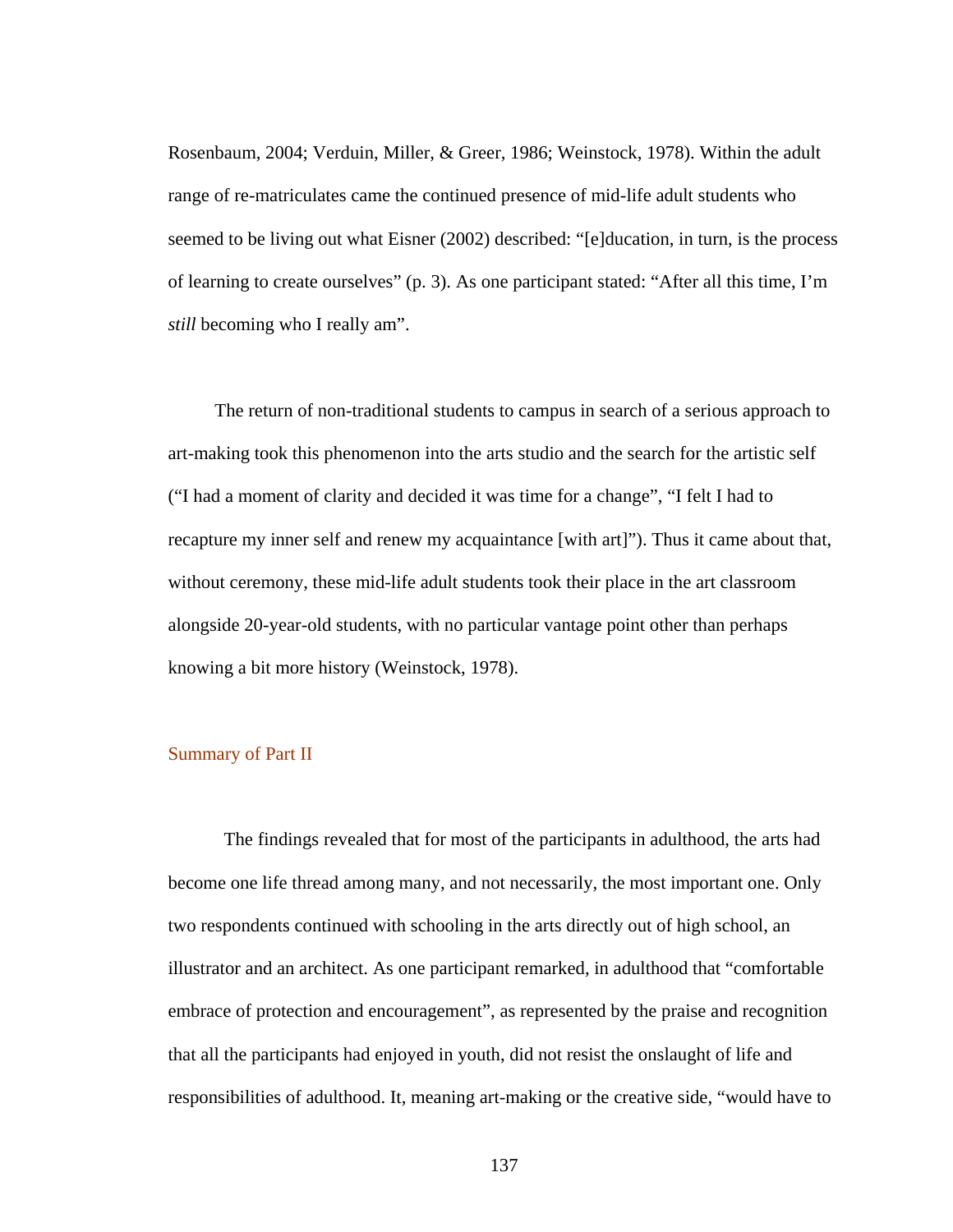Rosenbaum, 2004; Verduin, Miller, & Greer, 1986; Weinstock, 1978). Within the adult range of re-matriculates came the continued presence of mid-life adult students who seemed to be living out what Eisner (2002) described: "[e]ducation, in turn, is the process of learning to create ourselves" (p. 3). As one participant stated: "After all this time, I'm *still* becoming who I really am".

The return of non-traditional students to campus in search of a serious approach to art-making took this phenomenon into the arts studio and the search for the artistic self ("I had a moment of clarity and decided it was time for a change", "I felt I had to recapture my inner self and renew my acquaintance [with art]"). Thus it came about that, without ceremony, these mid-life adult students took their place in the art classroom alongside 20-year-old students, with no particular vantage point other than perhaps knowing a bit more history (Weinstock, 1978).

## Summary of Part II

The findings revealed that for most of the participants in adulthood, the arts had become one life thread among many, and not necessarily, the most important one. Only two respondents continued with schooling in the arts directly out of high school, an illustrator and an architect. As one participant remarked, in adulthood that "comfortable embrace of protection and encouragement", as represented by the praise and recognition that all the participants had enjoyed in youth, did not resist the onslaught of life and responsibilities of adulthood. It, meaning art-making or the creative side, "would have to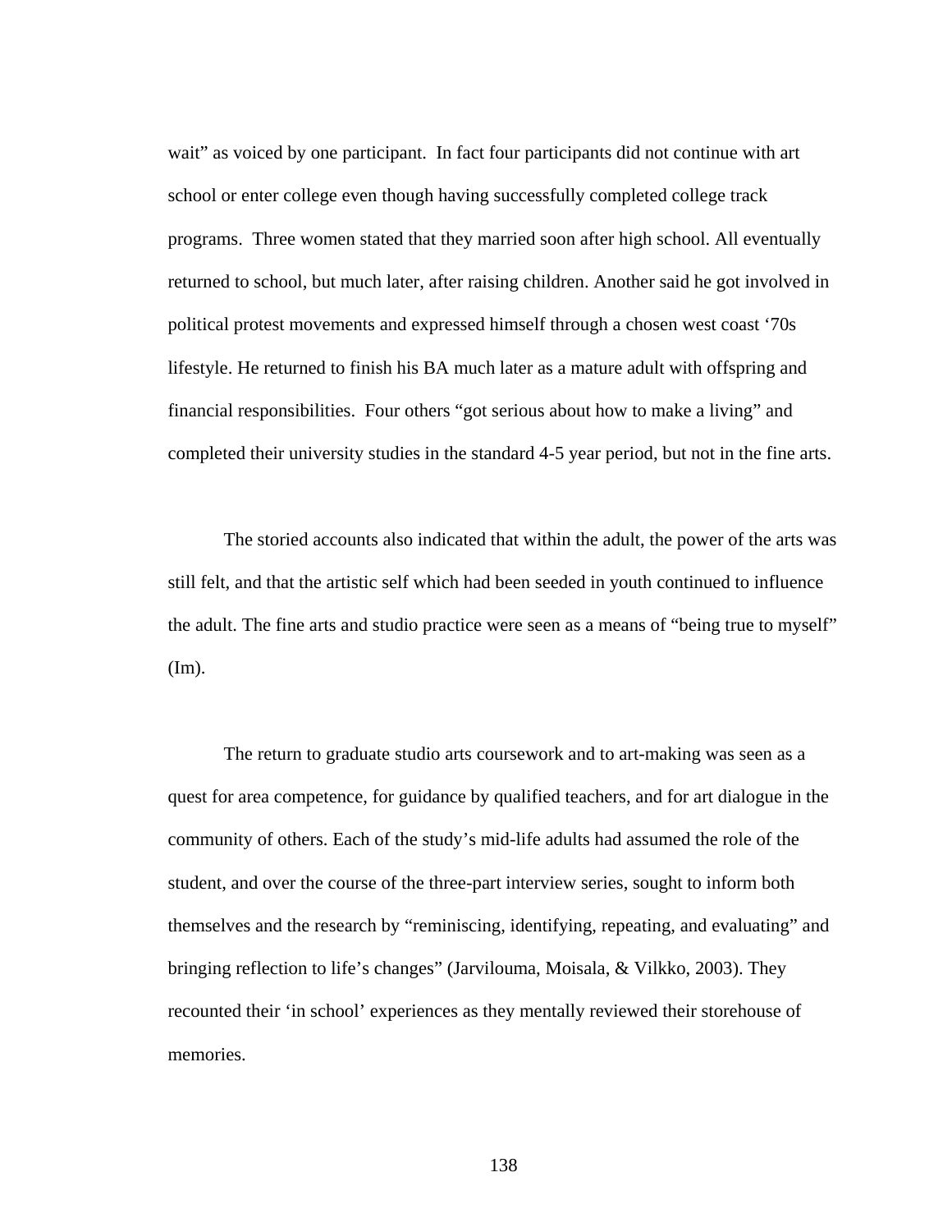wait" as voiced by one participant.  In fact four participants did not continue with art school or enter college even though having successfully completed college track programs.  Three women stated that they married soon after high school. All eventually returned to school, but much later, after raising children. Another said he got involved in political protest movements and expressed himself through a chosen west coast '70s lifestyle. He returned to finish his BA much later as a mature adult with offspring and financial responsibilities.  Four others "got serious about how to make a living" and completed their university studies in the standard 4-5 year period, but not in the fine arts.

The storied accounts also indicated that within the adult, the power of the arts was still felt, and that the artistic self which had been seeded in youth continued to influence the adult. The fine arts and studio practice were seen as a means of "being true to myself" (Im).

The return to graduate studio arts coursework and to art-making was seen as a quest for area competence, for guidance by qualified teachers, and for art dialogue in the community of others. Each of the study's mid-life adults had assumed the role of the student, and over the course of the three-part interview series, sought to inform both themselves and the research by "reminiscing, identifying, repeating, and evaluating" and bringing reflection to life's changes" (Jarvilouma, Moisala, & Vilkko, 2003). They recounted their 'in school' experiences as they mentally reviewed their storehouse of memories.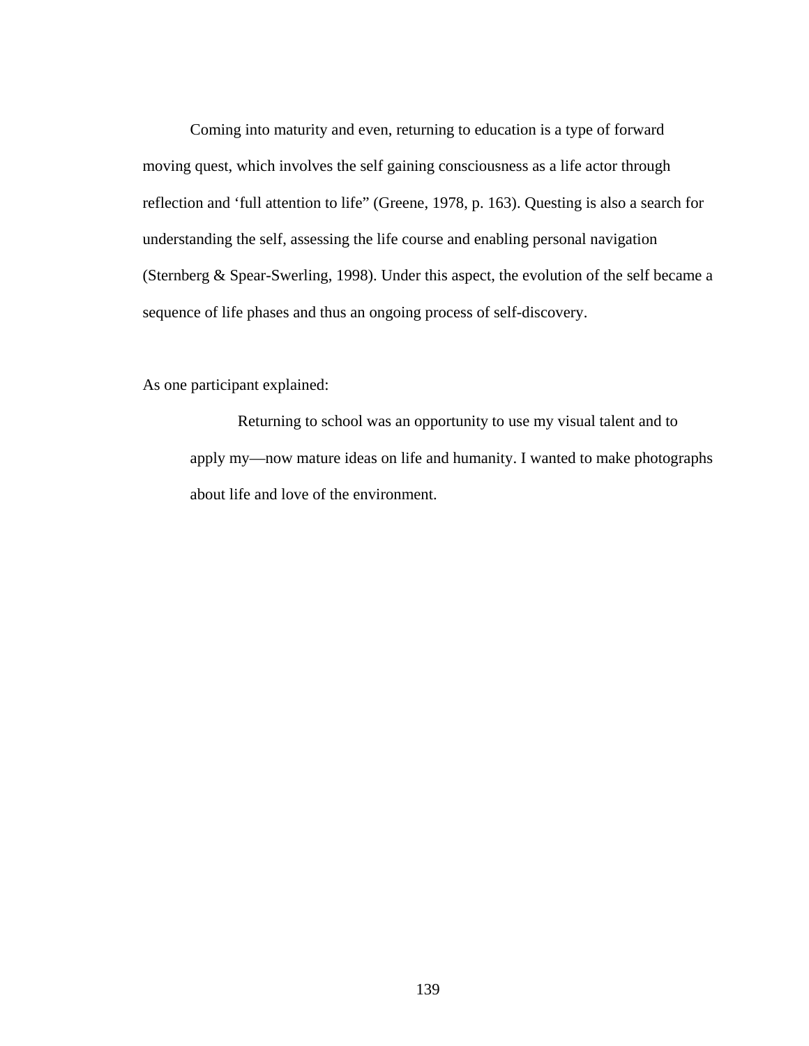Coming into maturity and even, returning to education is a type of forward moving quest, which involves the self gaining consciousness as a life actor through reflection and 'full attention to life" (Greene, 1978, p. 163). Questing is also a search for understanding the self, assessing the life course and enabling personal navigation (Sternberg & Spear-Swerling, 1998). Under this aspect, the evolution of the self became a sequence of life phases and thus an ongoing process of self-discovery.

As one participant explained:

> Returning to school was an opportunity to use my visual talent and to apply my—now mature ideas on life and humanity. I wanted to make photographs about life and love of the environment.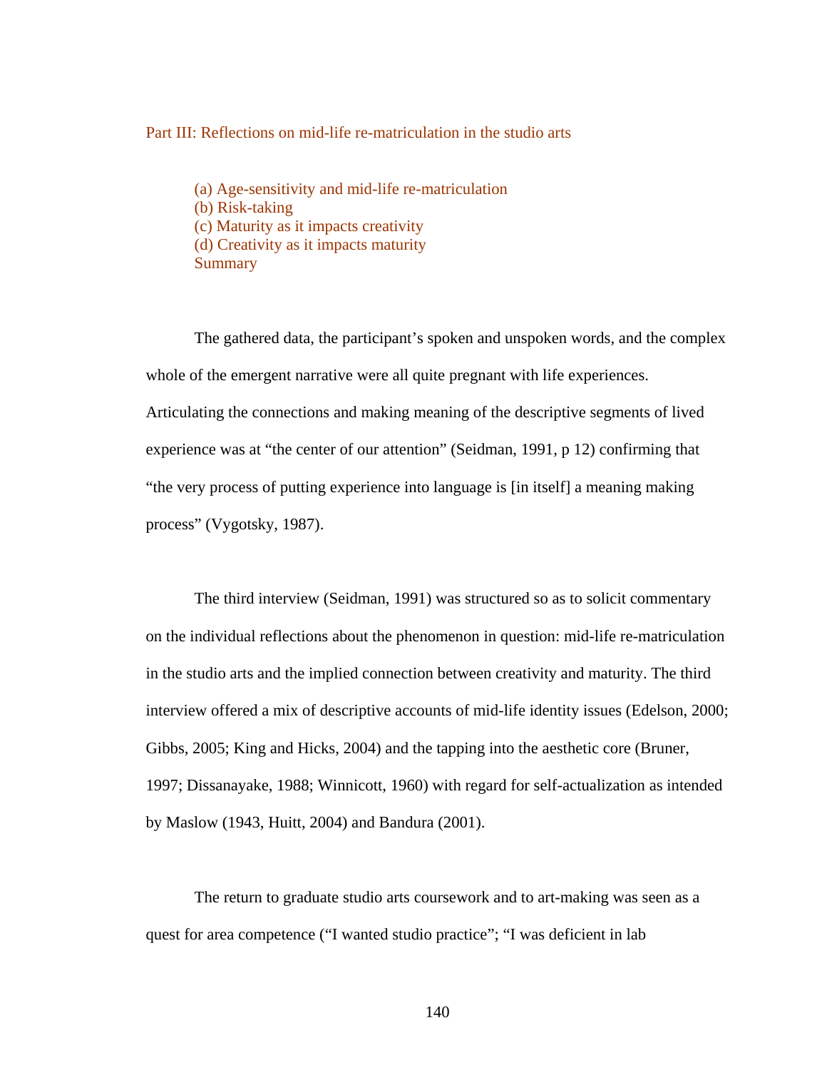## Part III: Reflections on mid-life re-matriculation in the studio arts

(a) Age-sensitivity and mid-life re-matriculation
(b) Risk-taking
(c) Maturity as it impacts creativity
(d) Creativity as it impacts maturity
Summary

The gathered data, the participant's spoken and unspoken words, and the complex whole of the emergent narrative were all quite pregnant with life experiences. Articulating the connections and making meaning of the descriptive segments of lived experience was at "the center of our attention" (Seidman, 1991, p 12) confirming that "the very process of putting experience into language is [in itself] a meaning making process" (Vygotsky, 1987).

The third interview (Seidman, 1991) was structured so as to solicit commentary on the individual reflections about the phenomenon in question: mid-life re-matriculation in the studio arts and the implied connection between creativity and maturity. The third interview offered a mix of descriptive accounts of mid-life identity issues (Edelson, 2000; Gibbs, 2005; King and Hicks, 2004) and the tapping into the aesthetic core (Bruner, 1997; Dissanayake, 1988; Winnicott, 1960) with regard for self-actualization as intended by Maslow (1943, Huitt, 2004) and Bandura (2001).

The return to graduate studio arts coursework and to art-making was seen as a quest for area competence ("I wanted studio practice"; "I was deficient in lab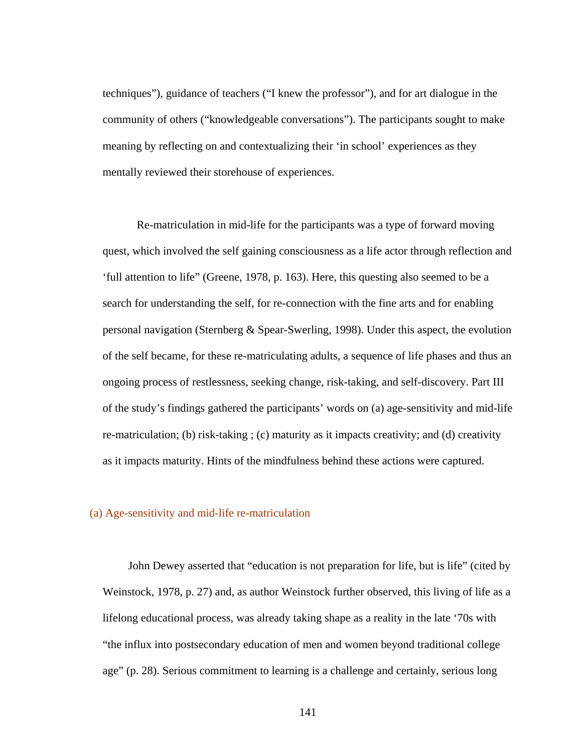techniques"), guidance of teachers ("I knew the professor"), and for art dialogue in the community of others ("knowledgeable conversations"). The participants sought to make meaning by reflecting on and contextualizing their 'in school' experiences as they mentally reviewed their storehouse of experiences.

Re-matriculation in mid-life for the participants was a type of forward moving quest, which involved the self gaining consciousness as a life actor through reflection and 'full attention to life" (Greene, 1978, p. 163). Here, this questing also seemed to be a search for understanding the self, for re-connection with the fine arts and for enabling personal navigation (Sternberg & Spear-Swerling, 1998). Under this aspect, the evolution of the self became, for these re-matriculating adults, a sequence of life phases and thus an ongoing process of restlessness, seeking change, risk-taking, and self-discovery. Part III of the study's findings gathered the participants' words on (a) age-sensitivity and mid-life re-matriculation; (b) risk-taking ; (c) maturity as it impacts creativity; and (d) creativity as it impacts maturity. Hints of the mindfulness behind these actions were captured.

### (a) Age-sensitivity and mid-life re-matriculation

John Dewey asserted that "education is not preparation for life, but is life" (cited by Weinstock, 1978, p. 27) and, as author Weinstock further observed, this living of life as a lifelong educational process, was already taking shape as a reality in the late '70s with "the influx into postsecondary education of men and women beyond traditional college age" (p. 28). Serious commitment to learning is a challenge and certainly, serious long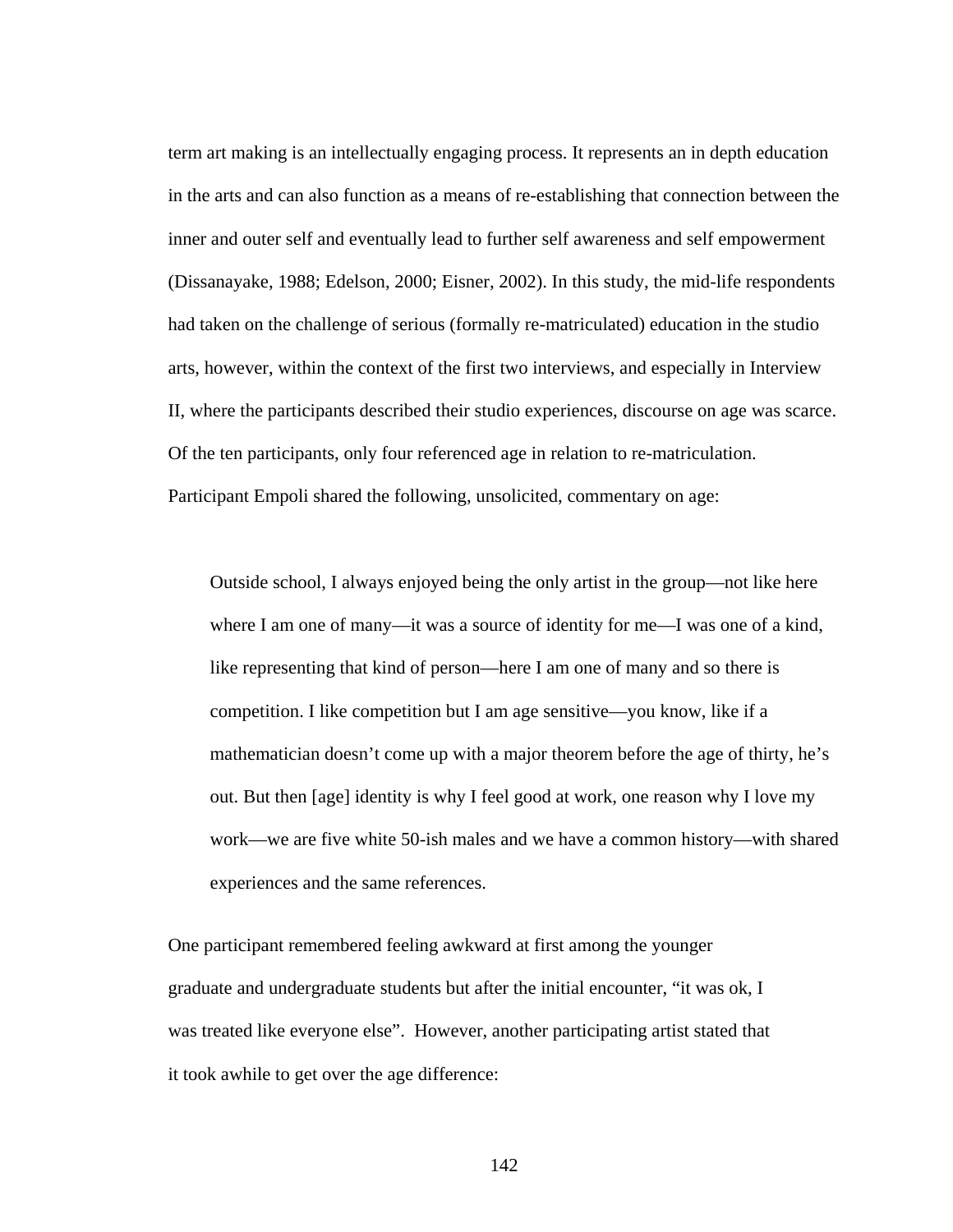term art making is an intellectually engaging process. It represents an in depth education in the arts and can also function as a means of re-establishing that connection between the inner and outer self and eventually lead to further self awareness and self empowerment (Dissanayake, 1988; Edelson, 2000; Eisner, 2002). In this study, the mid-life respondents had taken on the challenge of serious (formally re-matriculated) education in the studio arts, however, within the context of the first two interviews, and especially in Interview II, where the participants described their studio experiences, discourse on age was scarce. Of the ten participants, only four referenced age in relation to re-matriculation. Participant Empoli shared the following, unsolicited, commentary on age:

> Outside school, I always enjoyed being the only artist in the group—not like here where I am one of many—it was a source of identity for me—I was one of a kind, like representing that kind of person—here I am one of many and so there is competition. I like competition but I am age sensitive—you know, like if a mathematician doesn't come up with a major theorem before the age of thirty, he's out. But then [age] identity is why I feel good at work, one reason why I love my work—we are five white 50-ish males and we have a common history—with shared experiences and the same references.

One participant remembered feeling awkward at first among the younger graduate and undergraduate students but after the initial encounter, "it was ok, I was treated like everyone else". However, another participating artist stated that it took awhile to get over the age difference: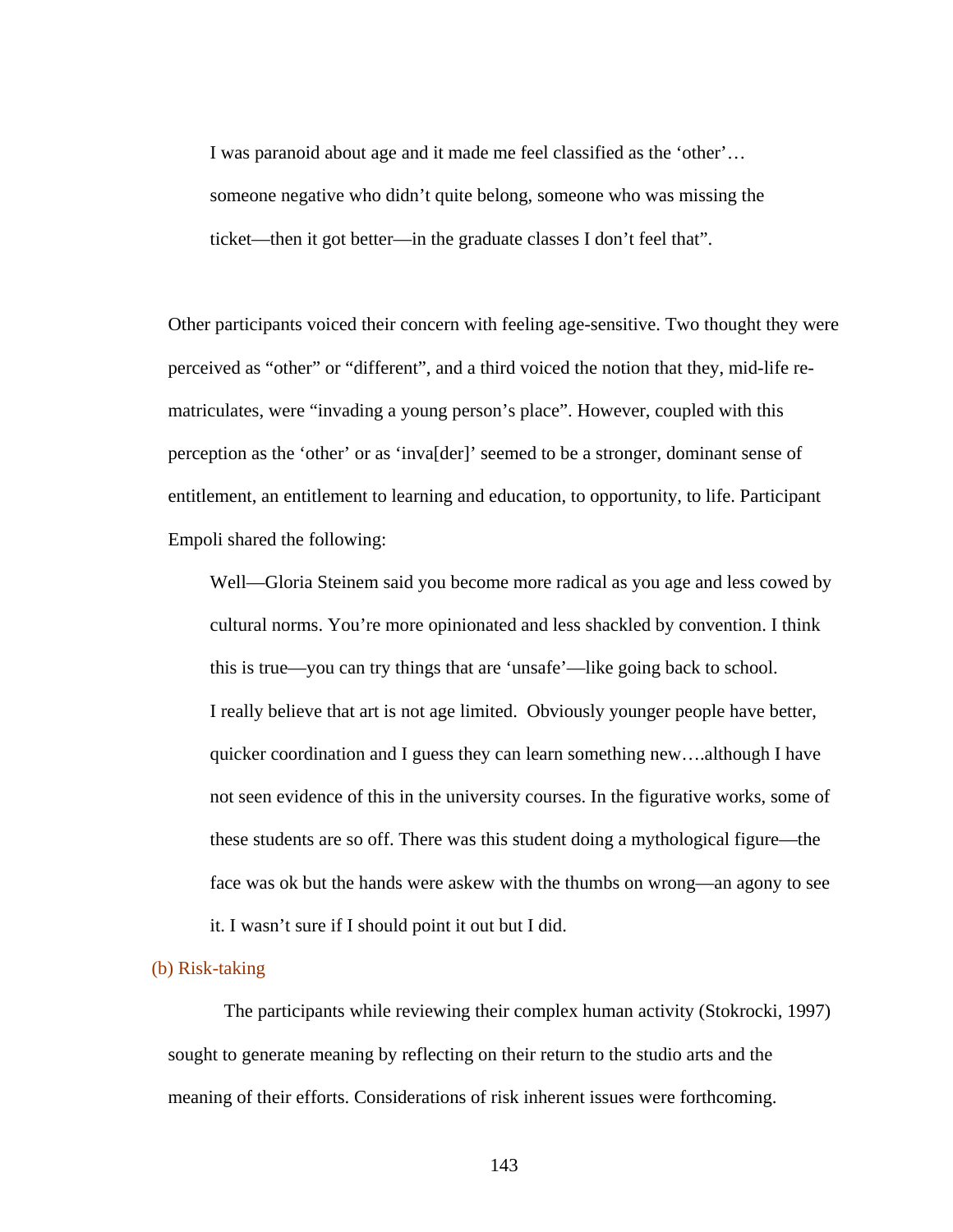> I was paranoid about age and it made me feel classified as the 'other'… someone negative who didn't quite belong, someone who was missing the ticket—then it got better—in the graduate classes I don't feel that".

Other participants voiced their concern with feeling age-sensitive. Two thought they were perceived as "other" or "different", and a third voiced the notion that they, mid-life re-matriculates, were "invading a young person's place". However, coupled with this perception as the 'other' or as 'inva[der]' seemed to be a stronger, dominant sense of entitlement, an entitlement to learning and education, to opportunity, to life. Participant Empoli shared the following:

> Well—Gloria Steinem said you become more radical as you age and less cowed by cultural norms. You're more opinionated and less shackled by convention. I think this is true—you can try things that are 'unsafe'—like going back to school.
> I really believe that art is not age limited. Obviously younger people have better, quicker coordination and I guess they can learn something new….although I have not seen evidence of this in the university courses. In the figurative works, some of these students are so off. There was this student doing a mythological figure—the face was ok but the hands were askew with the thumbs on wrong—an agony to see it. I wasn't sure if I should point it out but I did.

### (b) Risk-taking

The participants while reviewing their complex human activity (Stokrocki, 1997) sought to generate meaning by reflecting on their return to the studio arts and the meaning of their efforts. Considerations of risk inherent issues were forthcoming.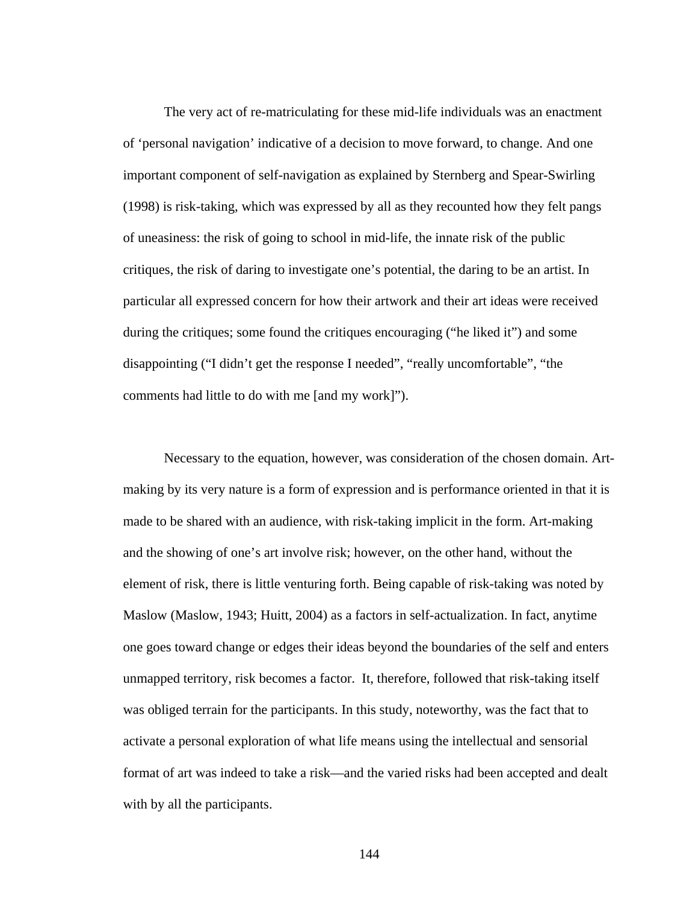The very act of re-matriculating for these mid-life individuals was an enactment of 'personal navigation' indicative of a decision to move forward, to change. And one important component of self-navigation as explained by Sternberg and Spear-Swirling (1998) is risk-taking, which was expressed by all as they recounted how they felt pangs of uneasiness: the risk of going to school in mid-life, the innate risk of the public critiques, the risk of daring to investigate one's potential, the daring to be an artist. In particular all expressed concern for how their artwork and their art ideas were received during the critiques; some found the critiques encouraging ("he liked it") and some disappointing ("I didn't get the response I needed", "really uncomfortable", "the comments had little to do with me [and my work]").

Necessary to the equation, however, was consideration of the chosen domain. Art-making by its very nature is a form of expression and is performance oriented in that it is made to be shared with an audience, with risk-taking implicit in the form. Art-making and the showing of one's art involve risk; however, on the other hand, without the element of risk, there is little venturing forth. Being capable of risk-taking was noted by Maslow (Maslow, 1943; Huitt, 2004) as a factors in self-actualization. In fact, anytime one goes toward change or edges their ideas beyond the boundaries of the self and enters unmapped territory, risk becomes a factor. It, therefore, followed that risk-taking itself was obliged terrain for the participants. In this study, noteworthy, was the fact that to activate a personal exploration of what life means using the intellectual and sensorial format of art was indeed to take a risk—and the varied risks had been accepted and dealt with by all the participants.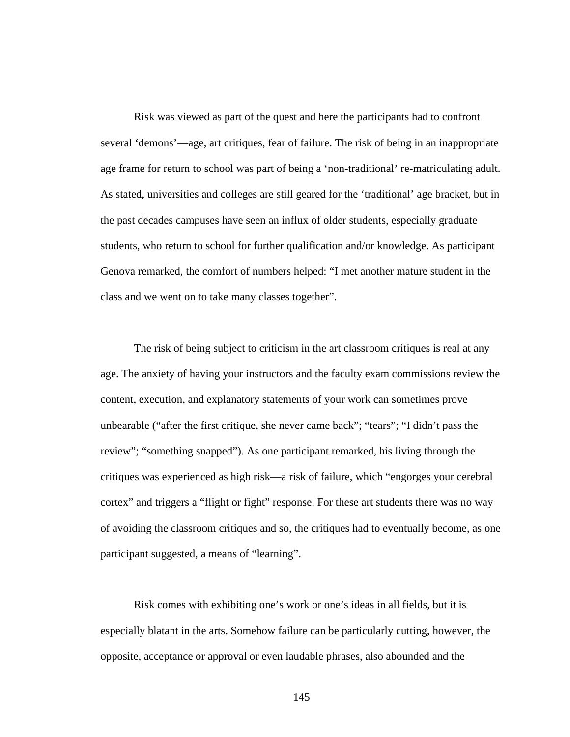Risk was viewed as part of the quest and here the participants had to confront several 'demons'—age, art critiques, fear of failure. The risk of being in an inappropriate age frame for return to school was part of being a 'non-traditional' re-matriculating adult. As stated, universities and colleges are still geared for the 'traditional' age bracket, but in the past decades campuses have seen an influx of older students, especially graduate students, who return to school for further qualification and/or knowledge. As participant Genova remarked, the comfort of numbers helped: "I met another mature student in the class and we went on to take many classes together".

The risk of being subject to criticism in the art classroom critiques is real at any age. The anxiety of having your instructors and the faculty exam commissions review the content, execution, and explanatory statements of your work can sometimes prove unbearable ("after the first critique, she never came back"; "tears"; "I didn't pass the review"; "something snapped"). As one participant remarked, his living through the critiques was experienced as high risk—a risk of failure, which "engorges your cerebral cortex" and triggers a "flight or fight" response. For these art students there was no way of avoiding the classroom critiques and so, the critiques had to eventually become, as one participant suggested, a means of "learning".

Risk comes with exhibiting one's work or one's ideas in all fields, but it is especially blatant in the arts. Somehow failure can be particularly cutting, however, the opposite, acceptance or approval or even laudable phrases, also abounded and the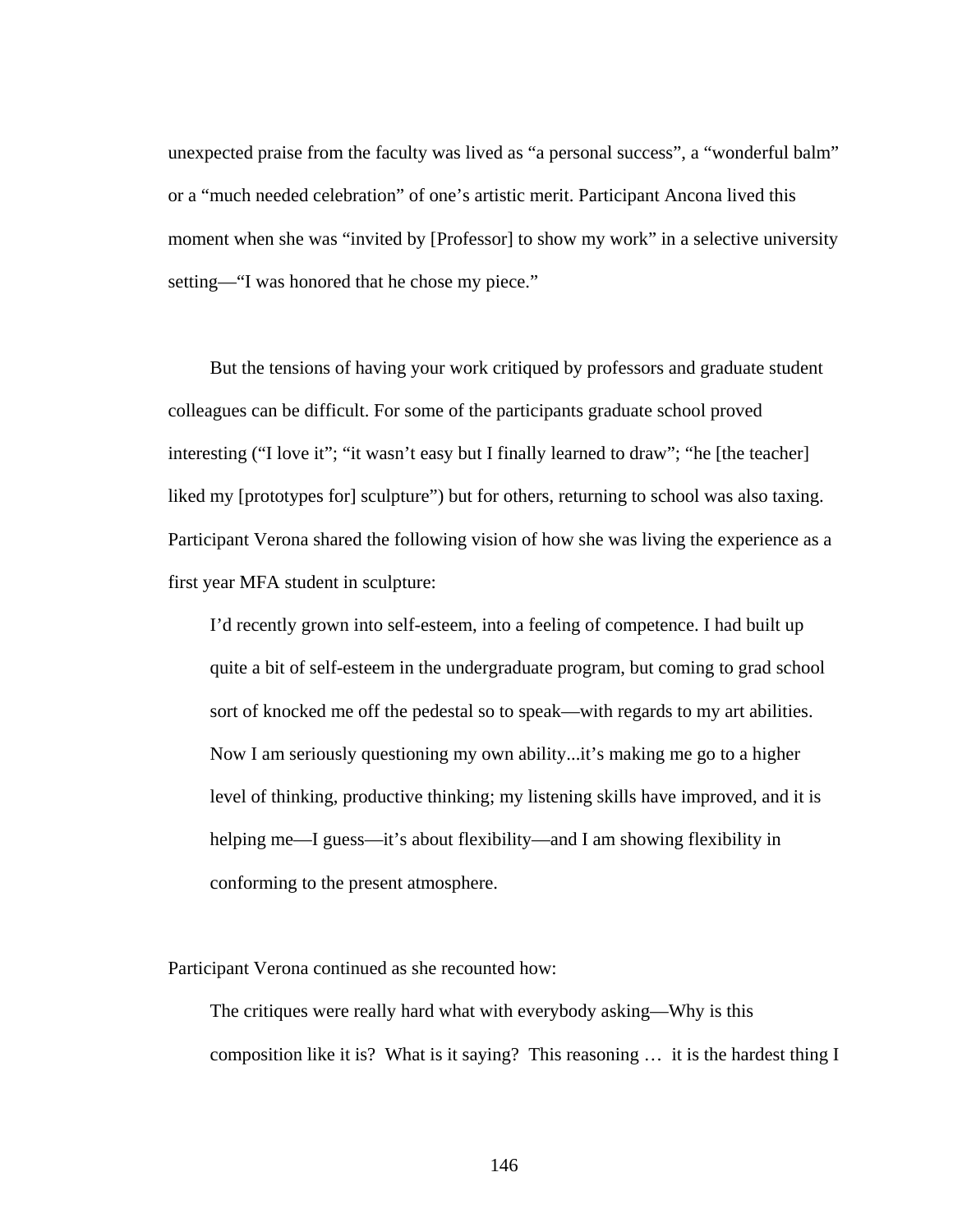unexpected praise from the faculty was lived as “a personal success”, a “wonderful balm” or a “much needed celebration” of one’s artistic merit. Participant Ancona lived this moment when she was “invited by [Professor] to show my work” in a selective university setting—“I was honored that he chose my piece.”

But the tensions of having your work critiqued by professors and graduate student colleagues can be difficult. For some of the participants graduate school proved interesting (“I love it”; “it wasn’t easy but I finally learned to draw”; “he [the teacher] liked my [prototypes for] sculpture”) but for others, returning to school was also taxing. Participant Verona shared the following vision of how she was living the experience as a first year MFA student in sculpture:

> I’d recently grown into self-esteem, into a feeling of competence. I had built up quite a bit of self-esteem in the undergraduate program, but coming to grad school sort of knocked me off the pedestal so to speak—with regards to my art abilities. Now I am seriously questioning my own ability...it’s making me go to a higher level of thinking, productive thinking; my listening skills have improved, and it is helping me—I guess—it’s about flexibility—and I am showing flexibility in conforming to the present atmosphere.

Participant Verona continued as she recounted how:

> The critiques were really hard what with everybody asking—Why is this composition like it is? What is it saying? This reasoning … it is the hardest thing I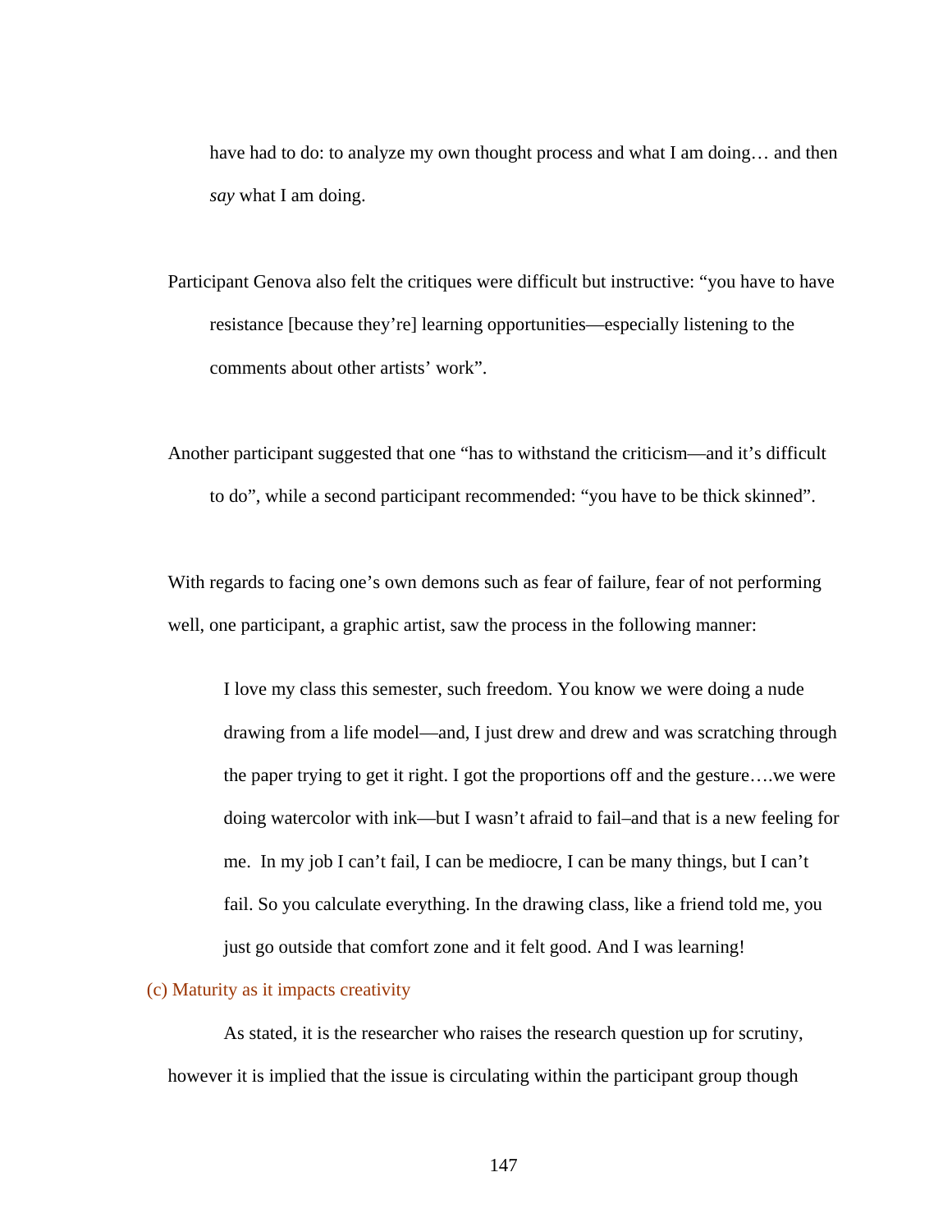have had to do: to analyze my own thought process and what I am doing… and then *say* what I am doing.

Participant Genova also felt the critiques were difficult but instructive: "you have to have resistance [because they're] learning opportunities—especially listening to the comments about other artists' work".

Another participant suggested that one "has to withstand the criticism—and it's difficult to do", while a second participant recommended: "you have to be thick skinned".

With regards to facing one's own demons such as fear of failure, fear of not performing well, one participant, a graphic artist, saw the process in the following manner:

> I love my class this semester, such freedom. You know we were doing a nude drawing from a life model—and, I just drew and drew and was scratching through the paper trying to get it right. I got the proportions off and the gesture….we were doing watercolor with ink—but I wasn't afraid to fail–and that is a new feeling for me. In my job I can't fail, I can be mediocre, I can be many things, but I can't fail. So you calculate everything. In the drawing class, like a friend told me, you just go outside that comfort zone and it felt good. And I was learning!

### (c) Maturity as it impacts creativity

As stated, it is the researcher who raises the research question up for scrutiny, however it is implied that the issue is circulating within the participant group though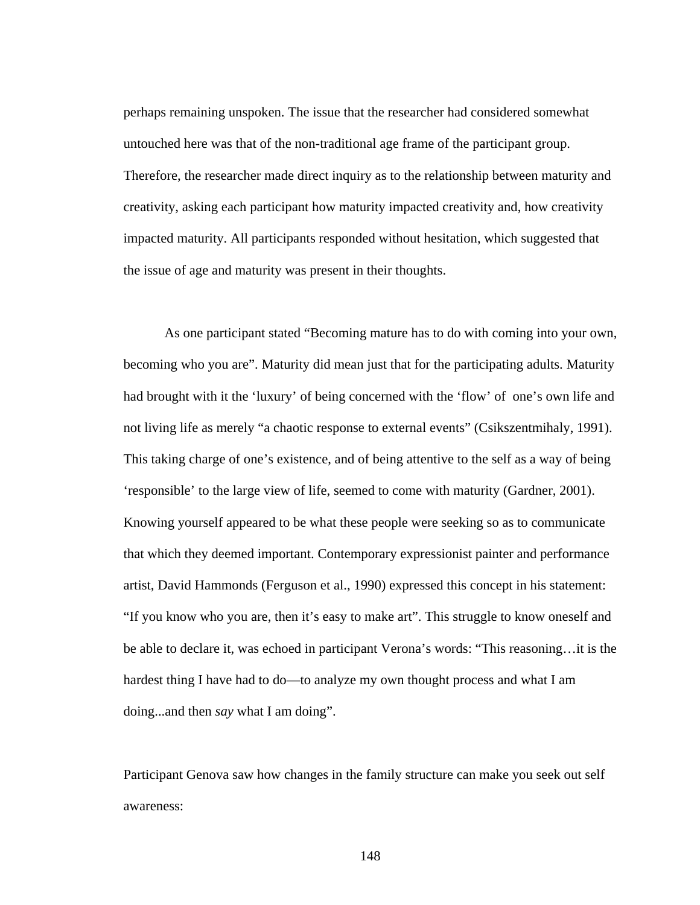perhaps remaining unspoken. The issue that the researcher had considered somewhat untouched here was that of the non-traditional age frame of the participant group. Therefore, the researcher made direct inquiry as to the relationship between maturity and creativity, asking each participant how maturity impacted creativity and, how creativity impacted maturity. All participants responded without hesitation, which suggested that the issue of age and maturity was present in their thoughts.

As one participant stated "Becoming mature has to do with coming into your own, becoming who you are". Maturity did mean just that for the participating adults. Maturity had brought with it the 'luxury' of being concerned with the 'flow' of one's own life and not living life as merely "a chaotic response to external events" (Csikszentmihaly, 1991). This taking charge of one's existence, and of being attentive to the self as a way of being 'responsible' to the large view of life, seemed to come with maturity (Gardner, 2001). Knowing yourself appeared to be what these people were seeking so as to communicate that which they deemed important. Contemporary expressionist painter and performance artist, David Hammonds (Ferguson et al., 1990) expressed this concept in his statement: "If you know who you are, then it's easy to make art". This struggle to know oneself and be able to declare it, was echoed in participant Verona's words: "This reasoning…it is the hardest thing I have had to do—to analyze my own thought process and what I am doing...and then *say* what I am doing".

Participant Genova saw how changes in the family structure can make you seek out self awareness: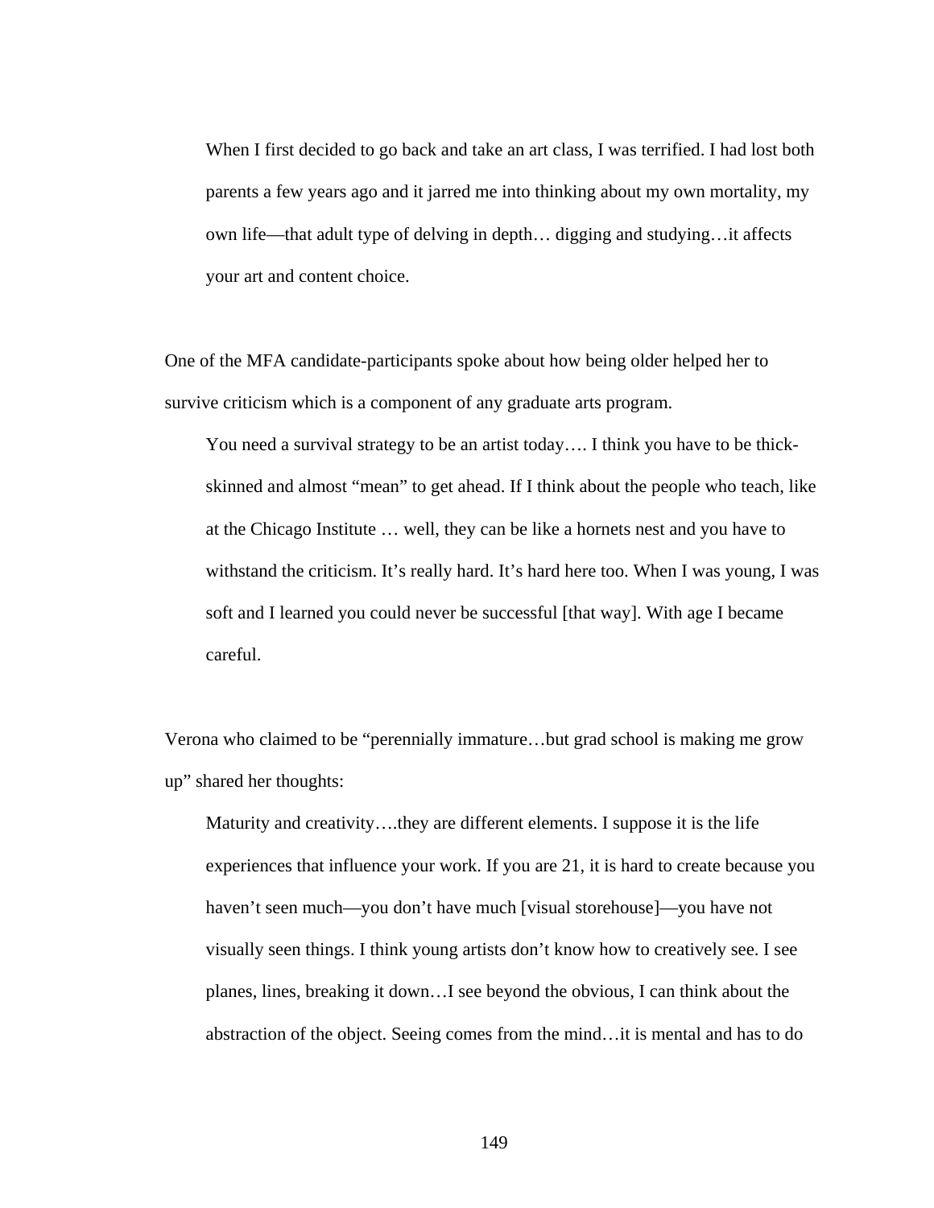> When I first decided to go back and take an art class, I was terrified. I had lost both parents a few years ago and it jarred me into thinking about my own mortality, my own life—that adult type of delving in depth… digging and studying…it affects your art and content choice.

One of the MFA candidate-participants spoke about how being older helped her to survive criticism which is a component of any graduate arts program.

> You need a survival strategy to be an artist today…. I think you have to be thick-skinned and almost “mean” to get ahead. If I think about the people who teach, like at the Chicago Institute … well, they can be like a hornets nest and you have to withstand the criticism. It’s really hard. It’s hard here too. When I was young, I was soft and I learned you could never be successful [that way]. With age I became careful.

Verona who claimed to be “perennially immature…but grad school is making me grow up” shared her thoughts:

> Maturity and creativity….they are different elements. I suppose it is the life experiences that influence your work. If you are 21, it is hard to create because you haven’t seen much—you don’t have much [visual storehouse]—you have not visually seen things. I think young artists don’t know how to creatively see. I see planes, lines, breaking it down…I see beyond the obvious, I can think about the abstraction of the object. Seeing comes from the mind…it is mental and has to do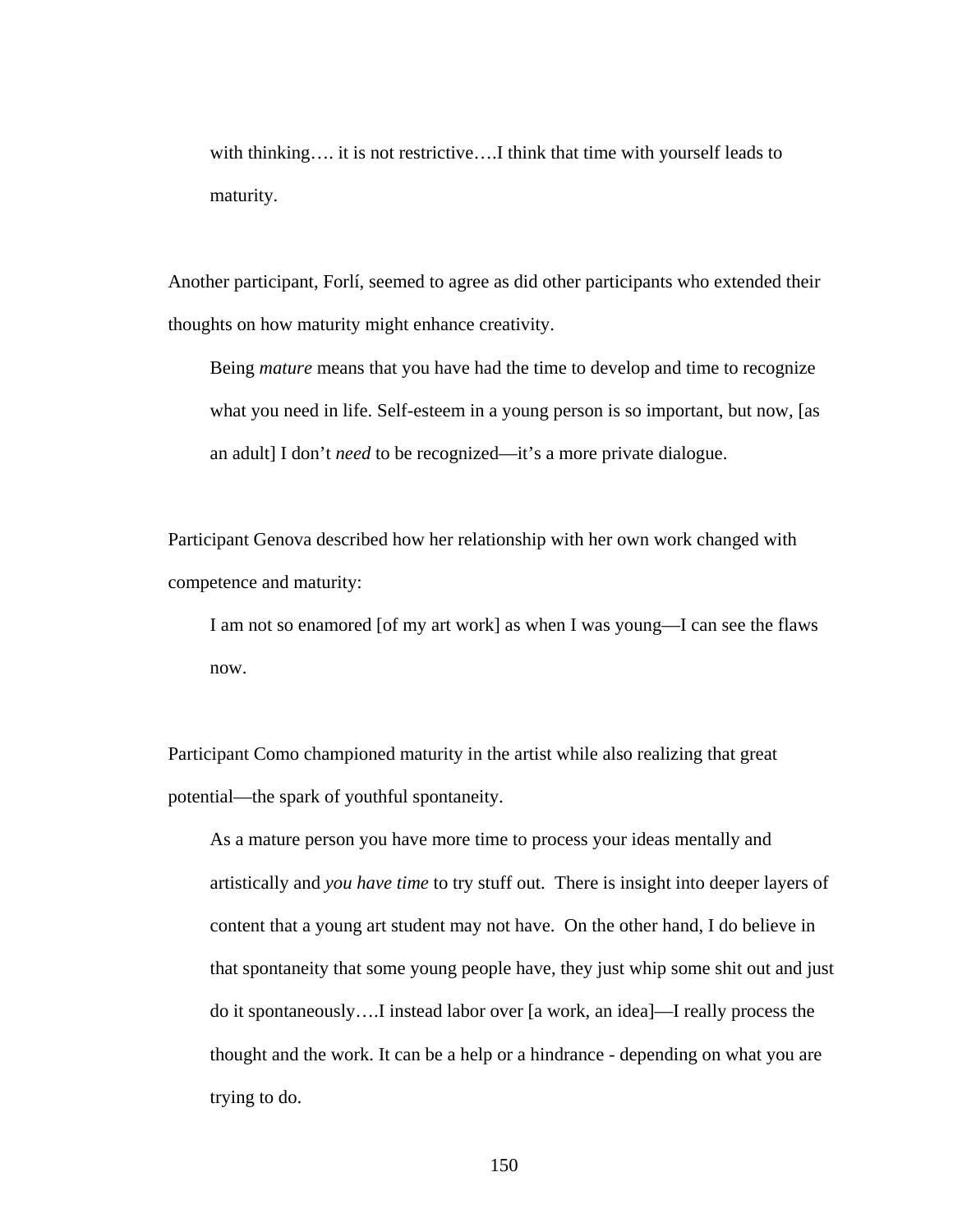> with thinking…. it is not restrictive….I think that time with yourself leads to maturity.

Another participant, Forlí, seemed to agree as did other participants who extended their thoughts on how maturity might enhance creativity.

> Being *mature* means that you have had the time to develop and time to recognize what you need in life. Self-esteem in a young person is so important, but now, [as an adult] I don't *need* to be recognized—it's a more private dialogue.

Participant Genova described how her relationship with her own work changed with competence and maturity:

> I am not so enamored [of my art work] as when I was young—I can see the flaws now.

Participant Como championed maturity in the artist while also realizing that great potential—the spark of youthful spontaneity.

> As a mature person you have more time to process your ideas mentally and artistically and *you have time* to try stuff out.  There is insight into deeper layers of content that a young art student may not have.  On the other hand, I do believe in that spontaneity that some young people have, they just whip some shit out and just do it spontaneously….I instead labor over [a work, an idea]—I really process the thought and the work. It can be a help or a hindrance - depending on what you are trying to do.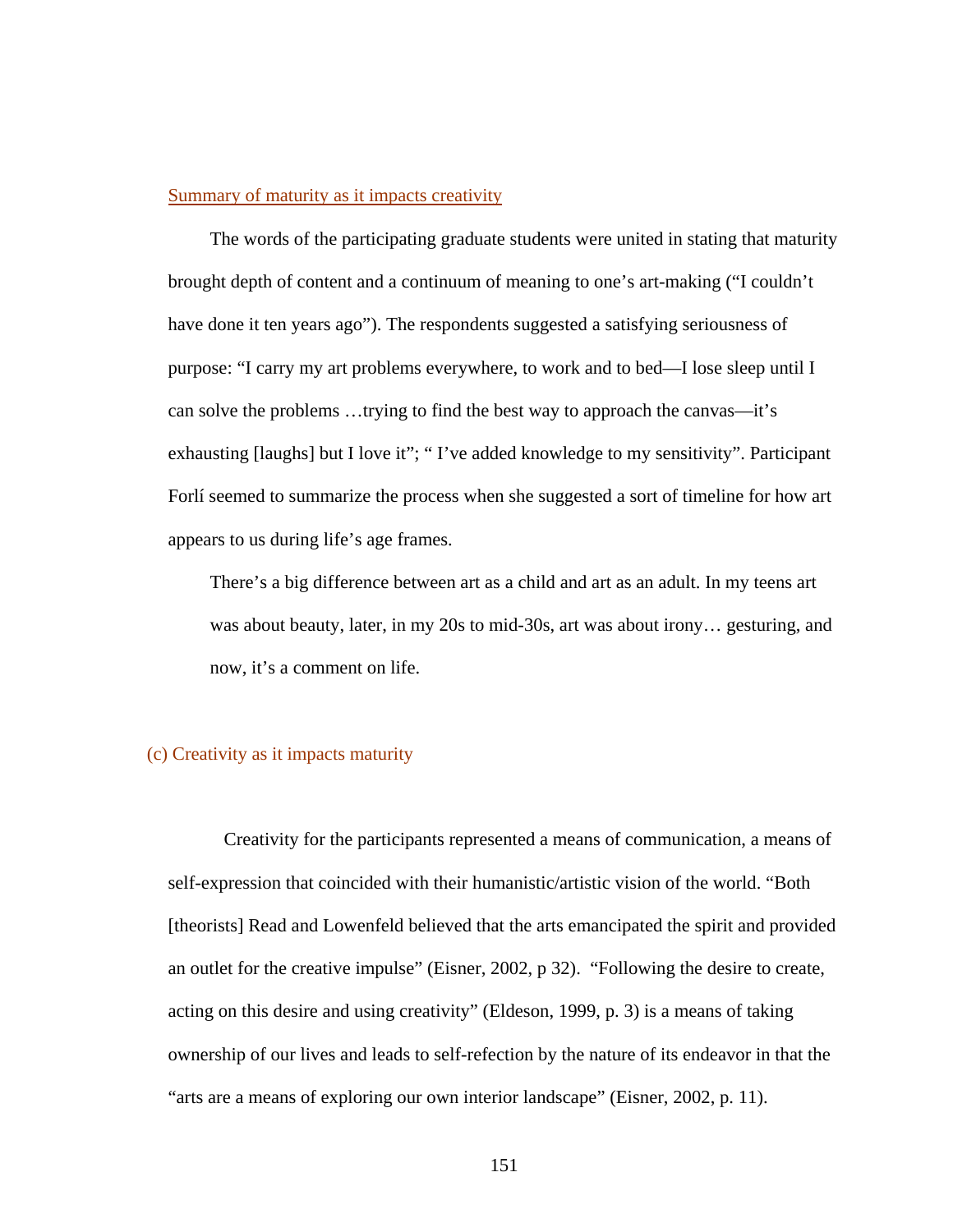### Summary of maturity as it impacts creativity

The words of the participating graduate students were united in stating that maturity brought depth of content and a continuum of meaning to one's art-making ("I couldn't have done it ten years ago"). The respondents suggested a satisfying seriousness of purpose: "I carry my art problems everywhere, to work and to bed—I lose sleep until I can solve the problems …trying to find the best way to approach the canvas—it's exhausting [laughs] but I love it"; " I've added knowledge to my sensitivity". Participant Forlí seemed to summarize the process when she suggested a sort of timeline for how art appears to us during life's age frames.

> There's a big difference between art as a child and art as an adult. In my teens art was about beauty, later, in my 20s to mid-30s, art was about irony… gesturing, and now, it's a comment on life.

### (c) Creativity as it impacts maturity

Creativity for the participants represented a means of communication, a means of self-expression that coincided with their humanistic/artistic vision of the world. "Both [theorists] Read and Lowenfeld believed that the arts emancipated the spirit and provided an outlet for the creative impulse" (Eisner, 2002, p 32). "Following the desire to create, acting on this desire and using creativity" (Eldeson, 1999, p. 3) is a means of taking ownership of our lives and leads to self-refection by the nature of its endeavor in that the "arts are a means of exploring our own interior landscape" (Eisner, 2002, p. 11).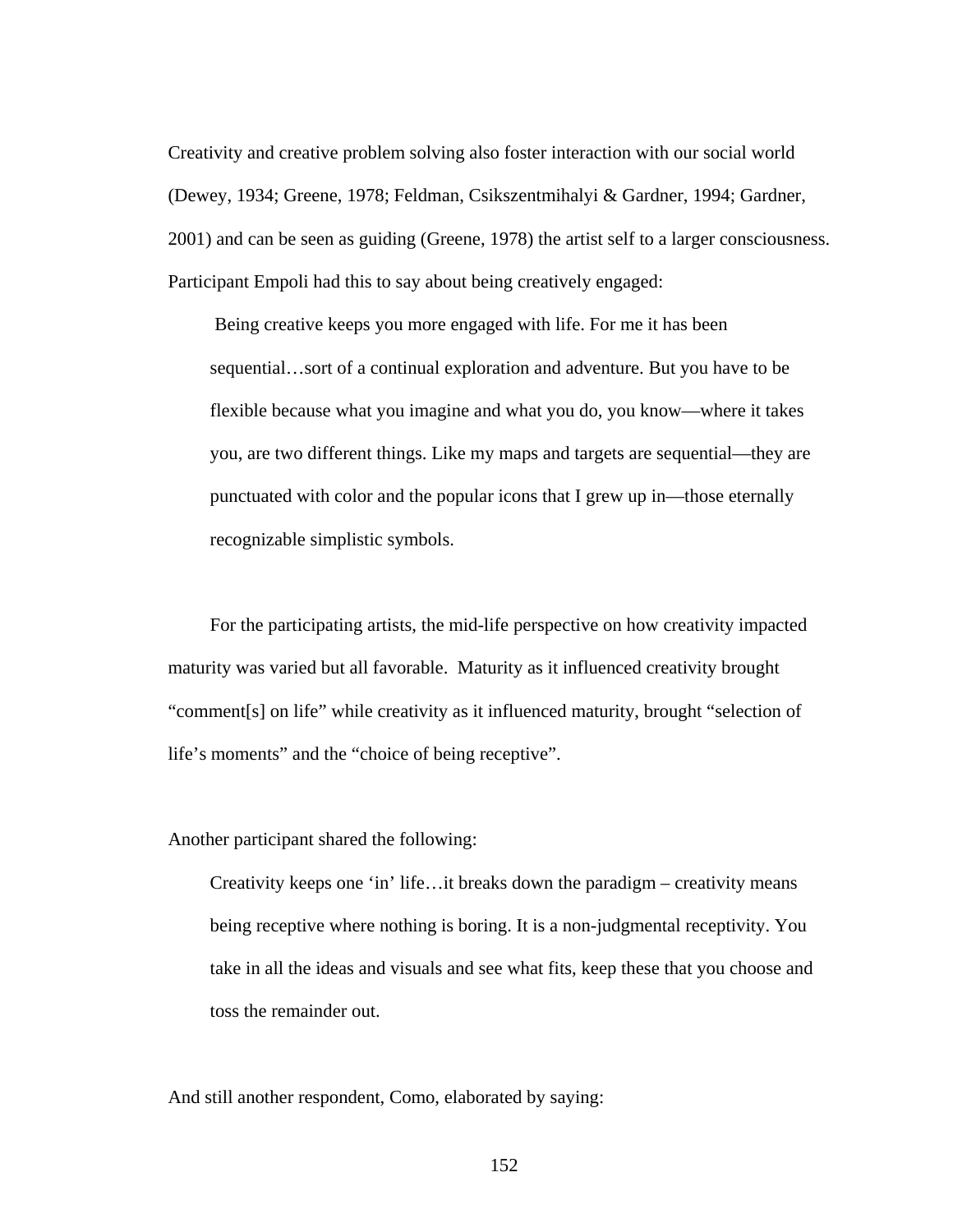Creativity and creative problem solving also foster interaction with our social world (Dewey, 1934; Greene, 1978; Feldman, Csikszentmihalyi & Gardner, 1994; Gardner, 2001) and can be seen as guiding (Greene, 1978) the artist self to a larger consciousness. Participant Empoli had this to say about being creatively engaged:

> Being creative keeps you more engaged with life. For me it has been sequential…sort of a continual exploration and adventure. But you have to be flexible because what you imagine and what you do, you know—where it takes you, are two different things. Like my maps and targets are sequential—they are punctuated with color and the popular icons that I grew up in—those eternally recognizable simplistic symbols.

For the participating artists, the mid-life perspective on how creativity impacted maturity was varied but all favorable. Maturity as it influenced creativity brought "comment[s] on life" while creativity as it influenced maturity, brought "selection of life's moments" and the "choice of being receptive".

Another participant shared the following:

> Creativity keeps one 'in' life…it breaks down the paradigm – creativity means being receptive where nothing is boring. It is a non-judgmental receptivity. You take in all the ideas and visuals and see what fits, keep these that you choose and toss the remainder out.

And still another respondent, Como, elaborated by saying: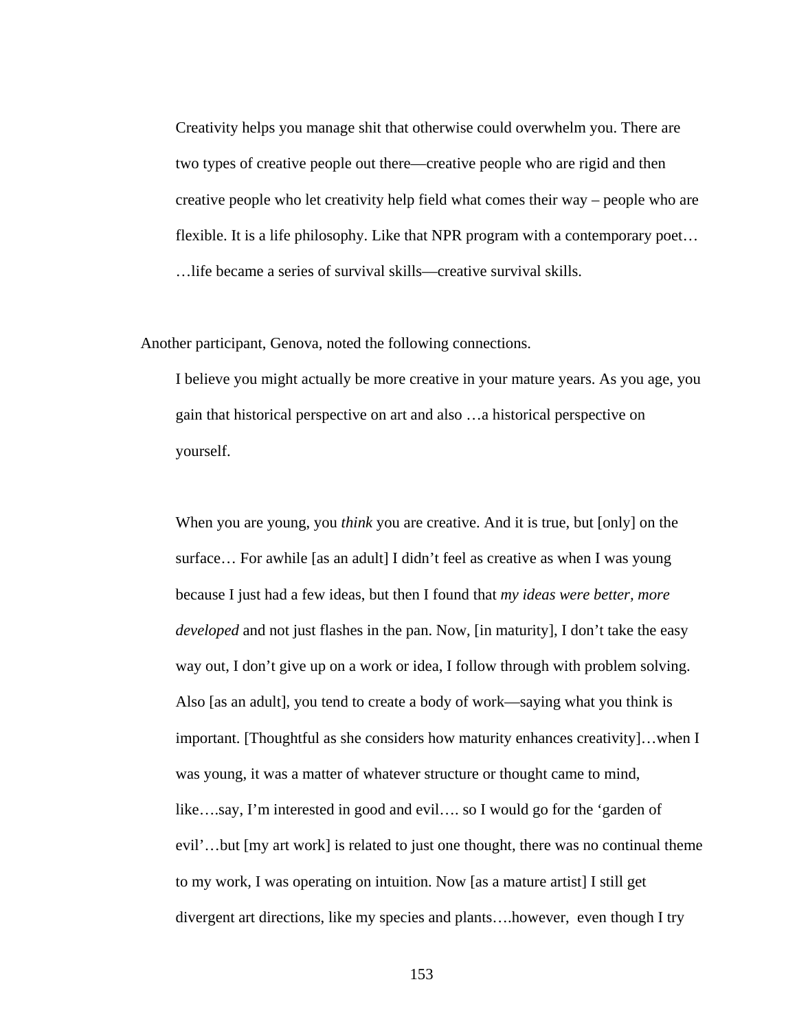> Creativity helps you manage shit that otherwise could overwhelm you. There are two types of creative people out there—creative people who are rigid and then creative people who let creativity help field what comes their way – people who are flexible. It is a life philosophy. Like that NPR program with a contemporary poet… …life became a series of survival skills—creative survival skills.

Another participant, Genova, noted the following connections.

> I believe you might actually be more creative in your mature years. As you age, you gain that historical perspective on art and also …a historical perspective on yourself.
>
> When you are young, you *think* you are creative. And it is true, but [only] on the surface… For awhile [as an adult] I didn't feel as creative as when I was young because I just had a few ideas, but then I found that *my ideas were better, more developed* and not just flashes in the pan. Now, [in maturity], I don't take the easy way out, I don't give up on a work or idea, I follow through with problem solving. Also [as an adult], you tend to create a body of work—saying what you think is important. [Thoughtful as she considers how maturity enhances creativity]…when I was young, it was a matter of whatever structure or thought came to mind, like….say, I'm interested in good and evil…. so I would go for the 'garden of evil'…but [my art work] is related to just one thought, there was no continual theme to my work, I was operating on intuition. Now [as a mature artist] I still get divergent art directions, like my species and plants….however, even though I try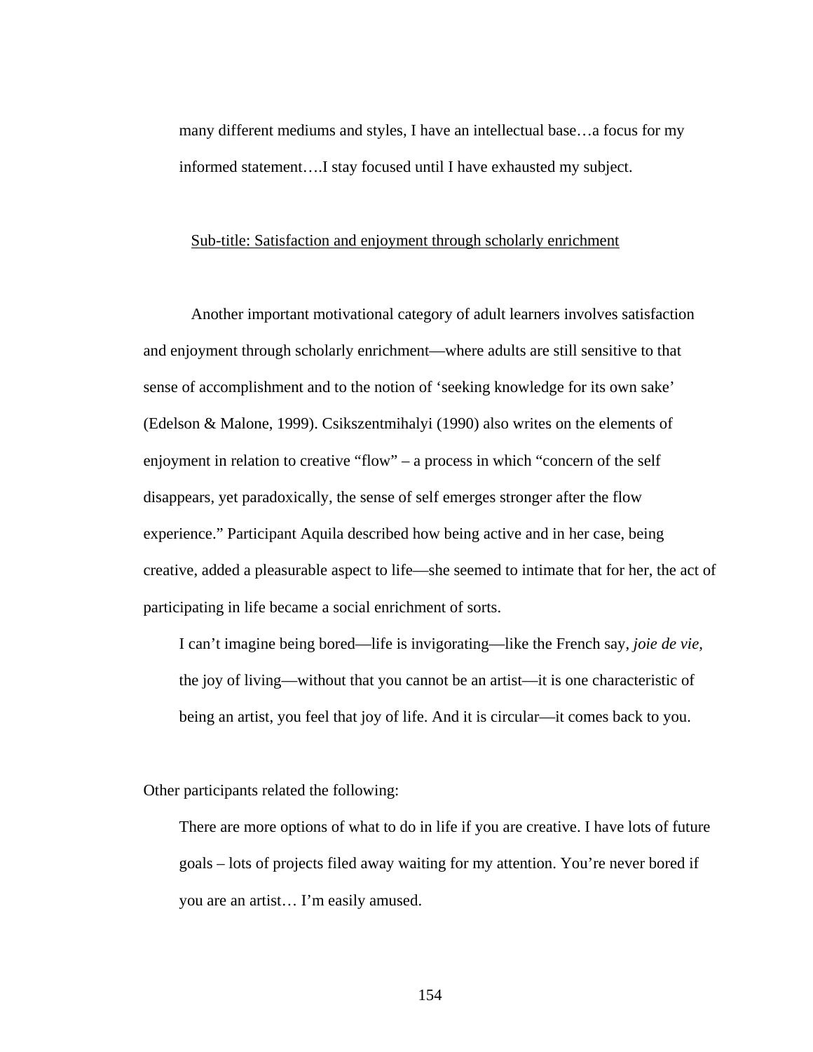> many different mediums and styles, I have an intellectual base…a focus for my informed statement….I stay focused until I have exhausted my subject.

Sub-title: Satisfaction and enjoyment through scholarly enrichment

Another important motivational category of adult learners involves satisfaction and enjoyment through scholarly enrichment—where adults are still sensitive to that sense of accomplishment and to the notion of 'seeking knowledge for its own sake' (Edelson & Malone, 1999). Csikszentmihalyi (1990) also writes on the elements of enjoyment in relation to creative "flow" – a process in which "concern of the self disappears, yet paradoxically, the sense of self emerges stronger after the flow experience." Participant Aquila described how being active and in her case, being creative, added a pleasurable aspect to life—she seemed to intimate that for her, the act of participating in life became a social enrichment of sorts.

> I can't imagine being bored—life is invigorating—like the French say, *joie de vie,* the joy of living—without that you cannot be an artist—it is one characteristic of being an artist, you feel that joy of life. And it is circular—it comes back to you.

Other participants related the following:

> There are more options of what to do in life if you are creative. I have lots of future goals – lots of projects filed away waiting for my attention. You're never bored if you are an artist… I'm easily amused.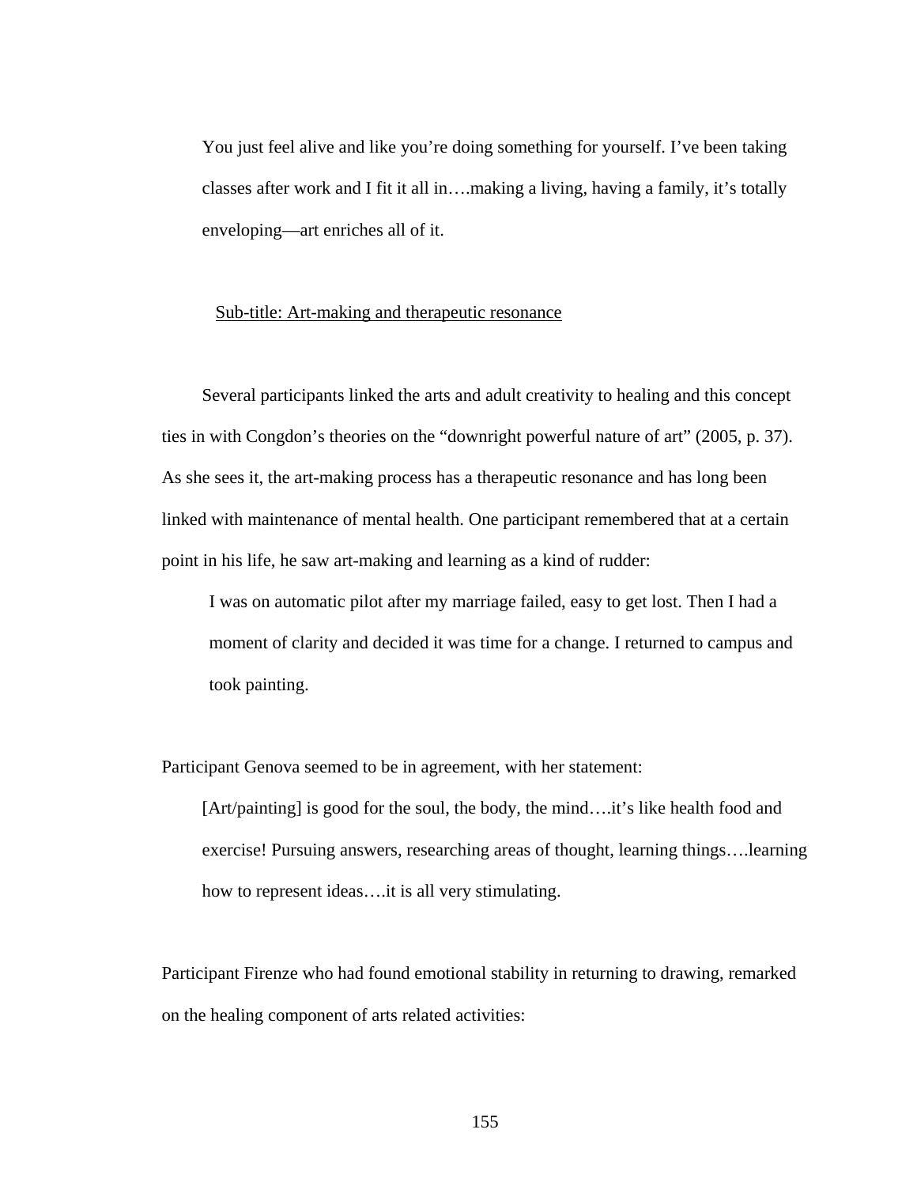> You just feel alive and like you're doing something for yourself. I've been taking classes after work and I fit it all in….making a living, having a family, it's totally enveloping—art enriches all of it.

<u>Sub-title: Art-making and therapeutic resonance</u>

Several participants linked the arts and adult creativity to healing and this concept ties in with Congdon's theories on the "downright powerful nature of art" (2005, p. 37). As she sees it, the art-making process has a therapeutic resonance and has long been linked with maintenance of mental health. One participant remembered that at a certain point in his life, he saw art-making and learning as a kind of rudder:

> I was on automatic pilot after my marriage failed, easy to get lost. Then I had a moment of clarity and decided it was time for a change. I returned to campus and took painting.

Participant Genova seemed to be in agreement, with her statement:

> [Art/painting] is good for the soul, the body, the mind….it's like health food and exercise! Pursuing answers, researching areas of thought, learning things….learning how to represent ideas….it is all very stimulating.

Participant Firenze who had found emotional stability in returning to drawing, remarked on the healing component of arts related activities: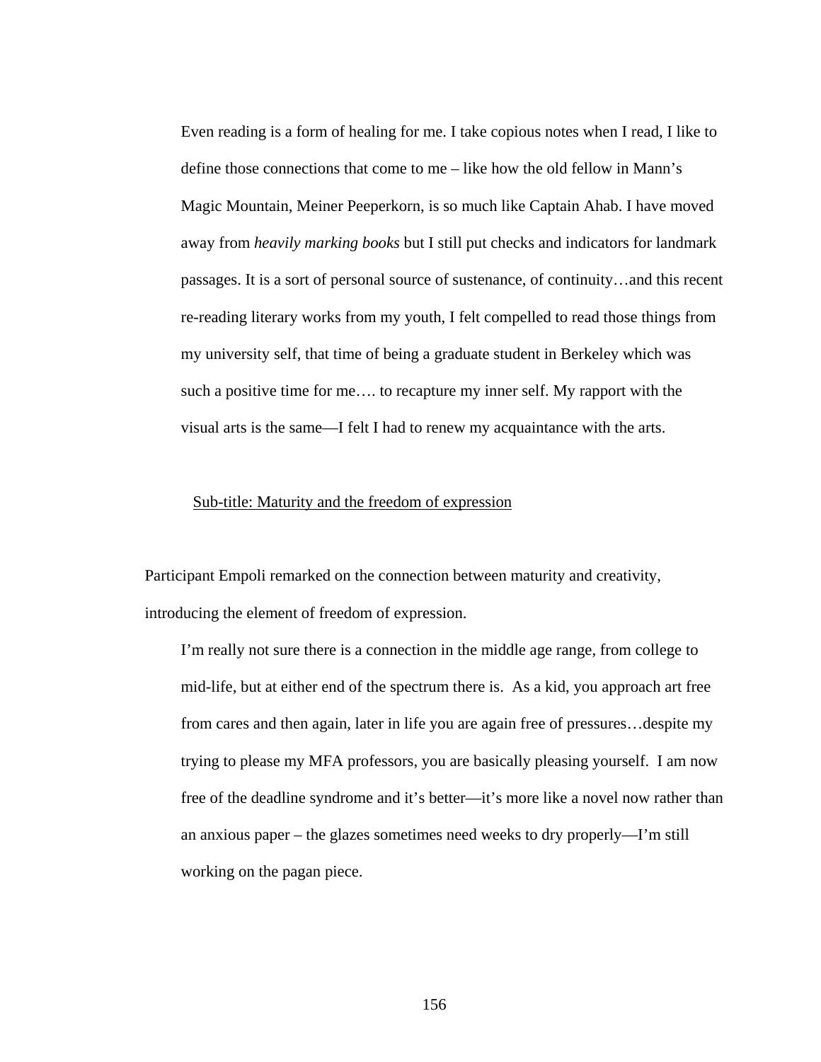> Even reading is a form of healing for me. I take copious notes when I read, I like to define those connections that come to me – like how the old fellow in Mann's Magic Mountain, Meiner Peeperkorn, is so much like Captain Ahab. I have moved away from *heavily marking books* but I still put checks and indicators for landmark passages. It is a sort of personal source of sustenance, of continuity…and this recent re-reading literary works from my youth, I felt compelled to read those things from my university self, that time of being a graduate student in Berkeley which was such a positive time for me…. to recapture my inner self. My rapport with the visual arts is the same—I felt I had to renew my acquaintance with the arts.

<u>Sub-title: Maturity and the freedom of expression</u>

Participant Empoli remarked on the connection between maturity and creativity, introducing the element of freedom of expression.

> I'm really not sure there is a connection in the middle age range, from college to mid-life, but at either end of the spectrum there is. As a kid, you approach art free from cares and then again, later in life you are again free of pressures…despite my trying to please my MFA professors, you are basically pleasing yourself. I am now free of the deadline syndrome and it's better—it's more like a novel now rather than an anxious paper – the glazes sometimes need weeks to dry properly—I'm still working on the pagan piece.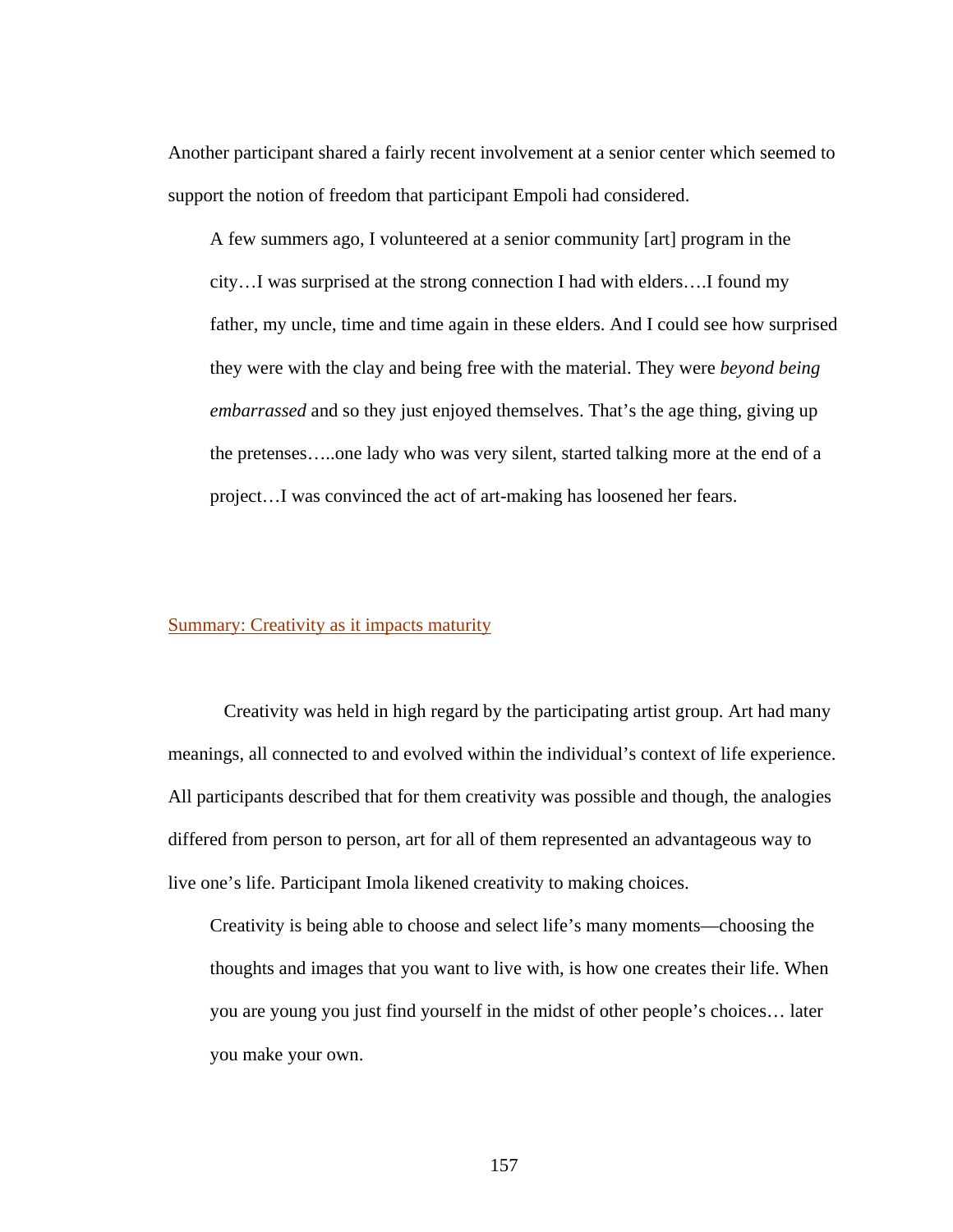Another participant shared a fairly recent involvement at a senior center which seemed to support the notion of freedom that participant Empoli had considered.

> A few summers ago, I volunteered at a senior community [art] program in the city…I was surprised at the strong connection I had with elders….I found my father, my uncle, time and time again in these elders. And I could see how surprised they were with the clay and being free with the material. They were *beyond being embarrassed* and so they just enjoyed themselves. That's the age thing, giving up the pretenses…..one lady who was very silent, started talking more at the end of a project…I was convinced the act of art-making has loosened her fears.

## Summary: Creativity as it impacts maturity

Creativity was held in high regard by the participating artist group. Art had many meanings, all connected to and evolved within the individual's context of life experience. All participants described that for them creativity was possible and though, the analogies differed from person to person, art for all of them represented an advantageous way to live one's life. Participant Imola likened creativity to making choices.

> Creativity is being able to choose and select life's many moments—choosing the thoughts and images that you want to live with, is how one creates their life. When you are young you just find yourself in the midst of other people's choices… later you make your own.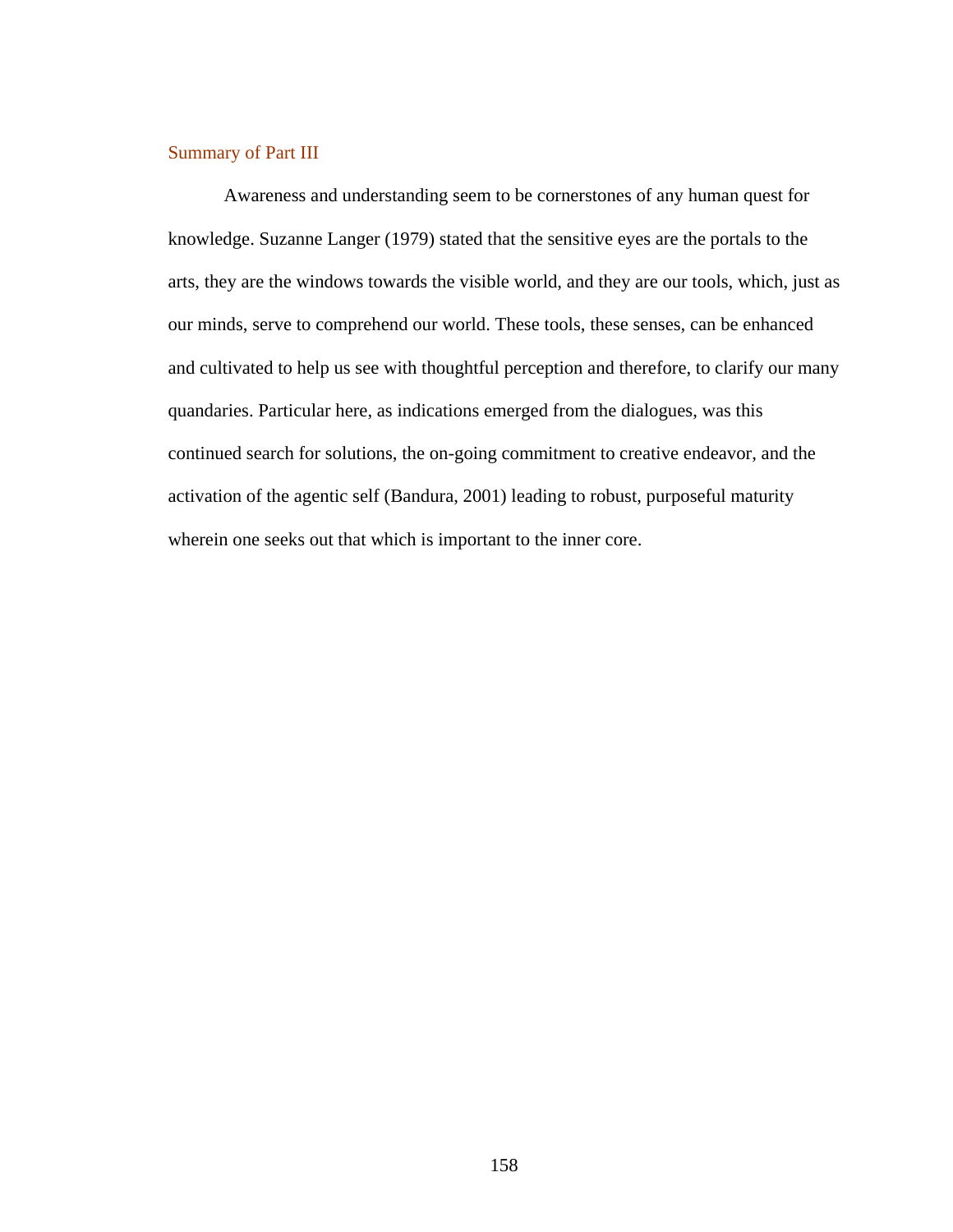## Summary of Part III

Awareness and understanding seem to be cornerstones of any human quest for knowledge. Suzanne Langer (1979) stated that the sensitive eyes are the portals to the arts, they are the windows towards the visible world, and they are our tools, which, just as our minds, serve to comprehend our world. These tools, these senses, can be enhanced and cultivated to help us see with thoughtful perception and therefore, to clarify our many quandaries. Particular here, as indications emerged from the dialogues, was this continued search for solutions, the on-going commitment to creative endeavor, and the activation of the agentic self (Bandura, 2001) leading to robust, purposeful maturity wherein one seeks out that which is important to the inner core.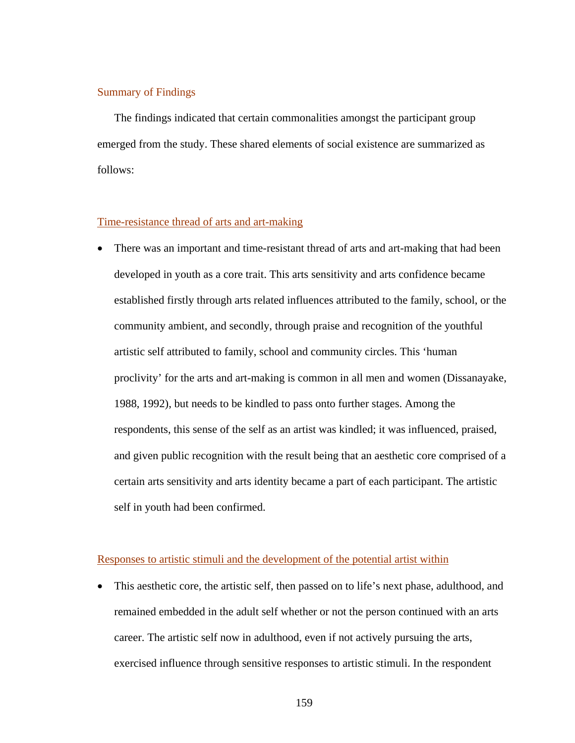## Summary of Findings

The findings indicated that certain commonalities amongst the participant group emerged from the study. These shared elements of social existence are summarized as follows:

### Time-resistance thread of arts and art-making

- There was an important and time-resistant thread of arts and art-making that had been developed in youth as a core trait. This arts sensitivity and arts confidence became established firstly through arts related influences attributed to the family, school, or the community ambient, and secondly, through praise and recognition of the youthful artistic self attributed to family, school and community circles. This 'human proclivity' for the arts and art-making is common in all men and women (Dissanayake, 1988, 1992), but needs to be kindled to pass onto further stages. Among the respondents, this sense of the self as an artist was kindled; it was influenced, praised, and given public recognition with the result being that an aesthetic core comprised of a certain arts sensitivity and arts identity became a part of each participant. The artistic self in youth had been confirmed.

### Responses to artistic stimuli and the development of the potential artist within

- This aesthetic core, the artistic self, then passed on to life's next phase, adulthood, and remained embedded in the adult self whether or not the person continued with an arts career. The artistic self now in adulthood, even if not actively pursuing the arts, exercised influence through sensitive responses to artistic stimuli. In the respondent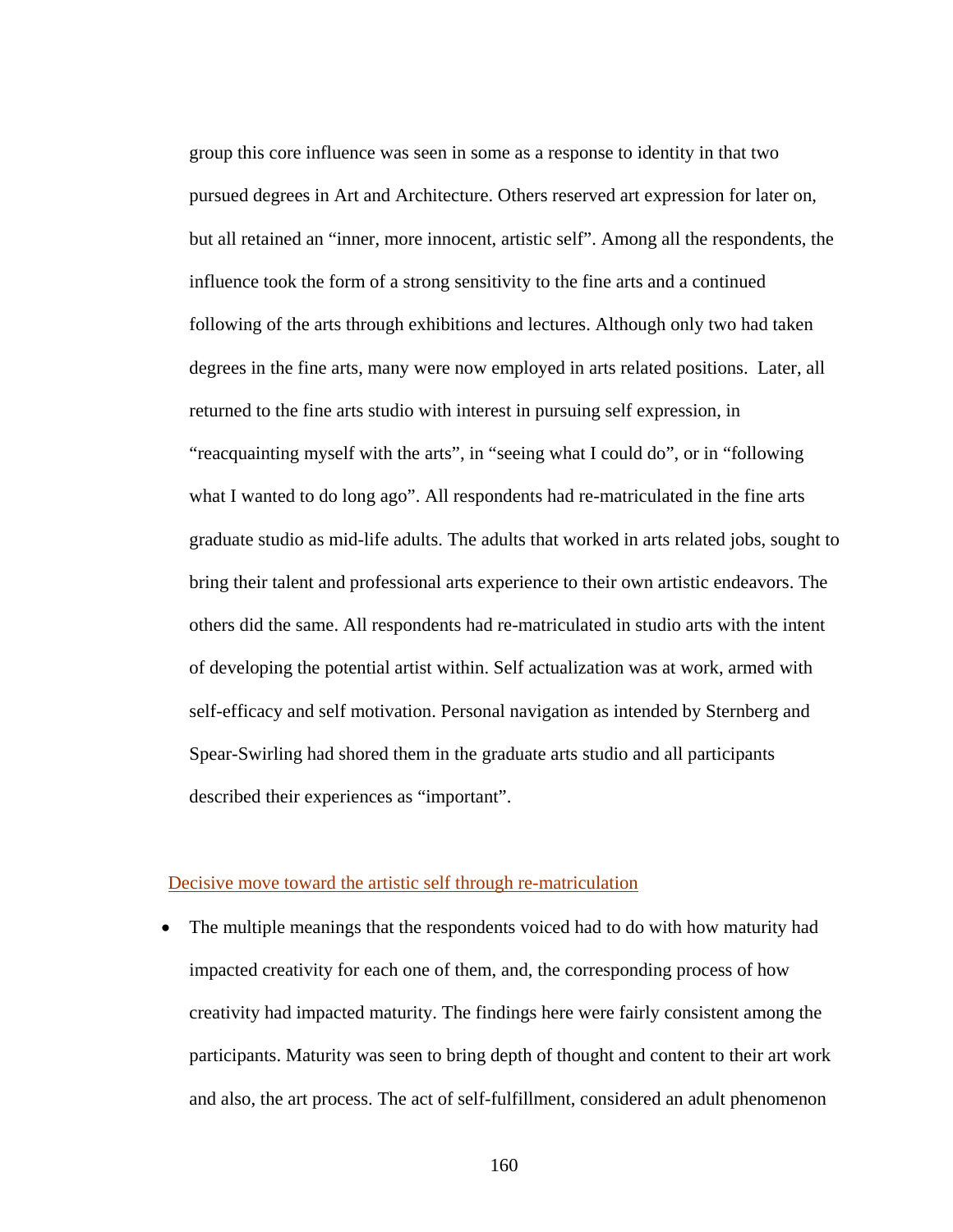group this core influence was seen in some as a response to identity in that two pursued degrees in Art and Architecture. Others reserved art expression for later on, but all retained an “inner, more innocent, artistic self”. Among all the respondents, the influence took the form of a strong sensitivity to the fine arts and a continued following of the arts through exhibitions and lectures. Although only two had taken degrees in the fine arts, many were now employed in arts related positions. Later, all returned to the fine arts studio with interest in pursuing self expression, in “reacquainting myself with the arts”, in “seeing what I could do”, or in “following what I wanted to do long ago”. All respondents had re-matriculated in the fine arts graduate studio as mid-life adults. The adults that worked in arts related jobs, sought to bring their talent and professional arts experience to their own artistic endeavors. The others did the same. All respondents had re-matriculated in studio arts with the intent of developing the potential artist within. Self actualization was at work, armed with self-efficacy and self motivation. Personal navigation as intended by Sternberg and Spear-Swirling had shored them in the graduate arts studio and all participants described their experiences as “important”.

Decisive move toward the artistic self through re-matriculation

- The multiple meanings that the respondents voiced had to do with how maturity had impacted creativity for each one of them, and, the corresponding process of how creativity had impacted maturity. The findings here were fairly consistent among the participants. Maturity was seen to bring depth of thought and content to their art work and also, the art process. The act of self-fulfillment, considered an adult phenomenon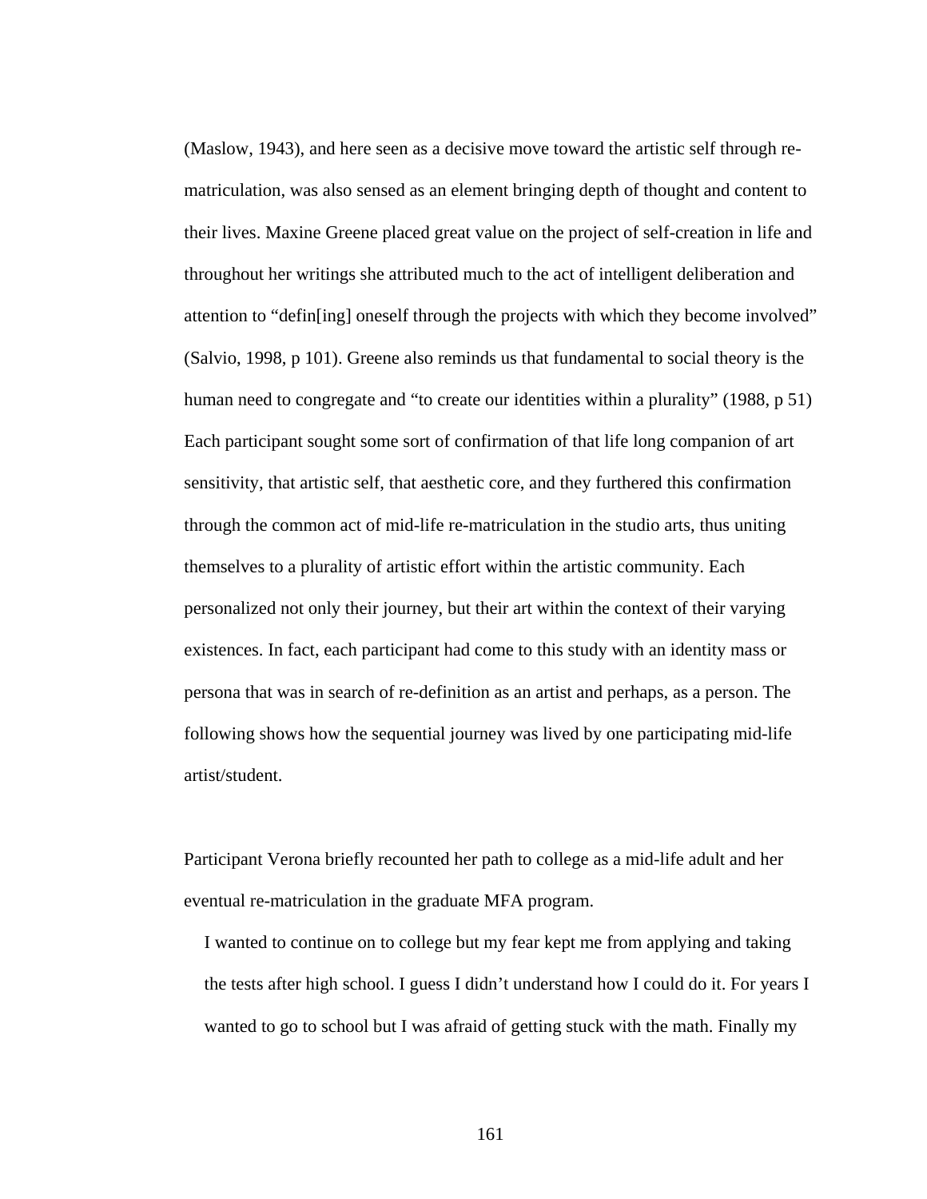(Maslow, 1943), and here seen as a decisive move toward the artistic self through re-matriculation, was also sensed as an element bringing depth of thought and content to their lives. Maxine Greene placed great value on the project of self-creation in life and throughout her writings she attributed much to the act of intelligent deliberation and attention to "defin[ing] oneself through the projects with which they become involved" (Salvio, 1998, p 101). Greene also reminds us that fundamental to social theory is the human need to congregate and "to create our identities within a plurality" (1988, p 51) Each participant sought some sort of confirmation of that life long companion of art sensitivity, that artistic self, that aesthetic core, and they furthered this confirmation through the common act of mid-life re-matriculation in the studio arts, thus uniting themselves to a plurality of artistic effort within the artistic community. Each personalized not only their journey, but their art within the context of their varying existences. In fact, each participant had come to this study with an identity mass or persona that was in search of re-definition as an artist and perhaps, as a person. The following shows how the sequential journey was lived by one participating mid-life artist/student.

Participant Verona briefly recounted her path to college as a mid-life adult and her eventual re-matriculation in the graduate MFA program.

> I wanted to continue on to college but my fear kept me from applying and taking the tests after high school. I guess I didn't understand how I could do it. For years I wanted to go to school but I was afraid of getting stuck with the math. Finally my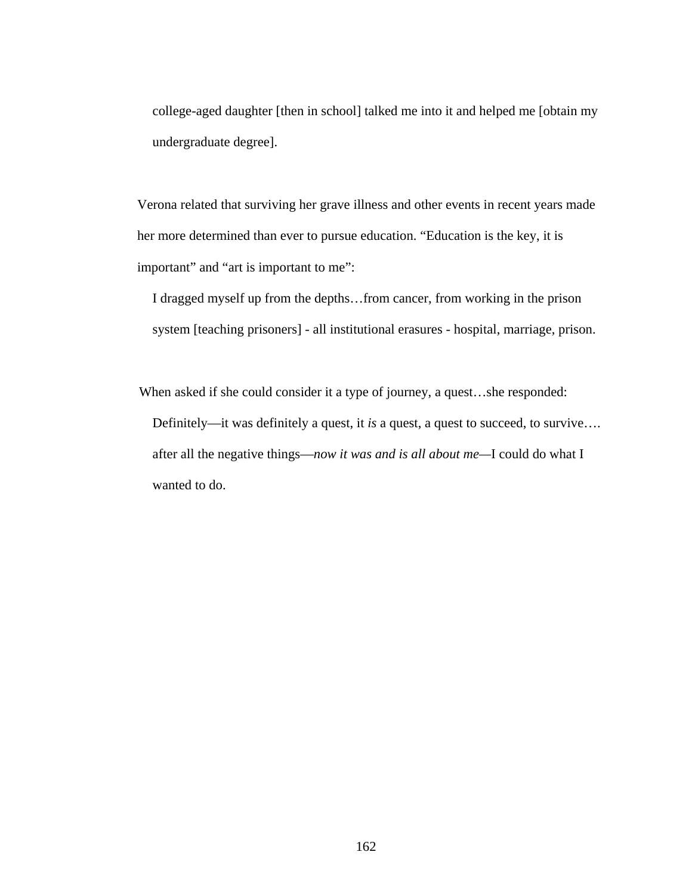> college-aged daughter [then in school] talked me into it and helped me [obtain my undergraduate degree].

Verona related that surviving her grave illness and other events in recent years made her more determined than ever to pursue education. "Education is the key, it is important" and "art is important to me":

> I dragged myself up from the depths…from cancer, from working in the prison system [teaching prisoners] - all institutional erasures - hospital, marriage, prison.

When asked if she could consider it a type of journey, a quest…she responded:

> Definitely—it was definitely a quest, it *is* a quest, a quest to succeed, to survive…. after all the negative things—*now it was and is all about me*—I could do what I wanted to do.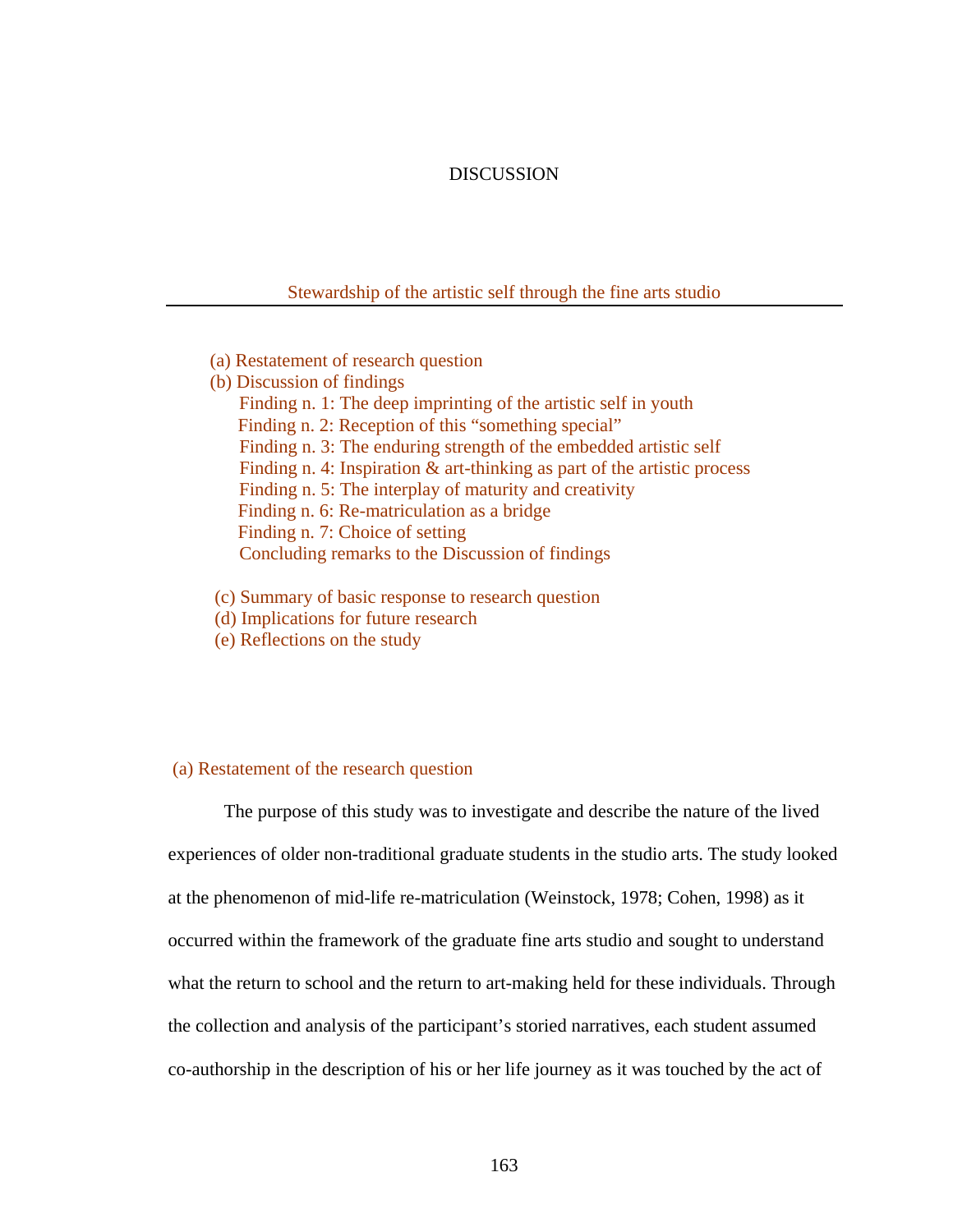# DISCUSSION

## Stewardship of the artistic self through the fine arts studio

(a) Restatement of research question
(b) Discussion of findings
- Finding n. 1: The deep imprinting of the artistic self in youth
- Finding n. 2: Reception of this "something special"
- Finding n. 3: The enduring strength of the embedded artistic self
- Finding n. 4: Inspiration & art-thinking as part of the artistic process
- Finding n. 5: The interplay of maturity and creativity
- Finding n. 6: Re-matriculation as a bridge
- Finding n. 7: Choice of setting
- Concluding remarks to the Discussion of findings

(c) Summary of basic response to research question
(d) Implications for future research
(e) Reflections on the study

### (a) Restatement of the research question

The purpose of this study was to investigate and describe the nature of the lived experiences of older non-traditional graduate students in the studio arts. The study looked at the phenomenon of mid-life re-matriculation (Weinstock, 1978; Cohen, 1998) as it occurred within the framework of the graduate fine arts studio and sought to understand what the return to school and the return to art-making held for these individuals. Through the collection and analysis of the participant's storied narratives, each student assumed co-authorship in the description of his or her life journey as it was touched by the act of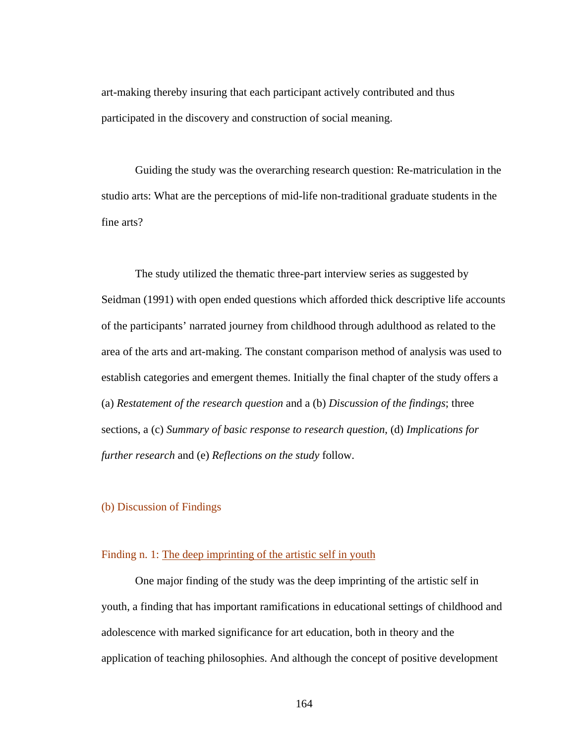art-making thereby insuring that each participant actively contributed and thus participated in the discovery and construction of social meaning.

Guiding the study was the overarching research question: Re-matriculation in the studio arts: What are the perceptions of mid-life non-traditional graduate students in the fine arts?

The study utilized the thematic three-part interview series as suggested by Seidman (1991) with open ended questions which afforded thick descriptive life accounts of the participants' narrated journey from childhood through adulthood as related to the area of the arts and art-making. The constant comparison method of analysis was used to establish categories and emergent themes. Initially the final chapter of the study offers a (a) *Restatement of the research question* and a (b) *Discussion of the findings*; three sections, a (c) *Summary of basic response to research question*, (d) *Implications for further research* and (e) *Reflections on the study* follow.

## (b) Discussion of Findings

### Finding n. 1: The deep imprinting of the artistic self in youth

One major finding of the study was the deep imprinting of the artistic self in youth, a finding that has important ramifications in educational settings of childhood and adolescence with marked significance for art education, both in theory and the application of teaching philosophies. And although the concept of positive development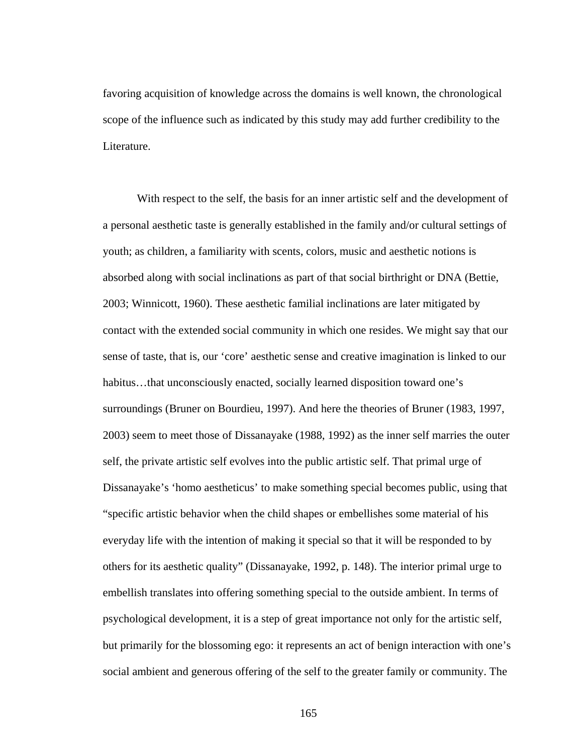favoring acquisition of knowledge across the domains is well known, the chronological scope of the influence such as indicated by this study may add further credibility to the Literature.

With respect to the self, the basis for an inner artistic self and the development of a personal aesthetic taste is generally established in the family and/or cultural settings of youth; as children, a familiarity with scents, colors, music and aesthetic notions is absorbed along with social inclinations as part of that social birthright or DNA (Bettie, 2003; Winnicott, 1960). These aesthetic familial inclinations are later mitigated by contact with the extended social community in which one resides. We might say that our sense of taste, that is, our 'core' aesthetic sense and creative imagination is linked to our habitus…that unconsciously enacted, socially learned disposition toward one's surroundings (Bruner on Bourdieu, 1997). And here the theories of Bruner (1983, 1997, 2003) seem to meet those of Dissanayake (1988, 1992) as the inner self marries the outer self, the private artistic self evolves into the public artistic self. That primal urge of Dissanayake's 'homo aestheticus' to make something special becomes public, using that "specific artistic behavior when the child shapes or embellishes some material of his everyday life with the intention of making it special so that it will be responded to by others for its aesthetic quality" (Dissanayake, 1992, p. 148). The interior primal urge to embellish translates into offering something special to the outside ambient. In terms of psychological development, it is a step of great importance not only for the artistic self, but primarily for the blossoming ego: it represents an act of benign interaction with one's social ambient and generous offering of the self to the greater family or community. The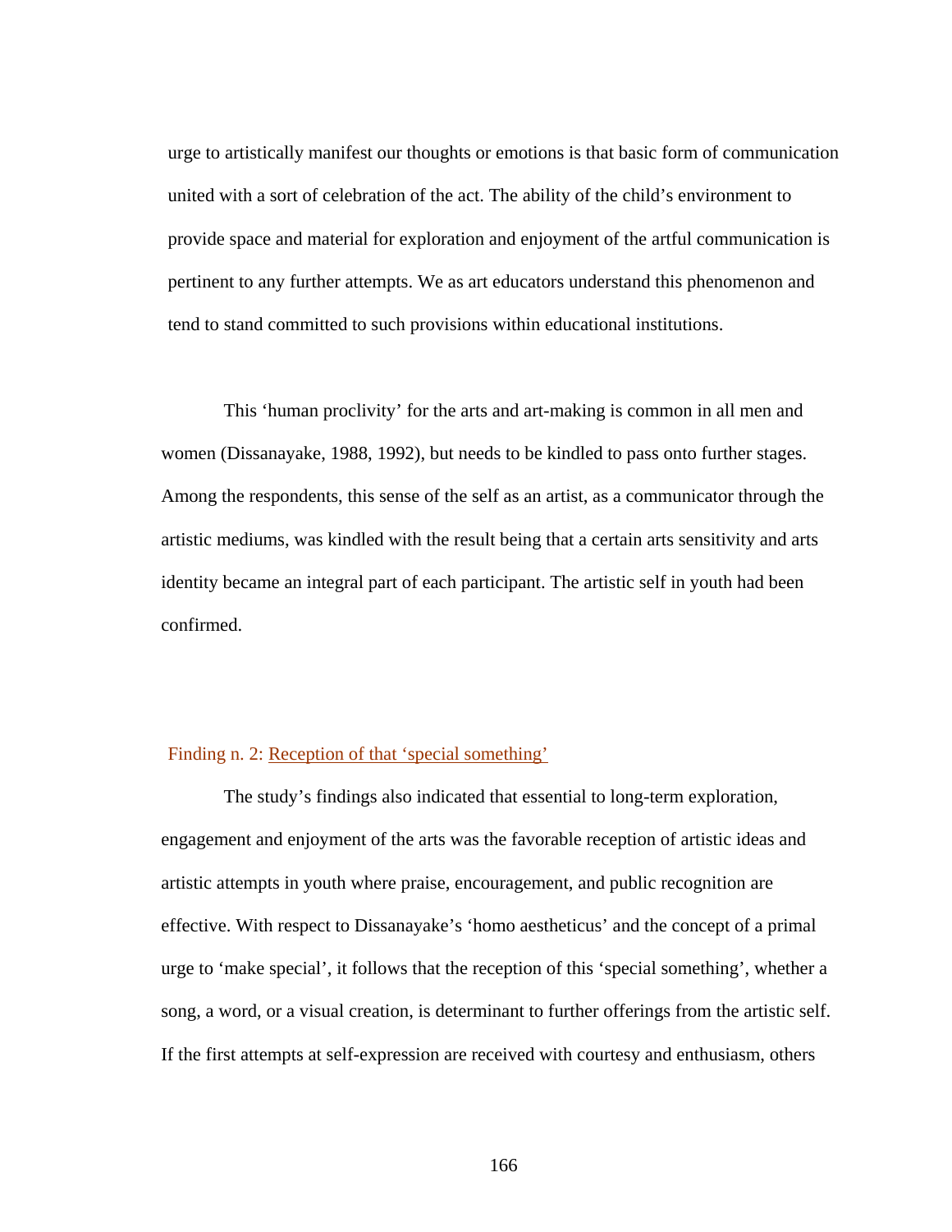urge to artistically manifest our thoughts or emotions is that basic form of communication united with a sort of celebration of the act. The ability of the child's environment to provide space and material for exploration and enjoyment of the artful communication is pertinent to any further attempts. We as art educators understand this phenomenon and tend to stand committed to such provisions within educational institutions.

This 'human proclivity' for the arts and art-making is common in all men and women (Dissanayake, 1988, 1992), but needs to be kindled to pass onto further stages. Among the respondents, this sense of the self as an artist, as a communicator through the artistic mediums, was kindled with the result being that a certain arts sensitivity and arts identity became an integral part of each participant. The artistic self in youth had been confirmed.

### Finding n. 2: Reception of that 'special something'

The study's findings also indicated that essential to long-term exploration, engagement and enjoyment of the arts was the favorable reception of artistic ideas and artistic attempts in youth where praise, encouragement, and public recognition are effective. With respect to Dissanayake's 'homo aestheticus' and the concept of a primal urge to 'make special', it follows that the reception of this 'special something', whether a song, a word, or a visual creation, is determinant to further offerings from the artistic self. If the first attempts at self-expression are received with courtesy and enthusiasm, others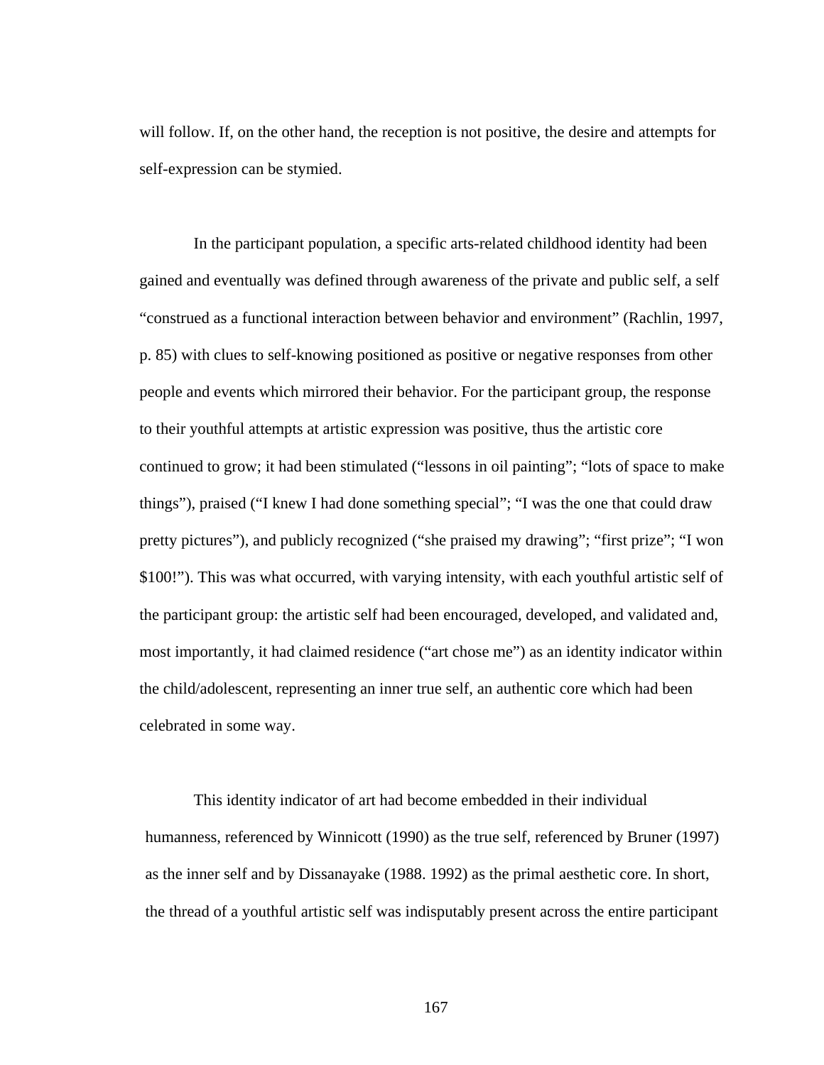will follow. If, on the other hand, the reception is not positive, the desire and attempts for self-expression can be stymied.

In the participant population, a specific arts-related childhood identity had been gained and eventually was defined through awareness of the private and public self, a self "construed as a functional interaction between behavior and environment" (Rachlin, 1997, p. 85) with clues to self-knowing positioned as positive or negative responses from other people and events which mirrored their behavior. For the participant group, the response to their youthful attempts at artistic expression was positive, thus the artistic core continued to grow; it had been stimulated ("lessons in oil painting"; "lots of space to make things"), praised ("I knew I had done something special"; "I was the one that could draw pretty pictures"), and publicly recognized ("she praised my drawing"; "first prize"; "I won $100!"). This was what occurred, with varying intensity, with each youthful artistic self of the participant group: the artistic self had been encouraged, developed, and validated and, most importantly, it had claimed residence ("art chose me") as an identity indicator within the child/adolescent, representing an inner true self, an authentic core which had been celebrated in some way.

This identity indicator of art had become embedded in their individual humanness, referenced by Winnicott (1990) as the true self, referenced by Bruner (1997) as the inner self and by Dissanayake (1988. 1992) as the primal aesthetic core. In short, the thread of a youthful artistic self was indisputably present across the entire participant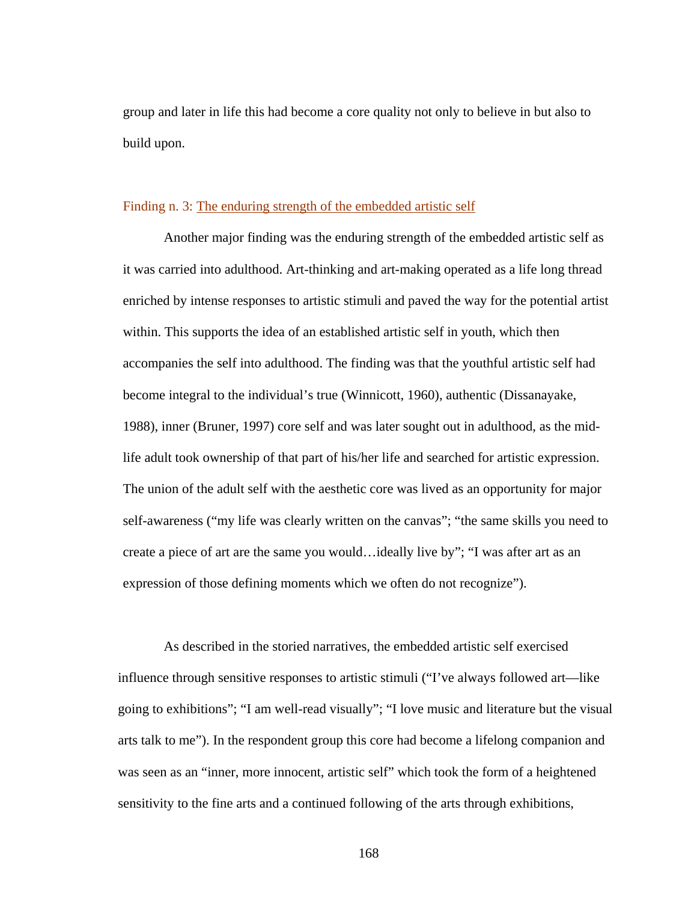group and later in life this had become a core quality not only to believe in but also to build upon.

### Finding n. 3: The enduring strength of the embedded artistic self

Another major finding was the enduring strength of the embedded artistic self as it was carried into adulthood. Art-thinking and art-making operated as a life long thread enriched by intense responses to artistic stimuli and paved the way for the potential artist within. This supports the idea of an established artistic self in youth, which then accompanies the self into adulthood. The finding was that the youthful artistic self had become integral to the individual's true (Winnicott, 1960), authentic (Dissanayake, 1988), inner (Bruner, 1997) core self and was later sought out in adulthood, as the mid-life adult took ownership of that part of his/her life and searched for artistic expression. The union of the adult self with the aesthetic core was lived as an opportunity for major self-awareness ("my life was clearly written on the canvas"; "the same skills you need to create a piece of art are the same you would…ideally live by"; "I was after art as an expression of those defining moments which we often do not recognize").

As described in the storied narratives, the embedded artistic self exercised influence through sensitive responses to artistic stimuli ("I've always followed art—like going to exhibitions"; "I am well-read visually"; "I love music and literature but the visual arts talk to me"). In the respondent group this core had become a lifelong companion and was seen as an "inner, more innocent, artistic self" which took the form of a heightened sensitivity to the fine arts and a continued following of the arts through exhibitions,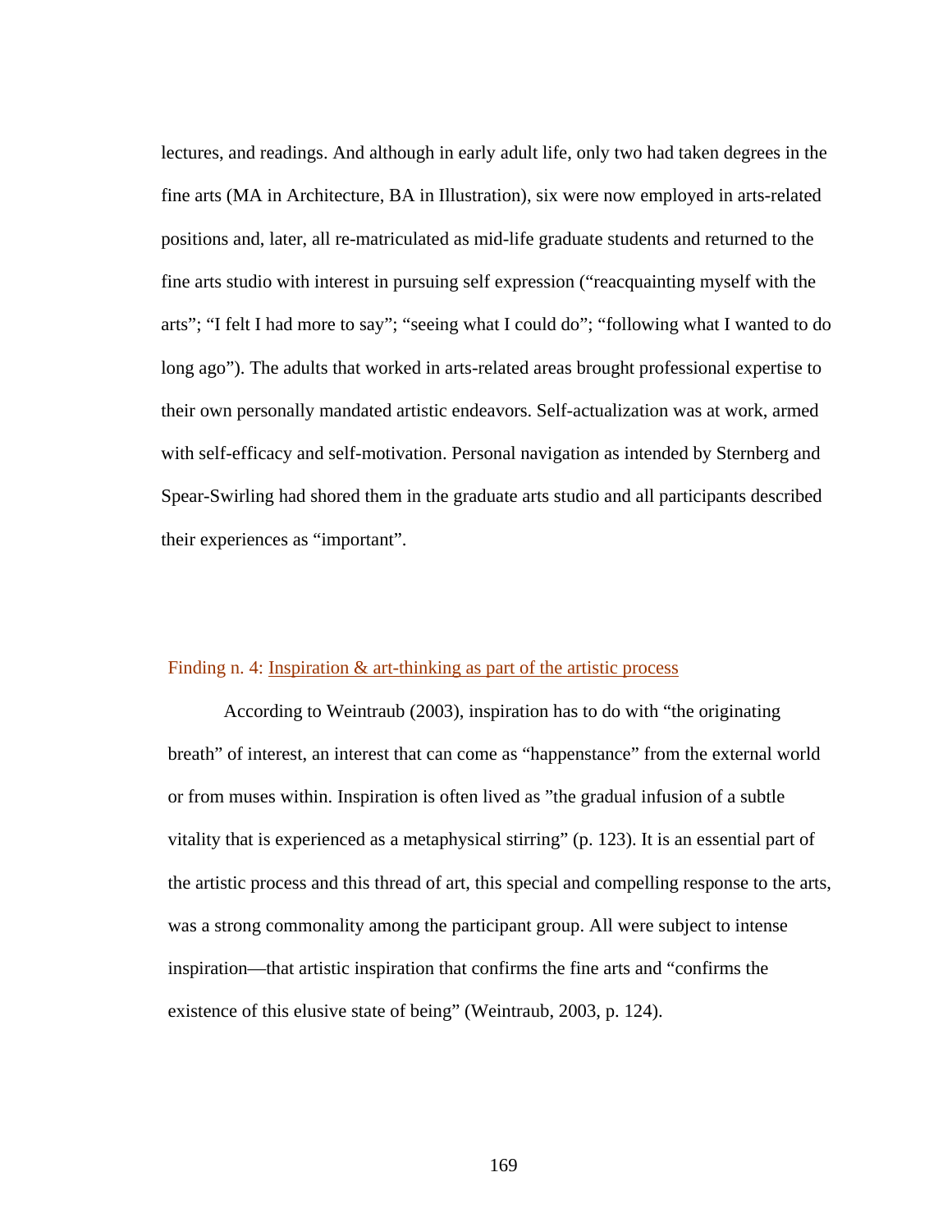lectures, and readings. And although in early adult life, only two had taken degrees in the fine arts (MA in Architecture, BA in Illustration), six were now employed in arts-related positions and, later, all re-matriculated as mid-life graduate students and returned to the fine arts studio with interest in pursuing self expression ("reacquainting myself with the arts"; "I felt I had more to say"; "seeing what I could do"; "following what I wanted to do long ago"). The adults that worked in arts-related areas brought professional expertise to their own personally mandated artistic endeavors. Self-actualization was at work, armed with self-efficacy and self-motivation. Personal navigation as intended by Sternberg and Spear-Swirling had shored them in the graduate arts studio and all participants described their experiences as "important".

### Finding n. 4: Inspiration & art-thinking as part of the artistic process

According to Weintraub (2003), inspiration has to do with "the originating breath" of interest, an interest that can come as "happenstance" from the external world or from muses within. Inspiration is often lived as "the gradual infusion of a subtle vitality that is experienced as a metaphysical stirring" (p. 123). It is an essential part of the artistic process and this thread of art, this special and compelling response to the arts, was a strong commonality among the participant group. All were subject to intense inspiration—that artistic inspiration that confirms the fine arts and "confirms the existence of this elusive state of being" (Weintraub, 2003, p. 124).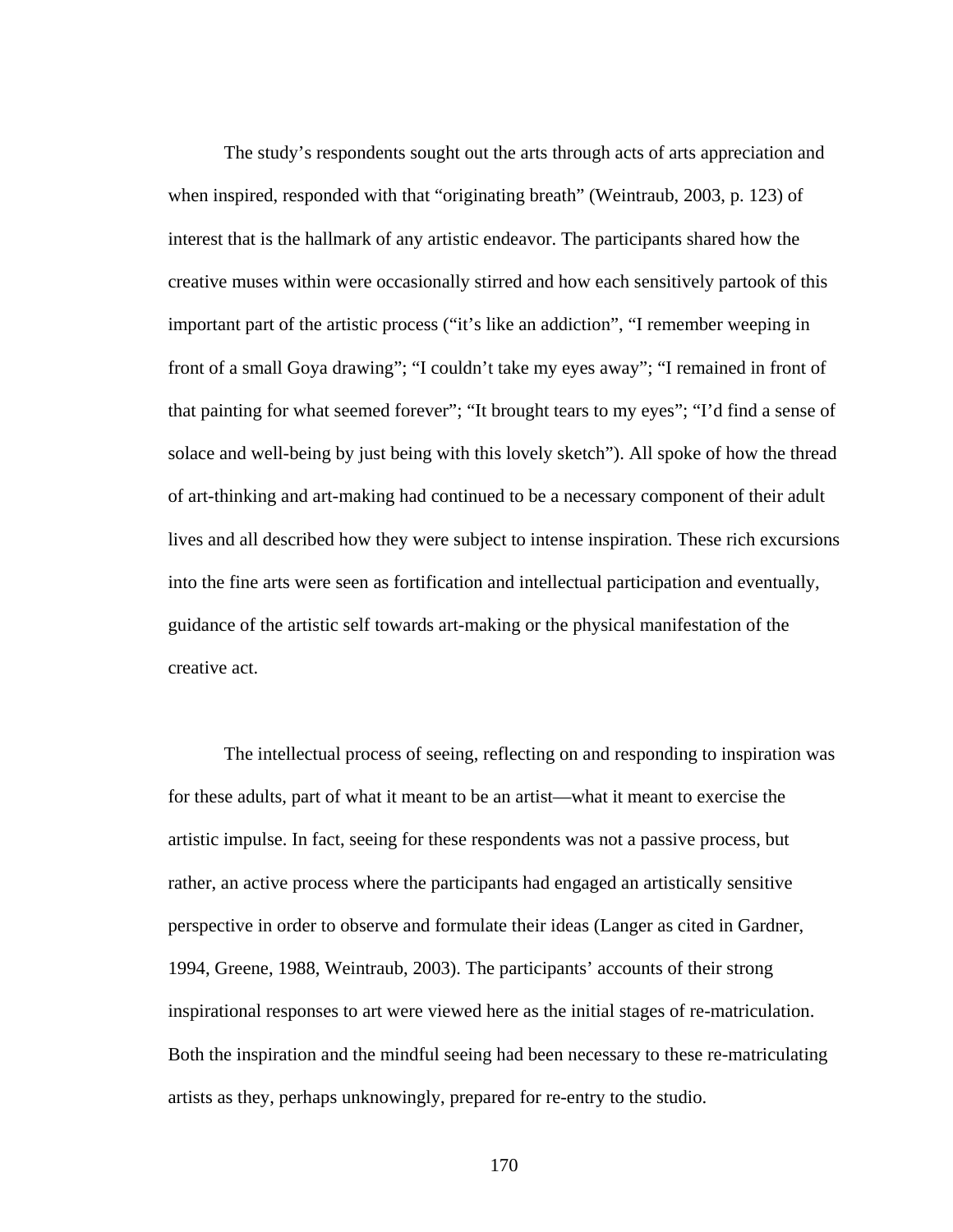The study's respondents sought out the arts through acts of arts appreciation and when inspired, responded with that "originating breath" (Weintraub, 2003, p. 123) of interest that is the hallmark of any artistic endeavor. The participants shared how the creative muses within were occasionally stirred and how each sensitively partook of this important part of the artistic process ("it's like an addiction", "I remember weeping in front of a small Goya drawing"; "I couldn't take my eyes away"; "I remained in front of that painting for what seemed forever"; "It brought tears to my eyes"; "I'd find a sense of solace and well-being by just being with this lovely sketch"). All spoke of how the thread of art-thinking and art-making had continued to be a necessary component of their adult lives and all described how they were subject to intense inspiration. These rich excursions into the fine arts were seen as fortification and intellectual participation and eventually, guidance of the artistic self towards art-making or the physical manifestation of the creative act.

The intellectual process of seeing, reflecting on and responding to inspiration was for these adults, part of what it meant to be an artist—what it meant to exercise the artistic impulse. In fact, seeing for these respondents was not a passive process, but rather, an active process where the participants had engaged an artistically sensitive perspective in order to observe and formulate their ideas (Langer as cited in Gardner, 1994, Greene, 1988, Weintraub, 2003). The participants' accounts of their strong inspirational responses to art were viewed here as the initial stages of re-matriculation. Both the inspiration and the mindful seeing had been necessary to these re-matriculating artists as they, perhaps unknowingly, prepared for re-entry to the studio.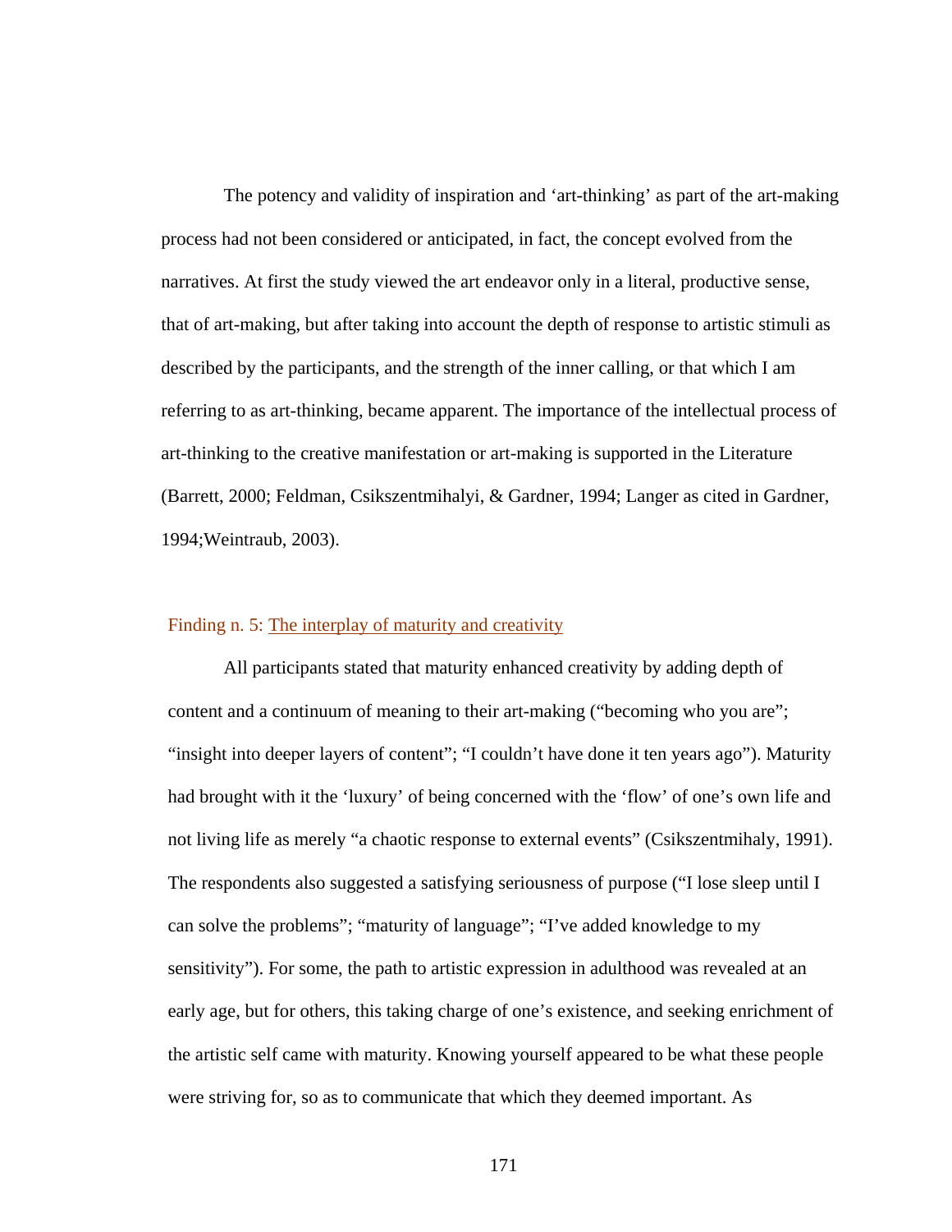The potency and validity of inspiration and ‘art-thinking’ as part of the art-making process had not been considered or anticipated, in fact, the concept evolved from the narratives. At first the study viewed the art endeavor only in a literal, productive sense, that of art-making, but after taking into account the depth of response to artistic stimuli as described by the participants, and the strength of the inner calling, or that which I am referring to as art-thinking, became apparent. The importance of the intellectual process of art-thinking to the creative manifestation or art-making is supported in the Literature (Barrett, 2000; Feldman, Csikszentmihalyi, & Gardner, 1994; Langer as cited in Gardner, 1994;Weintraub, 2003).

### Finding n. 5: The interplay of maturity and creativity

All participants stated that maturity enhanced creativity by adding depth of content and a continuum of meaning to their art-making (“becoming who you are”; “insight into deeper layers of content”; “I couldn’t have done it ten years ago”). Maturity had brought with it the ‘luxury’ of being concerned with the ‘flow’ of one’s own life and not living life as merely “a chaotic response to external events” (Csikszentmihaly, 1991). The respondents also suggested a satisfying seriousness of purpose (“I lose sleep until I can solve the problems”; “maturity of language”; “I’ve added knowledge to my sensitivity”). For some, the path to artistic expression in adulthood was revealed at an early age, but for others, this taking charge of one’s existence, and seeking enrichment of the artistic self came with maturity. Knowing yourself appeared to be what these people were striving for, so as to communicate that which they deemed important. As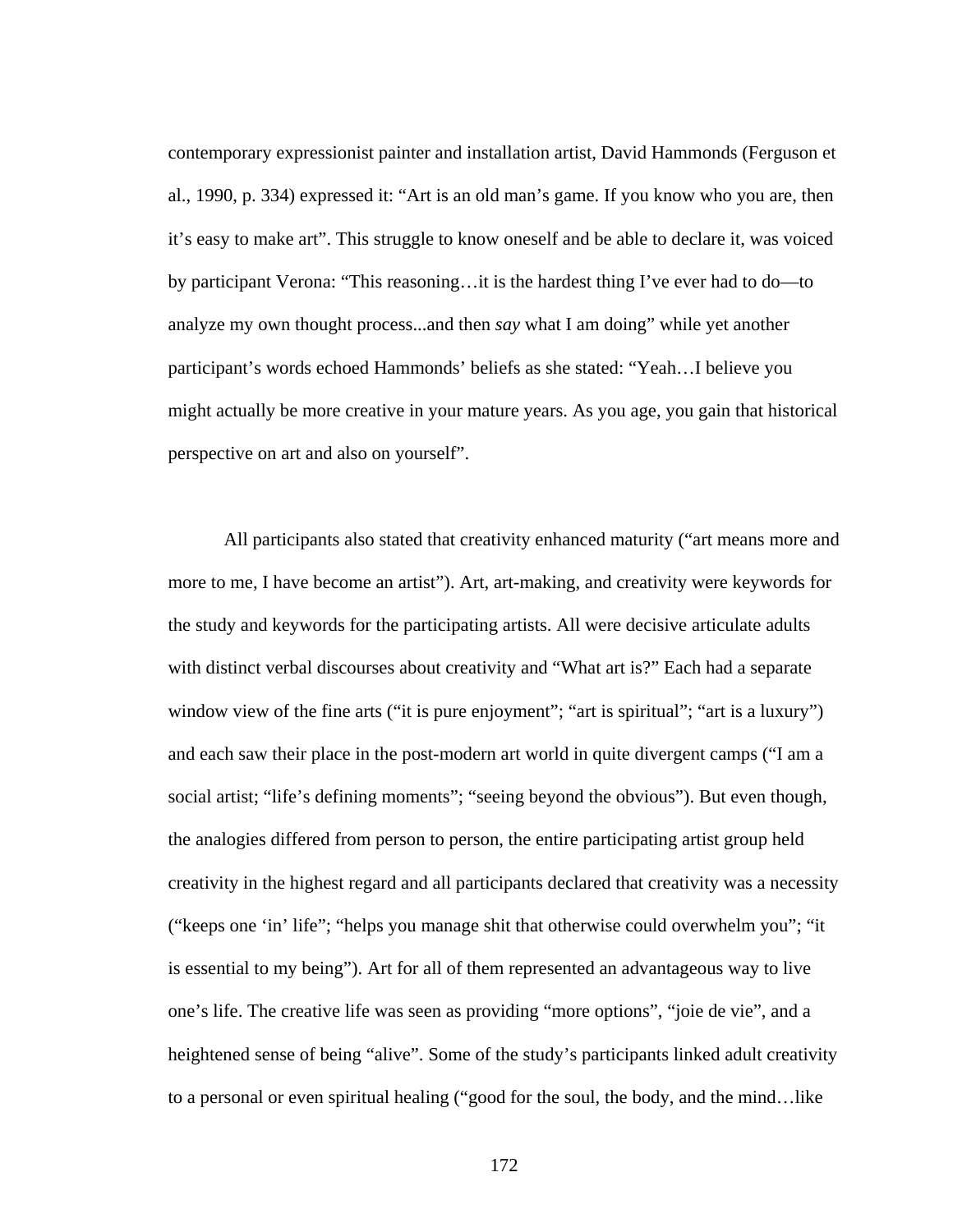contemporary expressionist painter and installation artist, David Hammonds (Ferguson et al., 1990, p. 334) expressed it: “Art is an old man’s game. If you know who you are, then it’s easy to make art”. This struggle to know oneself and be able to declare it, was voiced by participant Verona: “This reasoning…it is the hardest thing I’ve ever had to do—to analyze my own thought process...and then *say* what I am doing” while yet another participant’s words echoed Hammonds’ beliefs as she stated: “Yeah…I believe you might actually be more creative in your mature years. As you age, you gain that historical perspective on art and also on yourself”.

All participants also stated that creativity enhanced maturity (“art means more and more to me, I have become an artist”). Art, art-making, and creativity were keywords for the study and keywords for the participating artists. All were decisive articulate adults with distinct verbal discourses about creativity and “What art is?” Each had a separate window view of the fine arts (“it is pure enjoyment”; “art is spiritual”; “art is a luxury”) and each saw their place in the post-modern art world in quite divergent camps (“I am a social artist; “life’s defining moments”; “seeing beyond the obvious”). But even though, the analogies differed from person to person, the entire participating artist group held creativity in the highest regard and all participants declared that creativity was a necessity (“keeps one ‘in’ life”; “helps you manage shit that otherwise could overwhelm you”; “it is essential to my being”). Art for all of them represented an advantageous way to live one’s life. The creative life was seen as providing “more options”, “joie de vie”, and a heightened sense of being “alive”. Some of the study’s participants linked adult creativity to a personal or even spiritual healing (“good for the soul, the body, and the mind…like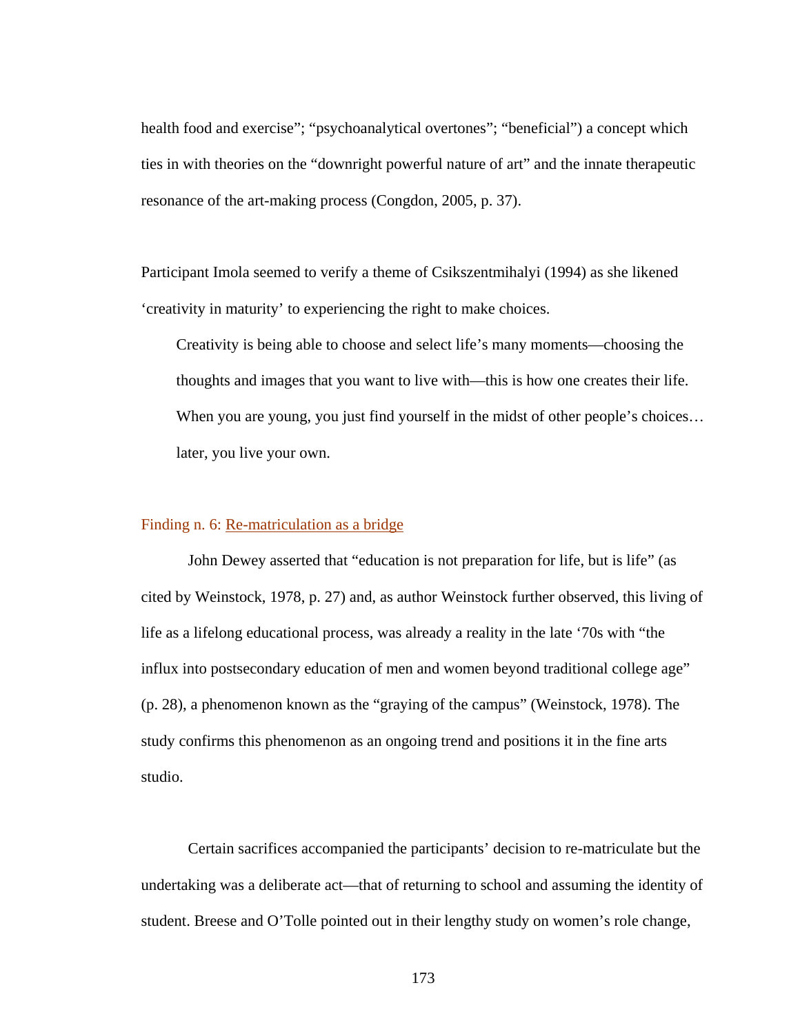health food and exercise"; "psychoanalytical overtones"; "beneficial") a concept which ties in with theories on the "downright powerful nature of art" and the innate therapeutic resonance of the art-making process (Congdon, 2005, p. 37).

Participant Imola seemed to verify a theme of Csikszentmihalyi (1994) as she likened 'creativity in maturity' to experiencing the right to make choices.

> Creativity is being able to choose and select life's many moments—choosing the thoughts and images that you want to live with—this is how one creates their life. When you are young, you just find yourself in the midst of other people's choices… later, you live your own.

Finding n. 6: Re-matriculation as a bridge

John Dewey asserted that "education is not preparation for life, but is life" (as cited by Weinstock, 1978, p. 27) and, as author Weinstock further observed, this living of life as a lifelong educational process, was already a reality in the late '70s with "the influx into postsecondary education of men and women beyond traditional college age" (p. 28), a phenomenon known as the "graying of the campus" (Weinstock, 1978). The study confirms this phenomenon as an ongoing trend and positions it in the fine arts studio.

Certain sacrifices accompanied the participants' decision to re-matriculate but the undertaking was a deliberate act—that of returning to school and assuming the identity of student. Breese and O'Tolle pointed out in their lengthy study on women's role change,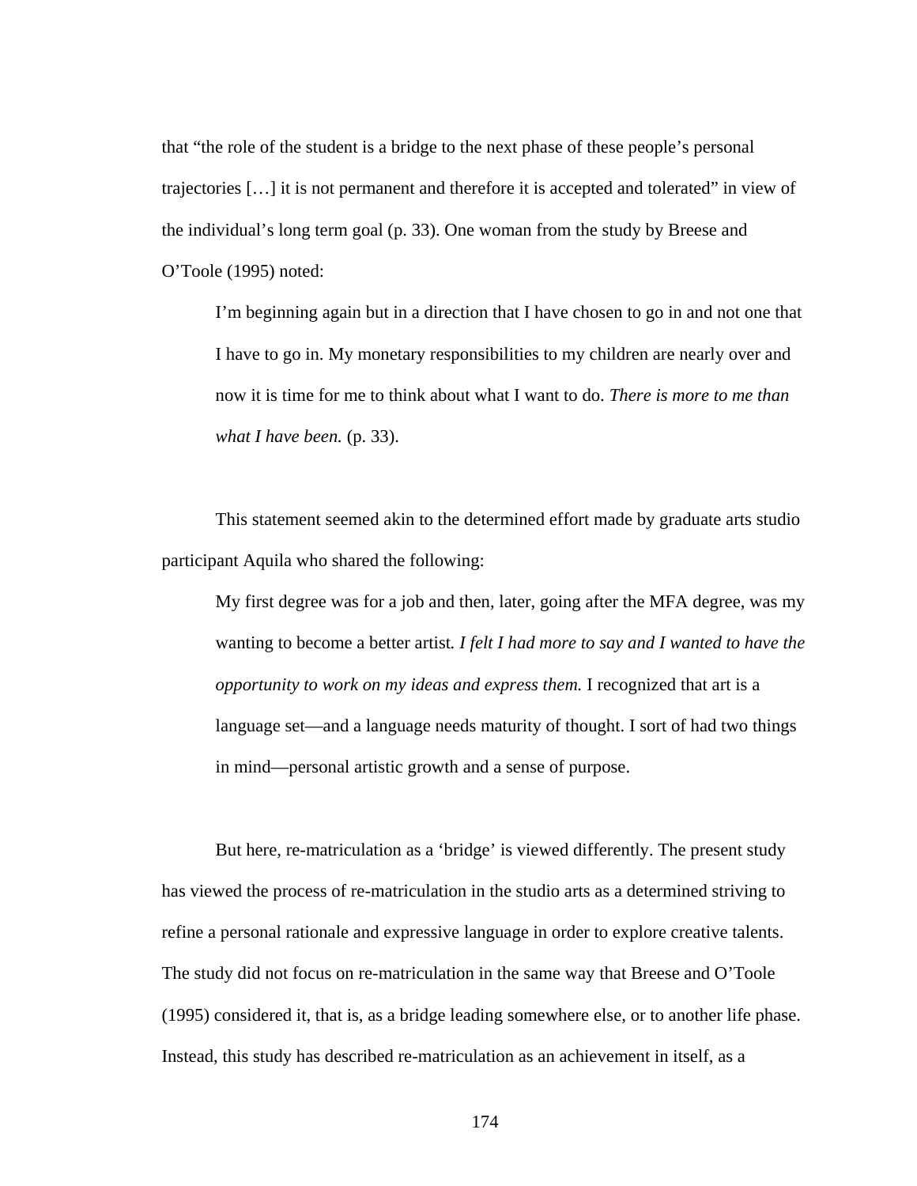that “the role of the student is a bridge to the next phase of these people’s personal trajectories […] it is not permanent and therefore it is accepted and tolerated” in view of the individual’s long term goal (p. 33). One woman from the study by Breese and O’Toole (1995) noted:

> I’m beginning again but in a direction that I have chosen to go in and not one that I have to go in. My monetary responsibilities to my children are nearly over and now it is time for me to think about what I want to do. *There is more to me than what I have been.* (p. 33).

This statement seemed akin to the determined effort made by graduate arts studio participant Aquila who shared the following:

> My first degree was for a job and then, later, going after the MFA degree, was my wanting to become a better artist*. I felt I had more to say and I wanted to have the opportunity to work on my ideas and express them.* I recognized that art is a language set—and a language needs maturity of thought. I sort of had two things in mind—personal artistic growth and a sense of purpose.

But here, re-matriculation as a ‘bridge’ is viewed differently. The present study has viewed the process of re-matriculation in the studio arts as a determined striving to refine a personal rationale and expressive language in order to explore creative talents. The study did not focus on re-matriculation in the same way that Breese and O’Toole (1995) considered it, that is, as a bridge leading somewhere else, or to another life phase. Instead, this study has described re-matriculation as an achievement in itself, as a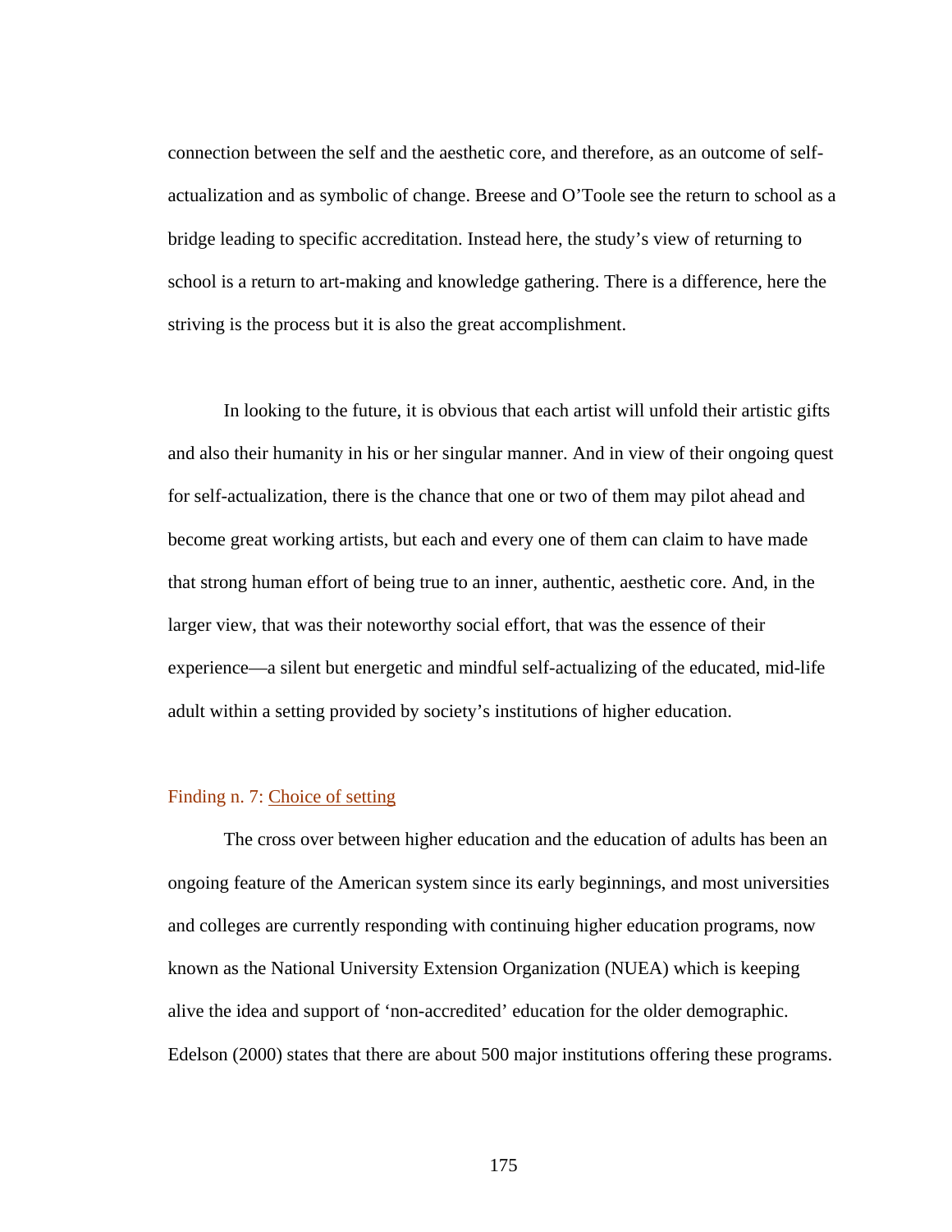connection between the self and the aesthetic core, and therefore, as an outcome of self-actualization and as symbolic of change. Breese and O'Toole see the return to school as a bridge leading to specific accreditation. Instead here, the study's view of returning to school is a return to art-making and knowledge gathering. There is a difference, here the striving is the process but it is also the great accomplishment.

In looking to the future, it is obvious that each artist will unfold their artistic gifts and also their humanity in his or her singular manner. And in view of their ongoing quest for self-actualization, there is the chance that one or two of them may pilot ahead and become great working artists, but each and every one of them can claim to have made that strong human effort of being true to an inner, authentic, aesthetic core. And, in the larger view, that was their noteworthy social effort, that was the essence of their experience—a silent but energetic and mindful self-actualizing of the educated, mid-life adult within a setting provided by society's institutions of higher education.

### Finding n. 7: Choice of setting

The cross over between higher education and the education of adults has been an ongoing feature of the American system since its early beginnings, and most universities and colleges are currently responding with continuing higher education programs, now known as the National University Extension Organization (NUEA) which is keeping alive the idea and support of 'non-accredited' education for the older demographic. Edelson (2000) states that there are about 500 major institutions offering these programs.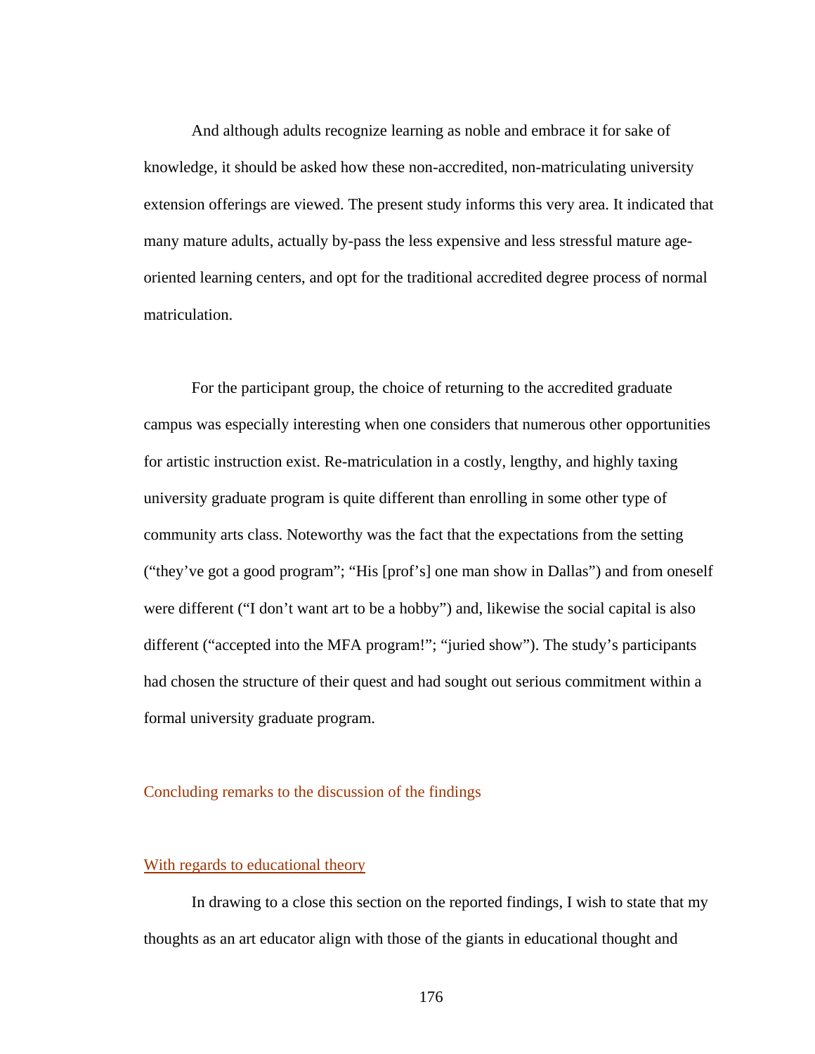And although adults recognize learning as noble and embrace it for sake of knowledge, it should be asked how these non-accredited, non-matriculating university extension offerings are viewed. The present study informs this very area. It indicated that many mature adults, actually by-pass the less expensive and less stressful mature age-oriented learning centers, and opt for the traditional accredited degree process of normal matriculation.

For the participant group, the choice of returning to the accredited graduate campus was especially interesting when one considers that numerous other opportunities for artistic instruction exist. Re-matriculation in a costly, lengthy, and highly taxing university graduate program is quite different than enrolling in some other type of community arts class. Noteworthy was the fact that the expectations from the setting ("they've got a good program"; "His [prof's] one man show in Dallas") and from oneself were different ("I don't want art to be a hobby") and, likewise the social capital is also different ("accepted into the MFA program!"; "juried show"). The study's participants had chosen the structure of their quest and had sought out serious commitment within a formal university graduate program.

## Concluding remarks to the discussion of the findings

### With regards to educational theory

In drawing to a close this section on the reported findings, I wish to state that my thoughts as an art educator align with those of the giants in educational thought and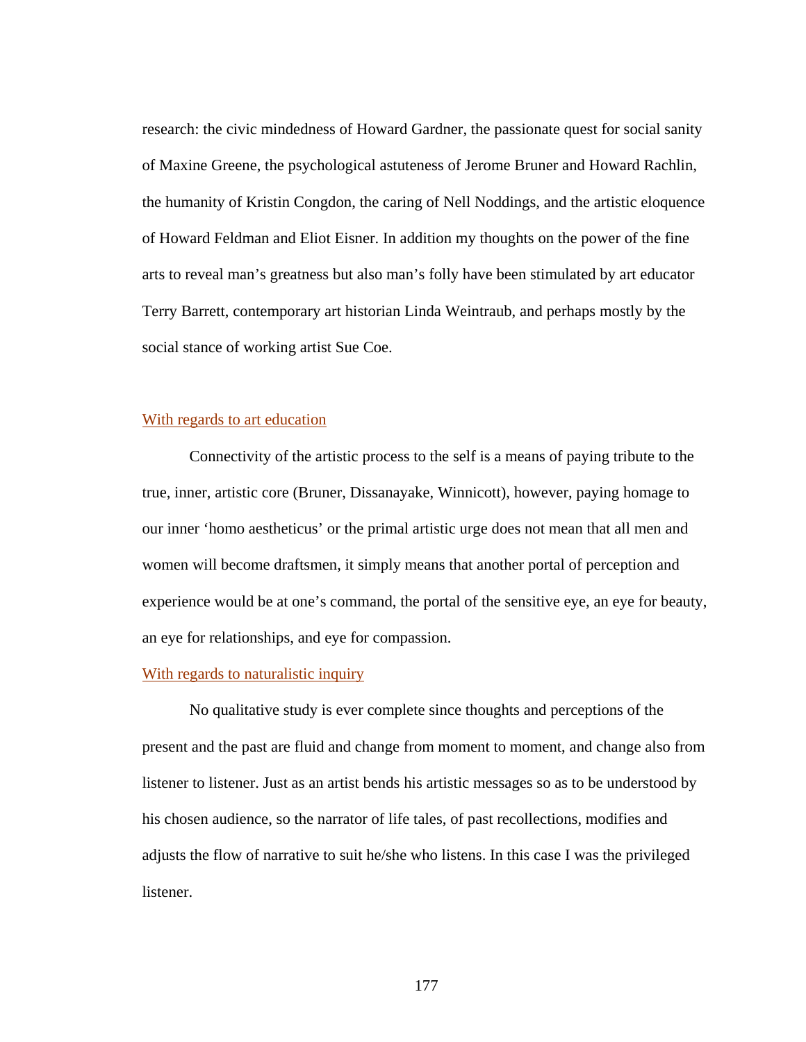research: the civic mindedness of Howard Gardner, the passionate quest for social sanity of Maxine Greene, the psychological astuteness of Jerome Bruner and Howard Rachlin, the humanity of Kristin Congdon, the caring of Nell Noddings, and the artistic eloquence of Howard Feldman and Eliot Eisner. In addition my thoughts on the power of the fine arts to reveal man's greatness but also man's folly have been stimulated by art educator Terry Barrett, contemporary art historian Linda Weintraub, and perhaps mostly by the social stance of working artist Sue Coe.

## With regards to art education

Connectivity of the artistic process to the self is a means of paying tribute to the true, inner, artistic core (Bruner, Dissanayake, Winnicott), however, paying homage to our inner 'homo aestheticus' or the primal artistic urge does not mean that all men and women will become draftsmen, it simply means that another portal of perception and experience would be at one's command, the portal of the sensitive eye, an eye for beauty, an eye for relationships, and eye for compassion.

## With regards to naturalistic inquiry

No qualitative study is ever complete since thoughts and perceptions of the present and the past are fluid and change from moment to moment, and change also from listener to listener. Just as an artist bends his artistic messages so as to be understood by his chosen audience, so the narrator of life tales, of past recollections, modifies and adjusts the flow of narrative to suit he/she who listens. In this case I was the privileged listener.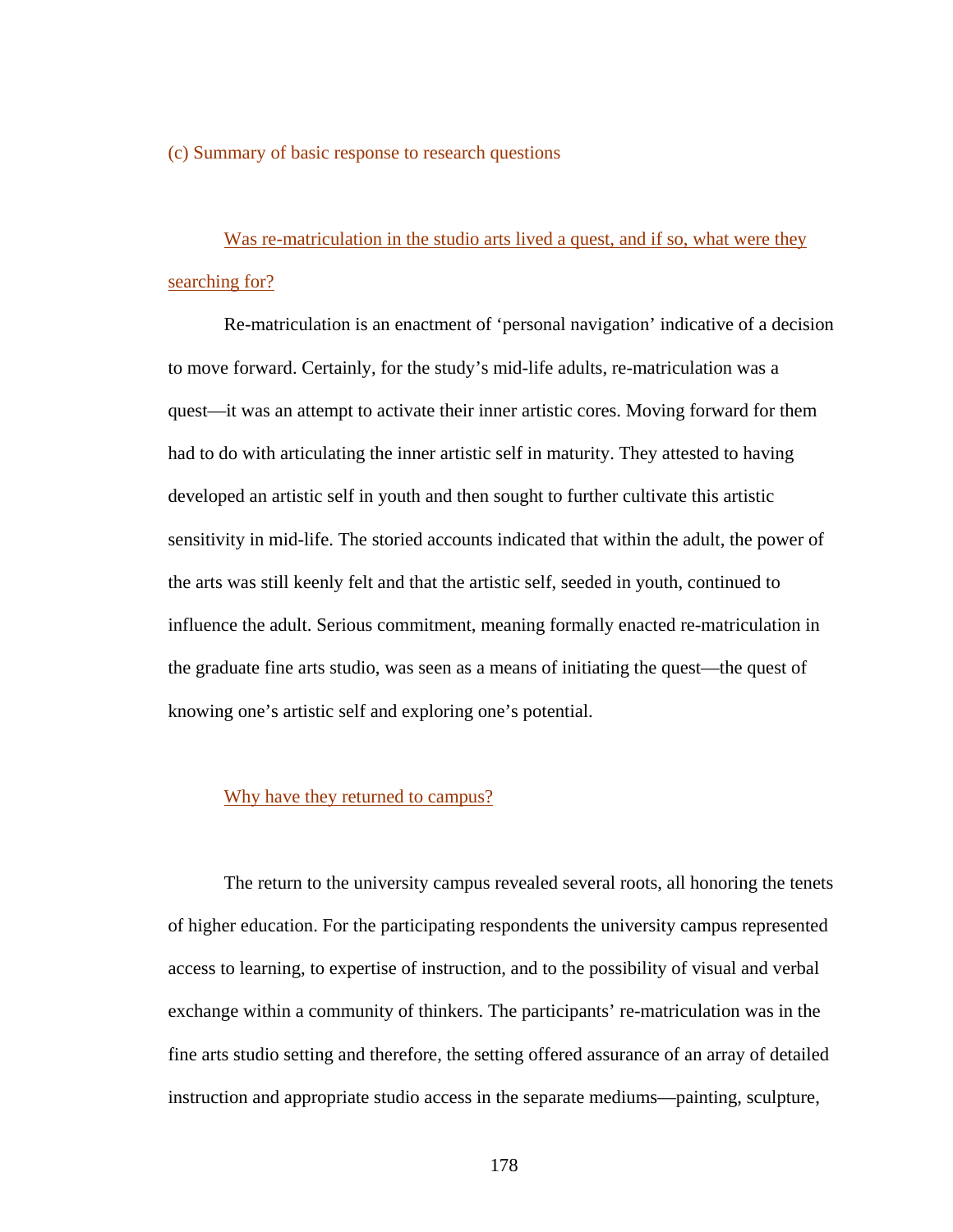### (c) Summary of basic response to research questions

#### <u>Was re-matriculation in the studio arts lived a quest, and if so, what were they searching for?</u>

Re-matriculation is an enactment of 'personal navigation' indicative of a decision to move forward. Certainly, for the study's mid-life adults, re-matriculation was a quest—it was an attempt to activate their inner artistic cores. Moving forward for them had to do with articulating the inner artistic self in maturity. They attested to having developed an artistic self in youth and then sought to further cultivate this artistic sensitivity in mid-life. The storied accounts indicated that within the adult, the power of the arts was still keenly felt and that the artistic self, seeded in youth, continued to influence the adult. Serious commitment, meaning formally enacted re-matriculation in the graduate fine arts studio, was seen as a means of initiating the quest—the quest of knowing one's artistic self and exploring one's potential.

#### <u>Why have they returned to campus?</u>

The return to the university campus revealed several roots, all honoring the tenets of higher education. For the participating respondents the university campus represented access to learning, to expertise of instruction, and to the possibility of visual and verbal exchange within a community of thinkers. The participants' re-matriculation was in the fine arts studio setting and therefore, the setting offered assurance of an array of detailed instruction and appropriate studio access in the separate mediums—painting, sculpture,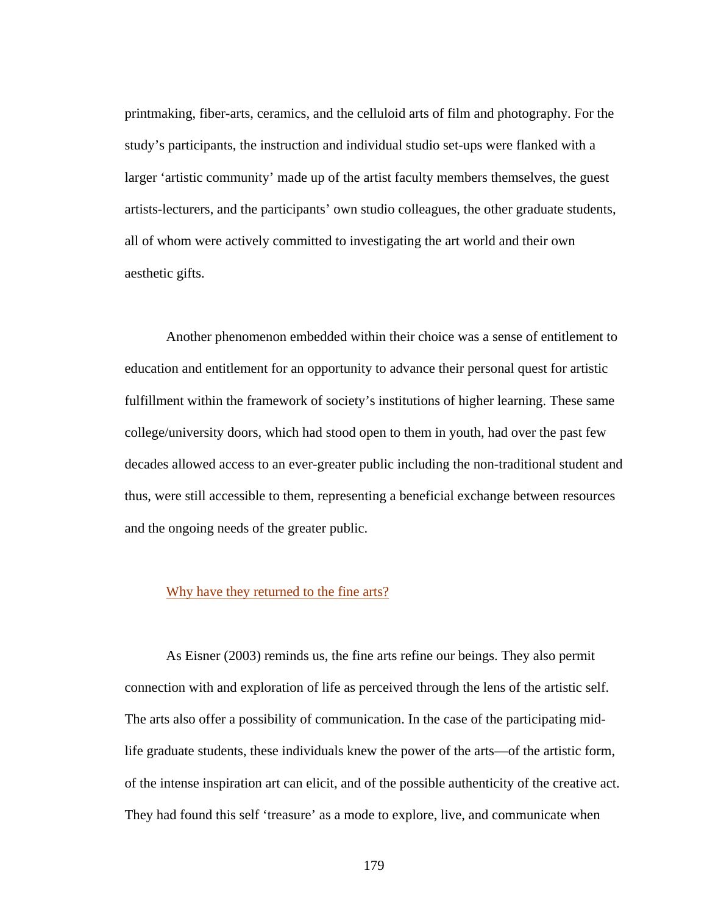printmaking, fiber-arts, ceramics, and the celluloid arts of film and photography. For the study's participants, the instruction and individual studio set-ups were flanked with a larger 'artistic community' made up of the artist faculty members themselves, the guest artists-lecturers, and the participants' own studio colleagues, the other graduate students, all of whom were actively committed to investigating the art world and their own aesthetic gifts.

Another phenomenon embedded within their choice was a sense of entitlement to education and entitlement for an opportunity to advance their personal quest for artistic fulfillment within the framework of society's institutions of higher learning. These same college/university doors, which had stood open to them in youth, had over the past few decades allowed access to an ever-greater public including the non-traditional student and thus, were still accessible to them, representing a beneficial exchange between resources and the ongoing needs of the greater public.

### Why have they returned to the fine arts?

As Eisner (2003) reminds us, the fine arts refine our beings. They also permit connection with and exploration of life as perceived through the lens of the artistic self. The arts also offer a possibility of communication. In the case of the participating mid-life graduate students, these individuals knew the power of the arts—of the artistic form, of the intense inspiration art can elicit, and of the possible authenticity of the creative act. They had found this self 'treasure' as a mode to explore, live, and communicate when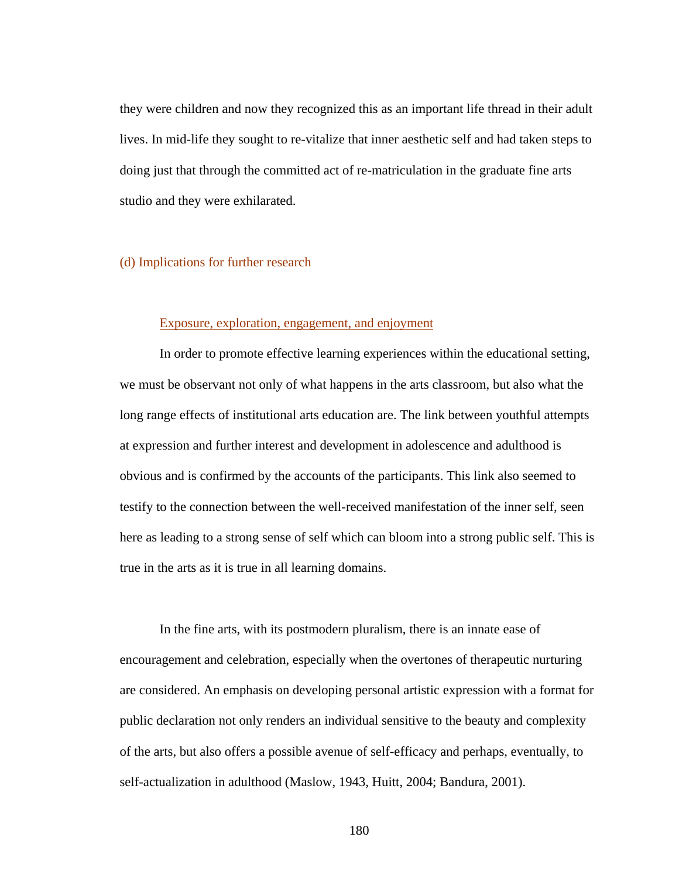they were children and now they recognized this as an important life thread in their adult lives. In mid-life they sought to re-vitalize that inner aesthetic self and had taken steps to doing just that through the committed act of re-matriculation in the graduate fine arts studio and they were exhilarated.

### (d) Implications for further research

#### Exposure, exploration, engagement, and enjoyment

In order to promote effective learning experiences within the educational setting, we must be observant not only of what happens in the arts classroom, but also what the long range effects of institutional arts education are. The link between youthful attempts at expression and further interest and development in adolescence and adulthood is obvious and is confirmed by the accounts of the participants. This link also seemed to testify to the connection between the well-received manifestation of the inner self, seen here as leading to a strong sense of self which can bloom into a strong public self. This is true in the arts as it is true in all learning domains.

In the fine arts, with its postmodern pluralism, there is an innate ease of encouragement and celebration, especially when the overtones of therapeutic nurturing are considered. An emphasis on developing personal artistic expression with a format for public declaration not only renders an individual sensitive to the beauty and complexity of the arts, but also offers a possible avenue of self-efficacy and perhaps, eventually, to self-actualization in adulthood (Maslow, 1943, Huitt, 2004; Bandura, 2001).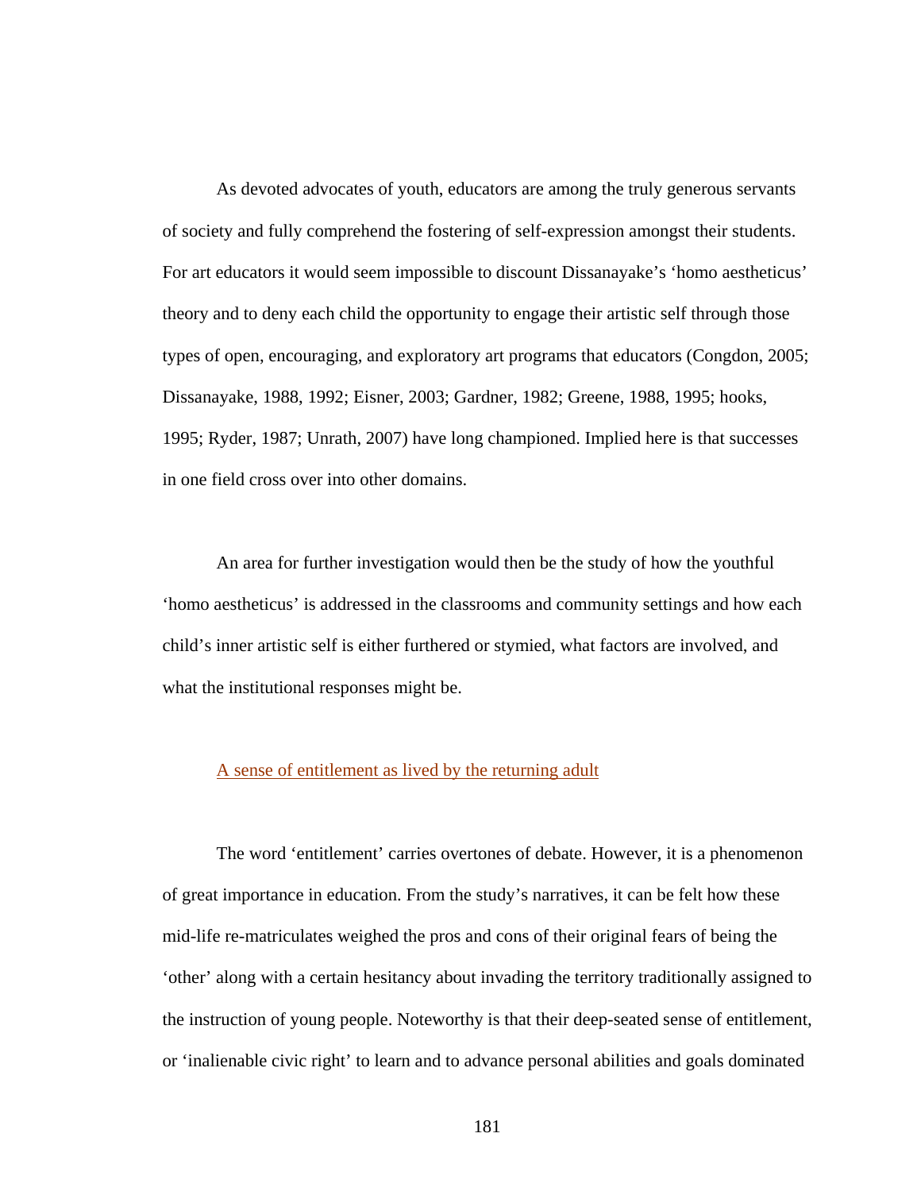As devoted advocates of youth, educators are among the truly generous servants of society and fully comprehend the fostering of self-expression amongst their students. For art educators it would seem impossible to discount Dissanayake's 'homo aestheticus' theory and to deny each child the opportunity to engage their artistic self through those types of open, encouraging, and exploratory art programs that educators (Congdon, 2005; Dissanayake, 1988, 1992; Eisner, 2003; Gardner, 1982; Greene, 1988, 1995; hooks, 1995; Ryder, 1987; Unrath, 2007) have long championed. Implied here is that successes in one field cross over into other domains.

An area for further investigation would then be the study of how the youthful 'homo aestheticus' is addressed in the classrooms and community settings and how each child's inner artistic self is either furthered or stymied, what factors are involved, and what the institutional responses might be.

### A sense of entitlement as lived by the returning adult

The word 'entitlement' carries overtones of debate. However, it is a phenomenon of great importance in education. From the study's narratives, it can be felt how these mid-life re-matriculates weighed the pros and cons of their original fears of being the 'other' along with a certain hesitancy about invading the territory traditionally assigned to the instruction of young people. Noteworthy is that their deep-seated sense of entitlement, or 'inalienable civic right' to learn and to advance personal abilities and goals dominated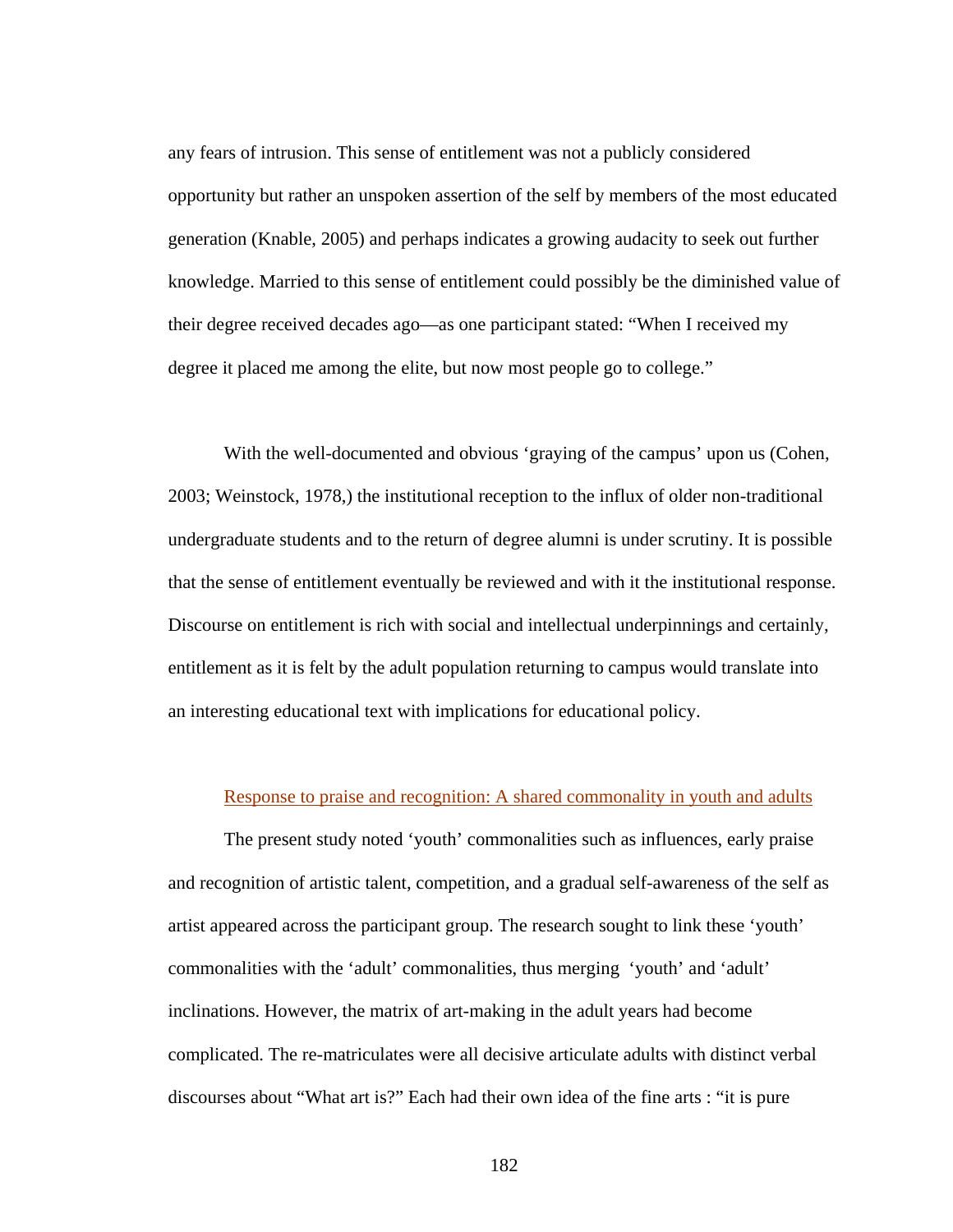any fears of intrusion. This sense of entitlement was not a publicly considered opportunity but rather an unspoken assertion of the self by members of the most educated generation (Knable, 2005) and perhaps indicates a growing audacity to seek out further knowledge. Married to this sense of entitlement could possibly be the diminished value of their degree received decades ago—as one participant stated: "When I received my degree it placed me among the elite, but now most people go to college."

With the well-documented and obvious 'graying of the campus' upon us (Cohen, 2003; Weinstock, 1978,) the institutional reception to the influx of older non-traditional undergraduate students and to the return of degree alumni is under scrutiny. It is possible that the sense of entitlement eventually be reviewed and with it the institutional response. Discourse on entitlement is rich with social and intellectual underpinnings and certainly, entitlement as it is felt by the adult population returning to campus would translate into an interesting educational text with implications for educational policy.

### Response to praise and recognition: A shared commonality in youth and adults

The present study noted 'youth' commonalities such as influences, early praise and recognition of artistic talent, competition, and a gradual self-awareness of the self as artist appeared across the participant group. The research sought to link these 'youth' commonalities with the 'adult' commonalities, thus merging 'youth' and 'adult' inclinations. However, the matrix of art-making in the adult years had become complicated. The re-matriculates were all decisive articulate adults with distinct verbal discourses about "What art is?" Each had their own idea of the fine arts : "it is pure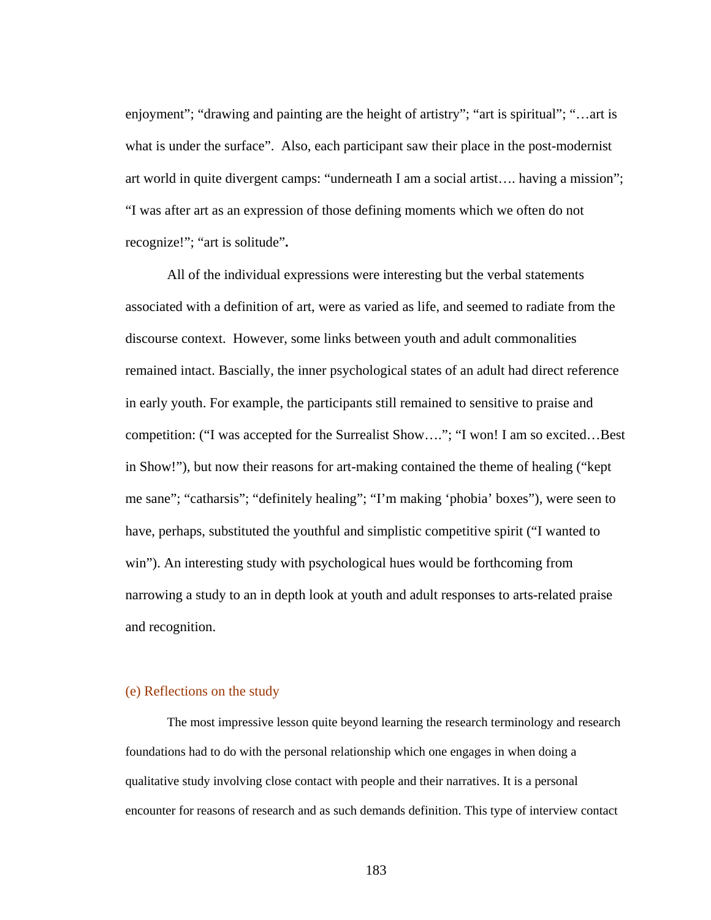enjoyment"; "drawing and painting are the height of artistry"; "art is spiritual"; "…art is what is under the surface". Also, each participant saw their place in the post-modernist art world in quite divergent camps: "underneath I am a social artist…. having a mission"; "I was after art as an expression of those defining moments which we often do not recognize!"; "art is solitude"**.**

All of the individual expressions were interesting but the verbal statements associated with a definition of art, were as varied as life, and seemed to radiate from the discourse context. However, some links between youth and adult commonalities remained intact. Bascially, the inner psychological states of an adult had direct reference in early youth. For example, the participants still remained to sensitive to praise and competition: ("I was accepted for the Surrealist Show…."; "I won! I am so excited…Best in Show!"), but now their reasons for art-making contained the theme of healing ("kept me sane"; "catharsis"; "definitely healing"; "I'm making 'phobia' boxes"), were seen to have, perhaps, substituted the youthful and simplistic competitive spirit ("I wanted to win"). An interesting study with psychological hues would be forthcoming from narrowing a study to an in depth look at youth and adult responses to arts-related praise and recognition.

### (e) Reflections on the study

The most impressive lesson quite beyond learning the research terminology and research foundations had to do with the personal relationship which one engages in when doing a qualitative study involving close contact with people and their narratives. It is a personal encounter for reasons of research and as such demands definition. This type of interview contact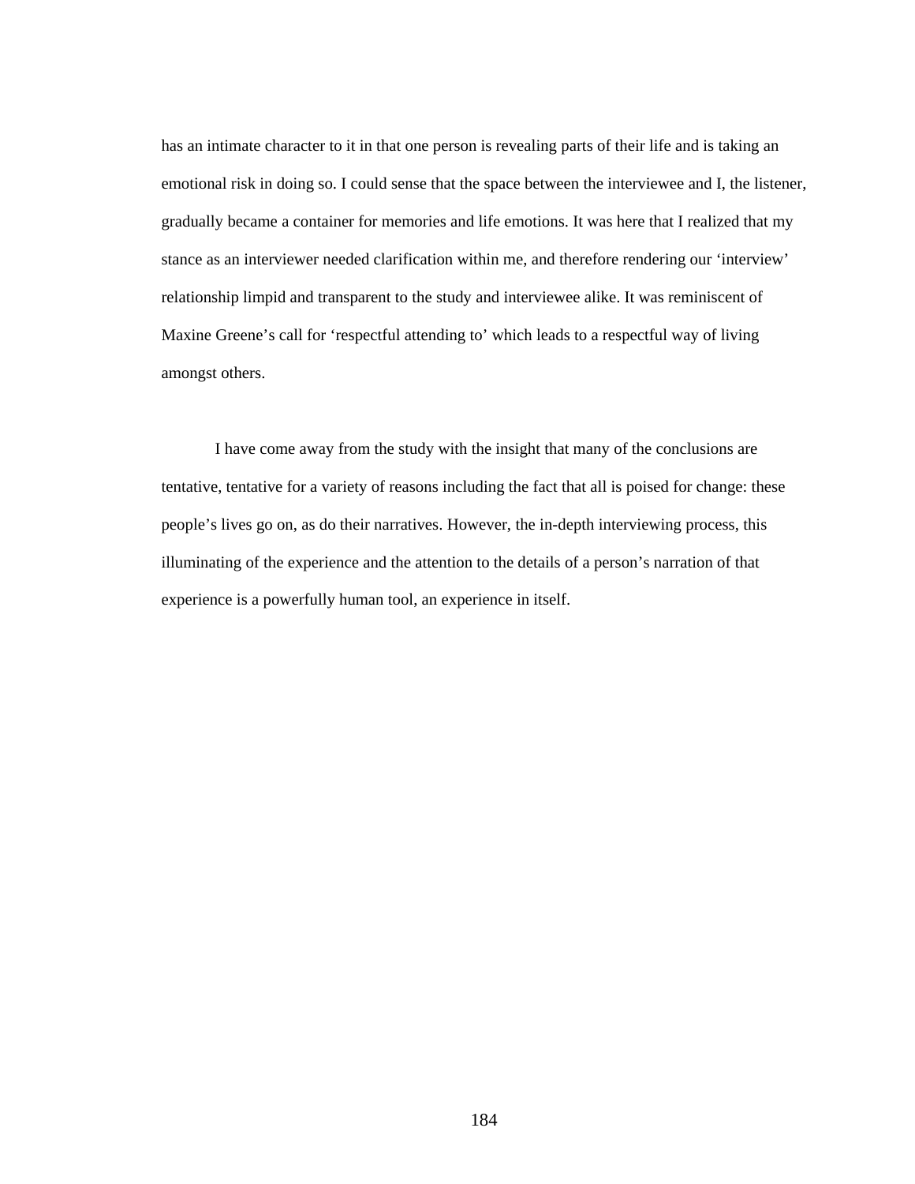has an intimate character to it in that one person is revealing parts of their life and is taking an emotional risk in doing so. I could sense that the space between the interviewee and I, the listener, gradually became a container for memories and life emotions. It was here that I realized that my stance as an interviewer needed clarification within me, and therefore rendering our 'interview' relationship limpid and transparent to the study and interviewee alike. It was reminiscent of Maxine Greene's call for 'respectful attending to' which leads to a respectful way of living amongst others.

I have come away from the study with the insight that many of the conclusions are tentative, tentative for a variety of reasons including the fact that all is poised for change: these people's lives go on, as do their narratives. However, the in-depth interviewing process, this illuminating of the experience and the attention to the details of a person's narration of that experience is a powerfully human tool, an experience in itself.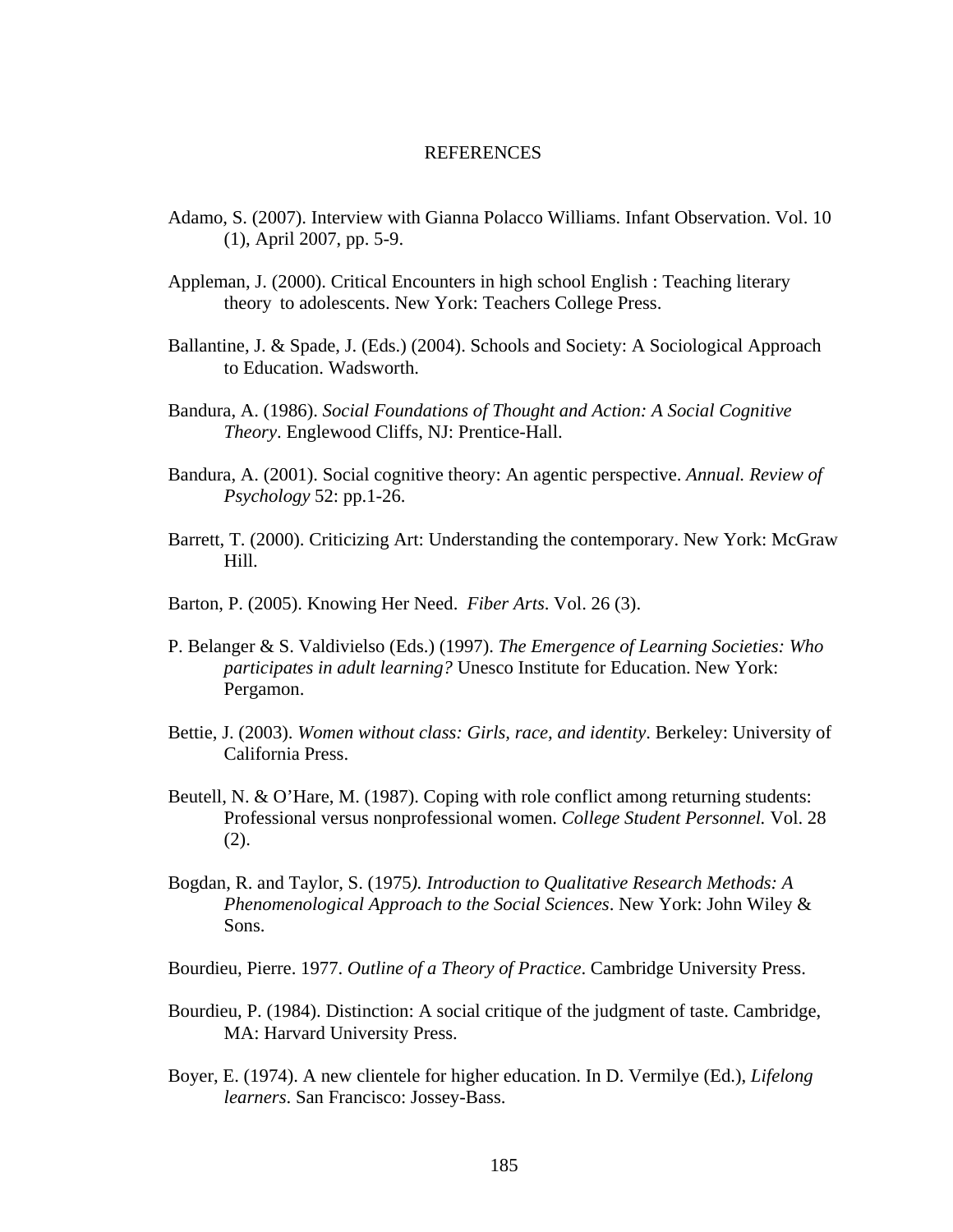# REFERENCES

Adamo, S. (2007). Interview with Gianna Polacco Williams. Infant Observation. Vol. 10 (1), April 2007, pp. 5-9.

Appleman, J. (2000). Critical Encounters in high school English : Teaching literary theory to adolescents. New York: Teachers College Press.

Ballantine, J. & Spade, J. (Eds.) (2004). Schools and Society: A Sociological Approach to Education. Wadsworth.

Bandura, A. (1986). *Social Foundations of Thought and Action: A Social Cognitive Theory*. Englewood Cliffs, NJ: Prentice-Hall.

Bandura, A. (2001). Social cognitive theory: An agentic perspective. *Annual. Review of Psychology* 52: pp.1-26.

Barrett, T. (2000). Criticizing Art: Understanding the contemporary. New York: McGraw Hill.

Barton, P. (2005). Knowing Her Need. *Fiber Arts*. Vol. 26 (3).

P. Belanger & S. Valdivielso (Eds.) (1997). *The Emergence of Learning Societies: Who participates in adult learning?* Unesco Institute for Education. New York: Pergamon.

Bettie, J. (2003). *Women without class: Girls, race, and identity*. Berkeley: University of California Press.

Beutell, N. & O'Hare, M. (1987). Coping with role conflict among returning students: Professional versus nonprofessional women. *College Student Personnel.* Vol. 28 (2).

Bogdan, R. and Taylor, S. (1975*). Introduction to Qualitative Research Methods: A Phenomenological Approach to the Social Sciences*. New York: John Wiley & Sons.

Bourdieu, Pierre. 1977. *Outline of a Theory of Practice*. Cambridge University Press.

Bourdieu, P. (1984). Distinction: A social critique of the judgment of taste. Cambridge, MA: Harvard University Press.

Boyer, E. (1974). A new clientele for higher education. In D. Vermilye (Ed.), *Lifelong learners*. San Francisco: Jossey-Bass.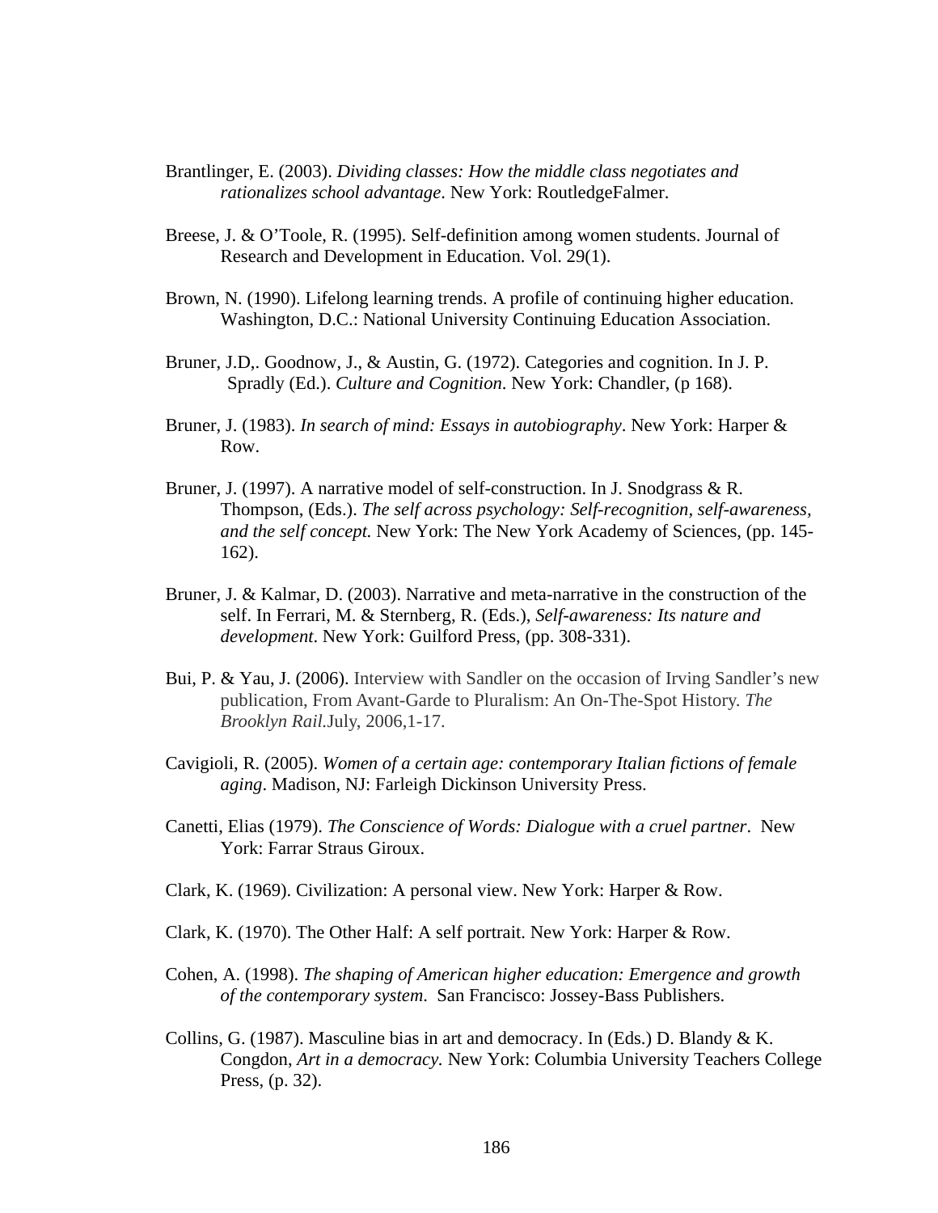Brantlinger, E. (2003). *Dividing classes: How the middle class negotiates and rationalizes school advantage*. New York: RoutledgeFalmer.

Breese, J. & O'Toole, R. (1995). Self-definition among women students. Journal of Research and Development in Education. Vol. 29(1).

Brown, N. (1990). Lifelong learning trends. A profile of continuing higher education. Washington, D.C.: National University Continuing Education Association.

Bruner, J.D,. Goodnow, J., & Austin, G. (1972). Categories and cognition. In J. P. Spradly (Ed.). *Culture and Cognition*. New York: Chandler, (p 168).

Bruner, J. (1983). *In search of mind: Essays in autobiography*. New York: Harper & Row.

Bruner, J. (1997). A narrative model of self-construction. In J. Snodgrass & R. Thompson, (Eds.). *The self across psychology: Self-recognition, self-awareness, and the self concept.* New York: The New York Academy of Sciences, (pp. 145-162).

Bruner, J. & Kalmar, D. (2003). Narrative and meta-narrative in the construction of the self. In Ferrari, M. & Sternberg, R. (Eds.), *Self-awareness: Its nature and development*. New York: Guilford Press, (pp. 308-331).

Bui, P. & Yau, J. (2006). Interview with Sandler on the occasion of Irving Sandler's new publication, From Avant-Garde to Pluralism: An On-The-Spot History. *The Brooklyn Rail.*July, 2006,1-17.

Cavigioli, R. (2005). *Women of a certain age: contemporary Italian fictions of female aging*. Madison, NJ: Farleigh Dickinson University Press.

Canetti, Elias (1979). *The Conscience of Words: Dialogue with a cruel partner*. New York: Farrar Straus Giroux.

Clark, K. (1969). Civilization: A personal view. New York: Harper & Row.

Clark, K. (1970). The Other Half: A self portrait. New York: Harper & Row.

Cohen, A. (1998). *The shaping of American higher education: Emergence and growth of the contemporary system*. San Francisco: Jossey-Bass Publishers.

Collins, G. (1987). Masculine bias in art and democracy. In (Eds.) D. Blandy & K. Congdon, *Art in a democracy.* New York: Columbia University Teachers College Press, (p. 32).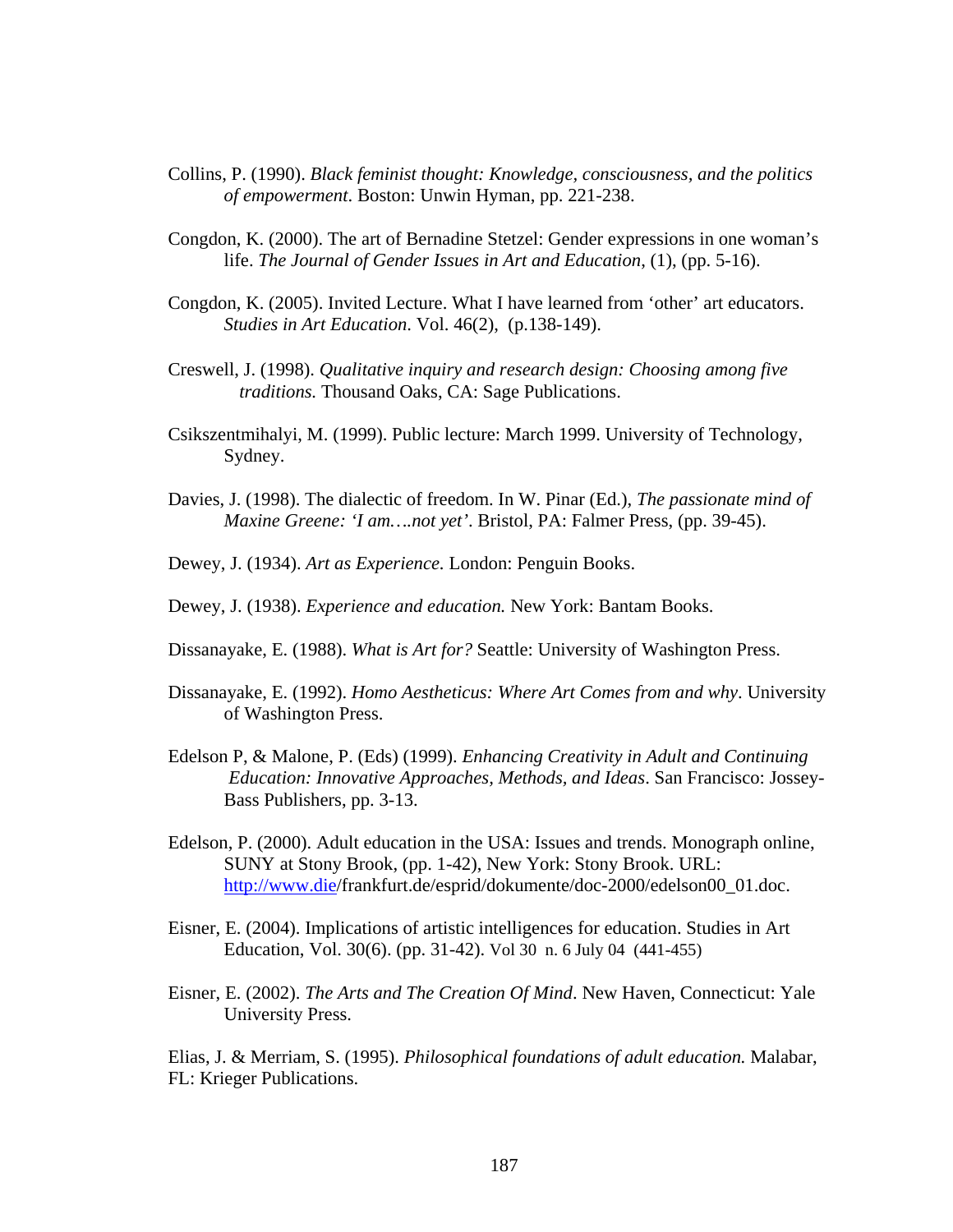Collins, P. (1990). *Black feminist thought: Knowledge, consciousness, and the politics of empowerment*. Boston: Unwin Hyman, pp. 221-238.

Congdon, K. (2000). The art of Bernadine Stetzel: Gender expressions in one woman's life. *The Journal of Gender Issues in Art and Education*, (1), (pp. 5-16).

Congdon, K. (2005). Invited Lecture. What I have learned from 'other' art educators. *Studies in Art Education*. Vol. 46(2), (p.138-149).

Creswell, J. (1998). *Qualitative inquiry and research design: Choosing among five traditions.* Thousand Oaks, CA: Sage Publications.

Csikszentmihalyi, M. (1999). Public lecture: March 1999. University of Technology, Sydney.

Davies, J. (1998). The dialectic of freedom. In W. Pinar (Ed.), *The passionate mind of Maxine Greene: 'I am….not yet'*. Bristol, PA: Falmer Press, (pp. 39-45).

Dewey, J. (1934). *Art as Experience.* London: Penguin Books.

Dewey, J. (1938). *Experience and education.* New York: Bantam Books.

Dissanayake, E. (1988). *What is Art for?* Seattle: University of Washington Press.

Dissanayake, E. (1992). *Homo Aestheticus: Where Art Comes from and why*. University of Washington Press.

Edelson P, & Malone, P. (Eds) (1999). *Enhancing Creativity in Adult and Continuing Education: Innovative Approaches, Methods, and Ideas*. San Francisco: Jossey-Bass Publishers, pp. 3-13.

Edelson, P. (2000). Adult education in the USA: Issues and trends. Monograph online, SUNY at Stony Brook, (pp. 1-42), New York: Stony Brook. URL: http://www.die/frankfurt.de/esprid/dokumente/doc-2000/edelson00_01.doc.

Eisner, E. (2004). Implications of artistic intelligences for education. Studies in Art Education, Vol. 30(6). (pp. 31-42). Vol 30 n. 6 July 04 (441-455)

Eisner, E. (2002). *The Arts and The Creation Of Mind*. New Haven, Connecticut: Yale University Press.

Elias, J. & Merriam, S. (1995). *Philosophical foundations of adult education.* Malabar, FL: Krieger Publications.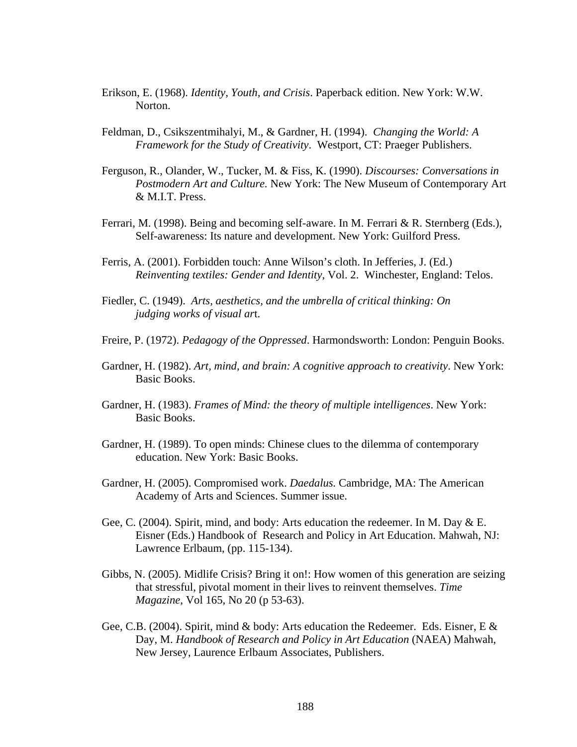Erikson, E. (1968). *Identity, Youth, and Crisis*. Paperback edition. New York: W.W. Norton.

Feldman, D., Csikszentmihalyi, M., & Gardner, H. (1994). *Changing the World: A Framework for the Study of Creativity*. Westport, CT: Praeger Publishers.

Ferguson, R., Olander, W., Tucker, M. & Fiss, K. (1990). *Discourses: Conversations in Postmodern Art and Culture.* New York: The New Museum of Contemporary Art & M.I.T. Press.

Ferrari, M. (1998). Being and becoming self-aware. In M. Ferrari & R. Sternberg (Eds.), Self-awareness: Its nature and development. New York: Guilford Press.

Ferris, A. (2001). Forbidden touch: Anne Wilson's cloth. In Jefferies, J. (Ed.) *Reinventing textiles: Gender and Identity*, Vol. 2. Winchester, England: Telos.

Fiedler, C. (1949). *Arts, aesthetics, and the umbrella of critical thinking: On judging works of visual ar*t.

Freire, P. (1972). *Pedagogy of the Oppressed*. Harmondsworth: London: Penguin Books.

Gardner, H. (1982). *Art, mind, and brain: A cognitive approach to creativity*. New York: Basic Books.

Gardner, H. (1983). *Frames of Mind: the theory of multiple intelligences*. New York: Basic Books.

Gardner, H. (1989). To open minds: Chinese clues to the dilemma of contemporary education. New York: Basic Books.

Gardner, H. (2005). Compromised work. *Daedalus.* Cambridge, MA: The American Academy of Arts and Sciences. Summer issue.

Gee, C. (2004). Spirit, mind, and body: Arts education the redeemer. In M. Day & E. Eisner (Eds.) Handbook of Research and Policy in Art Education. Mahwah, NJ: Lawrence Erlbaum, (pp. 115-134).

Gibbs, N. (2005). Midlife Crisis? Bring it on!: How women of this generation are seizing that stressful, pivotal moment in their lives to reinvent themselves. *Time Magazine*, Vol 165, No 20 (p 53-63).

Gee, C.B. (2004). Spirit, mind & body: Arts education the Redeemer. Eds. Eisner, E & Day, M. *Handbook of Research and Policy in Art Education* (NAEA) Mahwah, New Jersey, Laurence Erlbaum Associates, Publishers.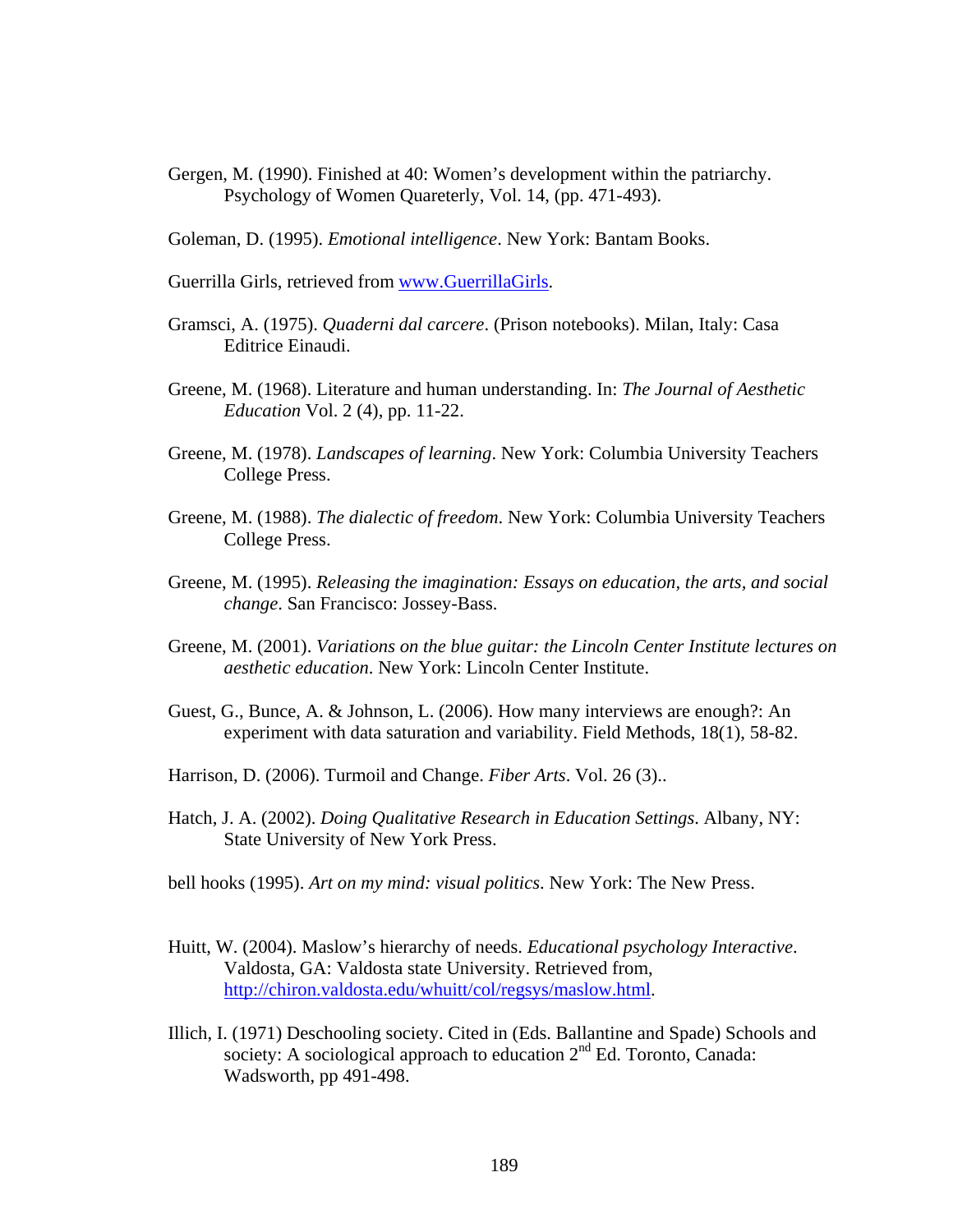Gergen, M. (1990). Finished at 40: Women's development within the patriarchy. Psychology of Women Quareterly, Vol. 14, (pp. 471-493).

Goleman, D. (1995). *Emotional intelligence*. New York: Bantam Books.

Guerrilla Girls, retrieved from www.GuerrillaGirls.

Gramsci, A. (1975). *Quaderni dal carcere*. (Prison notebooks). Milan, Italy: Casa Editrice Einaudi.

Greene, M. (1968). Literature and human understanding. In: *The Journal of Aesthetic Education* Vol. 2 (4), pp. 11-22.

Greene, M. (1978). *Landscapes of learning*. New York: Columbia University Teachers College Press.

Greene, M. (1988). *The dialectic of freedom*. New York: Columbia University Teachers College Press.

Greene, M. (1995). *Releasing the imagination: Essays on education, the arts, and social change*. San Francisco: Jossey-Bass.

Greene, M. (2001). *Variations on the blue guitar: the Lincoln Center Institute lectures on aesthetic education*. New York: Lincoln Center Institute.

Guest, G., Bunce, A. & Johnson, L. (2006). How many interviews are enough?: An experiment with data saturation and variability. Field Methods, 18(1), 58-82.

Harrison, D. (2006). Turmoil and Change. *Fiber Arts*. Vol. 26 (3)..

Hatch, J. A. (2002). *Doing Qualitative Research in Education Settings*. Albany, NY: State University of New York Press.

bell hooks (1995). *Art on my mind: visual politics*. New York: The New Press.

Huitt, W. (2004). Maslow's hierarchy of needs. *Educational psychology Interactive*. Valdosta, GA: Valdosta state University. Retrieved from, http://chiron.valdosta.edu/whuitt/col/regsys/maslow.html.

Illich, I. (1971) Deschooling society. Cited in (Eds. Ballantine and Spade) Schools and society: A sociological approach to education 2nd Ed. Toronto, Canada: Wadsworth, pp 491-498.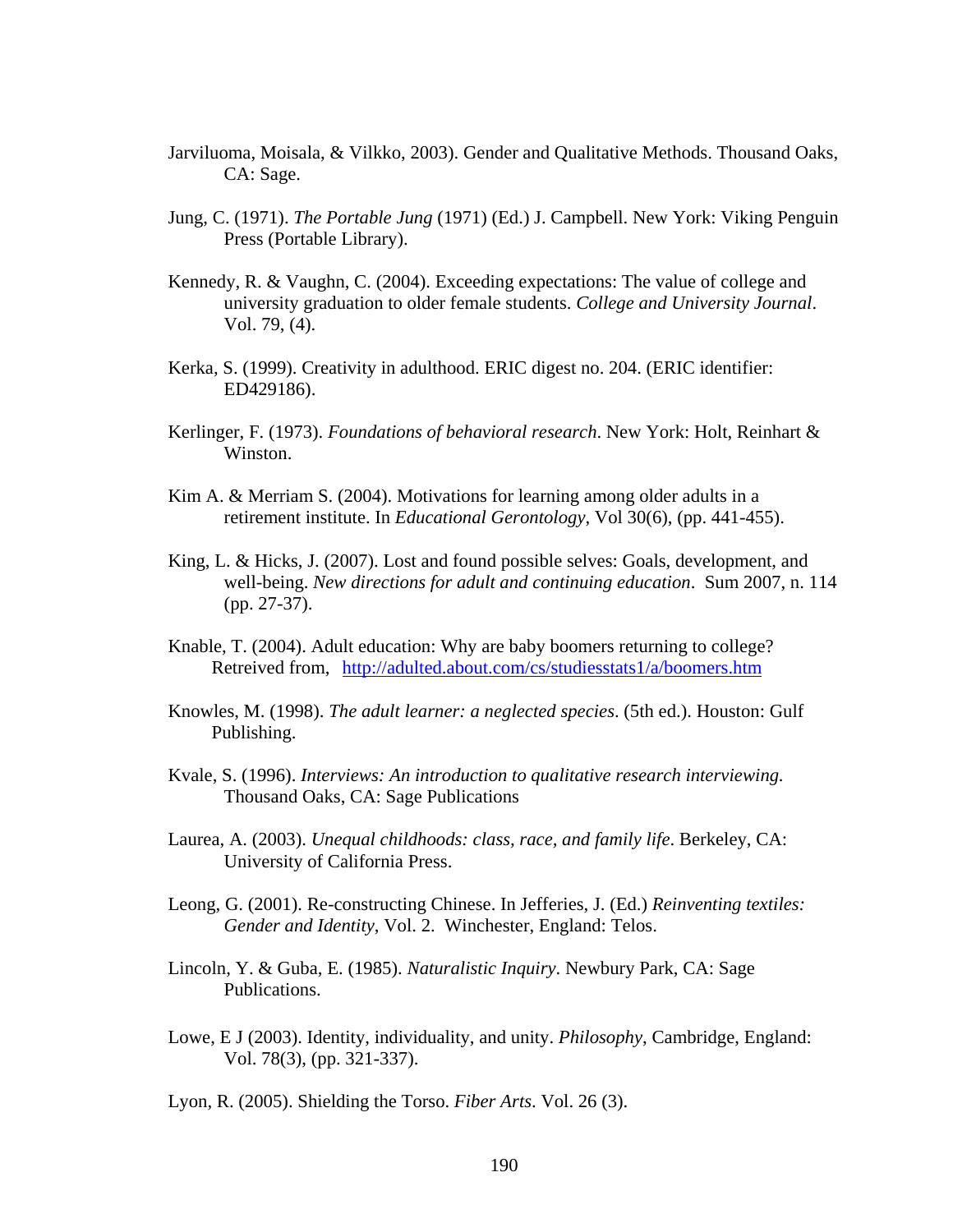Jarviluoma, Moisala, & Vilkko, 2003). Gender and Qualitative Methods. Thousand Oaks, CA: Sage.

Jung, C. (1971). *The Portable Jung* (1971) (Ed.) J. Campbell. New York: Viking Penguin Press (Portable Library).

Kennedy, R. & Vaughn, C. (2004). Exceeding expectations: The value of college and university graduation to older female students. *College and University Journal*. Vol. 79, (4).

Kerka, S. (1999). Creativity in adulthood. ERIC digest no. 204. (ERIC identifier: ED429186).

Kerlinger, F. (1973). *Foundations of behavioral research*. New York: Holt, Reinhart & Winston.

Kim A. & Merriam S. (2004). Motivations for learning among older adults in a retirement institute. In *Educational Gerontology*, Vol 30(6), (pp. 441-455).

King, L. & Hicks, J. (2007). Lost and found possible selves: Goals, development, and well-being. *New directions for adult and continuing education*. Sum 2007, n. 114 (pp. 27-37).

Knable, T. (2004). Adult education: Why are baby boomers returning to college? Retreived from, http://adulted.about.com/cs/studiesstats1/a/boomers.htm

Knowles, M. (1998). *The adult learner: a neglected species*. (5th ed.). Houston: Gulf Publishing.

Kvale, S. (1996). *Interviews: An introduction to qualitative research interviewing.* Thousand Oaks, CA: Sage Publications

Laurea, A. (2003). *Unequal childhoods: class, race, and family life*. Berkeley, CA: University of California Press.

Leong, G. (2001). Re-constructing Chinese. In Jefferies, J. (Ed.) *Reinventing textiles: Gender and Identity*, Vol. 2. Winchester, England: Telos.

Lincoln, Y. & Guba, E. (1985). *Naturalistic Inquiry*. Newbury Park, CA: Sage Publications.

Lowe, E J (2003). Identity, individuality, and unity. *Philosophy*, Cambridge, England: Vol. 78(3), (pp. 321-337).

Lyon, R. (2005). Shielding the Torso. *Fiber Arts*. Vol. 26 (3).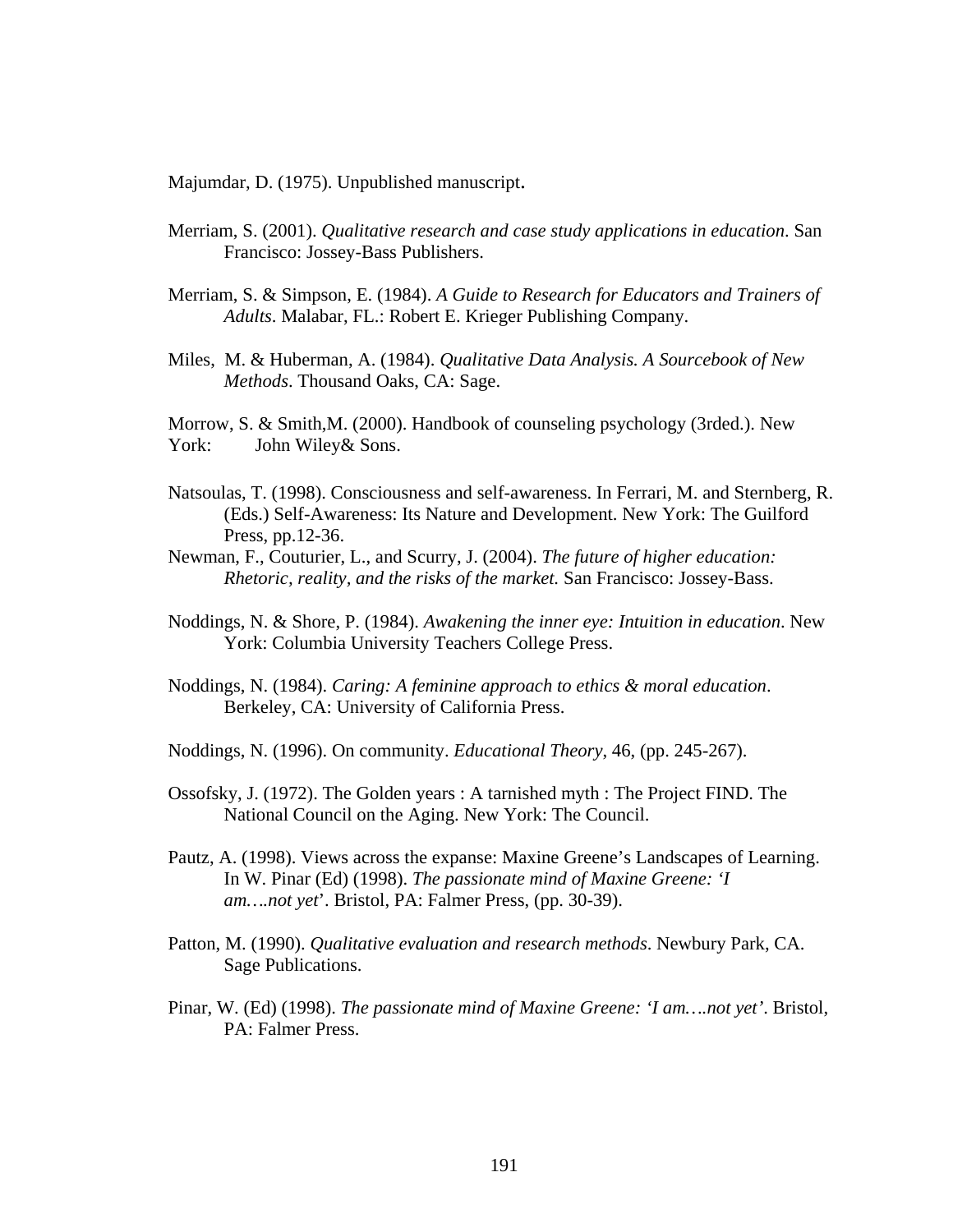Majumdar, D. (1975). Unpublished manuscript.

Merriam, S. (2001). *Qualitative research and case study applications in education*. San Francisco: Jossey-Bass Publishers.

Merriam, S. & Simpson, E. (1984). *A Guide to Research for Educators and Trainers of Adults*. Malabar, FL.: Robert E. Krieger Publishing Company.

Miles, M. & Huberman, A. (1984). *Qualitative Data Analysis. A Sourcebook of New Methods*. Thousand Oaks, CA: Sage.

Morrow, S. & Smith,M. (2000). Handbook of counseling psychology (3rded.). New York: John Wiley& Sons.

Natsoulas, T. (1998). Consciousness and self-awareness. In Ferrari, M. and Sternberg, R. (Eds.) Self-Awareness: Its Nature and Development. New York: The Guilford Press, pp.12-36.

Newman, F., Couturier, L., and Scurry, J. (2004). *The future of higher education: Rhetoric, reality, and the risks of the market.* San Francisco: Jossey-Bass.

Noddings, N. & Shore, P. (1984). *Awakening the inner eye: Intuition in education*. New York: Columbia University Teachers College Press.

Noddings, N. (1984). *Caring: A feminine approach to ethics & moral education*. Berkeley, CA: University of California Press.

Noddings, N. (1996). On community. *Educational Theory*, 46, (pp. 245-267).

Ossofsky, J. (1972). The Golden years : A tarnished myth : The Project FIND. The National Council on the Aging. New York: The Council.

Pautz, A. (1998). Views across the expanse: Maxine Greene's Landscapes of Learning. In W. Pinar (Ed) (1998). *The passionate mind of Maxine Greene: 'I am….not yet*'. Bristol, PA: Falmer Press, (pp. 30-39).

Patton, M. (1990). *Qualitative evaluation and research methods*. Newbury Park, CA. Sage Publications.

Pinar, W. (Ed) (1998). *The passionate mind of Maxine Greene: 'I am….not yet'*. Bristol, PA: Falmer Press.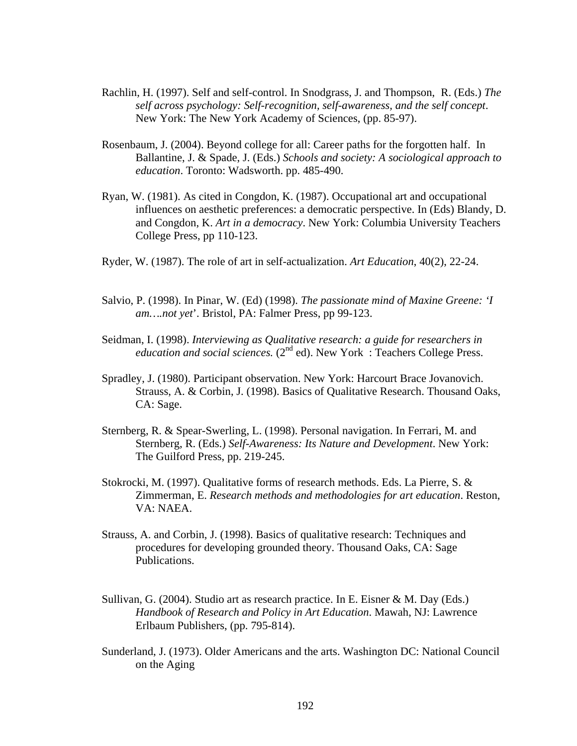Rachlin, H. (1997). Self and self-control. In Snodgrass, J. and Thompson, R. (Eds.) *The self across psychology: Self-recognition, self-awareness, and the self concept*. New York: The New York Academy of Sciences, (pp. 85-97).

Rosenbaum, J. (2004). Beyond college for all: Career paths for the forgotten half. In Ballantine, J. & Spade, J. (Eds.) *Schools and society: A sociological approach to education*. Toronto: Wadsworth. pp. 485-490.

Ryan, W. (1981). As cited in Congdon, K. (1987). Occupational art and occupational influences on aesthetic preferences: a democratic perspective. In (Eds) Blandy, D. and Congdon, K. *Art in a democracy*. New York: Columbia University Teachers College Press, pp 110-123.

Ryder, W. (1987). The role of art in self-actualization. *Art Education*, 40(2), 22-24.

Salvio, P. (1998). In Pinar, W. (Ed) (1998). *The passionate mind of Maxine Greene: 'I am….not yet*'. Bristol, PA: Falmer Press, pp 99-123.

Seidman, I. (1998). *Interviewing as Qualitative research: a guide for researchers in education and social sciences.* (2nd ed). New York : Teachers College Press.

Spradley, J. (1980). Participant observation. New York: Harcourt Brace Jovanovich. Strauss, A. & Corbin, J. (1998). Basics of Qualitative Research. Thousand Oaks, CA: Sage.

Sternberg, R. & Spear-Swerling, L. (1998). Personal navigation. In Ferrari, M. and Sternberg, R. (Eds.) *Self-Awareness: Its Nature and Development*. New York: The Guilford Press, pp. 219-245.

Stokrocki, M. (1997). Qualitative forms of research methods. Eds. La Pierre, S. & Zimmerman, E. *Research methods and methodologies for art education*. Reston, VA: NAEA.

Strauss, A. and Corbin, J. (1998). Basics of qualitative research: Techniques and procedures for developing grounded theory. Thousand Oaks, CA: Sage Publications.

Sullivan, G. (2004). Studio art as research practice. In E. Eisner & M. Day (Eds.) *Handbook of Research and Policy in Art Education*. Mawah, NJ: Lawrence Erlbaum Publishers, (pp. 795-814).

Sunderland, J. (1973). Older Americans and the arts. Washington DC: National Council on the Aging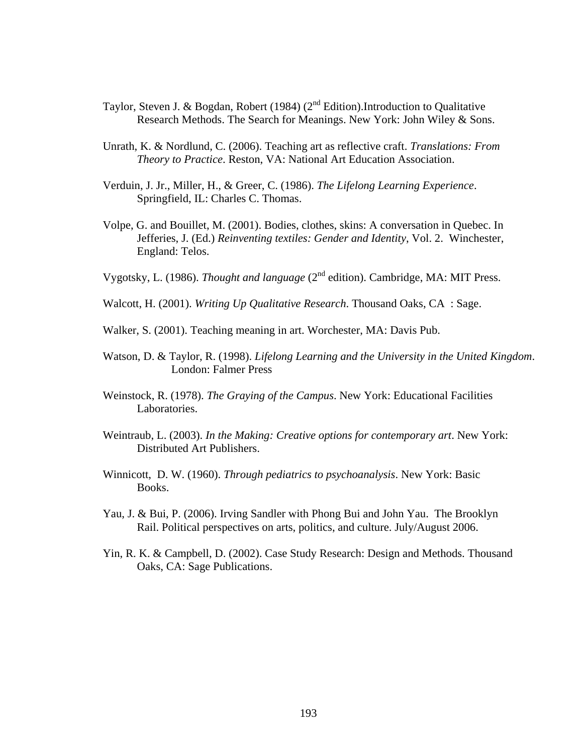Taylor, Steven J. & Bogdan, Robert (1984) (2nd Edition).Introduction to Qualitative Research Methods. The Search for Meanings. New York: John Wiley & Sons.

Unrath, K. & Nordlund, C. (2006). Teaching art as reflective craft. *Translations: From Theory to Practice*. Reston, VA: National Art Education Association.

Verduin, J. Jr., Miller, H., & Greer, C. (1986). *The Lifelong Learning Experience*. Springfield, IL: Charles C. Thomas.

Volpe, G. and Bouillet, M. (2001). Bodies, clothes, skins: A conversation in Quebec. In Jefferies, J. (Ed.) *Reinventing textiles: Gender and Identity*, Vol. 2. Winchester, England: Telos.

Vygotsky, L. (1986). *Thought and language* (2nd edition). Cambridge, MA: MIT Press.

Walcott, H. (2001). *Writing Up Qualitative Research*. Thousand Oaks, CA : Sage.

Walker, S. (2001). Teaching meaning in art. Worchester, MA: Davis Pub.

Watson, D. & Taylor, R. (1998). *Lifelong Learning and the University in the United Kingdom*. London: Falmer Press

Weinstock, R. (1978). *The Graying of the Campus*. New York: Educational Facilities Laboratories.

Weintraub, L. (2003). *In the Making: Creative options for contemporary art*. New York: Distributed Art Publishers.

Winnicott, D. W. (1960). *Through pediatrics to psychoanalysis*. New York: Basic Books.

Yau, J. & Bui, P. (2006). Irving Sandler with Phong Bui and John Yau. The Brooklyn Rail. Political perspectives on arts, politics, and culture. July/August 2006.

Yin, R. K. & Campbell, D. (2002). Case Study Research: Design and Methods. Thousand Oaks, CA: Sage Publications.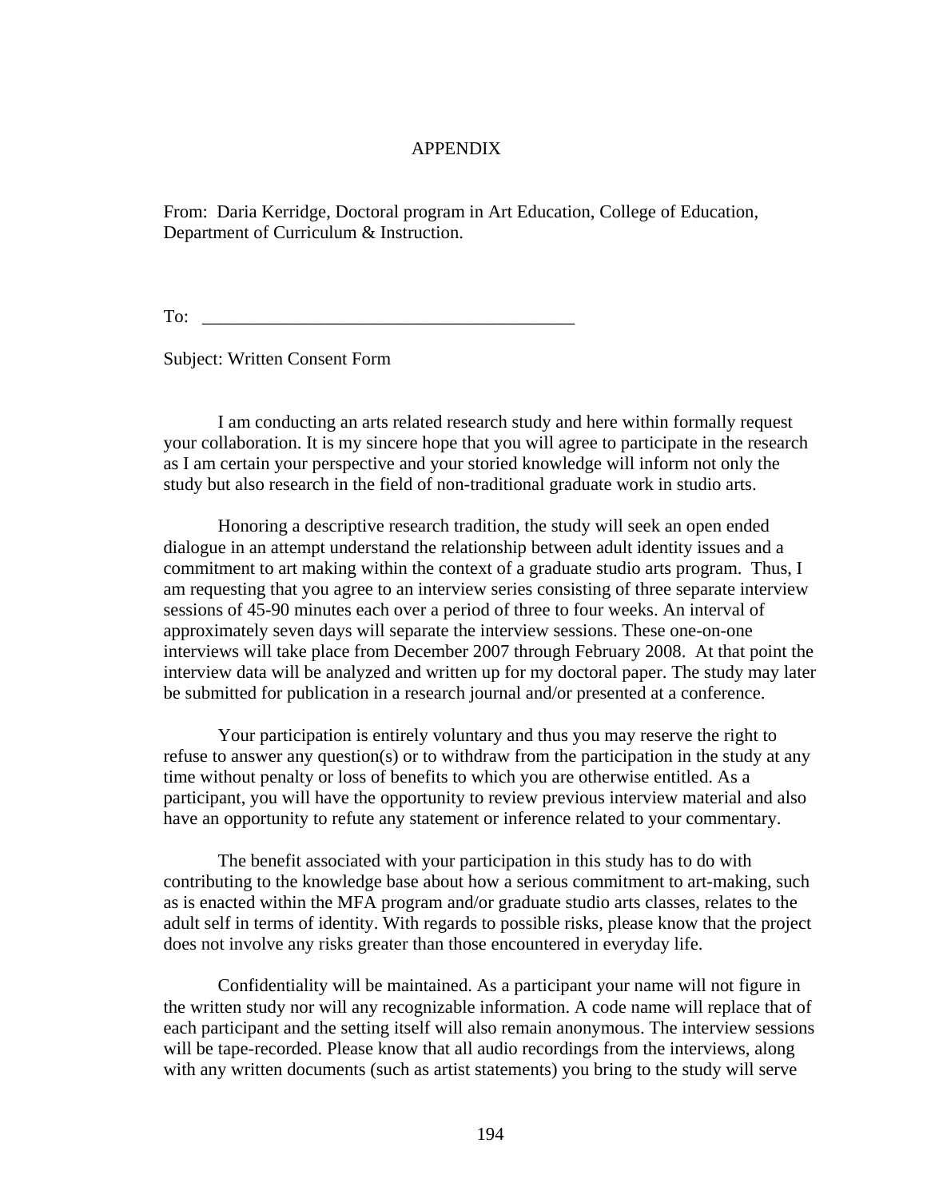# APPENDIX

From: Daria Kerridge, Doctoral program in Art Education, College of Education, Department of Curriculum & Instruction.

To: ___________________________________________

Subject: Written Consent Form

I am conducting an arts related research study and here within formally request your collaboration. It is my sincere hope that you will agree to participate in the research as I am certain your perspective and your storied knowledge will inform not only the study but also research in the field of non-traditional graduate work in studio arts.

Honoring a descriptive research tradition, the study will seek an open ended dialogue in an attempt understand the relationship between adult identity issues and a commitment to art making within the context of a graduate studio arts program. Thus, I am requesting that you agree to an interview series consisting of three separate interview sessions of 45-90 minutes each over a period of three to four weeks. An interval of approximately seven days will separate the interview sessions. These one-on-one interviews will take place from December 2007 through February 2008. At that point the interview data will be analyzed and written up for my doctoral paper. The study may later be submitted for publication in a research journal and/or presented at a conference.

Your participation is entirely voluntary and thus you may reserve the right to refuse to answer any question(s) or to withdraw from the participation in the study at any time without penalty or loss of benefits to which you are otherwise entitled. As a participant, you will have the opportunity to review previous interview material and also have an opportunity to refute any statement or inference related to your commentary.

The benefit associated with your participation in this study has to do with contributing to the knowledge base about how a serious commitment to art-making, such as is enacted within the MFA program and/or graduate studio arts classes, relates to the adult self in terms of identity. With regards to possible risks, please know that the project does not involve any risks greater than those encountered in everyday life.

Confidentiality will be maintained. As a participant your name will not figure in the written study nor will any recognizable information. A code name will replace that of each participant and the setting itself will also remain anonymous. The interview sessions will be tape-recorded. Please know that all audio recordings from the interviews, along with any written documents (such as artist statements) you bring to the study will serve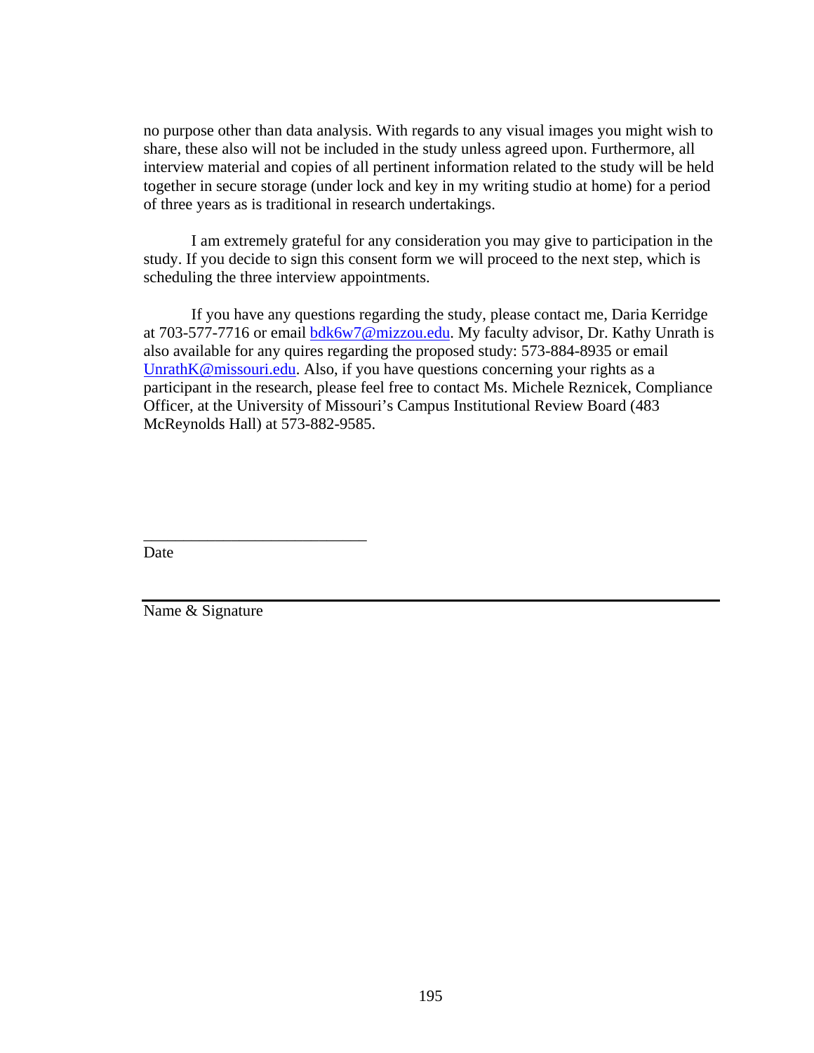no purpose other than data analysis. With regards to any visual images you might wish to share, these also will not be included in the study unless agreed upon. Furthermore, all interview material and copies of all pertinent information related to the study will be held together in secure storage (under lock and key in my writing studio at home) for a period of three years as is traditional in research undertakings.

I am extremely grateful for any consideration you may give to participation in the study. If you decide to sign this consent form we will proceed to the next step, which is scheduling the three interview appointments.

If you have any questions regarding the study, please contact me, Daria Kerridge at 703-577-7716 or email bdk6w7@mizzou.edu. My faculty advisor, Dr. Kathy Unrath is also available for any quires regarding the proposed study: 573-884-8935 or email UnrathK@missouri.edu. Also, if you have questions concerning your rights as a participant in the research, please feel free to contact Ms. Michele Reznicek, Compliance Officer, at the University of Missouri's Campus Institutional Review Board (483 McReynolds Hall) at 573-882-9585.

____________________________

Date

______________________________________________________________

Name & Signature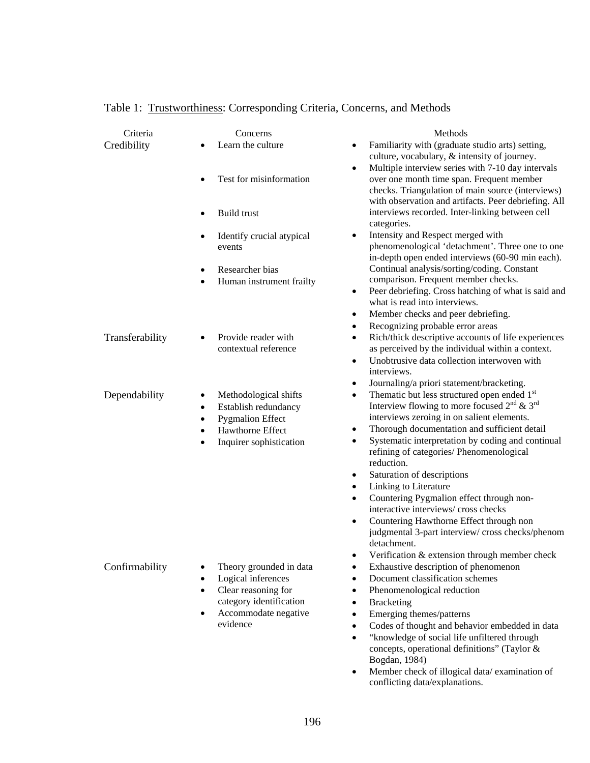Table 1: Trustworthiness: Corresponding Criteria, Concerns, and Methods

| Criteria | Concerns | Methods |
|---|---|---|
| Credibility | • Learn the culture<br>• Test for misinformation<br>• Build trust<br>• Identify crucial atypical events<br>• Researcher bias<br>• Human instrument frailty | • Familiarity with (graduate studio arts) setting, culture, vocabulary, & intensity of journey.<br>• Multiple interview series with 7-10 day intervals over one month time span. Frequent member checks. Triangulation of main source (interviews) with observation and artifacts. Peer debriefing. All interviews recorded. Inter-linking between cell categories.<br>• Intensity and Respect merged with phenomenological 'detachment'. Three one to one in-depth open ended interviews (60-90 min each). Continual analysis/sorting/coding. Constant comparison. Frequent member checks.<br>• Peer debriefing. Cross hatching of what is said and what is read into interviews.<br>• Member checks and peer debriefing.<br>• Recognizing probable error areas |
| Transferability | • Provide reader with contextual reference | • Rich/thick descriptive accounts of life experiences as perceived by the individual within a context.<br>• Unobtrusive data collection interwoven with interviews.<br>• Journaling/a priori statement/bracketing. |
| Dependability | • Methodological shifts<br>• Establish redundancy<br>• Pygmalion Effect<br>• Hawthorne Effect<br>• Inquirer sophistication | • Thematic but less structured open ended 1st Interview flowing to more focused 2nd & 3rd interviews zeroing in on salient elements.<br>• Thorough documentation and sufficient detail<br>• Systematic interpretation by coding and continual refining of categories/ Phenomenological reduction.<br>• Saturation of descriptions<br>• Linking to Literature<br>• Countering Pygmalion effect through non-interactive interviews/ cross checks<br>• Countering Hawthorne Effect through non judgmental 3-part interview/ cross checks/phenom detachment.<br>• Verification & extension through member check |
| Confirmability | • Theory grounded in data<br>• Logical inferences<br>• Clear reasoning for category identification<br>• Accommodate negative evidence | • Exhaustive description of phenomenon<br>• Document classification schemes<br>• Phenomenological reduction<br>• Bracketing<br>• Emerging themes/patterns<br>• Codes of thought and behavior embedded in data<br>• "knowledge of social life unfiltered through concepts, operational definitions" (Taylor & Bogdan, 1984)<br>• Member check of illogical data/ examination of conflicting data/explanations. |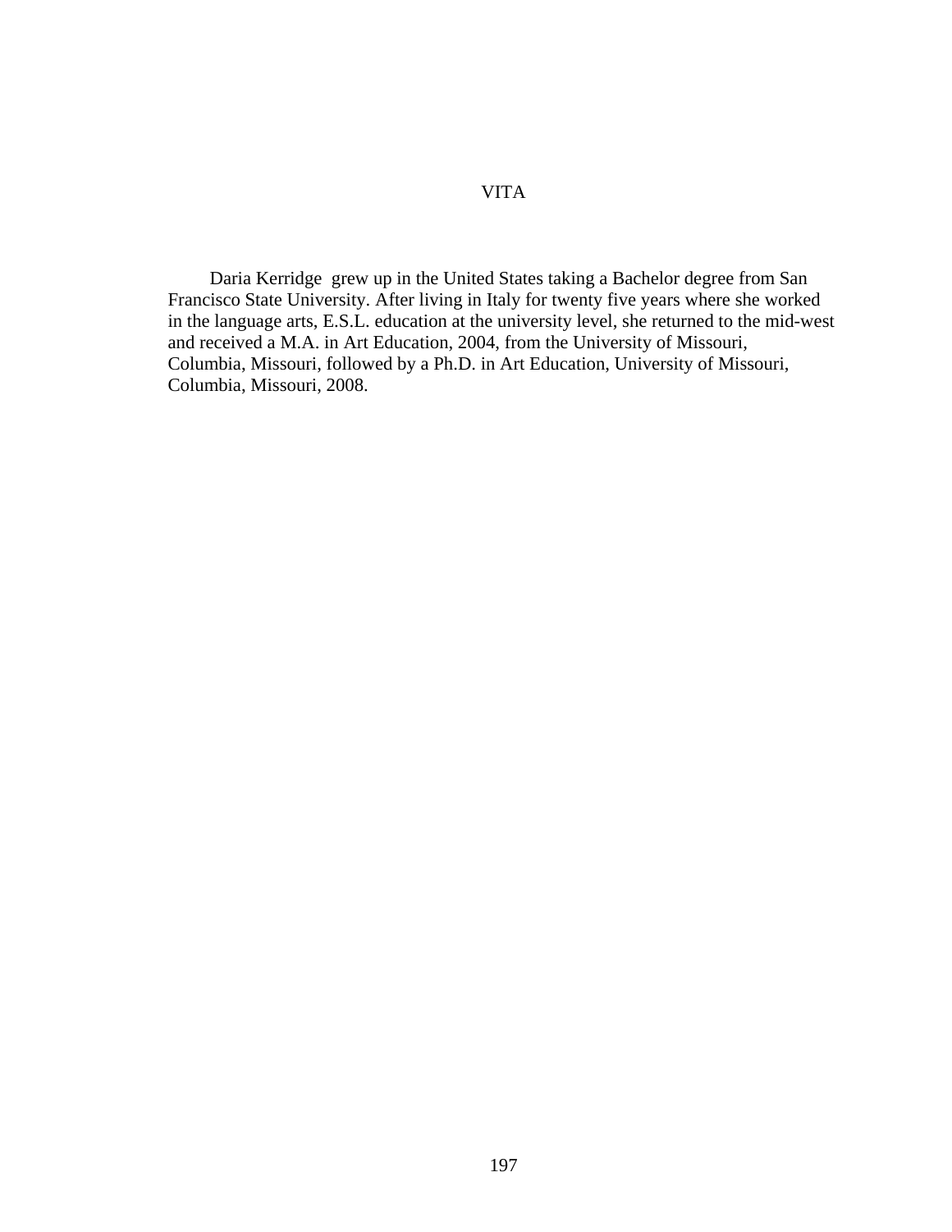# VITA

Daria Kerridge grew up in the United States taking a Bachelor degree from San Francisco State University. After living in Italy for twenty five years where she worked in the language arts, E.S.L. education at the university level, she returned to the mid-west and received a M.A. in Art Education, 2004, from the University of Missouri, Columbia, Missouri, followed by a Ph.D. in Art Education, University of Missouri, Columbia, Missouri, 2008.